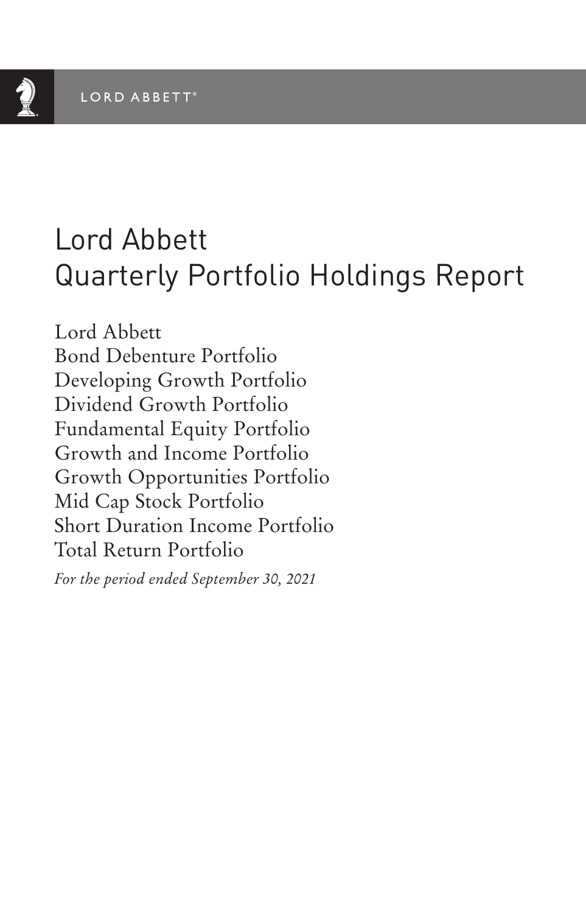LORD ABBETT®

# Lord Abbett
# Quarterly Portfolio Holdings Report

Lord Abbett
Bond Debenture Portfolio
Developing Growth Portfolio
Dividend Growth Portfolio
Fundamental Equity Portfolio
Growth and Income Portfolio
Growth Opportunities Portfolio
Mid Cap Stock Portfolio
Short Duration Income Portfolio
Total Return Portfolio

*For the period ended September 30, 2021*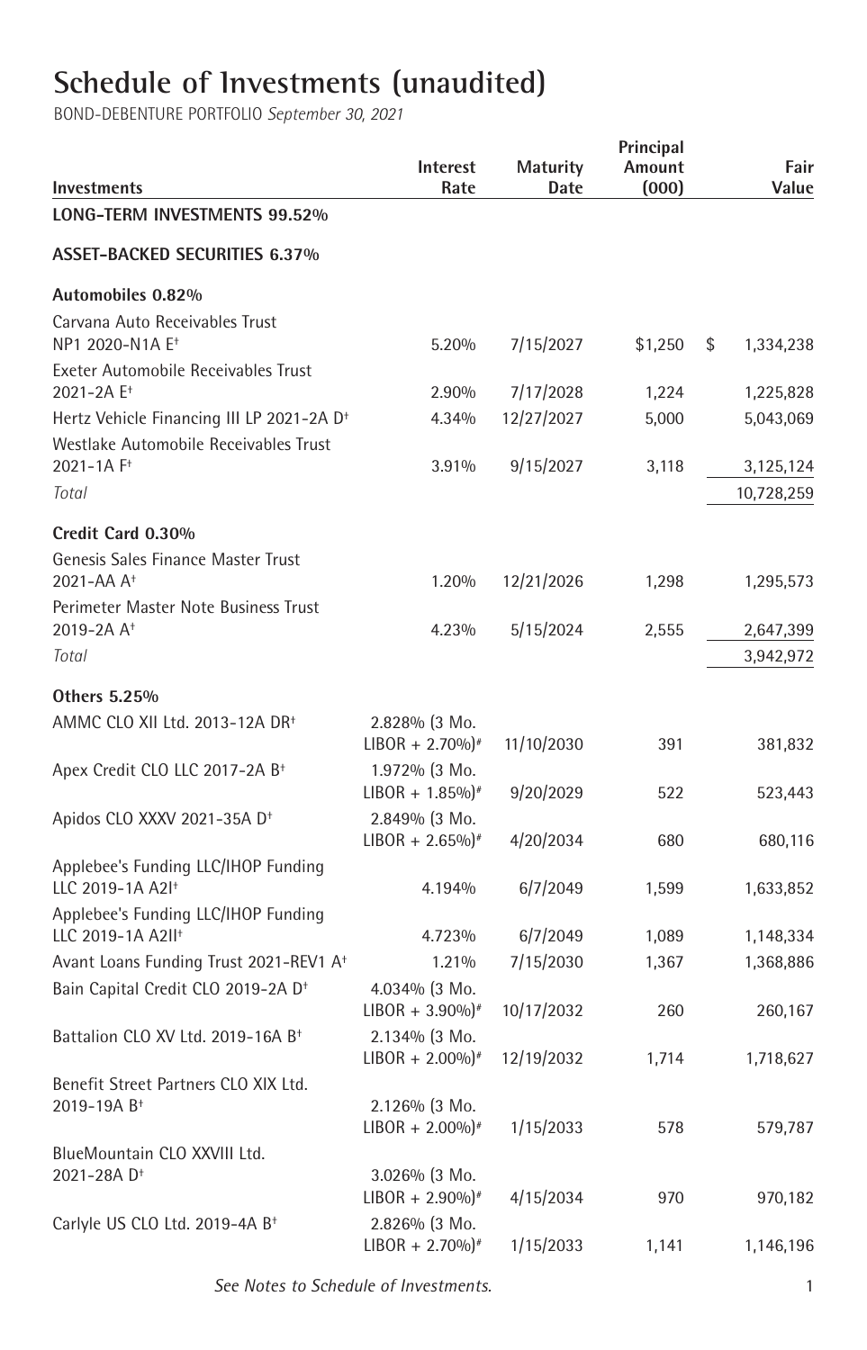# Schedule of Investments (unaudited)

BOND-DEBENTURE PORTFOLIO *September 30, 2021*

| Investments | Interest Rate | Maturity Date | Principal Amount (000) | Fair Value |
|---|---|---|---|---|
| **LONG-TERM INVESTMENTS 99.52%** | | | | |
| **ASSET-BACKED SECURITIES 6.37%** | | | | |
| **Automobiles 0.82%** | | | | |
| Carvana Auto Receivables Trust NP1 2020-N1A E† | 5.20% | 7/15/2027 | $1,250 | $ 1,334,238 |
| Exeter Automobile Receivables Trust 2021-2A E† | 2.90% | 7/17/2028 | 1,224 | 1,225,828 |
| Hertz Vehicle Financing III LP 2021-2A D† | 4.34% | 12/27/2027 | 5,000 | 5,043,069 |
| Westlake Automobile Receivables Trust 2021-1A F† | 3.91% | 9/15/2027 | 3,118 | 3,125,124 |
| *Total* | | | | 10,728,259 |
| **Credit Card 0.30%** | | | | |
| Genesis Sales Finance Master Trust 2021-AA A† | 1.20% | 12/21/2026 | 1,298 | 1,295,573 |
| Perimeter Master Note Business Trust 2019-2A A† | 4.23% | 5/15/2024 | 2,555 | 2,647,399 |
| *Total* | | | | 3,942,972 |
| **Others 5.25%** | | | | |
| AMMC CLO XII Ltd. 2013-12A DR† | 2.828% (3 Mo. LIBOR + 2.70%)# | 11/10/2030 | 391 | 381,832 |
| Apex Credit CLO LLC 2017-2A B† | 1.972% (3 Mo. LIBOR + 1.85%)# | 9/20/2029 | 522 | 523,443 |
| Apidos CLO XXXV 2021-35A D† | 2.849% (3 Mo. LIBOR + 2.65%)# | 4/20/2034 | 680 | 680,116 |
| Applebee's Funding LLC/IHOP Funding LLC 2019-1A A2I† | 4.194% | 6/7/2049 | 1,599 | 1,633,852 |
| Applebee's Funding LLC/IHOP Funding LLC 2019-1A A2II† | 4.723% | 6/7/2049 | 1,089 | 1,148,334 |
| Avant Loans Funding Trust 2021-REV1 A† | 1.21% | 7/15/2030 | 1,367 | 1,368,886 |
| Bain Capital Credit CLO 2019-2A D† | 4.034% (3 Mo. LIBOR + 3.90%)# | 10/17/2032 | 260 | 260,167 |
| Battalion CLO XV Ltd. 2019-16A B† | 2.134% (3 Mo. LIBOR + 2.00%)# | 12/19/2032 | 1,714 | 1,718,627 |
| Benefit Street Partners CLO XIX Ltd. 2019-19A B† | 2.126% (3 Mo. LIBOR + 2.00%)# | 1/15/2033 | 578 | 579,787 |
| BlueMountain CLO XXVIII Ltd. 2021-28A D† | 3.026% (3 Mo. LIBOR + 2.90%)# | 4/15/2034 | 970 | 970,182 |
| Carlyle US CLO Ltd. 2019-4A B† | 2.826% (3 Mo. LIBOR + 2.70%)# | 1/15/2033 | 1,141 | 1,146,196 |

*See Notes to Schedule of Investments.*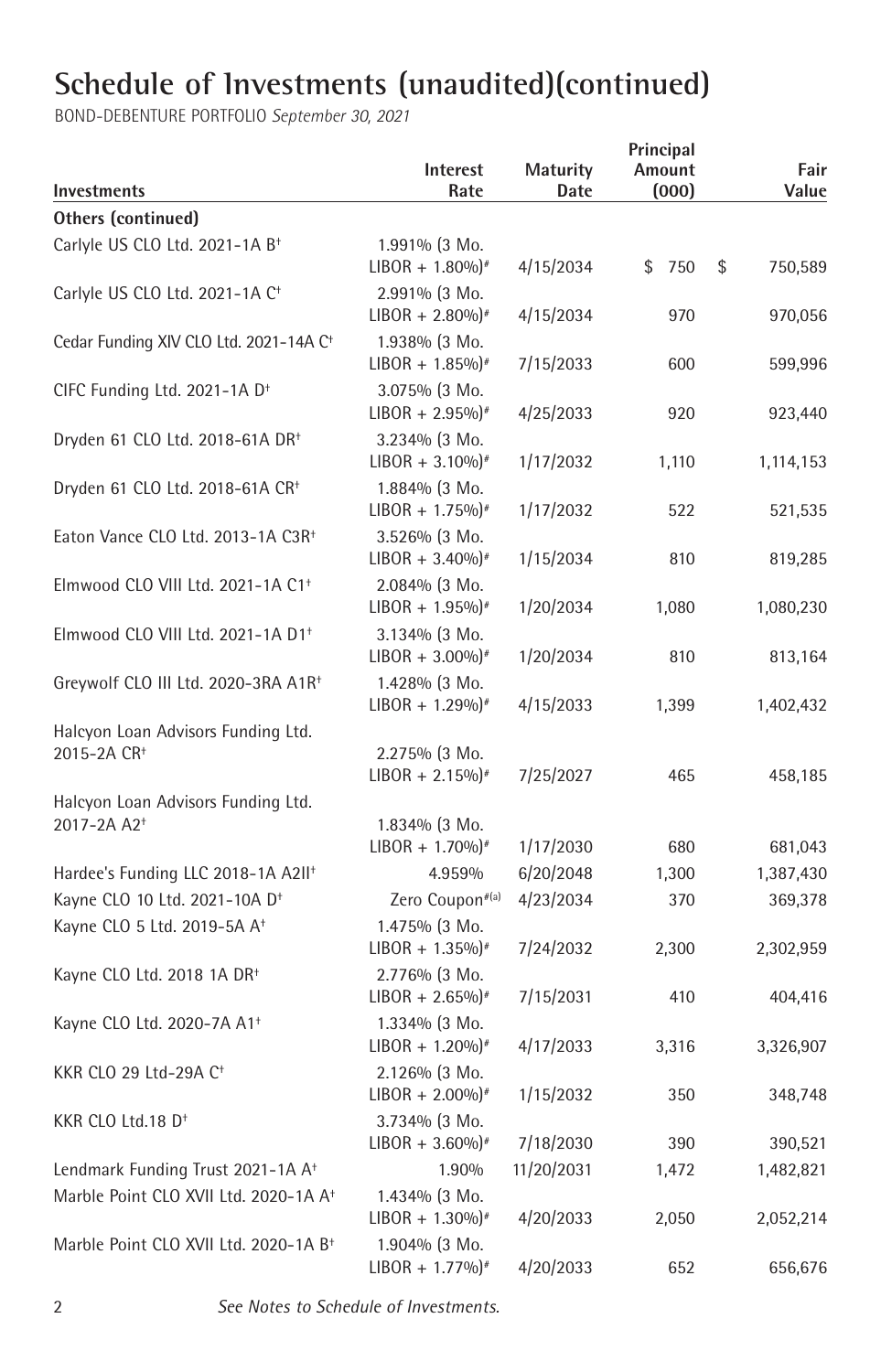# Schedule of Investments (unaudited)(continued)

BOND-DEBENTURE PORTFOLIO *September 30, 2021*

| Investments | Interest Rate | Maturity Date | Principal Amount (000) | Fair Value |
|---|---|---|---|---|
| **Others (continued)** | | | | |
| Carlyle US CLO Ltd. 2021-1A B† | 1.991% (3 Mo. LIBOR + 1.80%)# | 4/15/2034 | $ 750 | $ 750,589 |
| Carlyle US CLO Ltd. 2021-1A C† | 2.991% (3 Mo. LIBOR + 2.80%)# | 4/15/2034 | 970 | 970,056 |
| Cedar Funding XIV CLO Ltd. 2021-14A C† | 1.938% (3 Mo. LIBOR + 1.85%)# | 7/15/2033 | 600 | 599,996 |
| CIFC Funding Ltd. 2021-1A D† | 3.075% (3 Mo. LIBOR + 2.95%)# | 4/25/2033 | 920 | 923,440 |
| Dryden 61 CLO Ltd. 2018-61A DR† | 3.234% (3 Mo. LIBOR + 3.10%)# | 1/17/2032 | 1,110 | 1,114,153 |
| Dryden 61 CLO Ltd. 2018-61A CR† | 1.884% (3 Mo. LIBOR + 1.75%)# | 1/17/2032 | 522 | 521,535 |
| Eaton Vance CLO Ltd. 2013-1A C3R† | 3.526% (3 Mo. LIBOR + 3.40%)# | 1/15/2034 | 810 | 819,285 |
| Elmwood CLO VIII Ltd. 2021-1A C1† | 2.084% (3 Mo. LIBOR + 1.95%)# | 1/20/2034 | 1,080 | 1,080,230 |
| Elmwood CLO VIII Ltd. 2021-1A D1† | 3.134% (3 Mo. LIBOR + 3.00%)# | 1/20/2034 | 810 | 813,164 |
| Greywolf CLO III Ltd. 2020-3RA A1R† | 1.428% (3 Mo. LIBOR + 1.29%)# | 4/15/2033 | 1,399 | 1,402,432 |
| Halcyon Loan Advisors Funding Ltd. 2015-2A CR† | 2.275% (3 Mo. LIBOR + 2.15%)# | 7/25/2027 | 465 | 458,185 |
| Halcyon Loan Advisors Funding Ltd. 2017-2A A2† | 1.834% (3 Mo. LIBOR + 1.70%)# | 1/17/2030 | 680 | 681,043 |
| Hardee's Funding LLC 2018-1A A2II† | 4.959% | 6/20/2048 | 1,300 | 1,387,430 |
| Kayne CLO 10 Ltd. 2021-10A D† | Zero Coupon#(a) | 4/23/2034 | 370 | 369,378 |
| Kayne CLO 5 Ltd. 2019-5A A† | 1.475% (3 Mo. LIBOR + 1.35%)# | 7/24/2032 | 2,300 | 2,302,959 |
| Kayne CLO Ltd. 2018 1A DR† | 2.776% (3 Mo. LIBOR + 2.65%)# | 7/15/2031 | 410 | 404,416 |
| Kayne CLO Ltd. 2020-7A A1† | 1.334% (3 Mo. LIBOR + 1.20%)# | 4/17/2033 | 3,316 | 3,326,907 |
| KKR CLO 29 Ltd-29A C† | 2.126% (3 Mo. LIBOR + 2.00%)# | 1/15/2032 | 350 | 348,748 |
| KKR CLO Ltd.18 D† | 3.734% (3 Mo. LIBOR + 3.60%)# | 7/18/2030 | 390 | 390,521 |
| Lendmark Funding Trust 2021-1A A† | 1.90% | 11/20/2031 | 1,472 | 1,482,821 |
| Marble Point CLO XVII Ltd. 2020-1A A† | 1.434% (3 Mo. LIBOR + 1.30%)# | 4/20/2033 | 2,050 | 2,052,214 |
| Marble Point CLO XVII Ltd. 2020-1A B† | 1.904% (3 Mo. LIBOR + 1.77%)# | 4/20/2033 | 652 | 656,676 |

*See Notes to Schedule of Investments.*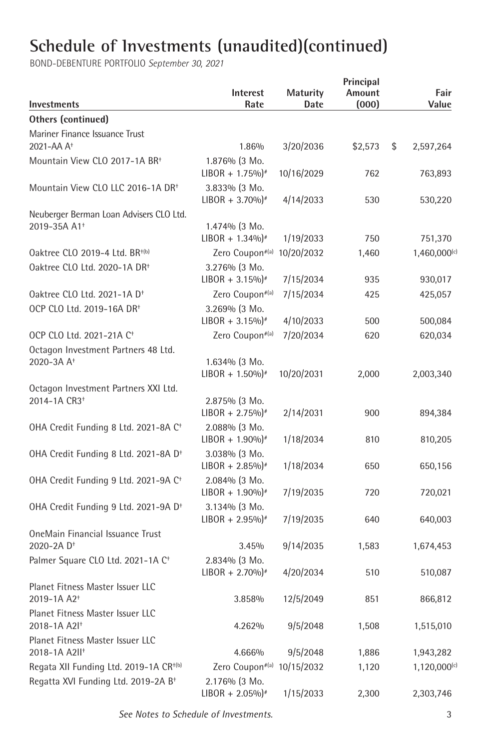# Schedule of Investments (unaudited)(continued)

BOND-DEBENTURE PORTFOLIO *September 30, 2021*

| Investments | Interest Rate | Maturity Date | Principal Amount (000) | Fair Value |
|---|---|---|---|---|
| **Others (continued)** | | | | |
| Mariner Finance Issuance Trust 2021-AA A† | 1.86% | 3/20/2036 | $2,573 | $ 2,597,264 |
| Mountain View CLO 2017-1A BR† | 1.876% (3 Mo. LIBOR + 1.75%)# | 10/16/2029 | 762 | 763,893 |
| Mountain View CLO LLC 2016-1A DR† | 3.833% (3 Mo. LIBOR + 3.70%)# | 4/14/2033 | 530 | 530,220 |
| Neuberger Berman Loan Advisers CLO Ltd. 2019-35A A1† | 1.474% (3 Mo. LIBOR + 1.34%)# | 1/19/2033 | 750 | 751,370 |
| Oaktree CLO 2019-4 Ltd. BR†(b) | Zero Coupon#(a) | 10/20/2032 | 1,460 | 1,460,000(c) |
| Oaktree CLO Ltd. 2020-1A DR† | 3.276% (3 Mo. LIBOR + 3.15%)# | 7/15/2034 | 935 | 930,017 |
| Oaktree CLO Ltd. 2021-1A D† | Zero Coupon#(a) | 7/15/2034 | 425 | 425,057 |
| OCP CLO Ltd. 2019-16A DR† | 3.269% (3 Mo. LIBOR + 3.15%)# | 4/10/2033 | 500 | 500,084 |
| OCP CLO Ltd. 2021-21A C† | Zero Coupon#(a) | 7/20/2034 | 620 | 620,034 |
| Octagon Investment Partners 48 Ltd. 2020-3A A† | 1.634% (3 Mo. LIBOR + 1.50%)# | 10/20/2031 | 2,000 | 2,003,340 |
| Octagon Investment Partners XXI Ltd. 2014-1A CR3† | 2.875% (3 Mo. LIBOR + 2.75%)# | 2/14/2031 | 900 | 894,384 |
| OHA Credit Funding 8 Ltd. 2021-8A C† | 2.088% (3 Mo. LIBOR + 1.90%)# | 1/18/2034 | 810 | 810,205 |
| OHA Credit Funding 8 Ltd. 2021-8A D† | 3.038% (3 Mo. LIBOR + 2.85%)# | 1/18/2034 | 650 | 650,156 |
| OHA Credit Funding 9 Ltd. 2021-9A C† | 2.084% (3 Mo. LIBOR + 1.90%)# | 7/19/2035 | 720 | 720,021 |
| OHA Credit Funding 9 Ltd. 2021-9A D† | 3.134% (3 Mo. LIBOR + 2.95%)# | 7/19/2035 | 640 | 640,003 |
| OneMain Financial Issuance Trust 2020-2A D† | 3.45% | 9/14/2035 | 1,583 | 1,674,453 |
| Palmer Square CLO Ltd. 2021-1A C† | 2.834% (3 Mo. LIBOR + 2.70%)# | 4/20/2034 | 510 | 510,087 |
| Planet Fitness Master Issuer LLC 2019-1A A2† | 3.858% | 12/5/2049 | 851 | 866,812 |
| Planet Fitness Master Issuer LLC 2018-1A A2I† | 4.262% | 9/5/2048 | 1,508 | 1,515,010 |
| Planet Fitness Master Issuer LLC 2018-1A A2II† | 4.666% | 9/5/2048 | 1,886 | 1,943,282 |
| Regata XII Funding Ltd. 2019-1A CR†(b) | Zero Coupon#(a) | 10/15/2032 | 1,120 | 1,120,000(c) |
| Regatta XVI Funding Ltd. 2019-2A B† | 2.176% (3 Mo. LIBOR + 2.05%)# | 1/15/2033 | 2,300 | 2,303,746 |

*See Notes to Schedule of Investments.*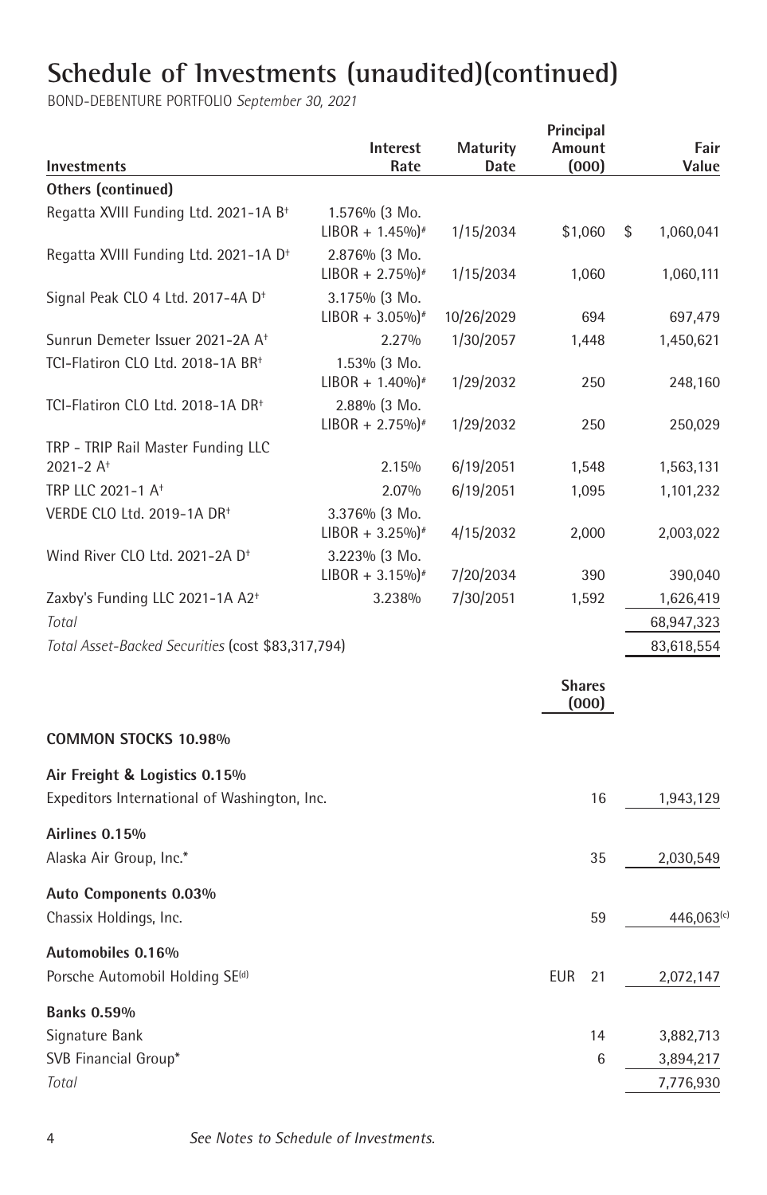# Schedule of Investments (unaudited)(continued)

BOND-DEBENTURE PORTFOLIO *September 30, 2021*

| Investments | Interest Rate | Maturity Date | Principal Amount (000) | Fair Value |
|---|---|---|---|---|
| **Others (continued)** | | | | |
| Regatta XVIII Funding Ltd. 2021-1A B† | 1.576% (3 Mo. LIBOR + 1.45%)# | 1/15/2034 | $1,060 | $ 1,060,041 |
| Regatta XVIII Funding Ltd. 2021-1A D† | 2.876% (3 Mo. LIBOR + 2.75%)# | 1/15/2034 | 1,060 | 1,060,111 |
| Signal Peak CLO 4 Ltd. 2017-4A D† | 3.175% (3 Mo. LIBOR + 3.05%)# | 10/26/2029 | 694 | 697,479 |
| Sunrun Demeter Issuer 2021-2A A† | 2.27% | 1/30/2057 | 1,448 | 1,450,621 |
| TCI-Flatiron CLO Ltd. 2018-1A BR† | 1.53% (3 Mo. LIBOR + 1.40%)# | 1/29/2032 | 250 | 248,160 |
| TCI-Flatiron CLO Ltd. 2018-1A DR† | 2.88% (3 Mo. LIBOR + 2.75%)# | 1/29/2032 | 250 | 250,029 |
| TRP - TRIP Rail Master Funding LLC 2021-2 A† | 2.15% | 6/19/2051 | 1,548 | 1,563,131 |
| TRP LLC 2021-1 A† | 2.07% | 6/19/2051 | 1,095 | 1,101,232 |
| VERDE CLO Ltd. 2019-1A DR† | 3.376% (3 Mo. LIBOR + 3.25%)# | 4/15/2032 | 2,000 | 2,003,022 |
| Wind River CLO Ltd. 2021-2A D† | 3.223% (3 Mo. LIBOR + 3.15%)# | 7/20/2034 | 390 | 390,040 |
| Zaxby's Funding LLC 2021-1A A2† | 3.238% | 7/30/2051 | 1,592 | 1,626,419 |
| *Total* | | | | 68,947,323 |
| *Total Asset-Backed Securities* (cost $83,317,794) | | | | 83,618,554 |

| Investments | Shares (000) | Fair Value |
|---|---|---|
| **COMMON STOCKS 10.98%** | | |
| **Air Freight & Logistics 0.15%** | | |
| Expeditors International of Washington, Inc. | 16 | 1,943,129 |
| **Airlines 0.15%** | | |
| Alaska Air Group, Inc.* | 35 | 2,030,549 |
| **Auto Components 0.03%** | | |
| Chassix Holdings, Inc. | 59 | 446,063(c) |
| **Automobiles 0.16%** | | |
| Porsche Automobil Holding SE(d) | EUR 21 | 2,072,147 |
| **Banks 0.59%** | | |
| Signature Bank | 14 | 3,882,713 |
| SVB Financial Group* | 6 | 3,894,217 |
| *Total* | | 7,776,930 |

*See Notes to Schedule of Investments.*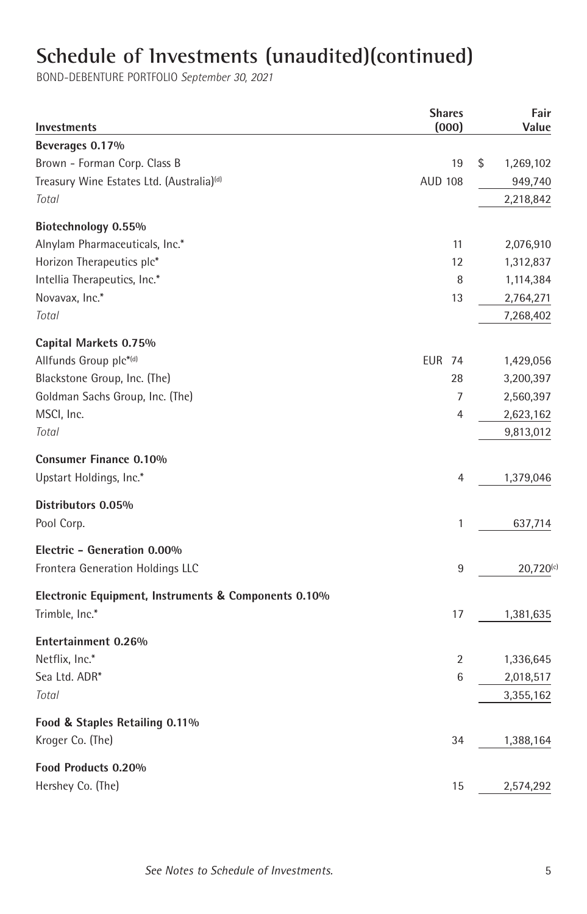# Schedule of Investments (unaudited)(continued)

BOND-DEBENTURE PORTFOLIO *September 30, 2021*

| Investments | Shares (000) | Fair Value |
|---|---|---|
| **Beverages 0.17%** | | |
| Brown - Forman Corp. Class B | 19 | $ 1,269,102 |
| Treasury Wine Estates Ltd. (Australia)[(d)] | AUD 108 | 949,740 |
| *Total* | | 2,218,842 |
| **Biotechnology 0.55%** | | |
| Alnylam Pharmaceuticals, Inc.* | 11 | 2,076,910 |
| Horizon Therapeutics plc* | 12 | 1,312,837 |
| Intellia Therapeutics, Inc.* | 8 | 1,114,384 |
| Novavax, Inc.* | 13 | 2,764,271 |
| *Total* | | 7,268,402 |
| **Capital Markets 0.75%** | | |
| Allfunds Group plc*[(d)] | EUR 74 | 1,429,056 |
| Blackstone Group, Inc. (The) | 28 | 3,200,397 |
| Goldman Sachs Group, Inc. (The) | 7 | 2,560,397 |
| MSCI, Inc. | 4 | 2,623,162 |
| *Total* | | 9,813,012 |
| **Consumer Finance 0.10%** | | |
| Upstart Holdings, Inc.* | 4 | 1,379,046 |
| **Distributors 0.05%** | | |
| Pool Corp. | 1 | 637,714 |
| **Electric - Generation 0.00%** | | |
| Frontera Generation Holdings LLC | 9 | 20,720[(c)] |
| **Electronic Equipment, Instruments & Components 0.10%** | | |
| Trimble, Inc.* | 17 | 1,381,635 |
| **Entertainment 0.26%** | | |
| Netflix, Inc.* | 2 | 1,336,645 |
| Sea Ltd. ADR* | 6 | 2,018,517 |
| *Total* | | 3,355,162 |
| **Food & Staples Retailing 0.11%** | | |
| Kroger Co. (The) | 34 | 1,388,164 |
| **Food Products 0.20%** | | |
| Hershey Co. (The) | 15 | 2,574,292 |

*See Notes to Schedule of Investments.*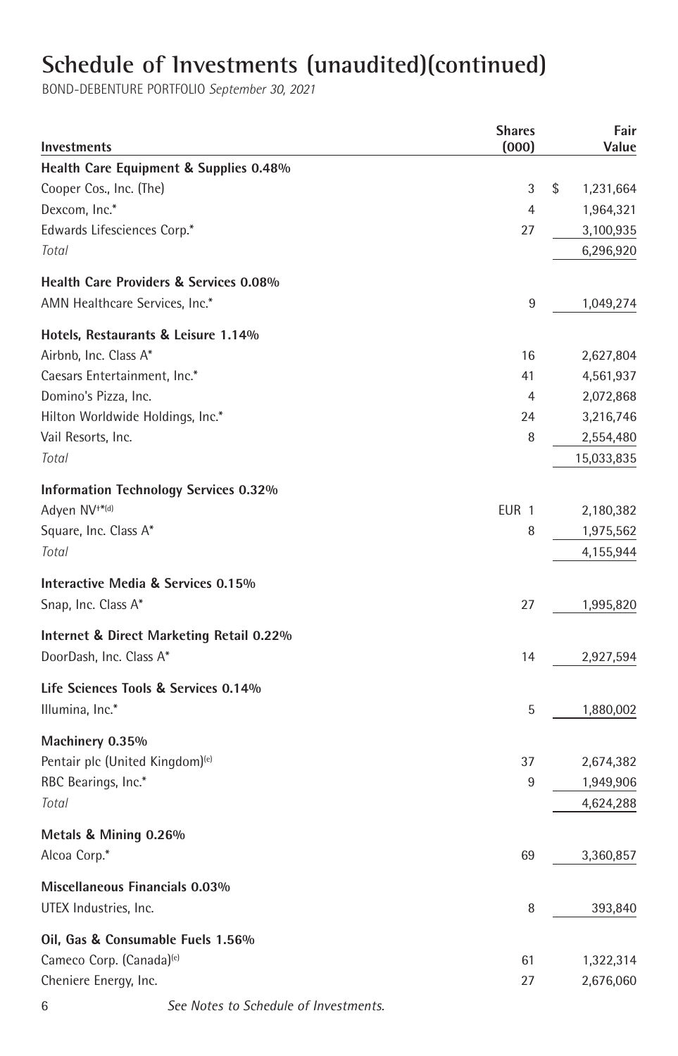# Schedule of Investments (unaudited)(continued)

BOND-DEBENTURE PORTFOLIO *September 30, 2021*

| Investments | Shares (000) | Fair Value |
|---|---|---|
| **Health Care Equipment & Supplies 0.48%** | | |
| Cooper Cos., Inc. (The) | 3 | $ 1,231,664 |
| Dexcom, Inc.* | 4 | 1,964,321 |
| Edwards Lifesciences Corp.* | 27 | 3,100,935 |
| *Total* | | 6,296,920 |
| **Health Care Providers & Services 0.08%** | | |
| AMN Healthcare Services, Inc.* | 9 | 1,049,274 |
| **Hotels, Restaurants & Leisure 1.14%** | | |
| Airbnb, Inc. Class A* | 16 | 2,627,804 |
| Caesars Entertainment, Inc.* | 41 | 4,561,937 |
| Domino's Pizza, Inc. | 4 | 2,072,868 |
| Hilton Worldwide Holdings, Inc.* | 24 | 3,216,746 |
| Vail Resorts, Inc. | 8 | 2,554,480 |
| *Total* | | 15,033,835 |
| **Information Technology Services 0.32%** | | |
| Adyen NV†*(d) | EUR 1 | 2,180,382 |
| Square, Inc. Class A* | 8 | 1,975,562 |
| *Total* | | 4,155,944 |
| **Interactive Media & Services 0.15%** | | |
| Snap, Inc. Class A* | 27 | 1,995,820 |
| **Internet & Direct Marketing Retail 0.22%** | | |
| DoorDash, Inc. Class A* | 14 | 2,927,594 |
| **Life Sciences Tools & Services 0.14%** | | |
| Illumina, Inc.* | 5 | 1,880,002 |
| **Machinery 0.35%** | | |
| Pentair plc (United Kingdom)(e) | 37 | 2,674,382 |
| RBC Bearings, Inc.* | 9 | 1,949,906 |
| *Total* | | 4,624,288 |
| **Metals & Mining 0.26%** | | |
| Alcoa Corp.* | 69 | 3,360,857 |
| **Miscellaneous Financials 0.03%** | | |
| UTEX Industries, Inc. | 8 | 393,840 |
| **Oil, Gas & Consumable Fuels 1.56%** | | |
| Cameco Corp. (Canada)(e) | 61 | 1,322,314 |
| Cheniere Energy, Inc. | 27 | 2,676,060 |

*See Notes to Schedule of Investments.*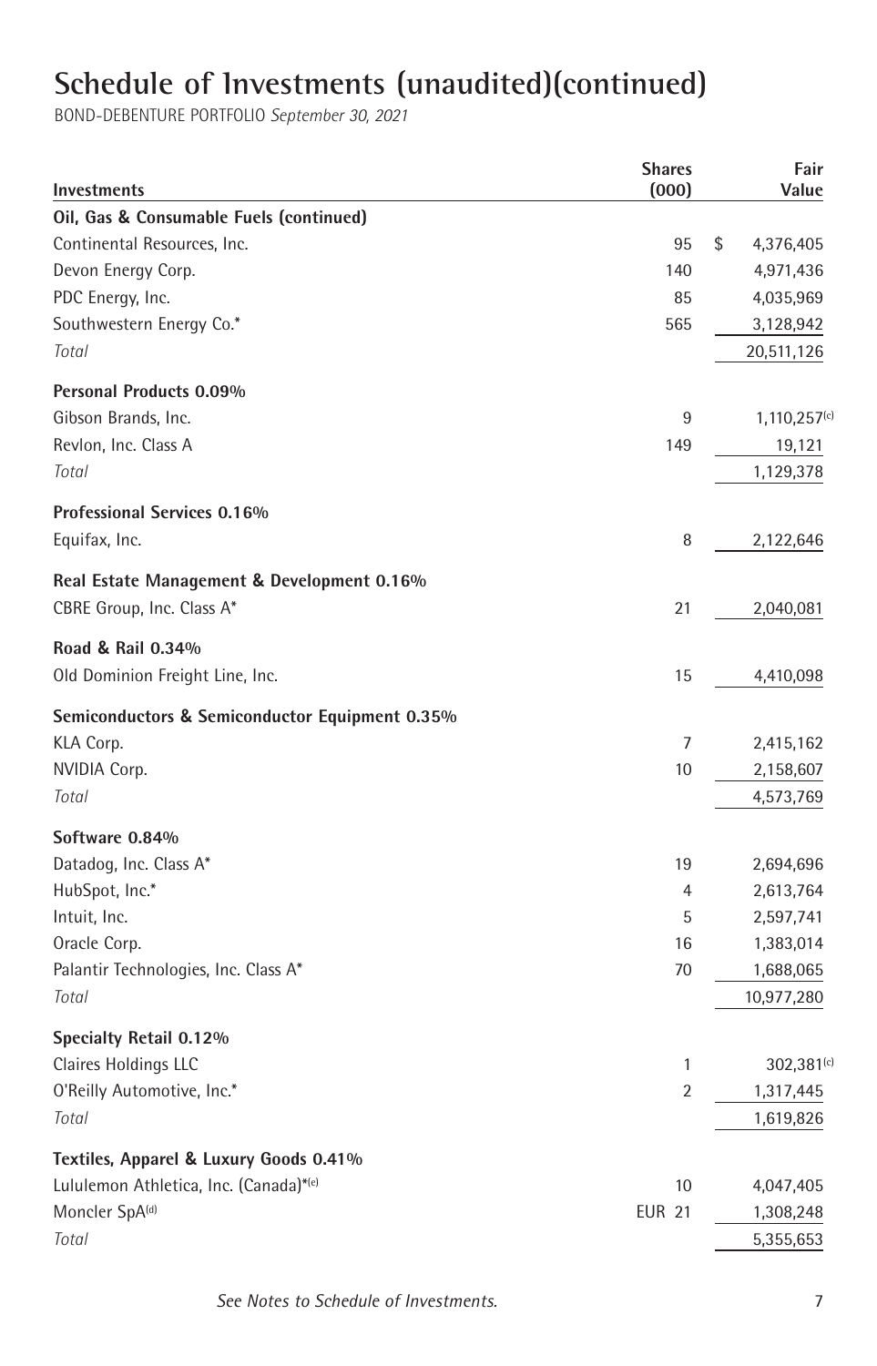# Schedule of Investments (unaudited)(continued)

BOND-DEBENTURE PORTFOLIO *September 30, 2021*

| Investments | Shares (000) | Fair Value |
|---|---|---|
| **Oil, Gas & Consumable Fuels (continued)** | | |
| Continental Resources, Inc. | 95 | $ 4,376,405 |
| Devon Energy Corp. | 140 | 4,971,436 |
| PDC Energy, Inc. | 85 | 4,035,969 |
| Southwestern Energy Co.* | 565 | 3,128,942 |
| *Total* | | 20,511,126 |
| **Personal Products 0.09%** | | |
| Gibson Brands, Inc. | 9 | 1,110,257[(c)] |
| Revlon, Inc. Class A | 149 | 19,121 |
| *Total* | | 1,129,378 |
| **Professional Services 0.16%** | | |
| Equifax, Inc. | 8 | 2,122,646 |
| **Real Estate Management & Development 0.16%** | | |
| CBRE Group, Inc. Class A* | 21 | 2,040,081 |
| **Road & Rail 0.34%** | | |
| Old Dominion Freight Line, Inc. | 15 | 4,410,098 |
| **Semiconductors & Semiconductor Equipment 0.35%** | | |
| KLA Corp. | 7 | 2,415,162 |
| NVIDIA Corp. | 10 | 2,158,607 |
| *Total* | | 4,573,769 |
| **Software 0.84%** | | |
| Datadog, Inc. Class A* | 19 | 2,694,696 |
| HubSpot, Inc.* | 4 | 2,613,764 |
| Intuit, Inc. | 5 | 2,597,741 |
| Oracle Corp. | 16 | 1,383,014 |
| Palantir Technologies, Inc. Class A* | 70 | 1,688,065 |
| *Total* | | 10,977,280 |
| **Specialty Retail 0.12%** | | |
| Claires Holdings LLC | 1 | 302,381[(c)] |
| O'Reilly Automotive, Inc.* | 2 | 1,317,445 |
| *Total* | | 1,619,826 |
| **Textiles, Apparel & Luxury Goods 0.41%** | | |
| Lululemon Athletica, Inc. (Canada)*[(e)] | 10 | 4,047,405 |
| Moncler SpA[(d)] | EUR 21 | 1,308,248 |
| *Total* | | 5,355,653 |

*See Notes to Schedule of Investments.*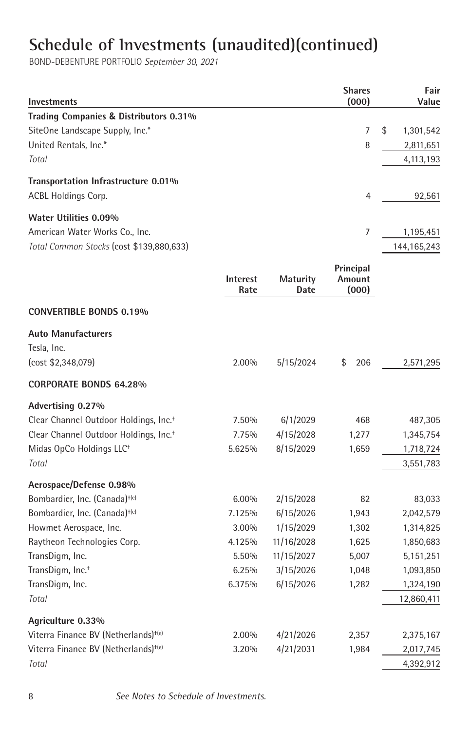# Schedule of Investments (unaudited)(continued)

BOND-DEBENTURE PORTFOLIO *September 30, 2021*

| Investments | | | Shares (000) | Fair Value |
|---|---|---|---|---|
| **Trading Companies & Distributors 0.31%** | | | | |
| SiteOne Landscape Supply, Inc.* | | | 7 | $ 1,301,542 |
| United Rentals, Inc.* | | | 8 | 2,811,651 |
| *Total* | | | | 4,113,193 |
| **Transportation Infrastructure 0.01%** | | | | |
| ACBL Holdings Corp. | | | 4 | 92,561 |
| **Water Utilities 0.09%** | | | | |
| American Water Works Co., Inc. | | | 7 | 1,195,451 |
| *Total Common Stocks* (cost $139,880,633) | | | | 144,165,243 |
| | **Interest Rate** | **Maturity Date** | **Principal Amount (000)** | |
| **CONVERTIBLE BONDS 0.19%** | | | | |
| **Auto Manufacturers** | | | | |
| Tesla, Inc. | | | | |
| (cost $2,348,079) | 2.00% | 5/15/2024 | $ 206 | 2,571,295 |
| **CORPORATE BONDS 64.28%** | | | | |
| **Advertising 0.27%** | | | | |
| Clear Channel Outdoor Holdings, Inc.† | 7.50% | 6/1/2029 | 468 | 487,305 |
| Clear Channel Outdoor Holdings, Inc.† | 7.75% | 4/15/2028 | 1,277 | 1,345,754 |
| Midas OpCo Holdings LLC† | 5.625% | 8/15/2029 | 1,659 | 1,718,724 |
| *Total* | | | | 3,551,783 |
| **Aerospace/Defense 0.98%** | | | | |
| Bombardier, Inc. (Canada)†(e) | 6.00% | 2/15/2028 | 82 | 83,033 |
| Bombardier, Inc. (Canada)†(e) | 7.125% | 6/15/2026 | 1,943 | 2,042,579 |
| Howmet Aerospace, Inc. | 3.00% | 1/15/2029 | 1,302 | 1,314,825 |
| Raytheon Technologies Corp. | 4.125% | 11/16/2028 | 1,625 | 1,850,683 |
| TransDigm, Inc. | 5.50% | 11/15/2027 | 5,007 | 5,151,251 |
| TransDigm, Inc.† | 6.25% | 3/15/2026 | 1,048 | 1,093,850 |
| TransDigm, Inc. | 6.375% | 6/15/2026 | 1,282 | 1,324,190 |
| *Total* | | | | 12,860,411 |
| **Agriculture 0.33%** | | | | |
| Viterra Finance BV (Netherlands)†(e) | 2.00% | 4/21/2026 | 2,357 | 2,375,167 |
| Viterra Finance BV (Netherlands)†(e) | 3.20% | 4/21/2031 | 1,984 | 2,017,745 |
| *Total* | | | | 4,392,912 |

See Notes to Schedule of Investments.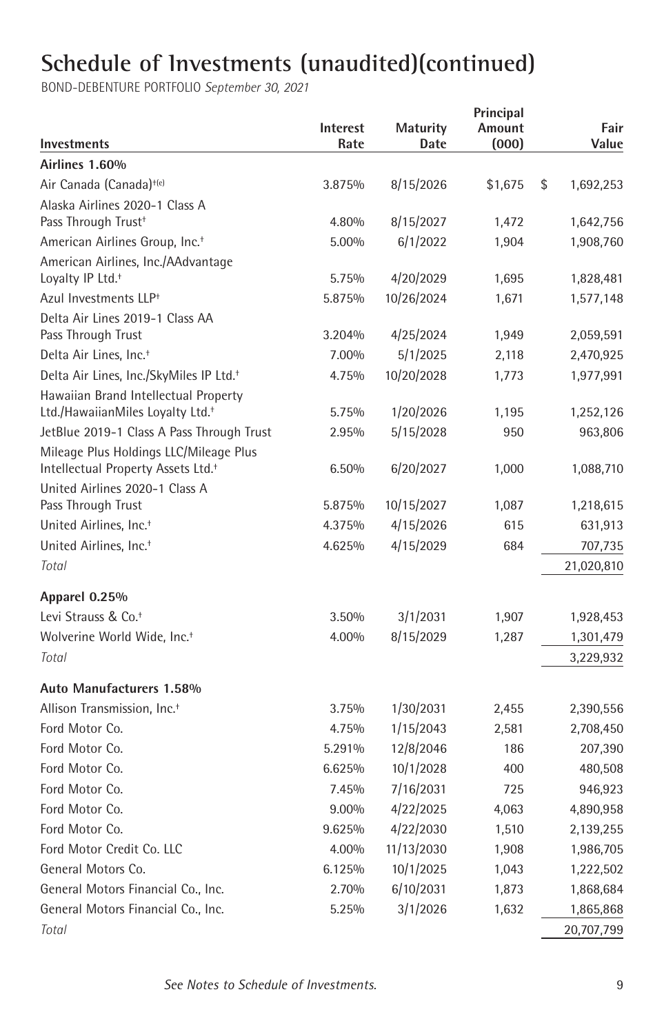# Schedule of Investments (unaudited)(continued)

BOND-DEBENTURE PORTFOLIO *September 30, 2021*

| Investments | Interest Rate | Maturity Date | Principal Amount (000) | Fair Value |
|---|---|---|---|---|
| **Airlines 1.60%** | | | | |
| Air Canada (Canada)[†(e)] | 3.875% | 8/15/2026 | $1,675 | $ 1,692,253 |
| Alaska Airlines 2020-1 Class A Pass Through Trust[†] | 4.80% | 8/15/2027 | 1,472 | 1,642,756 |
| American Airlines Group, Inc.[†] | 5.00% | 6/1/2022 | 1,904 | 1,908,760 |
| American Airlines, Inc./AAdvantage Loyalty IP Ltd.[†] | 5.75% | 4/20/2029 | 1,695 | 1,828,481 |
| Azul Investments LLP[†] | 5.875% | 10/26/2024 | 1,671 | 1,577,148 |
| Delta Air Lines 2019-1 Class AA Pass Through Trust | 3.204% | 4/25/2024 | 1,949 | 2,059,591 |
| Delta Air Lines, Inc.[†] | 7.00% | 5/1/2025 | 2,118 | 2,470,925 |
| Delta Air Lines, Inc./SkyMiles IP Ltd.[†] | 4.75% | 10/20/2028 | 1,773 | 1,977,991 |
| Hawaiian Brand Intellectual Property Ltd./HawaiianMiles Loyalty Ltd.[†] | 5.75% | 1/20/2026 | 1,195 | 1,252,126 |
| JetBlue 2019-1 Class A Pass Through Trust | 2.95% | 5/15/2028 | 950 | 963,806 |
| Mileage Plus Holdings LLC/Mileage Plus Intellectual Property Assets Ltd.[†] | 6.50% | 6/20/2027 | 1,000 | 1,088,710 |
| United Airlines 2020-1 Class A Pass Through Trust | 5.875% | 10/15/2027 | 1,087 | 1,218,615 |
| United Airlines, Inc.[†] | 4.375% | 4/15/2026 | 615 | 631,913 |
| United Airlines, Inc.[†] | 4.625% | 4/15/2029 | 684 | 707,735 |
| *Total* | | | | 21,020,810 |
| **Apparel 0.25%** | | | | |
| Levi Strauss & Co.[†] | 3.50% | 3/1/2031 | 1,907 | 1,928,453 |
| Wolverine World Wide, Inc.[†] | 4.00% | 8/15/2029 | 1,287 | 1,301,479 |
| *Total* | | | | 3,229,932 |
| **Auto Manufacturers 1.58%** | | | | |
| Allison Transmission, Inc.[†] | 3.75% | 1/30/2031 | 2,455 | 2,390,556 |
| Ford Motor Co. | 4.75% | 1/15/2043 | 2,581 | 2,708,450 |
| Ford Motor Co. | 5.291% | 12/8/2046 | 186 | 207,390 |
| Ford Motor Co. | 6.625% | 10/1/2028 | 400 | 480,508 |
| Ford Motor Co. | 7.45% | 7/16/2031 | 725 | 946,923 |
| Ford Motor Co. | 9.00% | 4/22/2025 | 4,063 | 4,890,958 |
| Ford Motor Co. | 9.625% | 4/22/2030 | 1,510 | 2,139,255 |
| Ford Motor Credit Co. LLC | 4.00% | 11/13/2030 | 1,908 | 1,986,705 |
| General Motors Co. | 6.125% | 10/1/2025 | 1,043 | 1,222,502 |
| General Motors Financial Co., Inc. | 2.70% | 6/10/2031 | 1,873 | 1,868,684 |
| General Motors Financial Co., Inc. | 5.25% | 3/1/2026 | 1,632 | 1,865,868 |
| *Total* | | | | 20,707,799 |

*See Notes to Schedule of Investments.*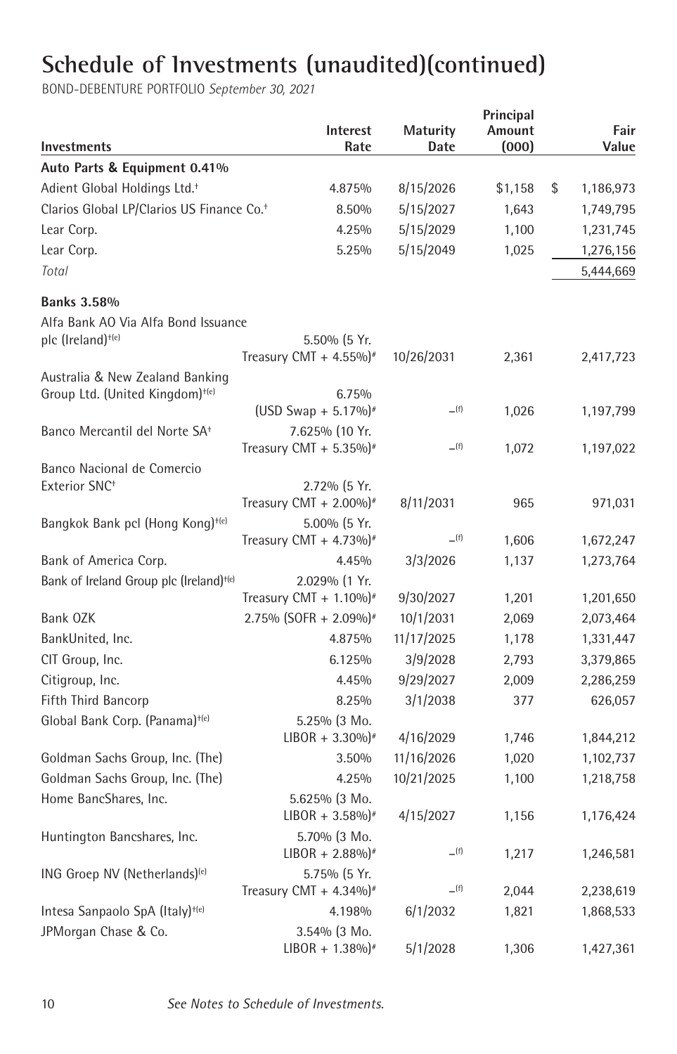# Schedule of Investments (unaudited)(continued)

BOND-DEBENTURE PORTFOLIO *September 30, 2021*

| Investments | Interest Rate | Maturity Date | Principal Amount (000) | Fair Value |
|---|---|---|---|---|
| **Auto Parts & Equipment 0.41%** | | | | |
| Adient Global Holdings Ltd.† | 4.875% | 8/15/2026 | $1,158 | $ 1,186,973 |
| Clarios Global LP/Clarios US Finance Co.† | 8.50% | 5/15/2027 | 1,643 | 1,749,795 |
| Lear Corp. | 4.25% | 5/15/2029 | 1,100 | 1,231,745 |
| Lear Corp. | 5.25% | 5/15/2049 | 1,025 | 1,276,156 |
| *Total* | | | | 5,444,669 |
| **Banks 3.58%** | | | | |
| Alfa Bank AO Via Alfa Bond Issuance plc (Ireland)†(e) | 5.50% (5 Yr. Treasury CMT + 4.55%)# | 10/26/2031 | 2,361 | 2,417,723 |
| Australia & New Zealand Banking Group Ltd. (United Kingdom)†(e) | 6.75% (USD Swap + 5.17%)# | –(f) | 1,026 | 1,197,799 |
| Banco Mercantil del Norte SA† | 7.625% (10 Yr. Treasury CMT + 5.35%)# | –(f) | 1,072 | 1,197,022 |
| Banco Nacional de Comercio Exterior SNC† | 2.72% (5 Yr. Treasury CMT + 2.00%)# | 8/11/2031 | 965 | 971,031 |
| Bangkok Bank pcl (Hong Kong)†(e) | 5.00% (5 Yr. Treasury CMT + 4.73%)# | –(f) | 1,606 | 1,672,247 |
| Bank of America Corp. | 4.45% | 3/3/2026 | 1,137 | 1,273,764 |
| Bank of Ireland Group plc (Ireland)†(e) | 2.029% (1 Yr. Treasury CMT + 1.10%)# | 9/30/2027 | 1,201 | 1,201,650 |
| Bank OZK | 2.75% (SOFR + 2.09%)# | 10/1/2031 | 2,069 | 2,073,464 |
| BankUnited, Inc. | 4.875% | 11/17/2025 | 1,178 | 1,331,447 |
| CIT Group, Inc. | 6.125% | 3/9/2028 | 2,793 | 3,379,865 |
| Citigroup, Inc. | 4.45% | 9/29/2027 | 2,009 | 2,286,259 |
| Fifth Third Bancorp | 8.25% | 3/1/2038 | 377 | 626,057 |
| Global Bank Corp. (Panama)†(e) | 5.25% (3 Mo. LIBOR + 3.30%)# | 4/16/2029 | 1,746 | 1,844,212 |
| Goldman Sachs Group, Inc. (The) | 3.50% | 11/16/2026 | 1,020 | 1,102,737 |
| Goldman Sachs Group, Inc. (The) | 4.25% | 10/21/2025 | 1,100 | 1,218,758 |
| Home BancShares, Inc. | 5.625% (3 Mo. LIBOR + 3.58%)# | 4/15/2027 | 1,156 | 1,176,424 |
| Huntington Bancshares, Inc. | 5.70% (3 Mo. LIBOR + 2.88%)# | –(f) | 1,217 | 1,246,581 |
| ING Groep NV (Netherlands)(e) | 5.75% (5 Yr. Treasury CMT + 4.34%)# | –(f) | 2,044 | 2,238,619 |
| Intesa Sanpaolo SpA (Italy)†(e) | 4.198% | 6/1/2032 | 1,821 | 1,868,533 |
| JPMorgan Chase & Co. | 3.54% (3 Mo. LIBOR + 1.38%)# | 5/1/2028 | 1,306 | 1,427,361 |

*See Notes to Schedule of Investments.*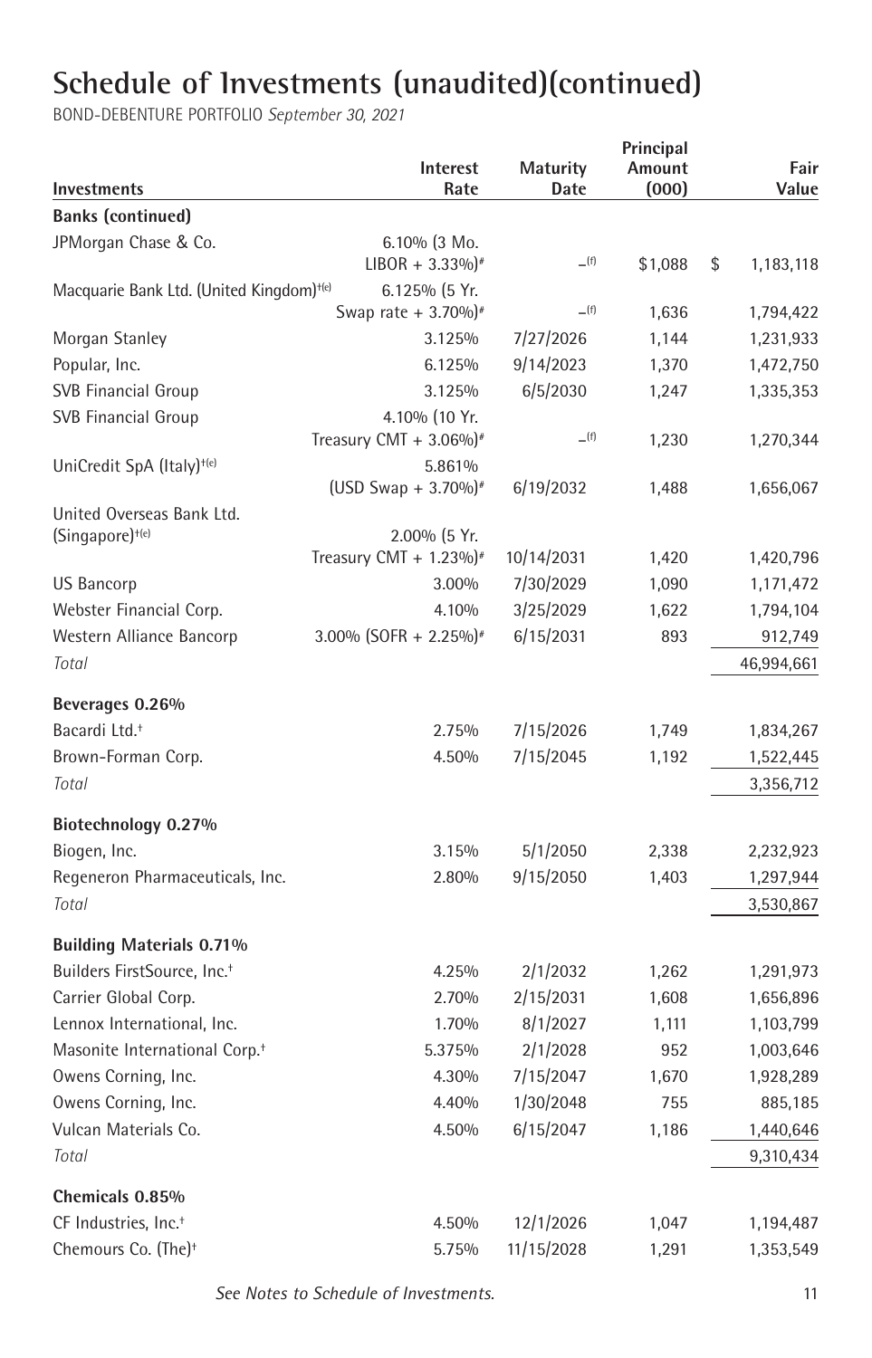# Schedule of Investments (unaudited)(continued)

BOND-DEBENTURE PORTFOLIO *September 30, 2021*

| Investments | Interest Rate | Maturity Date | Principal Amount (000) | Fair Value |
|---|---|---|---|---|
| **Banks (continued)** | | | | |
| JPMorgan Chase & Co. | 6.10% (3 Mo. LIBOR + 3.33%)# | –(f) | $1,088 | $ 1,183,118 |
| Macquarie Bank Ltd. (United Kingdom)†(e) | 6.125% (5 Yr. Swap rate + 3.70%)# | –(f) | 1,636 | 1,794,422 |
| Morgan Stanley | 3.125% | 7/27/2026 | 1,144 | 1,231,933 |
| Popular, Inc. | 6.125% | 9/14/2023 | 1,370 | 1,472,750 |
| SVB Financial Group | 3.125% | 6/5/2030 | 1,247 | 1,335,353 |
| SVB Financial Group | 4.10% (10 Yr. Treasury CMT + 3.06%)# | –(f) | 1,230 | 1,270,344 |
| UniCredit SpA (Italy)†(e) | 5.861% (USD Swap + 3.70%)# | 6/19/2032 | 1,488 | 1,656,067 |
| United Overseas Bank Ltd. (Singapore)†(e) | 2.00% (5 Yr. Treasury CMT + 1.23%)# | 10/14/2031 | 1,420 | 1,420,796 |
| US Bancorp | 3.00% | 7/30/2029 | 1,090 | 1,171,472 |
| Webster Financial Corp. | 4.10% | 3/25/2029 | 1,622 | 1,794,104 |
| Western Alliance Bancorp | 3.00% (SOFR + 2.25%)# | 6/15/2031 | 893 | 912,749 |
| *Total* | | | | 46,994,661 |
| **Beverages 0.26%** | | | | |
| Bacardi Ltd.† | 2.75% | 7/15/2026 | 1,749 | 1,834,267 |
| Brown-Forman Corp. | 4.50% | 7/15/2045 | 1,192 | 1,522,445 |
| *Total* | | | | 3,356,712 |
| **Biotechnology 0.27%** | | | | |
| Biogen, Inc. | 3.15% | 5/1/2050 | 2,338 | 2,232,923 |
| Regeneron Pharmaceuticals, Inc. | 2.80% | 9/15/2050 | 1,403 | 1,297,944 |
| *Total* | | | | 3,530,867 |
| **Building Materials 0.71%** | | | | |
| Builders FirstSource, Inc.† | 4.25% | 2/1/2032 | 1,262 | 1,291,973 |
| Carrier Global Corp. | 2.70% | 2/15/2031 | 1,608 | 1,656,896 |
| Lennox International, Inc. | 1.70% | 8/1/2027 | 1,111 | 1,103,799 |
| Masonite International Corp.† | 5.375% | 2/1/2028 | 952 | 1,003,646 |
| Owens Corning, Inc. | 4.30% | 7/15/2047 | 1,670 | 1,928,289 |
| Owens Corning, Inc. | 4.40% | 1/30/2048 | 755 | 885,185 |
| Vulcan Materials Co. | 4.50% | 6/15/2047 | 1,186 | 1,440,646 |
| *Total* | | | | 9,310,434 |
| **Chemicals 0.85%** | | | | |
| CF Industries, Inc.† | 4.50% | 12/1/2026 | 1,047 | 1,194,487 |
| Chemours Co. (The)† | 5.75% | 11/15/2028 | 1,291 | 1,353,549 |

*See Notes to Schedule of Investments.*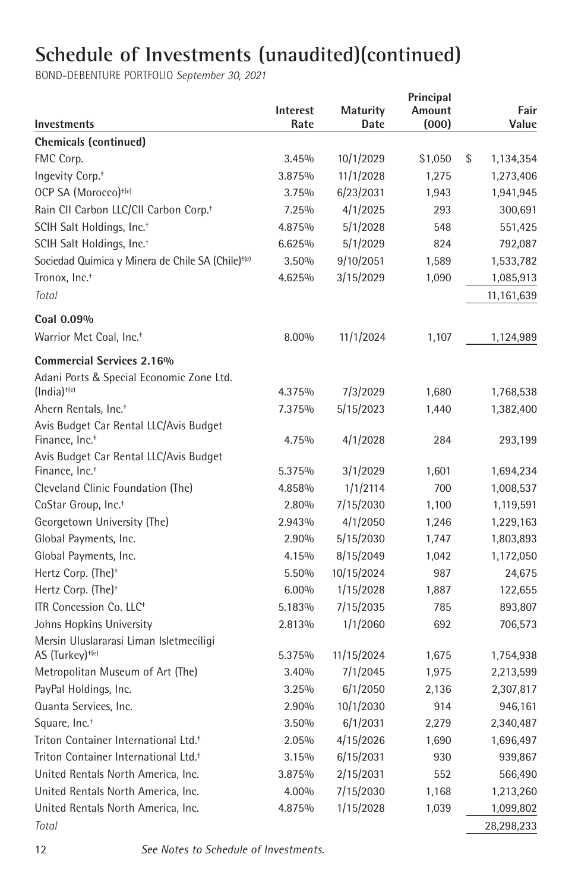# Schedule of Investments (unaudited)(continued)

BOND-DEBENTURE PORTFOLIO *September 30, 2021*

| Investments | Interest Rate | Maturity Date | Principal Amount (000) | Fair Value |
|---|---|---|---|---|
| **Chemicals (continued)** | | | | |
| FMC Corp. | 3.45% | 10/1/2029 | $1,050 | $ 1,134,354 |
| Ingevity Corp.† | 3.875% | 11/1/2028 | 1,275 | 1,273,406 |
| OCP SA (Morocco)†(e) | 3.75% | 6/23/2031 | 1,943 | 1,941,945 |
| Rain CII Carbon LLC/CII Carbon Corp.† | 7.25% | 4/1/2025 | 293 | 300,691 |
| SCIH Salt Holdings, Inc.† | 4.875% | 5/1/2028 | 548 | 551,425 |
| SCIH Salt Holdings, Inc.† | 6.625% | 5/1/2029 | 824 | 792,087 |
| Sociedad Quimica y Minera de Chile SA (Chile)†(e) | 3.50% | 9/10/2051 | 1,589 | 1,533,782 |
| Tronox, Inc.† | 4.625% | 3/15/2029 | 1,090 | 1,085,913 |
| *Total* | | | | 11,161,639 |
| **Coal 0.09%** | | | | |
| Warrior Met Coal, Inc.† | 8.00% | 11/1/2024 | 1,107 | 1,124,989 |
| **Commercial Services 2.16%** | | | | |
| Adani Ports & Special Economic Zone Ltd. (India)†(e) | 4.375% | 7/3/2029 | 1,680 | 1,768,538 |
| Ahern Rentals, Inc.† | 7.375% | 5/15/2023 | 1,440 | 1,382,400 |
| Avis Budget Car Rental LLC/Avis Budget Finance, Inc.† | 4.75% | 4/1/2028 | 284 | 293,199 |
| Avis Budget Car Rental LLC/Avis Budget Finance, Inc.† | 5.375% | 3/1/2029 | 1,601 | 1,694,234 |
| Cleveland Clinic Foundation (The) | 4.858% | 1/1/2114 | 700 | 1,008,537 |
| CoStar Group, Inc.† | 2.80% | 7/15/2030 | 1,100 | 1,119,591 |
| Georgetown University (The) | 2.943% | 4/1/2050 | 1,246 | 1,229,163 |
| Global Payments, Inc. | 2.90% | 5/15/2030 | 1,747 | 1,803,893 |
| Global Payments, Inc. | 4.15% | 8/15/2049 | 1,042 | 1,172,050 |
| Hertz Corp. (The)† | 5.50% | 10/15/2024 | 987 | 24,675 |
| Hertz Corp. (The)† | 6.00% | 1/15/2028 | 1,887 | 122,655 |
| ITR Concession Co. LLC† | 5.183% | 7/15/2035 | 785 | 893,807 |
| Johns Hopkins University | 2.813% | 1/1/2060 | 692 | 706,573 |
| Mersin Uluslararasi Liman Isletmeciligi AS (Turkey)†(e) | 5.375% | 11/15/2024 | 1,675 | 1,754,938 |
| Metropolitan Museum of Art (The) | 3.40% | 7/1/2045 | 1,975 | 2,213,599 |
| PayPal Holdings, Inc. | 3.25% | 6/1/2050 | 2,136 | 2,307,817 |
| Quanta Services, Inc. | 2.90% | 10/1/2030 | 914 | 946,161 |
| Square, Inc.† | 3.50% | 6/1/2031 | 2,279 | 2,340,487 |
| Triton Container International Ltd.† | 2.05% | 4/15/2026 | 1,690 | 1,696,497 |
| Triton Container International Ltd.† | 3.15% | 6/15/2031 | 930 | 939,867 |
| United Rentals North America, Inc. | 3.875% | 2/15/2031 | 552 | 566,490 |
| United Rentals North America, Inc. | 4.00% | 7/15/2030 | 1,168 | 1,213,260 |
| United Rentals North America, Inc. | 4.875% | 1/15/2028 | 1,039 | 1,099,802 |
| *Total* | | | | 28,298,233 |

*See Notes to Schedule of Investments.*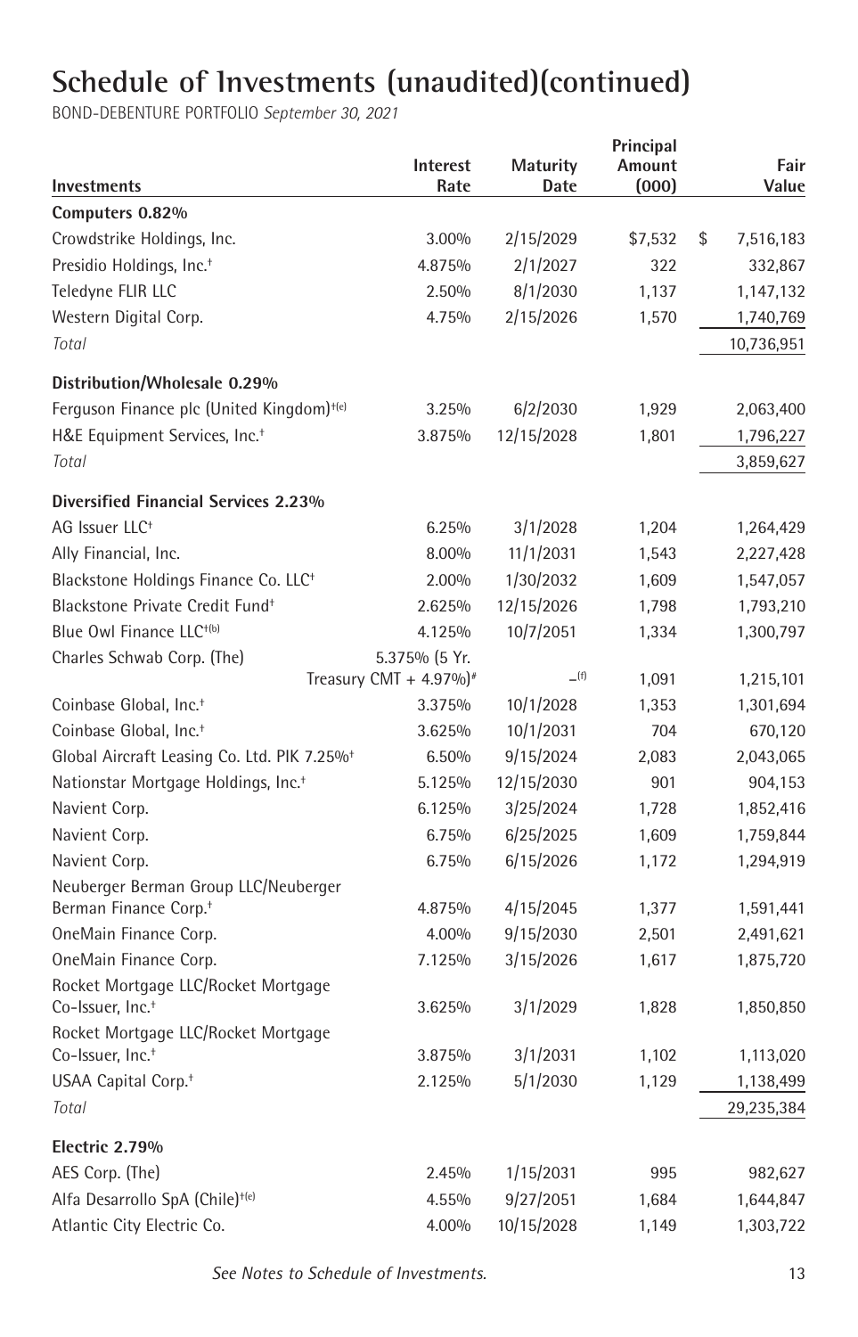# Schedule of Investments (unaudited)(continued)

BOND-DEBENTURE PORTFOLIO *September 30, 2021*

| Investments | Interest Rate | Maturity Date | Principal Amount (000) | Fair Value |
|---|---|---|---|---|
| **Computers 0.82%** | | | | |
| Crowdstrike Holdings, Inc. | 3.00% | 2/15/2029 | $7,532 | $ 7,516,183 |
| Presidio Holdings, Inc.† | 4.875% | 2/1/2027 | 322 | 332,867 |
| Teledyne FLIR LLC | 2.50% | 8/1/2030 | 1,137 | 1,147,132 |
| Western Digital Corp. | 4.75% | 2/15/2026 | 1,570 | 1,740,769 |
| *Total* | | | | 10,736,951 |
| **Distribution/Wholesale 0.29%** | | | | |
| Ferguson Finance plc (United Kingdom)†(e) | 3.25% | 6/2/2030 | 1,929 | 2,063,400 |
| H&E Equipment Services, Inc.† | 3.875% | 12/15/2028 | 1,801 | 1,796,227 |
| *Total* | | | | 3,859,627 |
| **Diversified Financial Services 2.23%** | | | | |
| AG Issuer LLC† | 6.25% | 3/1/2028 | 1,204 | 1,264,429 |
| Ally Financial, Inc. | 8.00% | 11/1/2031 | 1,543 | 2,227,428 |
| Blackstone Holdings Finance Co. LLC† | 2.00% | 1/30/2032 | 1,609 | 1,547,057 |
| Blackstone Private Credit Fund† | 2.625% | 12/15/2026 | 1,798 | 1,793,210 |
| Blue Owl Finance LLC†(b) | 4.125% | 10/7/2051 | 1,334 | 1,300,797 |
| Charles Schwab Corp. (The) | 5.375% (5 Yr. Treasury CMT + 4.97%)# | –(f) | 1,091 | 1,215,101 |
| Coinbase Global, Inc.† | 3.375% | 10/1/2028 | 1,353 | 1,301,694 |
| Coinbase Global, Inc.† | 3.625% | 10/1/2031 | 704 | 670,120 |
| Global Aircraft Leasing Co. Ltd. PIK 7.25%† | 6.50% | 9/15/2024 | 2,083 | 2,043,065 |
| Nationstar Mortgage Holdings, Inc.† | 5.125% | 12/15/2030 | 901 | 904,153 |
| Navient Corp. | 6.125% | 3/25/2024 | 1,728 | 1,852,416 |
| Navient Corp. | 6.75% | 6/25/2025 | 1,609 | 1,759,844 |
| Navient Corp. | 6.75% | 6/15/2026 | 1,172 | 1,294,919 |
| Neuberger Berman Group LLC/Neuberger Berman Finance Corp.† | 4.875% | 4/15/2045 | 1,377 | 1,591,441 |
| OneMain Finance Corp. | 4.00% | 9/15/2030 | 2,501 | 2,491,621 |
| OneMain Finance Corp. | 7.125% | 3/15/2026 | 1,617 | 1,875,720 |
| Rocket Mortgage LLC/Rocket Mortgage Co-Issuer, Inc.† | 3.625% | 3/1/2029 | 1,828 | 1,850,850 |
| Rocket Mortgage LLC/Rocket Mortgage Co-Issuer, Inc.† | 3.875% | 3/1/2031 | 1,102 | 1,113,020 |
| USAA Capital Corp.† | 2.125% | 5/1/2030 | 1,129 | 1,138,499 |
| *Total* | | | | 29,235,384 |
| **Electric 2.79%** | | | | |
| AES Corp. (The) | 2.45% | 1/15/2031 | 995 | 982,627 |
| Alfa Desarrollo SpA (Chile)†(e) | 4.55% | 9/27/2051 | 1,684 | 1,644,847 |
| Atlantic City Electric Co. | 4.00% | 10/15/2028 | 1,149 | 1,303,722 |

*See Notes to Schedule of Investments.*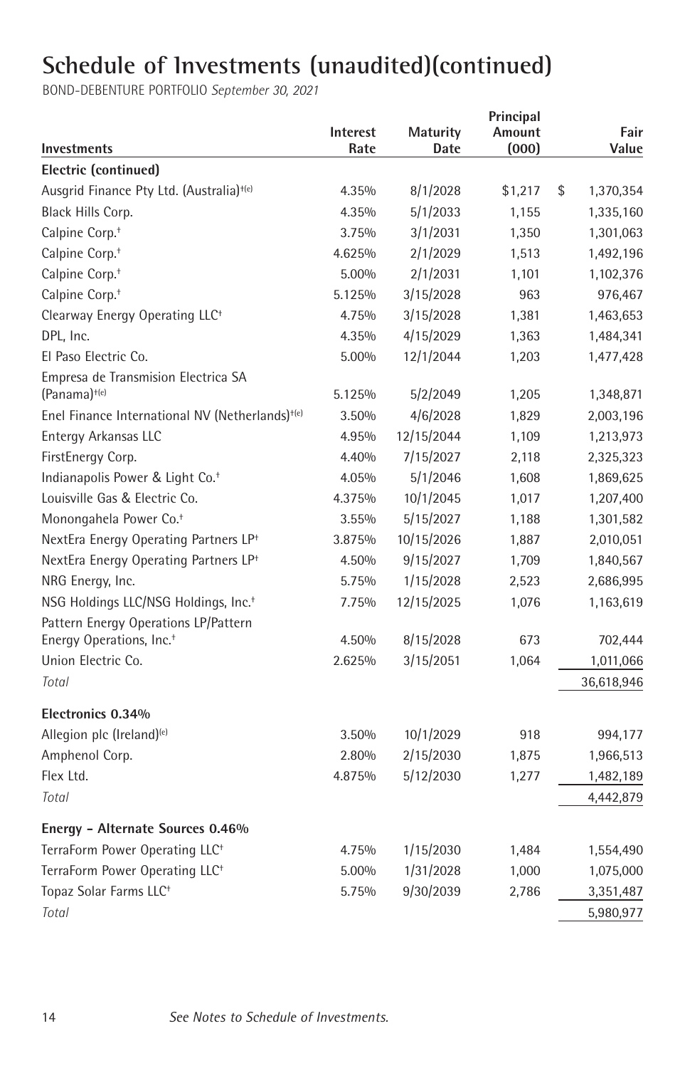# Schedule of Investments (unaudited)(continued)

BOND-DEBENTURE PORTFOLIO *September 30, 2021*

| Investments | Interest Rate | Maturity Date | Principal Amount (000) | Fair Value |
|---|---|---|---|---|
| **Electric (continued)** | | | | |
| Ausgrid Finance Pty Ltd. (Australia)[†(e)] | 4.35% | 8/1/2028 | $1,217 | $ 1,370,354 |
| Black Hills Corp. | 4.35% | 5/1/2033 | 1,155 | 1,335,160 |
| Calpine Corp.[†] | 3.75% | 3/1/2031 | 1,350 | 1,301,063 |
| Calpine Corp.[†] | 4.625% | 2/1/2029 | 1,513 | 1,492,196 |
| Calpine Corp.[†] | 5.00% | 2/1/2031 | 1,101 | 1,102,376 |
| Calpine Corp.[†] | 5.125% | 3/15/2028 | 963 | 976,467 |
| Clearway Energy Operating LLC[†] | 4.75% | 3/15/2028 | 1,381 | 1,463,653 |
| DPL, Inc. | 4.35% | 4/15/2029 | 1,363 | 1,484,341 |
| El Paso Electric Co. | 5.00% | 12/1/2044 | 1,203 | 1,477,428 |
| Empresa de Transmision Electrica SA (Panama)[†(e)] | 5.125% | 5/2/2049 | 1,205 | 1,348,871 |
| Enel Finance International NV (Netherlands)[†(e)] | 3.50% | 4/6/2028 | 1,829 | 2,003,196 |
| Entergy Arkansas LLC | 4.95% | 12/15/2044 | 1,109 | 1,213,973 |
| FirstEnergy Corp. | 4.40% | 7/15/2027 | 2,118 | 2,325,323 |
| Indianapolis Power & Light Co.[†] | 4.05% | 5/1/2046 | 1,608 | 1,869,625 |
| Louisville Gas & Electric Co. | 4.375% | 10/1/2045 | 1,017 | 1,207,400 |
| Monongahela Power Co.[†] | 3.55% | 5/15/2027 | 1,188 | 1,301,582 |
| NextEra Energy Operating Partners LP[†] | 3.875% | 10/15/2026 | 1,887 | 2,010,051 |
| NextEra Energy Operating Partners LP[†] | 4.50% | 9/15/2027 | 1,709 | 1,840,567 |
| NRG Energy, Inc. | 5.75% | 1/15/2028 | 2,523 | 2,686,995 |
| NSG Holdings LLC/NSG Holdings, Inc.[†] | 7.75% | 12/15/2025 | 1,076 | 1,163,619 |
| Pattern Energy Operations LP/Pattern Energy Operations, Inc.[†] | 4.50% | 8/15/2028 | 673 | 702,444 |
| Union Electric Co. | 2.625% | 3/15/2051 | 1,064 | 1,011,066 |
| *Total* | | | | 36,618,946 |
| **Electronics 0.34%** | | | | |
| Allegion plc (Ireland)[(e)] | 3.50% | 10/1/2029 | 918 | 994,177 |
| Amphenol Corp. | 2.80% | 2/15/2030 | 1,875 | 1,966,513 |
| Flex Ltd. | 4.875% | 5/12/2030 | 1,277 | 1,482,189 |
| *Total* | | | | 4,442,879 |
| **Energy – Alternate Sources 0.46%** | | | | |
| TerraForm Power Operating LLC[†] | 4.75% | 1/15/2030 | 1,484 | 1,554,490 |
| TerraForm Power Operating LLC[†] | 5.00% | 1/31/2028 | 1,000 | 1,075,000 |
| Topaz Solar Farms LLC[†] | 5.75% | 9/30/2039 | 2,786 | 3,351,487 |
| *Total* | | | | 5,980,977 |

*See Notes to Schedule of Investments.*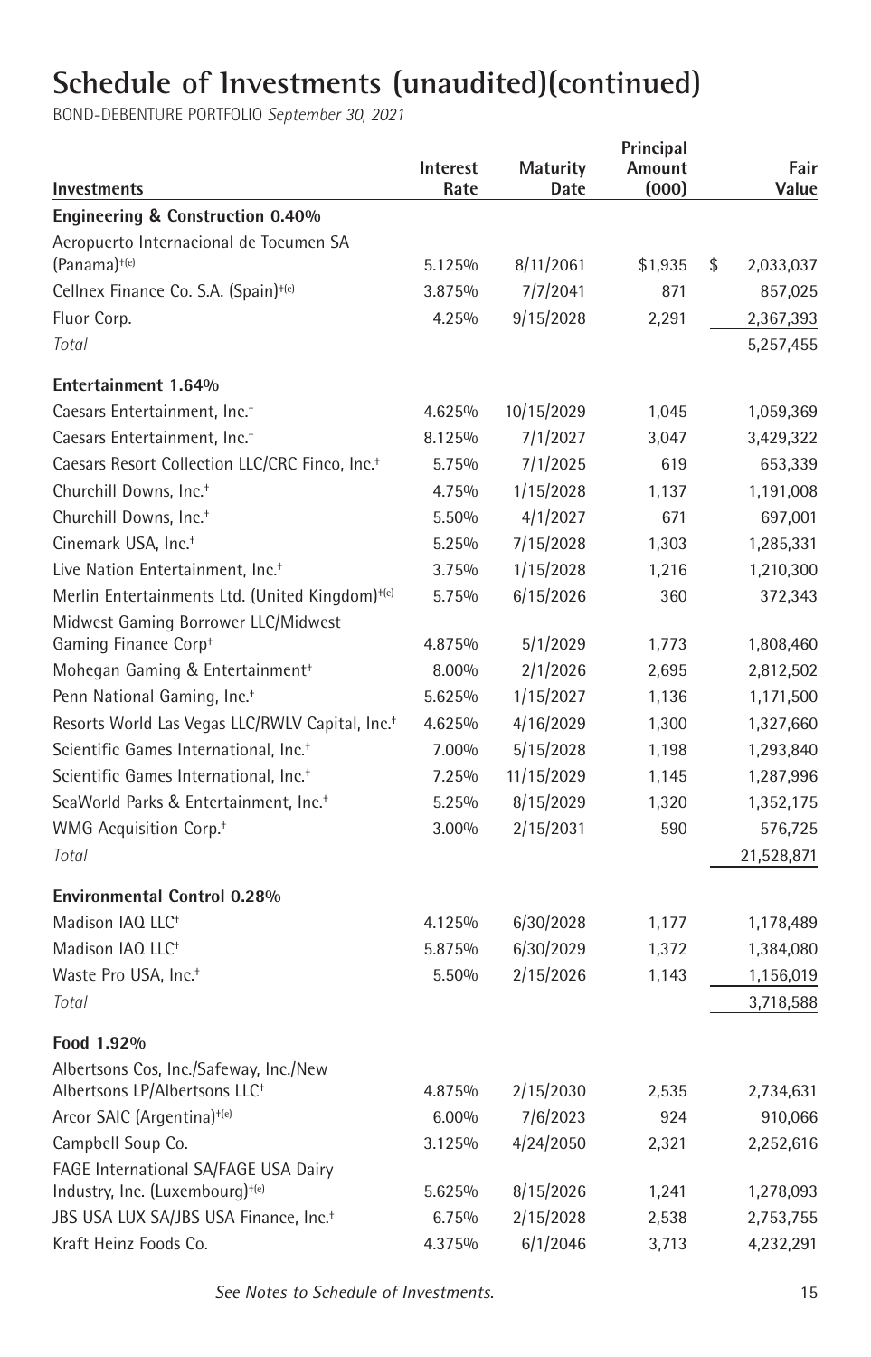# Schedule of Investments (unaudited)(continued)

BOND-DEBENTURE PORTFOLIO *September 30, 2021*

| Investments | Interest Rate | Maturity Date | Principal Amount (000) | Fair Value |
|---|---|---|---|---|
| **Engineering & Construction 0.40%** | | | | |
| Aeropuerto Internacional de Tocumen SA (Panama)†(e) | 5.125% | 8/11/2061 | $1,935 | $ 2,033,037 |
| Cellnex Finance Co. S.A. (Spain)†(e) | 3.875% | 7/7/2041 | 871 | 857,025 |
| Fluor Corp. | 4.25% | 9/15/2028 | 2,291 | 2,367,393 |
| *Total* | | | | 5,257,455 |
| **Entertainment 1.64%** | | | | |
| Caesars Entertainment, Inc.† | 4.625% | 10/15/2029 | 1,045 | 1,059,369 |
| Caesars Entertainment, Inc.† | 8.125% | 7/1/2027 | 3,047 | 3,429,322 |
| Caesars Resort Collection LLC/CRC Finco, Inc.† | 5.75% | 7/1/2025 | 619 | 653,339 |
| Churchill Downs, Inc.† | 4.75% | 1/15/2028 | 1,137 | 1,191,008 |
| Churchill Downs, Inc.† | 5.50% | 4/1/2027 | 671 | 697,001 |
| Cinemark USA, Inc.† | 5.25% | 7/15/2028 | 1,303 | 1,285,331 |
| Live Nation Entertainment, Inc.† | 3.75% | 1/15/2028 | 1,216 | 1,210,300 |
| Merlin Entertainments Ltd. (United Kingdom)†(e) | 5.75% | 6/15/2026 | 360 | 372,343 |
| Midwest Gaming Borrower LLC/Midwest Gaming Finance Corp† | 4.875% | 5/1/2029 | 1,773 | 1,808,460 |
| Mohegan Gaming & Entertainment† | 8.00% | 2/1/2026 | 2,695 | 2,812,502 |
| Penn National Gaming, Inc.† | 5.625% | 1/15/2027 | 1,136 | 1,171,500 |
| Resorts World Las Vegas LLC/RWLV Capital, Inc.† | 4.625% | 4/16/2029 | 1,300 | 1,327,660 |
| Scientific Games International, Inc.† | 7.00% | 5/15/2028 | 1,198 | 1,293,840 |
| Scientific Games International, Inc.† | 7.25% | 11/15/2029 | 1,145 | 1,287,996 |
| SeaWorld Parks & Entertainment, Inc.† | 5.25% | 8/15/2029 | 1,320 | 1,352,175 |
| WMG Acquisition Corp.† | 3.00% | 2/15/2031 | 590 | 576,725 |
| *Total* | | | | 21,528,871 |
| **Environmental Control 0.28%** | | | | |
| Madison IAQ LLC† | 4.125% | 6/30/2028 | 1,177 | 1,178,489 |
| Madison IAQ LLC† | 5.875% | 6/30/2029 | 1,372 | 1,384,080 |
| Waste Pro USA, Inc.† | 5.50% | 2/15/2026 | 1,143 | 1,156,019 |
| *Total* | | | | 3,718,588 |
| **Food 1.92%** | | | | |
| Albertsons Cos, Inc./Safeway, Inc./New Albertsons LP/Albertsons LLC† | 4.875% | 2/15/2030 | 2,535 | 2,734,631 |
| Arcor SAIC (Argentina)†(e) | 6.00% | 7/6/2023 | 924 | 910,066 |
| Campbell Soup Co. | 3.125% | 4/24/2050 | 2,321 | 2,252,616 |
| FAGE International SA/FAGE USA Dairy Industry, Inc. (Luxembourg)†(e) | 5.625% | 8/15/2026 | 1,241 | 1,278,093 |
| JBS USA LUX SA/JBS USA Finance, Inc.† | 6.75% | 2/15/2028 | 2,538 | 2,753,755 |
| Kraft Heinz Foods Co. | 4.375% | 6/1/2046 | 3,713 | 4,232,291 |

*See Notes to Schedule of Investments.*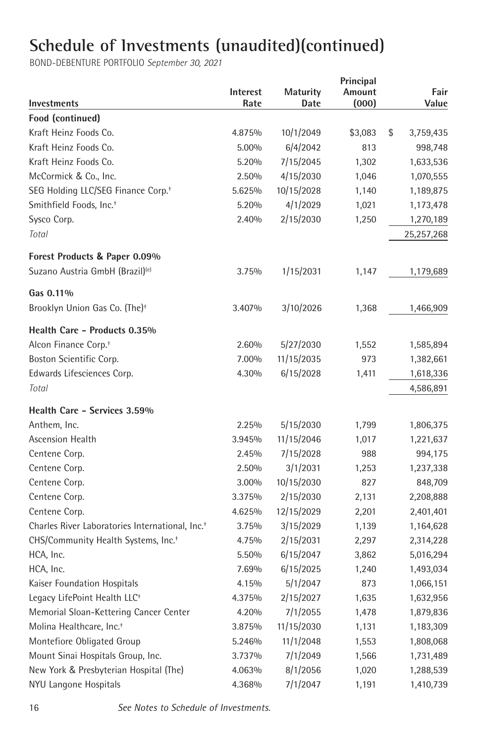# Schedule of Investments (unaudited)(continued)

BOND-DEBENTURE PORTFOLIO *September 30, 2021*

| Investments | Interest Rate | Maturity Date | Principal Amount (000) | Fair Value |
|---|---|---|---|---|
| **Food (continued)** | | | | |
| Kraft Heinz Foods Co. | 4.875% | 10/1/2049 | $3,083 | $ 3,759,435 |
| Kraft Heinz Foods Co. | 5.00% | 6/4/2042 | 813 | 998,748 |
| Kraft Heinz Foods Co. | 5.20% | 7/15/2045 | 1,302 | 1,633,536 |
| McCormick & Co., Inc. | 2.50% | 4/15/2030 | 1,046 | 1,070,555 |
| SEG Holding LLC/SEG Finance Corp.† | 5.625% | 10/15/2028 | 1,140 | 1,189,875 |
| Smithfield Foods, Inc.† | 5.20% | 4/1/2029 | 1,021 | 1,173,478 |
| Sysco Corp. | 2.40% | 2/15/2030 | 1,250 | 1,270,189 |
| *Total* | | | | 25,257,268 |
| **Forest Products & Paper 0.09%** | | | | |
| Suzano Austria GmbH (Brazil)[(e)] | 3.75% | 1/15/2031 | 1,147 | 1,179,689 |
| **Gas 0.11%** | | | | |
| Brooklyn Union Gas Co. (The)† | 3.407% | 3/10/2026 | 1,368 | 1,466,909 |
| **Health Care - Products 0.35%** | | | | |
| Alcon Finance Corp.† | 2.60% | 5/27/2030 | 1,552 | 1,585,894 |
| Boston Scientific Corp. | 7.00% | 11/15/2035 | 973 | 1,382,661 |
| Edwards Lifesciences Corp. | 4.30% | 6/15/2028 | 1,411 | 1,618,336 |
| *Total* | | | | 4,586,891 |
| **Health Care - Services 3.59%** | | | | |
| Anthem, Inc. | 2.25% | 5/15/2030 | 1,799 | 1,806,375 |
| Ascension Health | 3.945% | 11/15/2046 | 1,017 | 1,221,637 |
| Centene Corp. | 2.45% | 7/15/2028 | 988 | 994,175 |
| Centene Corp. | 2.50% | 3/1/2031 | 1,253 | 1,237,338 |
| Centene Corp. | 3.00% | 10/15/2030 | 827 | 848,709 |
| Centene Corp. | 3.375% | 2/15/2030 | 2,131 | 2,208,888 |
| Centene Corp. | 4.625% | 12/15/2029 | 2,201 | 2,401,401 |
| Charles River Laboratories International, Inc.† | 3.75% | 3/15/2029 | 1,139 | 1,164,628 |
| CHS/Community Health Systems, Inc.† | 4.75% | 2/15/2031 | 2,297 | 2,314,228 |
| HCA, Inc. | 5.50% | 6/15/2047 | 3,862 | 5,016,294 |
| HCA, Inc. | 7.69% | 6/15/2025 | 1,240 | 1,493,034 |
| Kaiser Foundation Hospitals | 4.15% | 5/1/2047 | 873 | 1,066,151 |
| Legacy LifePoint Health LLC† | 4.375% | 2/15/2027 | 1,635 | 1,632,956 |
| Memorial Sloan-Kettering Cancer Center | 4.20% | 7/1/2055 | 1,478 | 1,879,836 |
| Molina Healthcare, Inc.† | 3.875% | 11/15/2030 | 1,131 | 1,183,309 |
| Montefiore Obligated Group | 5.246% | 11/1/2048 | 1,553 | 1,808,068 |
| Mount Sinai Hospitals Group, Inc. | 3.737% | 7/1/2049 | 1,566 | 1,731,489 |
| New York & Presbyterian Hospital (The) | 4.063% | 8/1/2056 | 1,020 | 1,288,539 |
| NYU Langone Hospitals | 4.368% | 7/1/2047 | 1,191 | 1,410,739 |

*See Notes to Schedule of Investments.*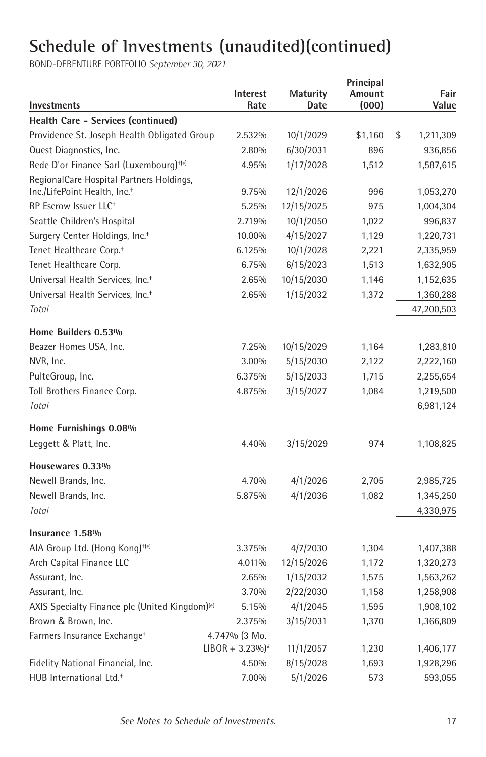# Schedule of Investments (unaudited)(continued)

BOND-DEBENTURE PORTFOLIO *September 30, 2021*

| Investments | Interest Rate | Maturity Date | Principal Amount (000) | Fair Value |
|---|---|---|---|---|
| **Health Care – Services (continued)** | | | | |
| Providence St. Joseph Health Obligated Group | 2.532% | 10/1/2029 | $1,160 | $ 1,211,309 |
| Quest Diagnostics, Inc. | 2.80% | 6/30/2031 | 896 | 936,856 |
| Rede D'or Finance Sarl (Luxembourg)†(e) | 4.95% | 1/17/2028 | 1,512 | 1,587,615 |
| RegionalCare Hospital Partners Holdings, Inc./LifePoint Health, Inc.† | 9.75% | 12/1/2026 | 996 | 1,053,270 |
| RP Escrow Issuer LLC† | 5.25% | 12/15/2025 | 975 | 1,004,304 |
| Seattle Children's Hospital | 2.719% | 10/1/2050 | 1,022 | 996,837 |
| Surgery Center Holdings, Inc.† | 10.00% | 4/15/2027 | 1,129 | 1,220,731 |
| Tenet Healthcare Corp.† | 6.125% | 10/1/2028 | 2,221 | 2,335,959 |
| Tenet Healthcare Corp. | 6.75% | 6/15/2023 | 1,513 | 1,632,905 |
| Universal Health Services, Inc.† | 2.65% | 10/15/2030 | 1,146 | 1,152,635 |
| Universal Health Services, Inc.† | 2.65% | 1/15/2032 | 1,372 | 1,360,288 |
| *Total* | | | | 47,200,503 |
| **Home Builders 0.53%** | | | | |
| Beazer Homes USA, Inc. | 7.25% | 10/15/2029 | 1,164 | 1,283,810 |
| NVR, Inc. | 3.00% | 5/15/2030 | 2,122 | 2,222,160 |
| PulteGroup, Inc. | 6.375% | 5/15/2033 | 1,715 | 2,255,654 |
| Toll Brothers Finance Corp. | 4.875% | 3/15/2027 | 1,084 | 1,219,500 |
| *Total* | | | | 6,981,124 |
| **Home Furnishings 0.08%** | | | | |
| Leggett & Platt, Inc. | 4.40% | 3/15/2029 | 974 | 1,108,825 |
| **Housewares 0.33%** | | | | |
| Newell Brands, Inc. | 4.70% | 4/1/2026 | 2,705 | 2,985,725 |
| Newell Brands, Inc. | 5.875% | 4/1/2036 | 1,082 | 1,345,250 |
| *Total* | | | | 4,330,975 |
| **Insurance 1.58%** | | | | |
| AIA Group Ltd. (Hong Kong)†(e) | 3.375% | 4/7/2030 | 1,304 | 1,407,388 |
| Arch Capital Finance LLC | 4.011% | 12/15/2026 | 1,172 | 1,320,273 |
| Assurant, Inc. | 2.65% | 1/15/2032 | 1,575 | 1,563,262 |
| Assurant, Inc. | 3.70% | 2/22/2030 | 1,158 | 1,258,908 |
| AXIS Specialty Finance plc (United Kingdom)(e) | 5.15% | 4/1/2045 | 1,595 | 1,908,102 |
| Brown & Brown, Inc. | 2.375% | 3/15/2031 | 1,370 | 1,366,809 |
| Farmers Insurance Exchange† | 4.747% (3 Mo. LIBOR + 3.23%)# | 11/1/2057 | 1,230 | 1,406,177 |
| Fidelity National Financial, Inc. | 4.50% | 8/15/2028 | 1,693 | 1,928,296 |
| HUB International Ltd.† | 7.00% | 5/1/2026 | 573 | 593,055 |

*See Notes to Schedule of Investments.*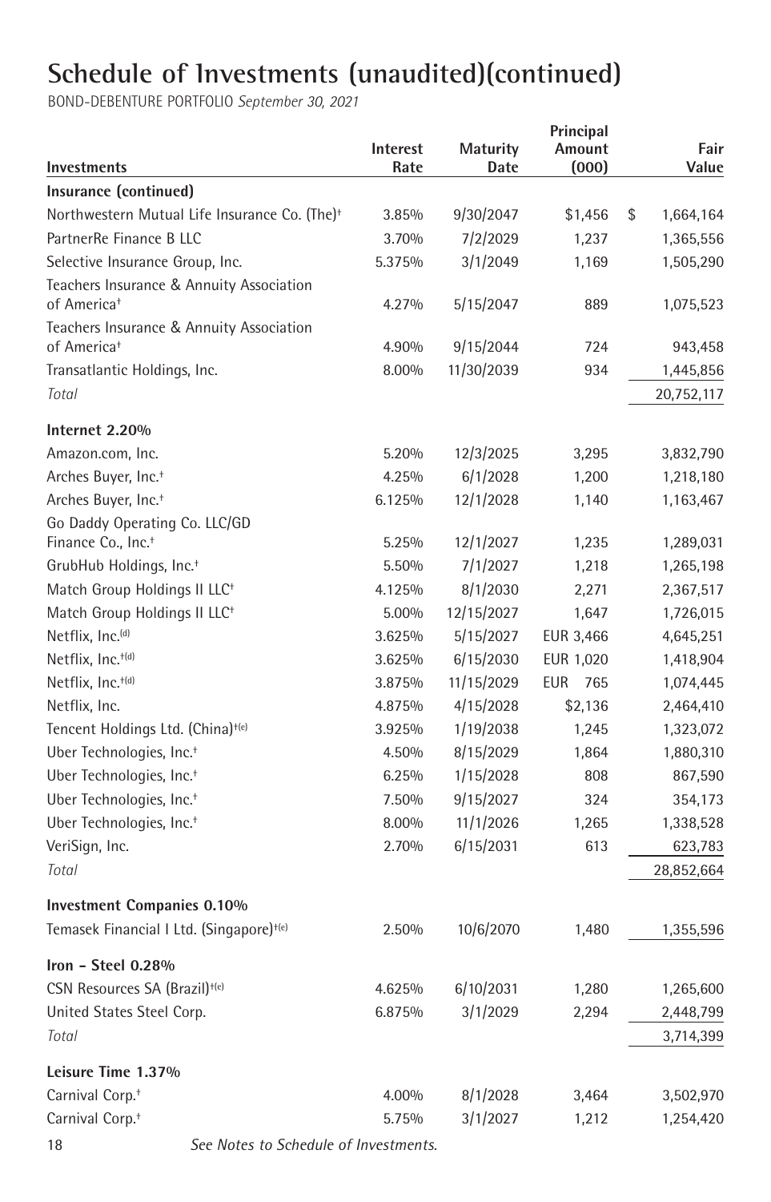# Schedule of Investments (unaudited)(continued)

BOND-DEBENTURE PORTFOLIO *September 30, 2021*

| Investments | Interest Rate | Maturity Date | Principal Amount (000) | Fair Value |
|---|---|---|---|---|
| **Insurance (continued)** | | | | |
| Northwestern Mutual Life Insurance Co. (The)† | 3.85% | 9/30/2047 | $1,456 | $ 1,664,164 |
| PartnerRe Finance B LLC | 3.70% | 7/2/2029 | 1,237 | 1,365,556 |
| Selective Insurance Group, Inc. | 5.375% | 3/1/2049 | 1,169 | 1,505,290 |
| Teachers Insurance & Annuity Association of America† | 4.27% | 5/15/2047 | 889 | 1,075,523 |
| Teachers Insurance & Annuity Association of America† | 4.90% | 9/15/2044 | 724 | 943,458 |
| Transatlantic Holdings, Inc. | 8.00% | 11/30/2039 | 934 | 1,445,856 |
| *Total* | | | | 20,752,117 |
| **Internet 2.20%** | | | | |
| Amazon.com, Inc. | 5.20% | 12/3/2025 | 3,295 | 3,832,790 |
| Arches Buyer, Inc.† | 4.25% | 6/1/2028 | 1,200 | 1,218,180 |
| Arches Buyer, Inc.† | 6.125% | 12/1/2028 | 1,140 | 1,163,467 |
| Go Daddy Operating Co. LLC/GD Finance Co., Inc.† | 5.25% | 12/1/2027 | 1,235 | 1,289,031 |
| GrubHub Holdings, Inc.† | 5.50% | 7/1/2027 | 1,218 | 1,265,198 |
| Match Group Holdings II LLC† | 4.125% | 8/1/2030 | 2,271 | 2,367,517 |
| Match Group Holdings II LLC† | 5.00% | 12/15/2027 | 1,647 | 1,726,015 |
| Netflix, Inc.(d) | 3.625% | 5/15/2027 | EUR 3,466 | 4,645,251 |
| Netflix, Inc.†(d) | 3.625% | 6/15/2030 | EUR 1,020 | 1,418,904 |
| Netflix, Inc.†(d) | 3.875% | 11/15/2029 | EUR 765 | 1,074,445 |
| Netflix, Inc. | 4.875% | 4/15/2028 | $2,136 | 2,464,410 |
| Tencent Holdings Ltd. (China)†(e) | 3.925% | 1/19/2038 | 1,245 | 1,323,072 |
| Uber Technologies, Inc.† | 4.50% | 8/15/2029 | 1,864 | 1,880,310 |
| Uber Technologies, Inc.† | 6.25% | 1/15/2028 | 808 | 867,590 |
| Uber Technologies, Inc.† | 7.50% | 9/15/2027 | 324 | 354,173 |
| Uber Technologies, Inc.† | 8.00% | 11/1/2026 | 1,265 | 1,338,528 |
| VeriSign, Inc. | 2.70% | 6/15/2031 | 613 | 623,783 |
| *Total* | | | | 28,852,664 |
| **Investment Companies 0.10%** | | | | |
| Temasek Financial I Ltd. (Singapore)†(e) | 2.50% | 10/6/2070 | 1,480 | 1,355,596 |
| **Iron – Steel 0.28%** | | | | |
| CSN Resources SA (Brazil)†(e) | 4.625% | 6/10/2031 | 1,280 | 1,265,600 |
| United States Steel Corp. | 6.875% | 3/1/2029 | 2,294 | 2,448,799 |
| *Total* | | | | 3,714,399 |
| **Leisure Time 1.37%** | | | | |
| Carnival Corp.† | 4.00% | 8/1/2028 | 3,464 | 3,502,970 |
| Carnival Corp.† | 5.75% | 3/1/2027 | 1,212 | 1,254,420 |

*See Notes to Schedule of Investments.*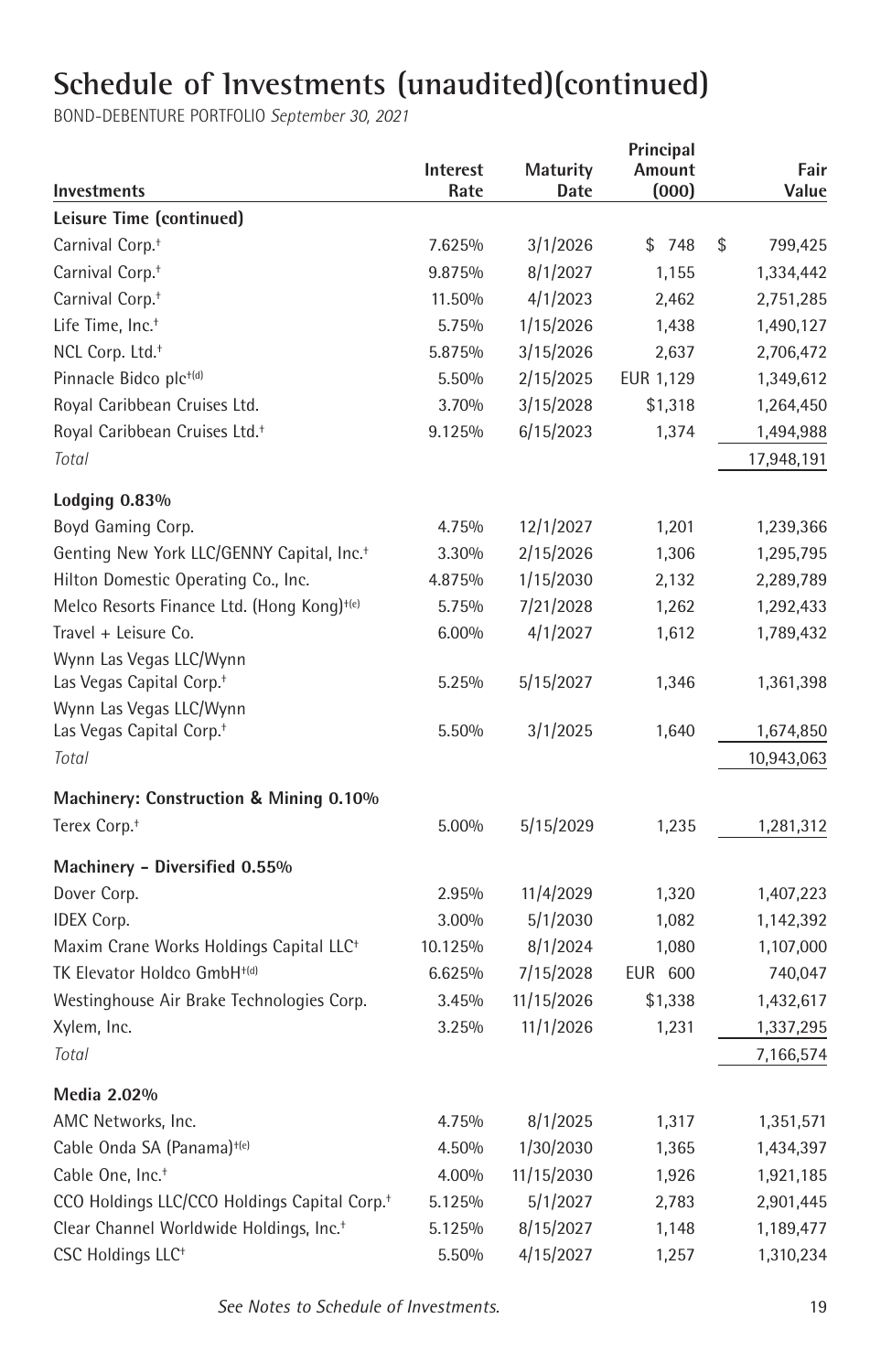# Schedule of Investments (unaudited)(continued)

BOND-DEBENTURE PORTFOLIO *September 30, 2021*

| Investments | Interest Rate | Maturity Date | Principal Amount (000) | Fair Value |
|---|---|---|---|---|
| **Leisure Time (continued)** | | | | |
| Carnival Corp.† | 7.625% | 3/1/2026 | $ 748 | $ 799,425 |
| Carnival Corp.† | 9.875% | 8/1/2027 | 1,155 | 1,334,442 |
| Carnival Corp.† | 11.50% | 4/1/2023 | 2,462 | 2,751,285 |
| Life Time, Inc.† | 5.75% | 1/15/2026 | 1,438 | 1,490,127 |
| NCL Corp. Ltd.† | 5.875% | 3/15/2026 | 2,637 | 2,706,472 |
| Pinnacle Bidco plc†(d) | 5.50% | 2/15/2025 | EUR 1,129 | 1,349,612 |
| Royal Caribbean Cruises Ltd. | 3.70% | 3/15/2028 | $1,318 | 1,264,450 |
| Royal Caribbean Cruises Ltd.† | 9.125% | 6/15/2023 | 1,374 | 1,494,988 |
| *Total* | | | | 17,948,191 |
| **Lodging 0.83%** | | | | |
| Boyd Gaming Corp. | 4.75% | 12/1/2027 | 1,201 | 1,239,366 |
| Genting New York LLC/GENNY Capital, Inc.† | 3.30% | 2/15/2026 | 1,306 | 1,295,795 |
| Hilton Domestic Operating Co., Inc. | 4.875% | 1/15/2030 | 2,132 | 2,289,789 |
| Melco Resorts Finance Ltd. (Hong Kong)†(e) | 5.75% | 7/21/2028 | 1,262 | 1,292,433 |
| Travel + Leisure Co. | 6.00% | 4/1/2027 | 1,612 | 1,789,432 |
| Wynn Las Vegas LLC/Wynn Las Vegas Capital Corp.† | 5.25% | 5/15/2027 | 1,346 | 1,361,398 |
| Wynn Las Vegas LLC/Wynn Las Vegas Capital Corp.† | 5.50% | 3/1/2025 | 1,640 | 1,674,850 |
| *Total* | | | | 10,943,063 |
| **Machinery: Construction & Mining 0.10%** | | | | |
| Terex Corp.† | 5.00% | 5/15/2029 | 1,235 | 1,281,312 |
| **Machinery - Diversified 0.55%** | | | | |
| Dover Corp. | 2.95% | 11/4/2029 | 1,320 | 1,407,223 |
| IDEX Corp. | 3.00% | 5/1/2030 | 1,082 | 1,142,392 |
| Maxim Crane Works Holdings Capital LLC† | 10.125% | 8/1/2024 | 1,080 | 1,107,000 |
| TK Elevator Holdco GmbH†(d) | 6.625% | 7/15/2028 | EUR 600 | 740,047 |
| Westinghouse Air Brake Technologies Corp. | 3.45% | 11/15/2026 | $1,338 | 1,432,617 |
| Xylem, Inc. | 3.25% | 11/1/2026 | 1,231 | 1,337,295 |
| *Total* | | | | 7,166,574 |
| **Media 2.02%** | | | | |
| AMC Networks, Inc. | 4.75% | 8/1/2025 | 1,317 | 1,351,571 |
| Cable Onda SA (Panama)†(e) | 4.50% | 1/30/2030 | 1,365 | 1,434,397 |
| Cable One, Inc.† | 4.00% | 11/15/2030 | 1,926 | 1,921,185 |
| CCO Holdings LLC/CCO Holdings Capital Corp.† | 5.125% | 5/1/2027 | 2,783 | 2,901,445 |
| Clear Channel Worldwide Holdings, Inc.† | 5.125% | 8/15/2027 | 1,148 | 1,189,477 |
| CSC Holdings LLC† | 5.50% | 4/15/2027 | 1,257 | 1,310,234 |

*See Notes to Schedule of Investments.*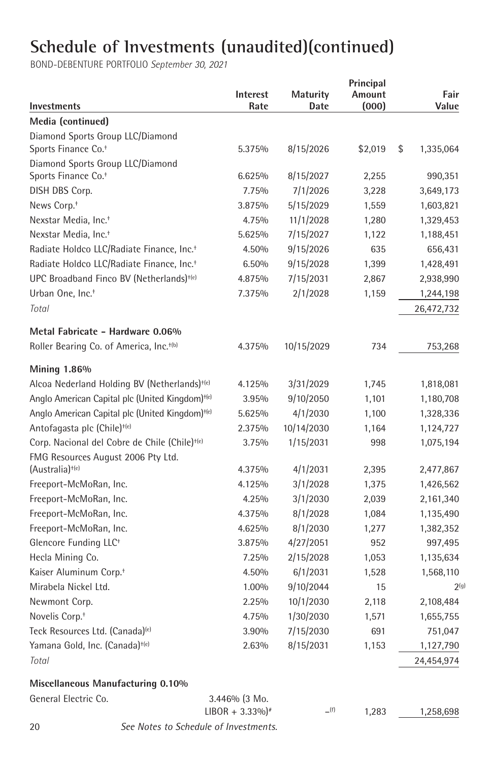# Schedule of Investments (unaudited)(continued)

BOND-DEBENTURE PORTFOLIO *September 30, 2021*

| Investments | Interest Rate | Maturity Date | Principal Amount (000) | Fair Value |
|---|---|---|---|---|
| **Media (continued)** | | | | |
| Diamond Sports Group LLC/Diamond Sports Finance Co.† | 5.375% | 8/15/2026 | $2,019 | $ 1,335,064 |
| Diamond Sports Group LLC/Diamond Sports Finance Co.† | 6.625% | 8/15/2027 | 2,255 | 990,351 |
| DISH DBS Corp. | 7.75% | 7/1/2026 | 3,228 | 3,649,173 |
| News Corp.† | 3.875% | 5/15/2029 | 1,559 | 1,603,821 |
| Nexstar Media, Inc.† | 4.75% | 11/1/2028 | 1,280 | 1,329,453 |
| Nexstar Media, Inc.† | 5.625% | 7/15/2027 | 1,122 | 1,188,451 |
| Radiate Holdco LLC/Radiate Finance, Inc.† | 4.50% | 9/15/2026 | 635 | 656,431 |
| Radiate Holdco LLC/Radiate Finance, Inc.† | 6.50% | 9/15/2028 | 1,399 | 1,428,491 |
| UPC Broadband Finco BV (Netherlands)†(e) | 4.875% | 7/15/2031 | 2,867 | 2,938,990 |
| Urban One, Inc.† | 7.375% | 2/1/2028 | 1,159 | 1,244,198 |
| *Total* | | | | 26,472,732 |
| **Metal Fabricate - Hardware 0.06%** | | | | |
| Roller Bearing Co. of America, Inc.†(b) | 4.375% | 10/15/2029 | 734 | 753,268 |
| **Mining 1.86%** | | | | |
| Alcoa Nederland Holding BV (Netherlands)†(e) | 4.125% | 3/31/2029 | 1,745 | 1,818,081 |
| Anglo American Capital plc (United Kingdom)†(e) | 3.95% | 9/10/2050 | 1,101 | 1,180,708 |
| Anglo American Capital plc (United Kingdom)†(e) | 5.625% | 4/1/2030 | 1,100 | 1,328,336 |
| Antofagasta plc (Chile)†(e) | 2.375% | 10/14/2030 | 1,164 | 1,124,727 |
| Corp. Nacional del Cobre de Chile (Chile)†(e) | 3.75% | 1/15/2031 | 998 | 1,075,194 |
| FMG Resources August 2006 Pty Ltd. (Australia)†(e) | 4.375% | 4/1/2031 | 2,395 | 2,477,867 |
| Freeport-McMoRan, Inc. | 4.125% | 3/1/2028 | 1,375 | 1,426,562 |
| Freeport-McMoRan, Inc. | 4.25% | 3/1/2030 | 2,039 | 2,161,340 |
| Freeport-McMoRan, Inc. | 4.375% | 8/1/2028 | 1,084 | 1,135,490 |
| Freeport-McMoRan, Inc. | 4.625% | 8/1/2030 | 1,277 | 1,382,352 |
| Glencore Funding LLC† | 3.875% | 4/27/2051 | 952 | 997,495 |
| Hecla Mining Co. | 7.25% | 2/15/2028 | 1,053 | 1,135,634 |
| Kaiser Aluminum Corp.† | 4.50% | 6/1/2031 | 1,528 | 1,568,110 |
| Mirabela Nickel Ltd. | 1.00% | 9/10/2044 | 15 | 2(g) |
| Newmont Corp. | 2.25% | 10/1/2030 | 2,118 | 2,108,484 |
| Novelis Corp.† | 4.75% | 1/30/2030 | 1,571 | 1,655,755 |
| Teck Resources Ltd. (Canada)(e) | 3.90% | 7/15/2030 | 691 | 751,047 |
| Yamana Gold, Inc. (Canada)†(e) | 2.63% | 8/15/2031 | 1,153 | 1,127,790 |
| *Total* | | | | 24,454,974 |
| **Miscellaneous Manufacturing 0.10%** | | | | |
| General Electric Co. | 3.446% (3 Mo. LIBOR + 3.33%)# | –(f) | 1,283 | 1,258,698 |

*See Notes to Schedule of Investments.*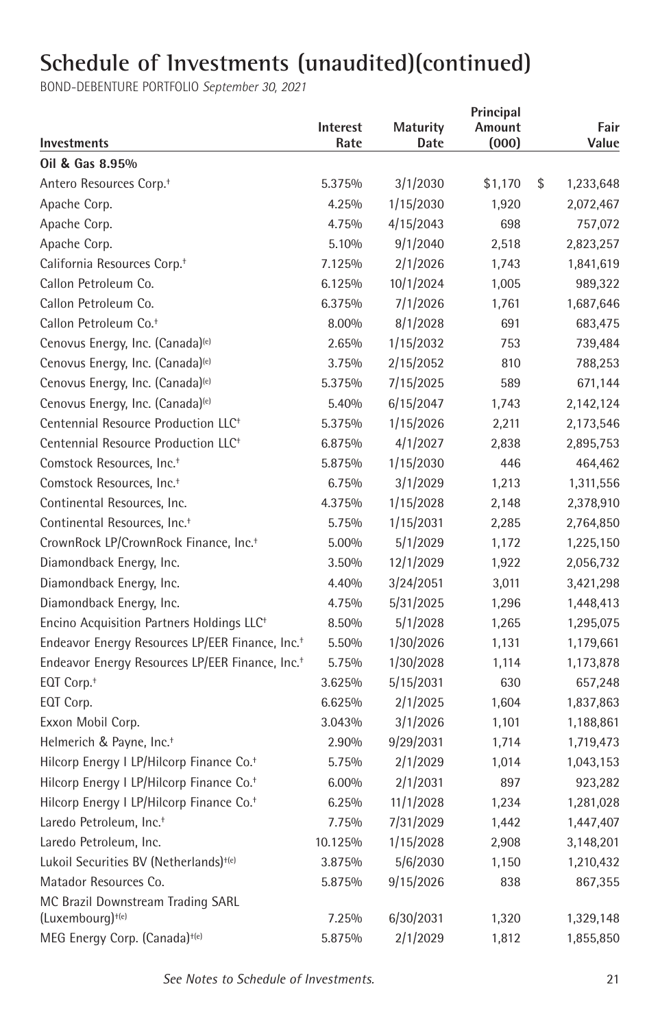# Schedule of Investments (unaudited)(continued)

BOND-DEBENTURE PORTFOLIO *September 30, 2021*

| Investments | Interest Rate | Maturity Date | Principal Amount (000) | Fair Value |
|---|---|---|---|---|
| **Oil & Gas 8.95%** | | | | |
| Antero Resources Corp.† | 5.375% | 3/1/2030 | $1,170 | $ 1,233,648 |
| Apache Corp. | 4.25% | 1/15/2030 | 1,920 | 2,072,467 |
| Apache Corp. | 4.75% | 4/15/2043 | 698 | 757,072 |
| Apache Corp. | 5.10% | 9/1/2040 | 2,518 | 2,823,257 |
| California Resources Corp.† | 7.125% | 2/1/2026 | 1,743 | 1,841,619 |
| Callon Petroleum Co. | 6.125% | 10/1/2024 | 1,005 | 989,322 |
| Callon Petroleum Co. | 6.375% | 7/1/2026 | 1,761 | 1,687,646 |
| Callon Petroleum Co.† | 8.00% | 8/1/2028 | 691 | 683,475 |
| Cenovus Energy, Inc. (Canada)(e) | 2.65% | 1/15/2032 | 753 | 739,484 |
| Cenovus Energy, Inc. (Canada)(e) | 3.75% | 2/15/2052 | 810 | 788,253 |
| Cenovus Energy, Inc. (Canada)(e) | 5.375% | 7/15/2025 | 589 | 671,144 |
| Cenovus Energy, Inc. (Canada)(e) | 5.40% | 6/15/2047 | 1,743 | 2,142,124 |
| Centennial Resource Production LLC† | 5.375% | 1/15/2026 | 2,211 | 2,173,546 |
| Centennial Resource Production LLC† | 6.875% | 4/1/2027 | 2,838 | 2,895,753 |
| Comstock Resources, Inc.† | 5.875% | 1/15/2030 | 446 | 464,462 |
| Comstock Resources, Inc.† | 6.75% | 3/1/2029 | 1,213 | 1,311,556 |
| Continental Resources, Inc. | 4.375% | 1/15/2028 | 2,148 | 2,378,910 |
| Continental Resources, Inc.† | 5.75% | 1/15/2031 | 2,285 | 2,764,850 |
| CrownRock LP/CrownRock Finance, Inc.† | 5.00% | 5/1/2029 | 1,172 | 1,225,150 |
| Diamondback Energy, Inc. | 3.50% | 12/1/2029 | 1,922 | 2,056,732 |
| Diamondback Energy, Inc. | 4.40% | 3/24/2051 | 3,011 | 3,421,298 |
| Diamondback Energy, Inc. | 4.75% | 5/31/2025 | 1,296 | 1,448,413 |
| Encino Acquisition Partners Holdings LLC† | 8.50% | 5/1/2028 | 1,265 | 1,295,075 |
| Endeavor Energy Resources LP/EER Finance, Inc.† | 5.50% | 1/30/2026 | 1,131 | 1,179,661 |
| Endeavor Energy Resources LP/EER Finance, Inc.† | 5.75% | 1/30/2028 | 1,114 | 1,173,878 |
| EQT Corp.† | 3.625% | 5/15/2031 | 630 | 657,248 |
| EQT Corp. | 6.625% | 2/1/2025 | 1,604 | 1,837,863 |
| Exxon Mobil Corp. | 3.043% | 3/1/2026 | 1,101 | 1,188,861 |
| Helmerich & Payne, Inc.† | 2.90% | 9/29/2031 | 1,714 | 1,719,473 |
| Hilcorp Energy I LP/Hilcorp Finance Co.† | 5.75% | 2/1/2029 | 1,014 | 1,043,153 |
| Hilcorp Energy I LP/Hilcorp Finance Co.† | 6.00% | 2/1/2031 | 897 | 923,282 |
| Hilcorp Energy I LP/Hilcorp Finance Co.† | 6.25% | 11/1/2028 | 1,234 | 1,281,028 |
| Laredo Petroleum, Inc.† | 7.75% | 7/31/2029 | 1,442 | 1,447,407 |
| Laredo Petroleum, Inc. | 10.125% | 1/15/2028 | 2,908 | 3,148,201 |
| Lukoil Securities BV (Netherlands)†(e) | 3.875% | 5/6/2030 | 1,150 | 1,210,432 |
| Matador Resources Co. | 5.875% | 9/15/2026 | 838 | 867,355 |
| MC Brazil Downstream Trading SARL (Luxembourg)†(e) | 7.25% | 6/30/2031 | 1,320 | 1,329,148 |
| MEG Energy Corp. (Canada)†(e) | 5.875% | 2/1/2029 | 1,812 | 1,855,850 |

*See Notes to Schedule of Investments.*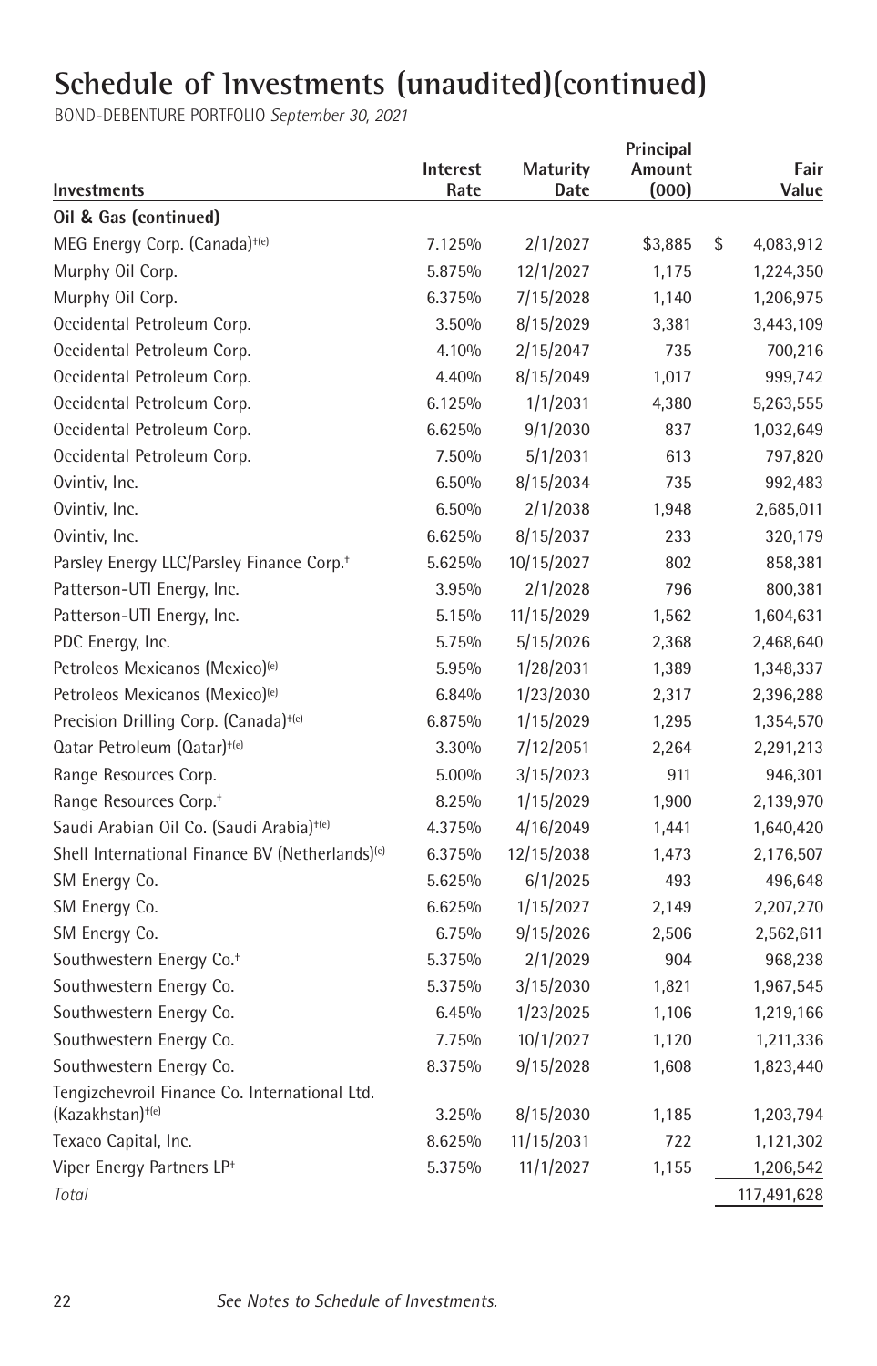# Schedule of Investments (unaudited)(continued)

BOND-DEBENTURE PORTFOLIO *September 30, 2021*

| Investments | Interest Rate | Maturity Date | Principal Amount (000) | Fair Value |
|---|---|---|---|---|
| **Oil & Gas (continued)** | | | | |
| MEG Energy Corp. (Canada)[†(e)] | 7.125% | 2/1/2027 | $3,885 | $ 4,083,912 |
| Murphy Oil Corp. | 5.875% | 12/1/2027 | 1,175 | 1,224,350 |
| Murphy Oil Corp. | 6.375% | 7/15/2028 | 1,140 | 1,206,975 |
| Occidental Petroleum Corp. | 3.50% | 8/15/2029 | 3,381 | 3,443,109 |
| Occidental Petroleum Corp. | 4.10% | 2/15/2047 | 735 | 700,216 |
| Occidental Petroleum Corp. | 4.40% | 8/15/2049 | 1,017 | 999,742 |
| Occidental Petroleum Corp. | 6.125% | 1/1/2031 | 4,380 | 5,263,555 |
| Occidental Petroleum Corp. | 6.625% | 9/1/2030 | 837 | 1,032,649 |
| Occidental Petroleum Corp. | 7.50% | 5/1/2031 | 613 | 797,820 |
| Ovintiv, Inc. | 6.50% | 8/15/2034 | 735 | 992,483 |
| Ovintiv, Inc. | 6.50% | 2/1/2038 | 1,948 | 2,685,011 |
| Ovintiv, Inc. | 6.625% | 8/15/2037 | 233 | 320,179 |
| Parsley Energy LLC/Parsley Finance Corp.[†] | 5.625% | 10/15/2027 | 802 | 858,381 |
| Patterson-UTI Energy, Inc. | 3.95% | 2/1/2028 | 796 | 800,381 |
| Patterson-UTI Energy, Inc. | 5.15% | 11/15/2029 | 1,562 | 1,604,631 |
| PDC Energy, Inc. | 5.75% | 5/15/2026 | 2,368 | 2,468,640 |
| Petroleos Mexicanos (Mexico)[(e)] | 5.95% | 1/28/2031 | 1,389 | 1,348,337 |
| Petroleos Mexicanos (Mexico)[(e)] | 6.84% | 1/23/2030 | 2,317 | 2,396,288 |
| Precision Drilling Corp. (Canada)[†(e)] | 6.875% | 1/15/2029 | 1,295 | 1,354,570 |
| Qatar Petroleum (Qatar)[†(e)] | 3.30% | 7/12/2051 | 2,264 | 2,291,213 |
| Range Resources Corp. | 5.00% | 3/15/2023 | 911 | 946,301 |
| Range Resources Corp.[†] | 8.25% | 1/15/2029 | 1,900 | 2,139,970 |
| Saudi Arabian Oil Co. (Saudi Arabia)[†(e)] | 4.375% | 4/16/2049 | 1,441 | 1,640,420 |
| Shell International Finance BV (Netherlands)[(e)] | 6.375% | 12/15/2038 | 1,473 | 2,176,507 |
| SM Energy Co. | 5.625% | 6/1/2025 | 493 | 496,648 |
| SM Energy Co. | 6.625% | 1/15/2027 | 2,149 | 2,207,270 |
| SM Energy Co. | 6.75% | 9/15/2026 | 2,506 | 2,562,611 |
| Southwestern Energy Co.[†] | 5.375% | 2/1/2029 | 904 | 968,238 |
| Southwestern Energy Co. | 5.375% | 3/15/2030 | 1,821 | 1,967,545 |
| Southwestern Energy Co. | 6.45% | 1/23/2025 | 1,106 | 1,219,166 |
| Southwestern Energy Co. | 7.75% | 10/1/2027 | 1,120 | 1,211,336 |
| Southwestern Energy Co. | 8.375% | 9/15/2028 | 1,608 | 1,823,440 |
| Tengizchevroil Finance Co. International Ltd. (Kazakhstan)[†(e)] | 3.25% | 8/15/2030 | 1,185 | 1,203,794 |
| Texaco Capital, Inc. | 8.625% | 11/15/2031 | 722 | 1,121,302 |
| Viper Energy Partners LP[†] | 5.375% | 11/1/2027 | 1,155 | 1,206,542 |
| *Total* | | | | 117,491,628 |

*See Notes to Schedule of Investments.*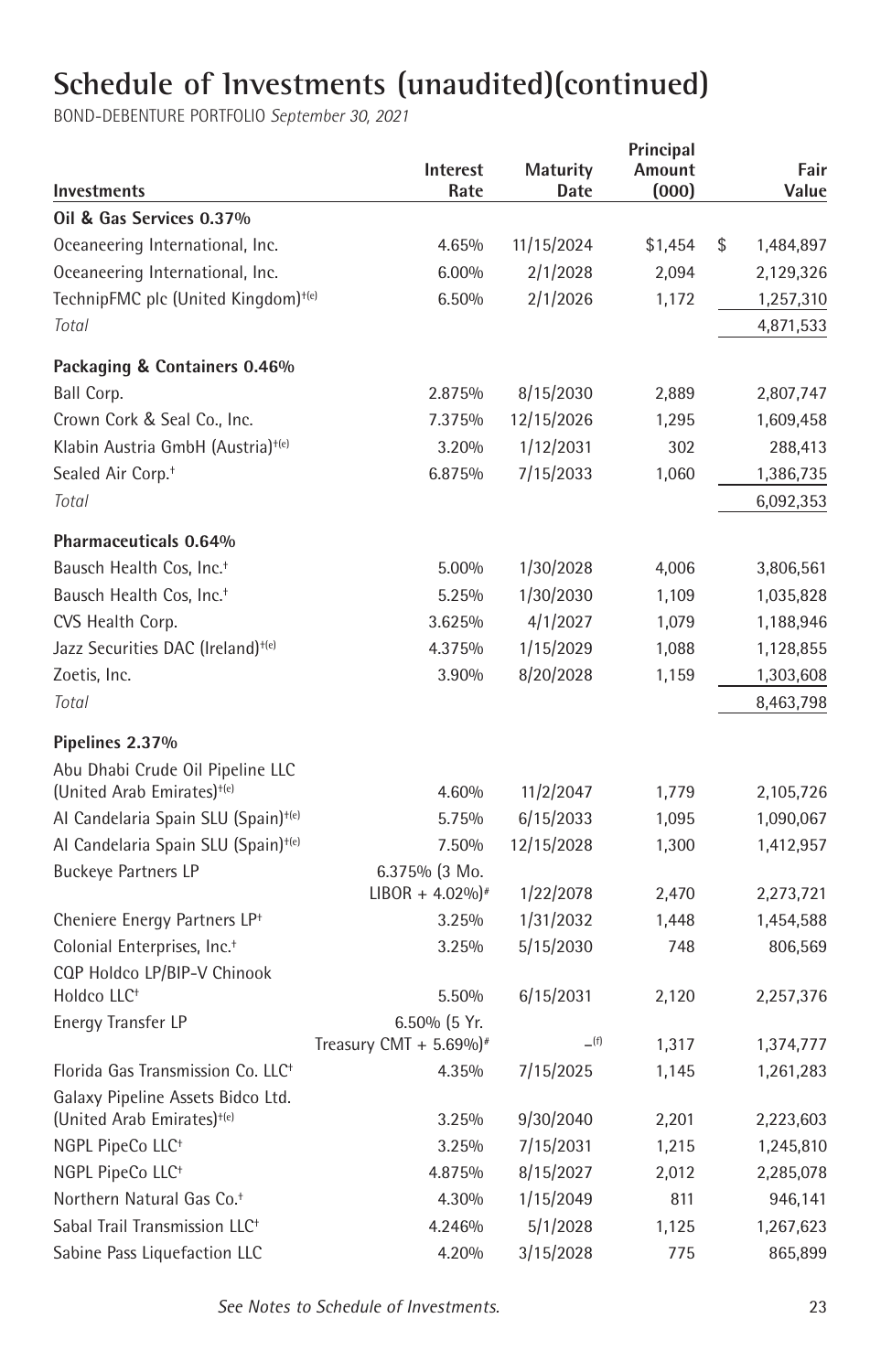# Schedule of Investments (unaudited)(continued)

BOND-DEBENTURE PORTFOLIO *September 30, 2021*

| Investments | Interest Rate | Maturity Date | Principal Amount (000) | Fair Value |
|---|---|---|---|---|
| **Oil & Gas Services 0.37%** | | | | |
| Oceaneering International, Inc. | 4.65% | 11/15/2024 | $1,454 | $ 1,484,897 |
| Oceaneering International, Inc. | 6.00% | 2/1/2028 | 2,094 | 2,129,326 |
| TechnipFMC plc (United Kingdom)[†(e)] | 6.50% | 2/1/2026 | 1,172 | 1,257,310 |
| *Total* | | | | 4,871,533 |
| **Packaging & Containers 0.46%** | | | | |
| Ball Corp. | 2.875% | 8/15/2030 | 2,889 | 2,807,747 |
| Crown Cork & Seal Co., Inc. | 7.375% | 12/15/2026 | 1,295 | 1,609,458 |
| Klabin Austria GmbH (Austria)[†(e)] | 3.20% | 1/12/2031 | 302 | 288,413 |
| Sealed Air Corp.[†] | 6.875% | 7/15/2033 | 1,060 | 1,386,735 |
| *Total* | | | | 6,092,353 |
| **Pharmaceuticals 0.64%** | | | | |
| Bausch Health Cos, Inc.[†] | 5.00% | 1/30/2028 | 4,006 | 3,806,561 |
| Bausch Health Cos, Inc.[†] | 5.25% | 1/30/2030 | 1,109 | 1,035,828 |
| CVS Health Corp. | 3.625% | 4/1/2027 | 1,079 | 1,188,946 |
| Jazz Securities DAC (Ireland)[†(e)] | 4.375% | 1/15/2029 | 1,088 | 1,128,855 |
| Zoetis, Inc. | 3.90% | 8/20/2028 | 1,159 | 1,303,608 |
| *Total* | | | | 8,463,798 |
| **Pipelines 2.37%** | | | | |
| Abu Dhabi Crude Oil Pipeline LLC (United Arab Emirates)[†(e)] | 4.60% | 11/2/2047 | 1,779 | 2,105,726 |
| AI Candelaria Spain SLU (Spain)[†(e)] | 5.75% | 6/15/2033 | 1,095 | 1,090,067 |
| AI Candelaria Spain SLU (Spain)[†(e)] | 7.50% | 12/15/2028 | 1,300 | 1,412,957 |
| Buckeye Partners LP | 6.375% (3 Mo. LIBOR + 4.02%)[#] | 1/22/2078 | 2,470 | 2,273,721 |
| Cheniere Energy Partners LP[†] | 3.25% | 1/31/2032 | 1,448 | 1,454,588 |
| Colonial Enterprises, Inc.[†] | 3.25% | 5/15/2030 | 748 | 806,569 |
| CQP Holdco LP/BIP-V Chinook Holdco LLC[†] | 5.50% | 6/15/2031 | 2,120 | 2,257,376 |
| Energy Transfer LP | 6.50% (5 Yr. Treasury CMT + 5.69%)[#] | –[(f)] | 1,317 | 1,374,777 |
| Florida Gas Transmission Co. LLC[†] | 4.35% | 7/15/2025 | 1,145 | 1,261,283 |
| Galaxy Pipeline Assets Bidco Ltd. (United Arab Emirates)[†(e)] | 3.25% | 9/30/2040 | 2,201 | 2,223,603 |
| NGPL PipeCo LLC[†] | 3.25% | 7/15/2031 | 1,215 | 1,245,810 |
| NGPL PipeCo LLC[†] | 4.875% | 8/15/2027 | 2,012 | 2,285,078 |
| Northern Natural Gas Co.[†] | 4.30% | 1/15/2049 | 811 | 946,141 |
| Sabal Trail Transmission LLC[†] | 4.246% | 5/1/2028 | 1,125 | 1,267,623 |
| Sabine Pass Liquefaction LLC | 4.20% | 3/15/2028 | 775 | 865,899 |

*See Notes to Schedule of Investments.*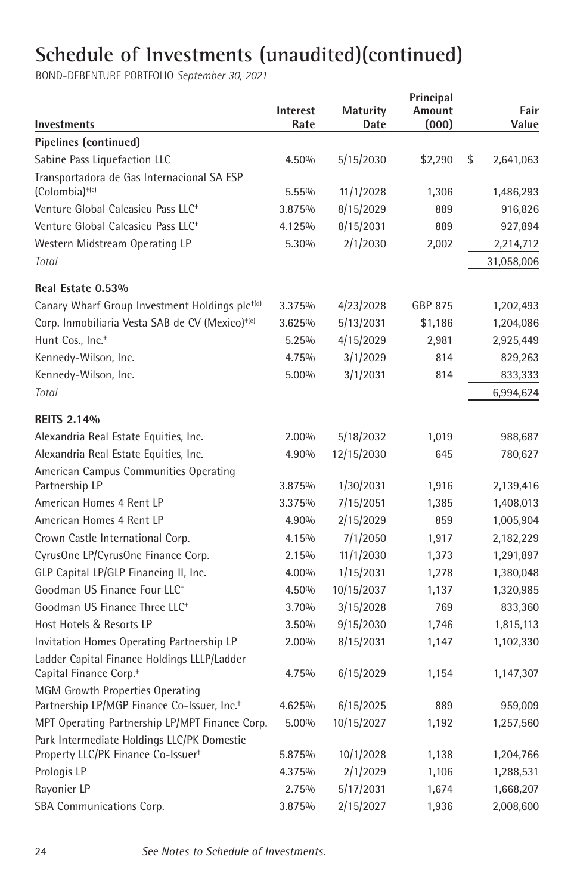# Schedule of Investments (unaudited)(continued)

BOND-DEBENTURE PORTFOLIO *September 30, 2021*

| Investments | Interest Rate | Maturity Date | Principal Amount (000) | Fair Value |
|---|---|---|---|---|
| **Pipelines (continued)** | | | | |
| Sabine Pass Liquefaction LLC | 4.50% | 5/15/2030 | $2,290 | $ 2,641,063 |
| Transportadora de Gas Internacional SA ESP (Colombia)†(e) | 5.55% | 11/1/2028 | 1,306 | 1,486,293 |
| Venture Global Calcasieu Pass LLC† | 3.875% | 8/15/2029 | 889 | 916,826 |
| Venture Global Calcasieu Pass LLC† | 4.125% | 8/15/2031 | 889 | 927,894 |
| Western Midstream Operating LP | 5.30% | 2/1/2030 | 2,002 | 2,214,712 |
| *Total* | | | | 31,058,006 |
| **Real Estate 0.53%** | | | | |
| Canary Wharf Group Investment Holdings plc†(d) | 3.375% | 4/23/2028 | GBP 875 | 1,202,493 |
| Corp. Inmobiliaria Vesta SAB de CV (Mexico)†(e) | 3.625% | 5/13/2031 | $1,186 | 1,204,086 |
| Hunt Cos., Inc.† | 5.25% | 4/15/2029 | 2,981 | 2,925,449 |
| Kennedy-Wilson, Inc. | 4.75% | 3/1/2029 | 814 | 829,263 |
| Kennedy-Wilson, Inc. | 5.00% | 3/1/2031 | 814 | 833,333 |
| *Total* | | | | 6,994,624 |
| **REITS 2.14%** | | | | |
| Alexandria Real Estate Equities, Inc. | 2.00% | 5/18/2032 | 1,019 | 988,687 |
| Alexandria Real Estate Equities, Inc. | 4.90% | 12/15/2030 | 645 | 780,627 |
| American Campus Communities Operating Partnership LP | 3.875% | 1/30/2031 | 1,916 | 2,139,416 |
| American Homes 4 Rent LP | 3.375% | 7/15/2051 | 1,385 | 1,408,013 |
| American Homes 4 Rent LP | 4.90% | 2/15/2029 | 859 | 1,005,904 |
| Crown Castle International Corp. | 4.15% | 7/1/2050 | 1,917 | 2,182,229 |
| CyrusOne LP/CyrusOne Finance Corp. | 2.15% | 11/1/2030 | 1,373 | 1,291,897 |
| GLP Capital LP/GLP Financing II, Inc. | 4.00% | 1/15/2031 | 1,278 | 1,380,048 |
| Goodman US Finance Four LLC† | 4.50% | 10/15/2037 | 1,137 | 1,320,985 |
| Goodman US Finance Three LLC† | 3.70% | 3/15/2028 | 769 | 833,360 |
| Host Hotels & Resorts LP | 3.50% | 9/15/2030 | 1,746 | 1,815,113 |
| Invitation Homes Operating Partnership LP | 2.00% | 8/15/2031 | 1,147 | 1,102,330 |
| Ladder Capital Finance Holdings LLLP/Ladder Capital Finance Corp.† | 4.75% | 6/15/2029 | 1,154 | 1,147,307 |
| MGM Growth Properties Operating Partnership LP/MGP Finance Co-Issuer, Inc.† | 4.625% | 6/15/2025 | 889 | 959,009 |
| MPT Operating Partnership LP/MPT Finance Corp. | 5.00% | 10/15/2027 | 1,192 | 1,257,560 |
| Park Intermediate Holdings LLC/PK Domestic Property LLC/PK Finance Co-Issuer† | 5.875% | 10/1/2028 | 1,138 | 1,204,766 |
| Prologis LP | 4.375% | 2/1/2029 | 1,106 | 1,288,531 |
| Rayonier LP | 2.75% | 5/17/2031 | 1,674 | 1,668,207 |
| SBA Communications Corp. | 3.875% | 2/15/2027 | 1,936 | 2,008,600 |

*See Notes to Schedule of Investments.*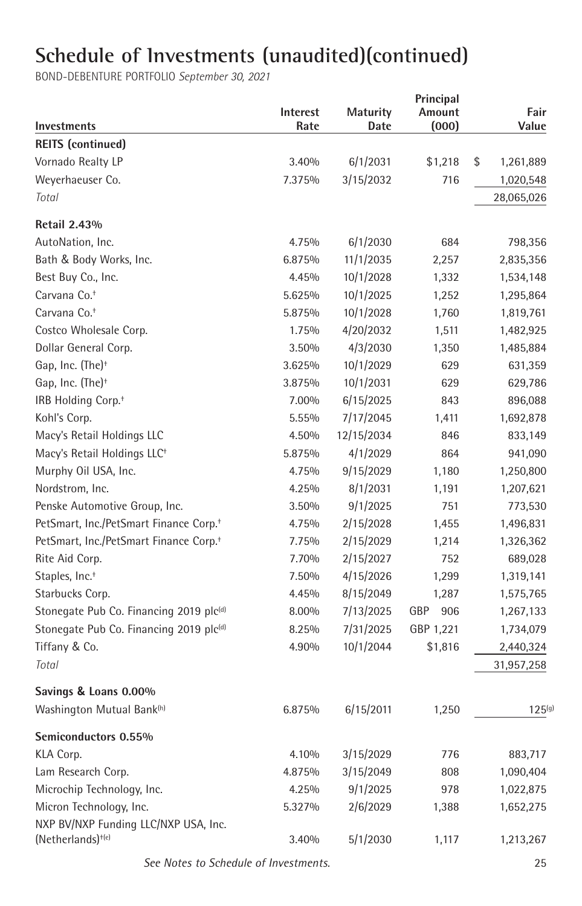# Schedule of Investments (unaudited)(continued)

BOND-DEBENTURE PORTFOLIO *September 30, 2021*

| Investments | Interest Rate | Maturity Date | Principal Amount (000) | Fair Value |
|---|---|---|---|---|
| **REITS (continued)** | | | | |
| Vornado Realty LP | 3.40% | 6/1/2031 | $1,218 | $ 1,261,889 |
| Weyerhaeuser Co. | 7.375% | 3/15/2032 | 716 | 1,020,548 |
| *Total* | | | | 28,065,026 |
| **Retail 2.43%** | | | | |
| AutoNation, Inc. | 4.75% | 6/1/2030 | 684 | 798,356 |
| Bath & Body Works, Inc. | 6.875% | 11/1/2035 | 2,257 | 2,835,356 |
| Best Buy Co., Inc. | 4.45% | 10/1/2028 | 1,332 | 1,534,148 |
| Carvana Co.† | 5.625% | 10/1/2025 | 1,252 | 1,295,864 |
| Carvana Co.† | 5.875% | 10/1/2028 | 1,760 | 1,819,761 |
| Costco Wholesale Corp. | 1.75% | 4/20/2032 | 1,511 | 1,482,925 |
| Dollar General Corp. | 3.50% | 4/3/2030 | 1,350 | 1,485,884 |
| Gap, Inc. (The)† | 3.625% | 10/1/2029 | 629 | 631,359 |
| Gap, Inc. (The)† | 3.875% | 10/1/2031 | 629 | 629,786 |
| IRB Holding Corp.† | 7.00% | 6/15/2025 | 843 | 896,088 |
| Kohl's Corp. | 5.55% | 7/17/2045 | 1,411 | 1,692,878 |
| Macy's Retail Holdings LLC | 4.50% | 12/15/2034 | 846 | 833,149 |
| Macy's Retail Holdings LLC† | 5.875% | 4/1/2029 | 864 | 941,090 |
| Murphy Oil USA, Inc. | 4.75% | 9/15/2029 | 1,180 | 1,250,800 |
| Nordstrom, Inc. | 4.25% | 8/1/2031 | 1,191 | 1,207,621 |
| Penske Automotive Group, Inc. | 3.50% | 9/1/2025 | 751 | 773,530 |
| PetSmart, Inc./PetSmart Finance Corp.† | 4.75% | 2/15/2028 | 1,455 | 1,496,831 |
| PetSmart, Inc./PetSmart Finance Corp.† | 7.75% | 2/15/2029 | 1,214 | 1,326,362 |
| Rite Aid Corp. | 7.70% | 2/15/2027 | 752 | 689,028 |
| Staples, Inc.† | 7.50% | 4/15/2026 | 1,299 | 1,319,141 |
| Starbucks Corp. | 4.45% | 8/15/2049 | 1,287 | 1,575,765 |
| Stonegate Pub Co. Financing 2019 plc(d) | 8.00% | 7/13/2025 | GBP 906 | 1,267,133 |
| Stonegate Pub Co. Financing 2019 plc(d) | 8.25% | 7/31/2025 | GBP 1,221 | 1,734,079 |
| Tiffany & Co. | 4.90% | 10/1/2044 | $1,816 | 2,440,324 |
| *Total* | | | | 31,957,258 |
| **Savings & Loans 0.00%** | | | | |
| Washington Mutual Bank(h) | 6.875% | 6/15/2011 | 1,250 | 125(g) |
| **Semiconductors 0.55%** | | | | |
| KLA Corp. | 4.10% | 3/15/2029 | 776 | 883,717 |
| Lam Research Corp. | 4.875% | 3/15/2049 | 808 | 1,090,404 |
| Microchip Technology, Inc. | 4.25% | 9/1/2025 | 978 | 1,022,875 |
| Micron Technology, Inc. | 5.327% | 2/6/2029 | 1,388 | 1,652,275 |
| NXP BV/NXP Funding LLC/NXP USA, Inc. (Netherlands)†(e) | 3.40% | 5/1/2030 | 1,117 | 1,213,267 |

*See Notes to Schedule of Investments.*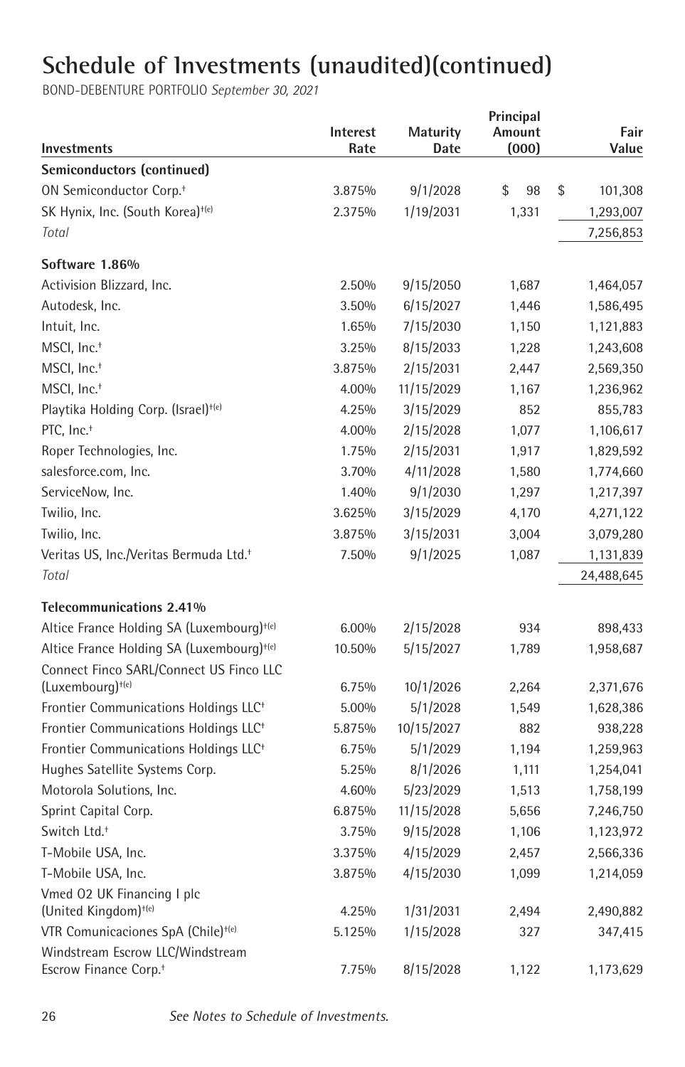# Schedule of Investments (unaudited)(continued)

BOND-DEBENTURE PORTFOLIO *September 30, 2021*

| Investments | Interest Rate | Maturity Date | Principal Amount (000) | Fair Value |
|---|---|---|---|---|
| **Semiconductors (continued)** | | | | |
| ON Semiconductor Corp.[†] | 3.875% | 9/1/2028 | $ 98 | $ 101,308 |
| SK Hynix, Inc. (South Korea)[†(e)] | 2.375% | 1/19/2031 | 1,331 | 1,293,007 |
| *Total* | | | | 7,256,853 |
| **Software 1.86%** | | | | |
| Activision Blizzard, Inc. | 2.50% | 9/15/2050 | 1,687 | 1,464,057 |
| Autodesk, Inc. | 3.50% | 6/15/2027 | 1,446 | 1,586,495 |
| Intuit, Inc. | 1.65% | 7/15/2030 | 1,150 | 1,121,883 |
| MSCI, Inc.[†] | 3.25% | 8/15/2033 | 1,228 | 1,243,608 |
| MSCI, Inc.[†] | 3.875% | 2/15/2031 | 2,447 | 2,569,350 |
| MSCI, Inc.[†] | 4.00% | 11/15/2029 | 1,167 | 1,236,962 |
| Playtika Holding Corp. (Israel)[†(e)] | 4.25% | 3/15/2029 | 852 | 855,783 |
| PTC, Inc.[†] | 4.00% | 2/15/2028 | 1,077 | 1,106,617 |
| Roper Technologies, Inc. | 1.75% | 2/15/2031 | 1,917 | 1,829,592 |
| salesforce.com, Inc. | 3.70% | 4/11/2028 | 1,580 | 1,774,660 |
| ServiceNow, Inc. | 1.40% | 9/1/2030 | 1,297 | 1,217,397 |
| Twilio, Inc. | 3.625% | 3/15/2029 | 4,170 | 4,271,122 |
| Twilio, Inc. | 3.875% | 3/15/2031 | 3,004 | 3,079,280 |
| Veritas US, Inc./Veritas Bermuda Ltd.[†] | 7.50% | 9/1/2025 | 1,087 | 1,131,839 |
| *Total* | | | | 24,488,645 |
| **Telecommunications 2.41%** | | | | |
| Altice France Holding SA (Luxembourg)[†(e)] | 6.00% | 2/15/2028 | 934 | 898,433 |
| Altice France Holding SA (Luxembourg)[†(e)] | 10.50% | 5/15/2027 | 1,789 | 1,958,687 |
| Connect Finco SARL/Connect US Finco LLC (Luxembourg)[†(e)] | 6.75% | 10/1/2026 | 2,264 | 2,371,676 |
| Frontier Communications Holdings LLC[†] | 5.00% | 5/1/2028 | 1,549 | 1,628,386 |
| Frontier Communications Holdings LLC[†] | 5.875% | 10/15/2027 | 882 | 938,228 |
| Frontier Communications Holdings LLC[†] | 6.75% | 5/1/2029 | 1,194 | 1,259,963 |
| Hughes Satellite Systems Corp. | 5.25% | 8/1/2026 | 1,111 | 1,254,041 |
| Motorola Solutions, Inc. | 4.60% | 5/23/2029 | 1,513 | 1,758,199 |
| Sprint Capital Corp. | 6.875% | 11/15/2028 | 5,656 | 7,246,750 |
| Switch Ltd.[†] | 3.75% | 9/15/2028 | 1,106 | 1,123,972 |
| T-Mobile USA, Inc. | 3.375% | 4/15/2029 | 2,457 | 2,566,336 |
| T-Mobile USA, Inc. | 3.875% | 4/15/2030 | 1,099 | 1,214,059 |
| Vmed O2 UK Financing I plc (United Kingdom)[†(e)] | 4.25% | 1/31/2031 | 2,494 | 2,490,882 |
| VTR Comunicaciones SpA (Chile)[†(e)] | 5.125% | 1/15/2028 | 327 | 347,415 |
| Windstream Escrow LLC/Windstream Escrow Finance Corp.[†] | 7.75% | 8/15/2028 | 1,122 | 1,173,629 |

See Notes to Schedule of Investments.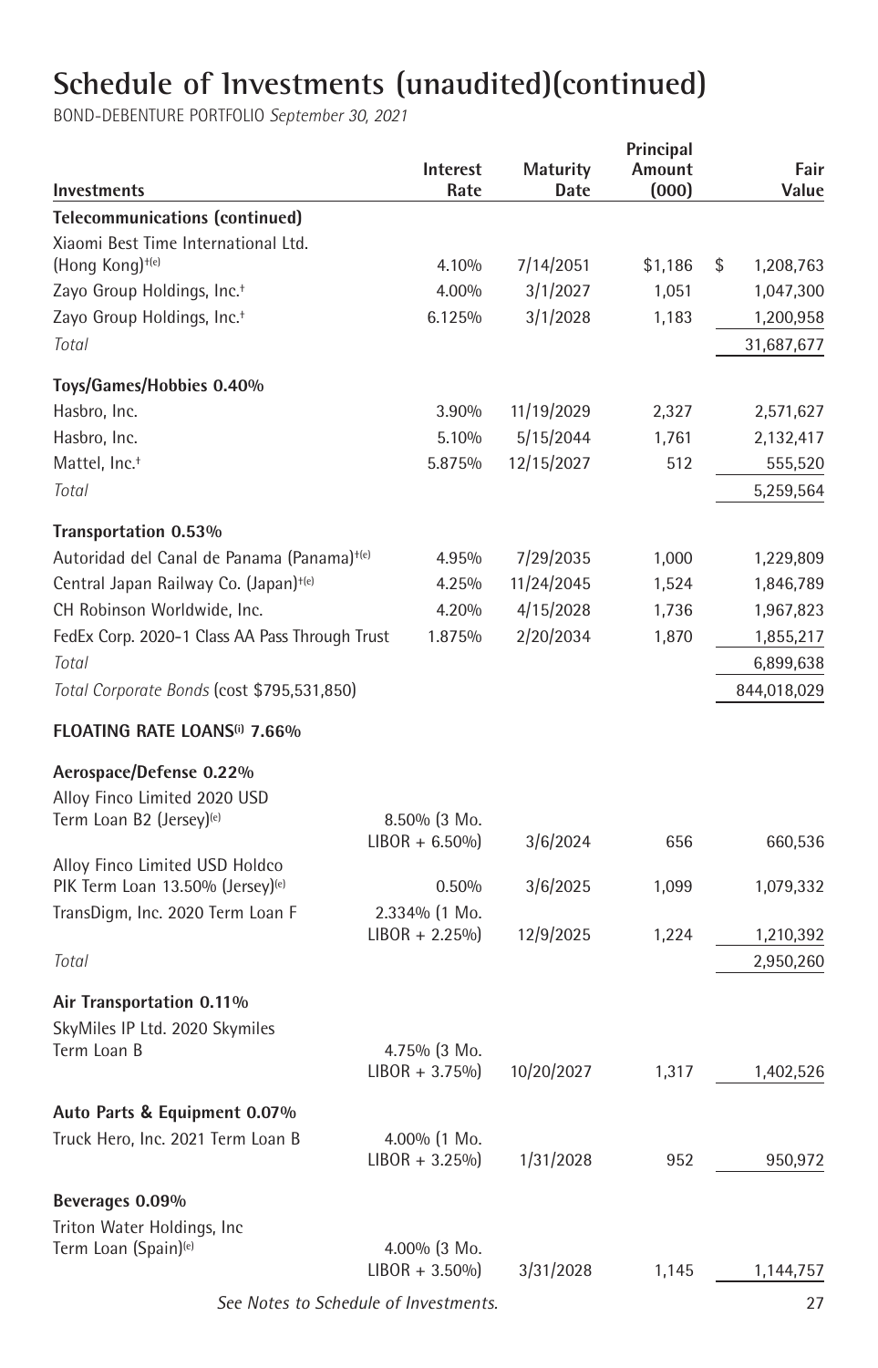# Schedule of Investments (unaudited)(continued)

BOND-DEBENTURE PORTFOLIO *September 30, 2021*

| Investments | Interest Rate | Maturity Date | Principal Amount (000) | Fair Value |
|---|---|---|---|---|
| **Telecommunications (continued)** | | | | |
| Xiaomi Best Time International Ltd. (Hong Kong)[†(e)] | 4.10% | 7/14/2051 | $1,186 | $ 1,208,763 |
| Zayo Group Holdings, Inc.[†] | 4.00% | 3/1/2027 | 1,051 | 1,047,300 |
| Zayo Group Holdings, Inc.[†] | 6.125% | 3/1/2028 | 1,183 | 1,200,958 |
| *Total* | | | | 31,687,677 |
| **Toys/Games/Hobbies 0.40%** | | | | |
| Hasbro, Inc. | 3.90% | 11/19/2029 | 2,327 | 2,571,627 |
| Hasbro, Inc. | 5.10% | 5/15/2044 | 1,761 | 2,132,417 |
| Mattel, Inc.[†] | 5.875% | 12/15/2027 | 512 | 555,520 |
| *Total* | | | | 5,259,564 |
| **Transportation 0.53%** | | | | |
| Autoridad del Canal de Panama (Panama)[†(e)] | 4.95% | 7/29/2035 | 1,000 | 1,229,809 |
| Central Japan Railway Co. (Japan)[†(e)] | 4.25% | 11/24/2045 | 1,524 | 1,846,789 |
| CH Robinson Worldwide, Inc. | 4.20% | 4/15/2028 | 1,736 | 1,967,823 |
| FedEx Corp. 2020-1 Class AA Pass Through Trust | 1.875% | 2/20/2034 | 1,870 | 1,855,217 |
| *Total* | | | | 6,899,638 |
| *Total Corporate Bonds* (cost $795,531,850) | | | | 844,018,029 |
| **FLOATING RATE LOANS[(i)] 7.66%** | | | | |
| **Aerospace/Defense 0.22%** | | | | |
| Alloy Finco Limited 2020 USD Term Loan B2 (Jersey)[(e)] | 8.50% (3 Mo. LIBOR + 6.50%) | 3/6/2024 | 656 | 660,536 |
| Alloy Finco Limited USD Holdco PIK Term Loan 13.50% (Jersey)[(e)] | 0.50% | 3/6/2025 | 1,099 | 1,079,332 |
| TransDigm, Inc. 2020 Term Loan F | 2.334% (1 Mo. LIBOR + 2.25%) | 12/9/2025 | 1,224 | 1,210,392 |
| *Total* | | | | 2,950,260 |
| **Air Transportation 0.11%** | | | | |
| SkyMiles IP Ltd. 2020 Skymiles Term Loan B | 4.75% (3 Mo. LIBOR + 3.75%) | 10/20/2027 | 1,317 | 1,402,526 |
| **Auto Parts & Equipment 0.07%** | | | | |
| Truck Hero, Inc. 2021 Term Loan B | 4.00% (1 Mo. LIBOR + 3.25%) | 1/31/2028 | 952 | 950,972 |
| **Beverages 0.09%** | | | | |
| Triton Water Holdings, Inc Term Loan (Spain)[(e)] | 4.00% (3 Mo. LIBOR + 3.50%) | 3/31/2028 | 1,145 | 1,144,757 |

*See Notes to Schedule of Investments.*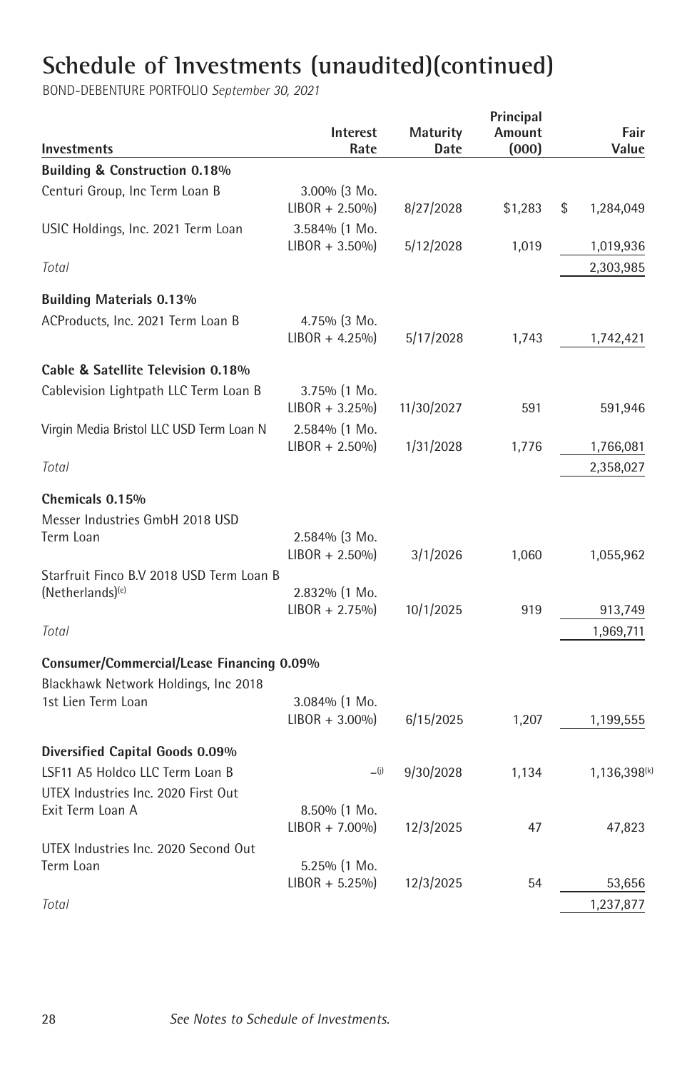# Schedule of Investments (unaudited)(continued)

BOND-DEBENTURE PORTFOLIO *September 30, 2021*

| Investments | Interest Rate | Maturity Date | Principal Amount (000) | Fair Value |
|---|---|---|---|---|
| **Building & Construction 0.18%** | | | | |
| Centuri Group, Inc Term Loan B | 3.00% (3 Mo. LIBOR + 2.50%) | 8/27/2028 | $1,283 | $ 1,284,049 |
| USIC Holdings, Inc. 2021 Term Loan | 3.584% (1 Mo. LIBOR + 3.50%) | 5/12/2028 | 1,019 | 1,019,936 |
| *Total* | | | | 2,303,985 |
| **Building Materials 0.13%** | | | | |
| ACProducts, Inc. 2021 Term Loan B | 4.75% (3 Mo. LIBOR + 4.25%) | 5/17/2028 | 1,743 | 1,742,421 |
| **Cable & Satellite Television 0.18%** | | | | |
| Cablevision Lightpath LLC Term Loan B | 3.75% (1 Mo. LIBOR + 3.25%) | 11/30/2027 | 591 | 591,946 |
| Virgin Media Bristol LLC USD Term Loan N | 2.584% (1 Mo. LIBOR + 2.50%) | 1/31/2028 | 1,776 | 1,766,081 |
| *Total* | | | | 2,358,027 |
| **Chemicals 0.15%** | | | | |
| Messer Industries GmbH 2018 USD Term Loan | 2.584% (3 Mo. LIBOR + 2.50%) | 3/1/2026 | 1,060 | 1,055,962 |
| Starfruit Finco B.V 2018 USD Term Loan B (Netherlands)[(e)] | 2.832% (1 Mo. LIBOR + 2.75%) | 10/1/2025 | 919 | 913,749 |
| *Total* | | | | 1,969,711 |
| **Consumer/Commercial/Lease Financing 0.09%** | | | | |
| Blackhawk Network Holdings, Inc 2018 1st Lien Term Loan | 3.084% (1 Mo. LIBOR + 3.00%) | 6/15/2025 | 1,207 | 1,199,555 |
| **Diversified Capital Goods 0.09%** | | | | |
| LSF11 A5 Holdco LLC Term Loan B | –[(j)] | 9/30/2028 | 1,134 | 1,136,398[(k)] |
| UTEX Industries Inc. 2020 First Out Exit Term Loan A | 8.50% (1 Mo. LIBOR + 7.00%) | 12/3/2025 | 47 | 47,823 |
| UTEX Industries Inc. 2020 Second Out Term Loan | 5.25% (1 Mo. LIBOR + 5.25%) | 12/3/2025 | 54 | 53,656 |
| *Total* | | | | 1,237,877 |

*See Notes to Schedule of Investments.*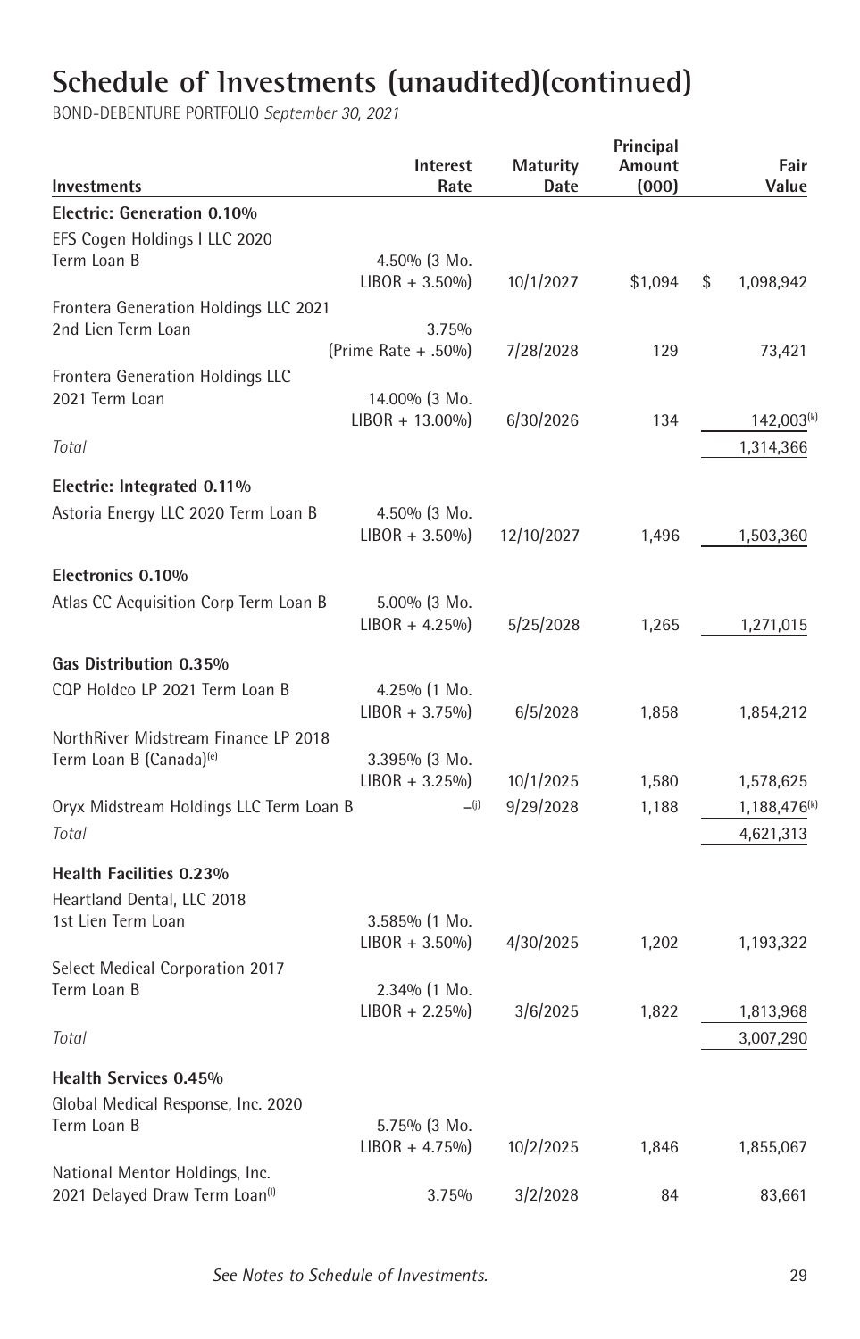# Schedule of Investments (unaudited)(continued)

BOND-DEBENTURE PORTFOLIO *September 30, 2021*

| Investments | Interest Rate | Maturity Date | Principal Amount (000) | Fair Value |
|---|---|---|---|---|
| **Electric: Generation 0.10%** | | | | |
| EFS Cogen Holdings I LLC 2020 Term Loan B | 4.50% (3 Mo. LIBOR + 3.50%) | 10/1/2027 | $1,094 | $ 1,098,942 |
| Frontera Generation Holdings LLC 2021 2nd Lien Term Loan | 3.75% (Prime Rate + .50%) | 7/28/2028 | 129 | 73,421 |
| Frontera Generation Holdings LLC 2021 Term Loan | 14.00% (3 Mo. LIBOR + 13.00%) | 6/30/2026 | 134 | 142,003[(k)] |
| *Total* | | | | 1,314,366 |
| **Electric: Integrated 0.11%** | | | | |
| Astoria Energy LLC 2020 Term Loan B | 4.50% (3 Mo. LIBOR + 3.50%) | 12/10/2027 | 1,496 | 1,503,360 |
| **Electronics 0.10%** | | | | |
| Atlas CC Acquisition Corp Term Loan B | 5.00% (3 Mo. LIBOR + 4.25%) | 5/25/2028 | 1,265 | 1,271,015 |
| **Gas Distribution 0.35%** | | | | |
| CQP Holdco LP 2021 Term Loan B | 4.25% (1 Mo. LIBOR + 3.75%) | 6/5/2028 | 1,858 | 1,854,212 |
| NorthRiver Midstream Finance LP 2018 Term Loan B (Canada)[(e)] | 3.395% (3 Mo. LIBOR + 3.25%) | 10/1/2025 | 1,580 | 1,578,625 |
| Oryx Midstream Holdings LLC Term Loan B | –[(j)] | 9/29/2028 | 1,188 | 1,188,476[(k)] |
| *Total* | | | | 4,621,313 |
| **Health Facilities 0.23%** | | | | |
| Heartland Dental, LLC 2018 1st Lien Term Loan | 3.585% (1 Mo. LIBOR + 3.50%) | 4/30/2025 | 1,202 | 1,193,322 |
| Select Medical Corporation 2017 Term Loan B | 2.34% (1 Mo. LIBOR + 2.25%) | 3/6/2025 | 1,822 | 1,813,968 |
| *Total* | | | | 3,007,290 |
| **Health Services 0.45%** | | | | |
| Global Medical Response, Inc. 2020 Term Loan B | 5.75% (3 Mo. LIBOR + 4.75%) | 10/2/2025 | 1,846 | 1,855,067 |
| National Mentor Holdings, Inc. 2021 Delayed Draw Term Loan[(l)] | 3.75% | 3/2/2028 | 84 | 83,661 |

*See Notes to Schedule of Investments.*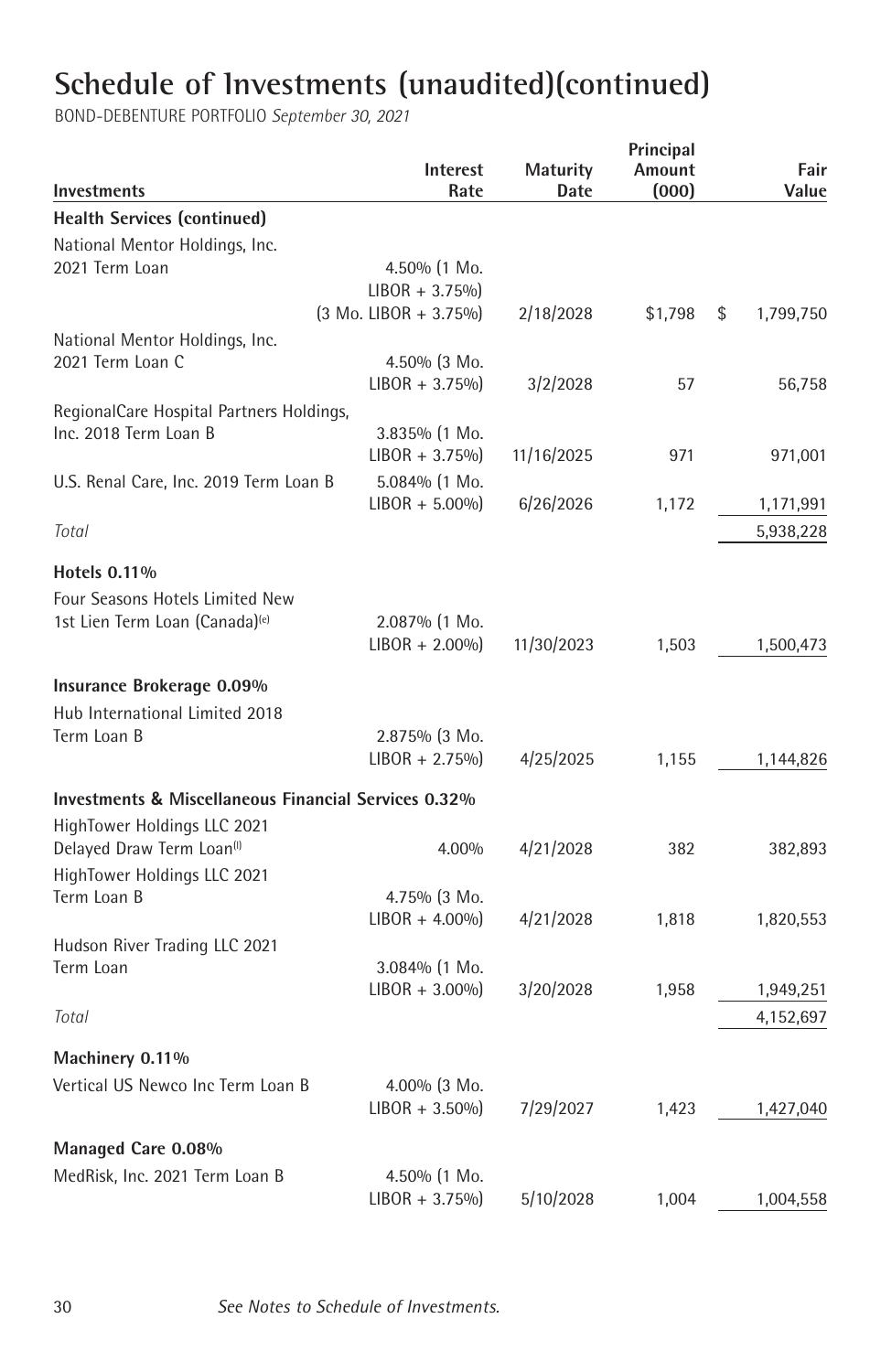# Schedule of Investments (unaudited)(continued)

BOND-DEBENTURE PORTFOLIO *September 30, 2021*

| Investments | Interest Rate | Maturity Date | Principal Amount (000) | Fair Value |
|---|---|---|---|---|
| **Health Services (continued)** | | | | |
| National Mentor Holdings, Inc. 2021 Term Loan | 4.50% (1 Mo. LIBOR + 3.75%) (3 Mo. LIBOR + 3.75%) | 2/18/2028 | $1,798 | $ 1,799,750 |
| National Mentor Holdings, Inc. 2021 Term Loan C | 4.50% (3 Mo. LIBOR + 3.75%) | 3/2/2028 | 57 | 56,758 |
| RegionalCare Hospital Partners Holdings, Inc. 2018 Term Loan B | 3.835% (1 Mo. LIBOR + 3.75%) | 11/16/2025 | 971 | 971,001 |
| U.S. Renal Care, Inc. 2019 Term Loan B | 5.084% (1 Mo. LIBOR + 5.00%) | 6/26/2026 | 1,172 | 1,171,991 |
| *Total* | | | | 5,938,228 |
| **Hotels 0.11%** | | | | |
| Four Seasons Hotels Limited New 1st Lien Term Loan (Canada)[(e)] | 2.087% (1 Mo. LIBOR + 2.00%) | 11/30/2023 | 1,503 | 1,500,473 |
| **Insurance Brokerage 0.09%** | | | | |
| Hub International Limited 2018 Term Loan B | 2.875% (3 Mo. LIBOR + 2.75%) | 4/25/2025 | 1,155 | 1,144,826 |
| **Investments & Miscellaneous Financial Services 0.32%** | | | | |
| HighTower Holdings LLC 2021 Delayed Draw Term Loan[(l)] | 4.00% | 4/21/2028 | 382 | 382,893 |
| HighTower Holdings LLC 2021 Term Loan B | 4.75% (3 Mo. LIBOR + 4.00%) | 4/21/2028 | 1,818 | 1,820,553 |
| Hudson River Trading LLC 2021 Term Loan | 3.084% (1 Mo. LIBOR + 3.00%) | 3/20/2028 | 1,958 | 1,949,251 |
| *Total* | | | | 4,152,697 |
| **Machinery 0.11%** | | | | |
| Vertical US Newco Inc Term Loan B | 4.00% (3 Mo. LIBOR + 3.50%) | 7/29/2027 | 1,423 | 1,427,040 |
| **Managed Care 0.08%** | | | | |
| MedRisk, Inc. 2021 Term Loan B | 4.50% (1 Mo. LIBOR + 3.75%) | 5/10/2028 | 1,004 | 1,004,558 |

*See Notes to Schedule of Investments.*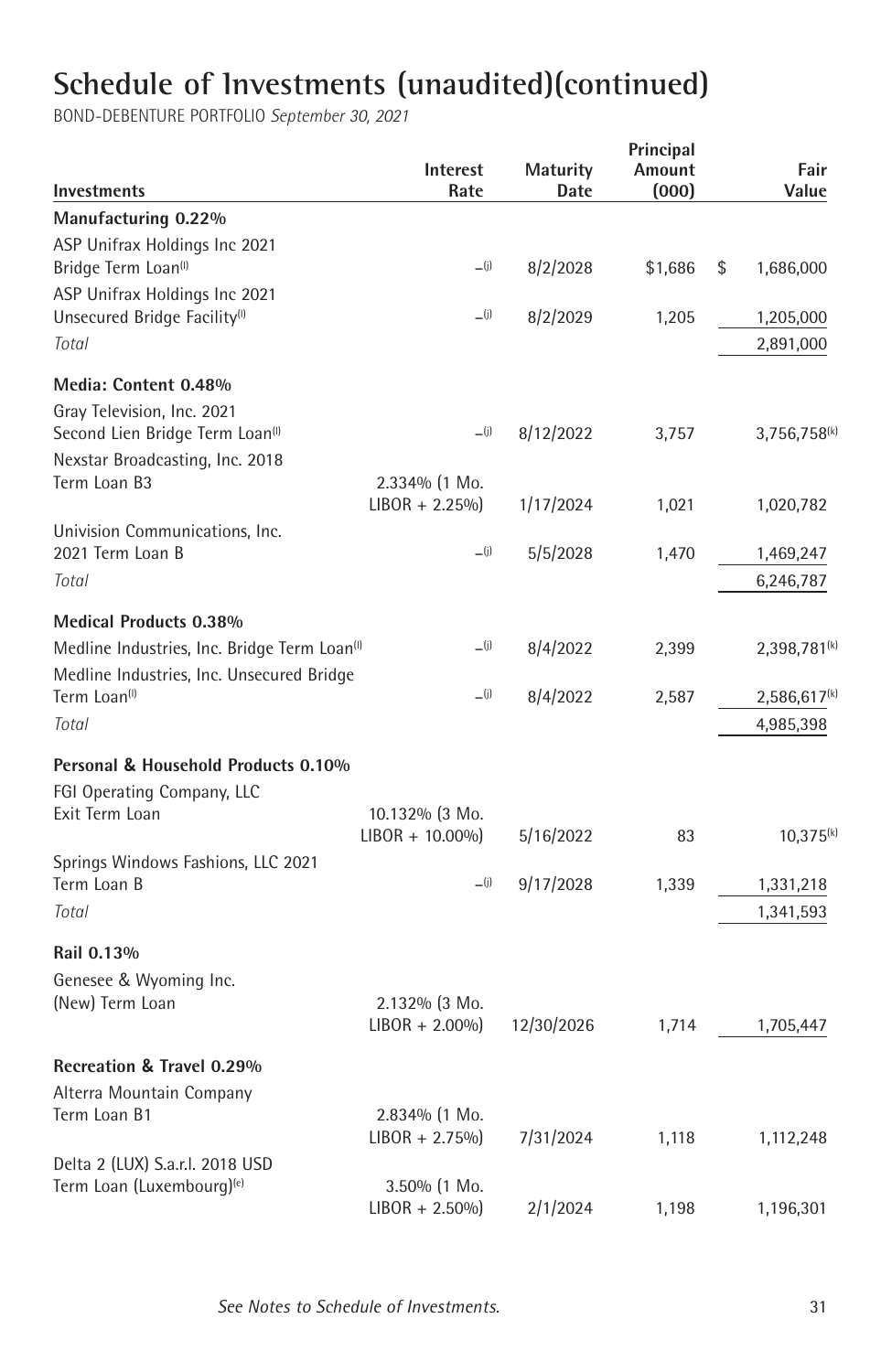# Schedule of Investments (unaudited)(continued)

BOND-DEBENTURE PORTFOLIO *September 30, 2021*

| Investments | Interest Rate | Maturity Date | Principal Amount (000) | Fair Value |
|---|---|---|---|---|
| **Manufacturing 0.22%** | | | | |
| ASP Unifrax Holdings Inc 2021 Bridge Term Loan[l] | –[j] | 8/2/2028 | $1,686 | $ 1,686,000 |
| ASP Unifrax Holdings Inc 2021 Unsecured Bridge Facility[l] | –[j] | 8/2/2029 | 1,205 | 1,205,000 |
| *Total* | | | | 2,891,000 |
| **Media: Content 0.48%** | | | | |
| Gray Television, Inc. 2021 Second Lien Bridge Term Loan[l] | –[j] | 8/12/2022 | 3,757 | 3,756,758[k] |
| Nexstar Broadcasting, Inc. 2018 Term Loan B3 | 2.334% (1 Mo. LIBOR + 2.25%) | 1/17/2024 | 1,021 | 1,020,782 |
| Univision Communications, Inc. 2021 Term Loan B | –[j] | 5/5/2028 | 1,470 | 1,469,247 |
| *Total* | | | | 6,246,787 |
| **Medical Products 0.38%** | | | | |
| Medline Industries, Inc. Bridge Term Loan[l] | –[j] | 8/4/2022 | 2,399 | 2,398,781[k] |
| Medline Industries, Inc. Unsecured Bridge Term Loan[l] | –[j] | 8/4/2022 | 2,587 | 2,586,617[k] |
| *Total* | | | | 4,985,398 |
| **Personal & Household Products 0.10%** | | | | |
| FGI Operating Company, LLC Exit Term Loan | 10.132% (3 Mo. LIBOR + 10.00%) | 5/16/2022 | 83 | 10,375[k] |
| Springs Windows Fashions, LLC 2021 Term Loan B | –[j] | 9/17/2028 | 1,339 | 1,331,218 |
| *Total* | | | | 1,341,593 |
| **Rail 0.13%** | | | | |
| Genesee & Wyoming Inc. (New) Term Loan | 2.132% (3 Mo. LIBOR + 2.00%) | 12/30/2026 | 1,714 | 1,705,447 |
| **Recreation & Travel 0.29%** | | | | |
| Alterra Mountain Company Term Loan B1 | 2.834% (1 Mo. LIBOR + 2.75%) | 7/31/2024 | 1,118 | 1,112,248 |
| Delta 2 (LUX) S.a.r.l. 2018 USD Term Loan (Luxembourg)[e] | 3.50% (1 Mo. LIBOR + 2.50%) | 2/1/2024 | 1,198 | 1,196,301 |

*See Notes to Schedule of Investments.*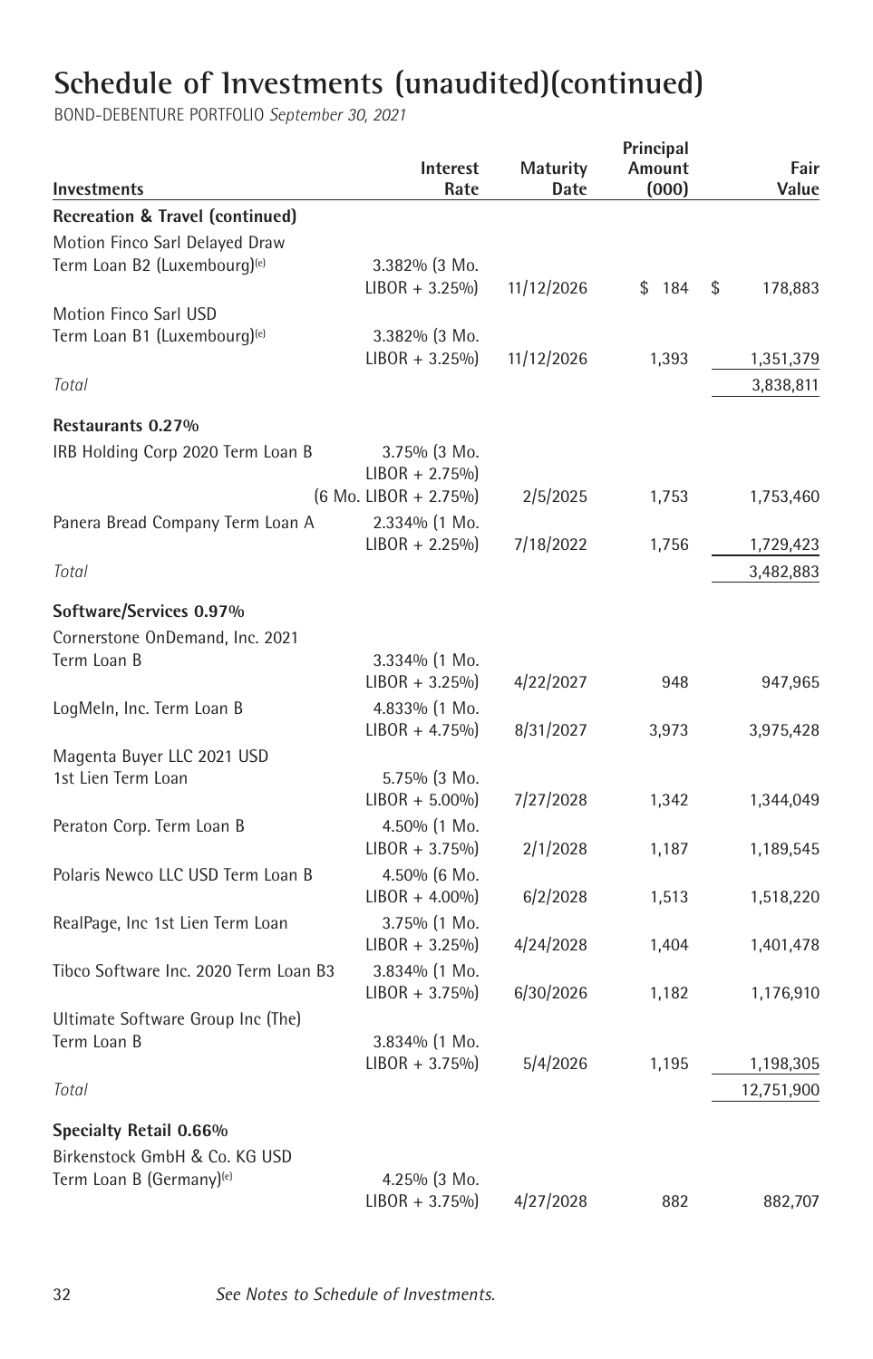# Schedule of Investments (unaudited)(continued)

BOND-DEBENTURE PORTFOLIO *September 30, 2021*

| Investments | Interest Rate | Maturity Date | Principal Amount (000) | Fair Value |
|---|---|---|---|---|
| **Recreation & Travel (continued)** | | | | |
| Motion Finco Sarl Delayed Draw Term Loan B2 (Luxembourg)[(e)] | 3.382% (3 Mo. LIBOR + 3.25%) | 11/12/2026 | $ 184 | $ 178,883 |
| Motion Finco Sarl USD Term Loan B1 (Luxembourg)[(e)] | 3.382% (3 Mo. LIBOR + 3.25%) | 11/12/2026 | 1,393 | 1,351,379 |
| *Total* | | | | 3,838,811 |
| **Restaurants 0.27%** | | | | |
| IRB Holding Corp 2020 Term Loan B | 3.75% (3 Mo. LIBOR + 2.75%) (6 Mo. LIBOR + 2.75%) | 2/5/2025 | 1,753 | 1,753,460 |
| Panera Bread Company Term Loan A | 2.334% (1 Mo. LIBOR + 2.25%) | 7/18/2022 | 1,756 | 1,729,423 |
| *Total* | | | | 3,482,883 |
| **Software/Services 0.97%** | | | | |
| Cornerstone OnDemand, Inc. 2021 Term Loan B | 3.334% (1 Mo. LIBOR + 3.25%) | 4/22/2027 | 948 | 947,965 |
| LogMeIn, Inc. Term Loan B | 4.833% (1 Mo. LIBOR + 4.75%) | 8/31/2027 | 3,973 | 3,975,428 |
| Magenta Buyer LLC 2021 USD 1st Lien Term Loan | 5.75% (3 Mo. LIBOR + 5.00%) | 7/27/2028 | 1,342 | 1,344,049 |
| Peraton Corp. Term Loan B | 4.50% (1 Mo. LIBOR + 3.75%) | 2/1/2028 | 1,187 | 1,189,545 |
| Polaris Newco LLC USD Term Loan B | 4.50% (6 Mo. LIBOR + 4.00%) | 6/2/2028 | 1,513 | 1,518,220 |
| RealPage, Inc 1st Lien Term Loan | 3.75% (1 Mo. LIBOR + 3.25%) | 4/24/2028 | 1,404 | 1,401,478 |
| Tibco Software Inc. 2020 Term Loan B3 | 3.834% (1 Mo. LIBOR + 3.75%) | 6/30/2026 | 1,182 | 1,176,910 |
| Ultimate Software Group Inc (The) Term Loan B | 3.834% (1 Mo. LIBOR + 3.75%) | 5/4/2026 | 1,195 | 1,198,305 |
| *Total* | | | | 12,751,900 |
| **Specialty Retail 0.66%** | | | | |
| Birkenstock GmbH & Co. KG USD Term Loan B (Germany)[(e)] | 4.25% (3 Mo. LIBOR + 3.75%) | 4/27/2028 | 882 | 882,707 |

*See Notes to Schedule of Investments.*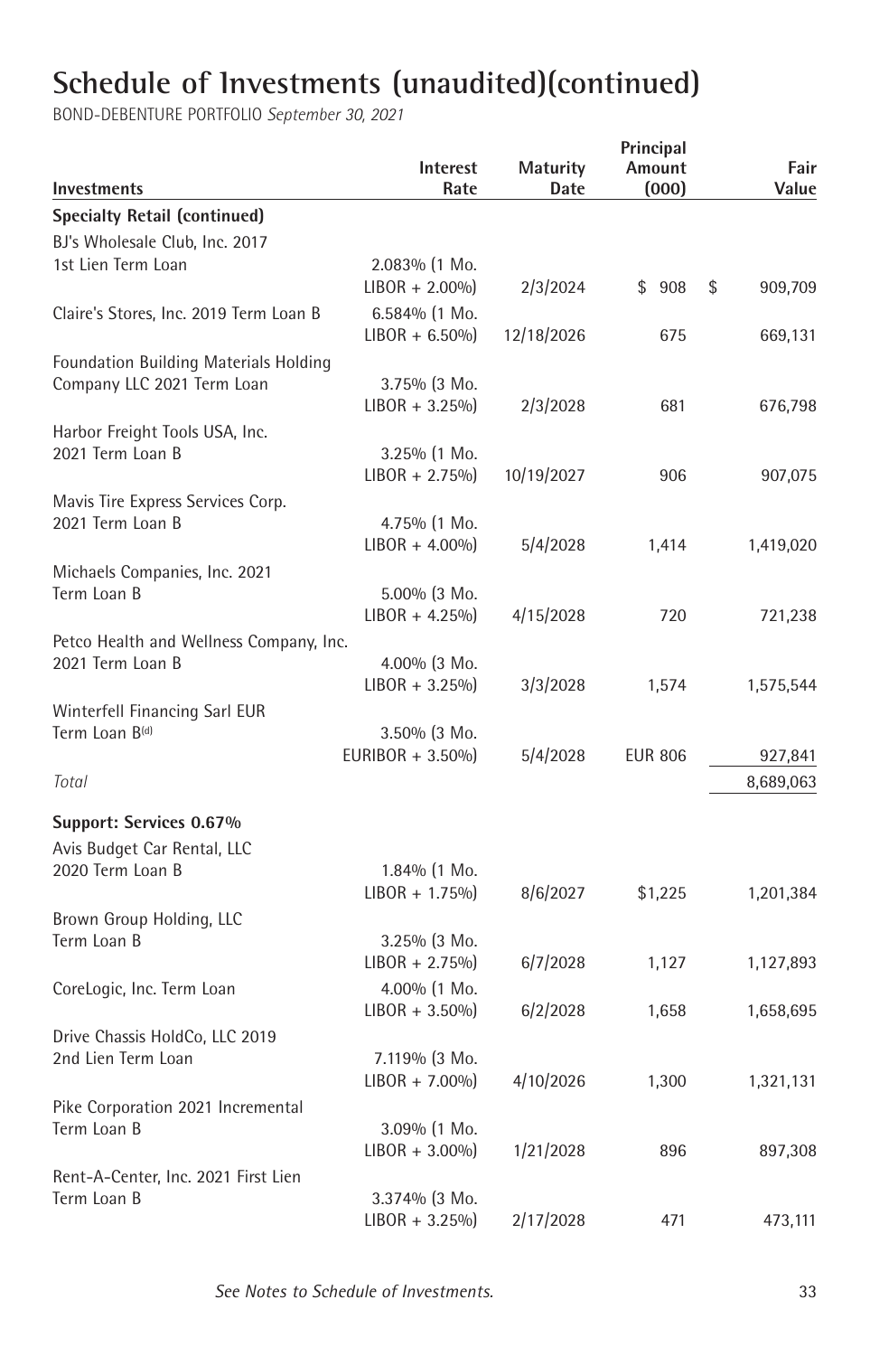# Schedule of Investments (unaudited)(continued)

BOND-DEBENTURE PORTFOLIO *September 30, 2021*

| Investments | Interest Rate | Maturity Date | Principal Amount (000) | Fair Value |
|---|---|---|---|---|
| **Specialty Retail (continued)** | | | | |
| BJ's Wholesale Club, Inc. 2017 1st Lien Term Loan | 2.083% (1 Mo. LIBOR + 2.00%) | 2/3/2024 | $ 908 | $ 909,709 |
| Claire's Stores, Inc. 2019 Term Loan B | 6.584% (1 Mo. LIBOR + 6.50%) | 12/18/2026 | 675 | 669,131 |
| Foundation Building Materials Holding Company LLC 2021 Term Loan | 3.75% (3 Mo. LIBOR + 3.25%) | 2/3/2028 | 681 | 676,798 |
| Harbor Freight Tools USA, Inc. 2021 Term Loan B | 3.25% (1 Mo. LIBOR + 2.75%) | 10/19/2027 | 906 | 907,075 |
| Mavis Tire Express Services Corp. 2021 Term Loan B | 4.75% (1 Mo. LIBOR + 4.00%) | 5/4/2028 | 1,414 | 1,419,020 |
| Michaels Companies, Inc. 2021 Term Loan B | 5.00% (3 Mo. LIBOR + 4.25%) | 4/15/2028 | 720 | 721,238 |
| Petco Health and Wellness Company, Inc. 2021 Term Loan B | 4.00% (3 Mo. LIBOR + 3.25%) | 3/3/2028 | 1,574 | 1,575,544 |
| Winterfell Financing Sarl EUR Term Loan B(d) | 3.50% (3 Mo. EURIBOR + 3.50%) | 5/4/2028 | EUR 806 | 927,841 |
| *Total* | | | | 8,689,063 |
| **Support: Services 0.67%** | | | | |
| Avis Budget Car Rental, LLC 2020 Term Loan B | 1.84% (1 Mo. LIBOR + 1.75%) | 8/6/2027 | $1,225 | 1,201,384 |
| Brown Group Holding, LLC Term Loan B | 3.25% (3 Mo. LIBOR + 2.75%) | 6/7/2028 | 1,127 | 1,127,893 |
| CoreLogic, Inc. Term Loan | 4.00% (1 Mo. LIBOR + 3.50%) | 6/2/2028 | 1,658 | 1,658,695 |
| Drive Chassis HoldCo, LLC 2019 2nd Lien Term Loan | 7.119% (3 Mo. LIBOR + 7.00%) | 4/10/2026 | 1,300 | 1,321,131 |
| Pike Corporation 2021 Incremental Term Loan B | 3.09% (1 Mo. LIBOR + 3.00%) | 1/21/2028 | 896 | 897,308 |
| Rent-A-Center, Inc. 2021 First Lien Term Loan B | 3.374% (3 Mo. LIBOR + 3.25%) | 2/17/2028 | 471 | 473,111 |

*See Notes to Schedule of Investments.*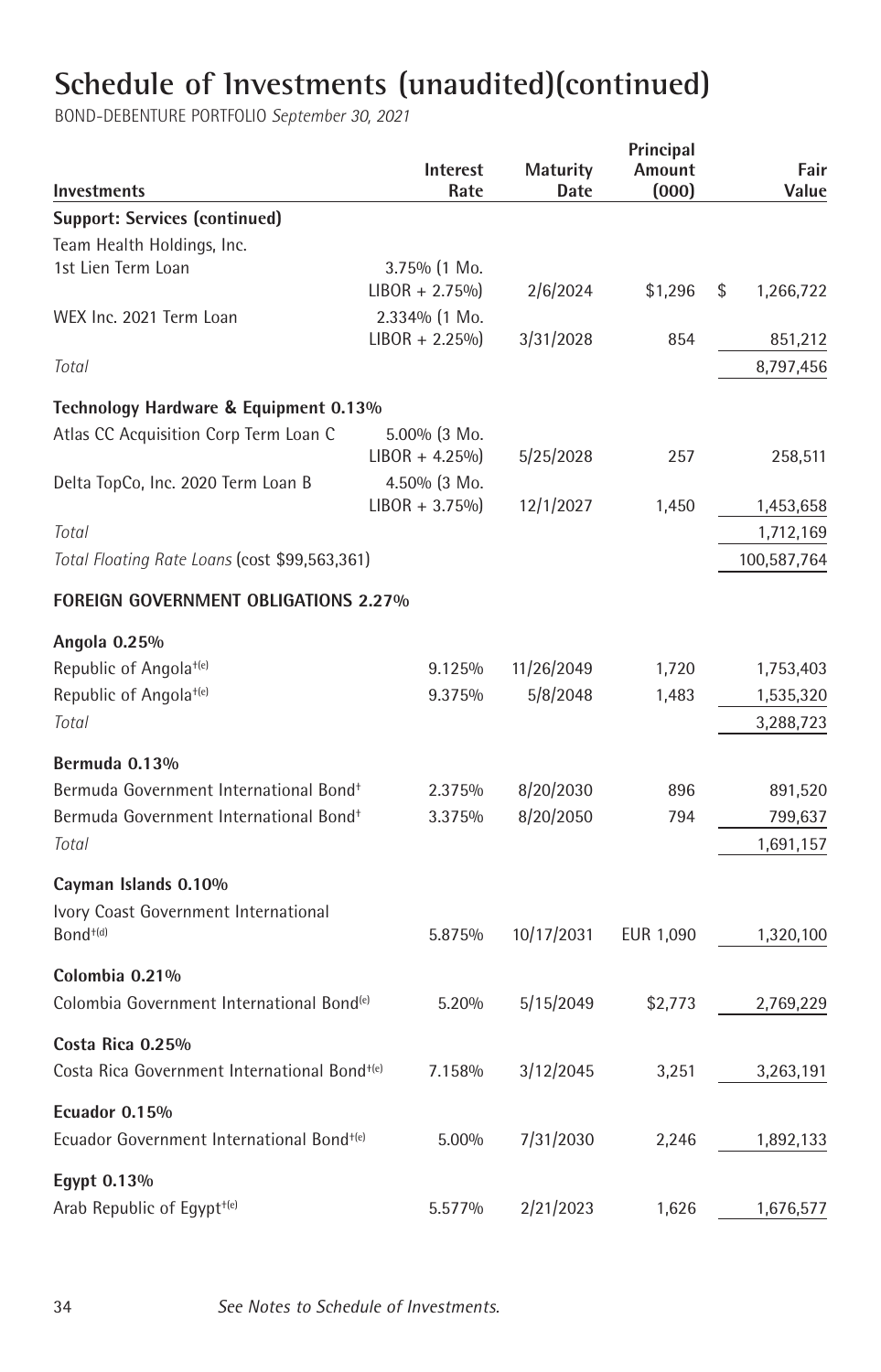# Schedule of Investments (unaudited)(continued)

BOND-DEBENTURE PORTFOLIO *September 30, 2021*

| Investments | Interest Rate | Maturity Date | Principal Amount (000) | Fair Value |
|---|---|---|---|---|
| **Support: Services (continued)** | | | | |
| Team Health Holdings, Inc. 1st Lien Term Loan | 3.75% (1 Mo. LIBOR + 2.75%) | 2/6/2024 | $1,296 | $ 1,266,722 |
| WEX Inc. 2021 Term Loan | 2.334% (1 Mo. LIBOR + 2.25%) | 3/31/2028 | 854 | 851,212 |
| *Total* | | | | 8,797,456 |
| **Technology Hardware & Equipment 0.13%** | | | | |
| Atlas CC Acquisition Corp Term Loan C | 5.00% (3 Mo. LIBOR + 4.25%) | 5/25/2028 | 257 | 258,511 |
| Delta TopCo, Inc. 2020 Term Loan B | 4.50% (3 Mo. LIBOR + 3.75%) | 12/1/2027 | 1,450 | 1,453,658 |
| *Total* | | | | 1,712,169 |
| *Total Floating Rate Loans* (cost $99,563,361) | | | | 100,587,764 |
| **FOREIGN GOVERNMENT OBLIGATIONS 2.27%** | | | | |
| **Angola 0.25%** | | | | |
| Republic of Angola†(e) | 9.125% | 11/26/2049 | 1,720 | 1,753,403 |
| Republic of Angola†(e) | 9.375% | 5/8/2048 | 1,483 | 1,535,320 |
| *Total* | | | | 3,288,723 |
| **Bermuda 0.13%** | | | | |
| Bermuda Government International Bond† | 2.375% | 8/20/2030 | 896 | 891,520 |
| Bermuda Government International Bond† | 3.375% | 8/20/2050 | 794 | 799,637 |
| *Total* | | | | 1,691,157 |
| **Cayman Islands 0.10%** | | | | |
| Ivory Coast Government International Bond†(d) | 5.875% | 10/17/2031 | EUR 1,090 | 1,320,100 |
| **Colombia 0.21%** | | | | |
| Colombia Government International Bond(e) | 5.20% | 5/15/2049 | $2,773 | 2,769,229 |
| **Costa Rica 0.25%** | | | | |
| Costa Rica Government International Bond†(e) | 7.158% | 3/12/2045 | 3,251 | 3,263,191 |
| **Ecuador 0.15%** | | | | |
| Ecuador Government International Bond†(e) | 5.00% | 7/31/2030 | 2,246 | 1,892,133 |
| **Egypt 0.13%** | | | | |
| Arab Republic of Egypt†(e) | 5.577% | 2/21/2023 | 1,626 | 1,676,577 |

*See Notes to Schedule of Investments.*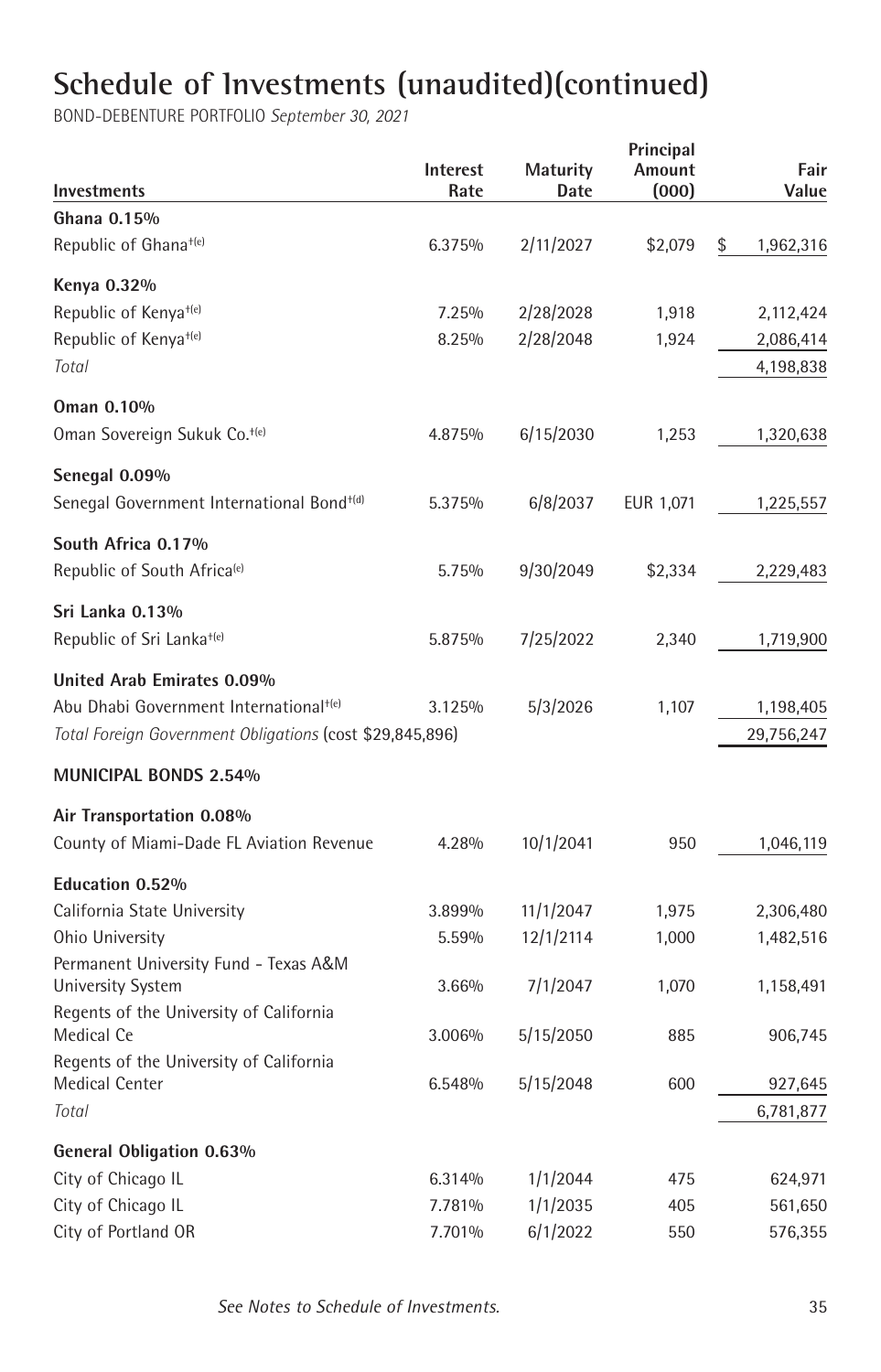# Schedule of Investments (unaudited)(continued)

BOND-DEBENTURE PORTFOLIO *September 30, 2021*

| Investments | Interest Rate | Maturity Date | Principal Amount (000) | Fair Value |
|---|---|---|---|---|
| **Ghana 0.15%** | | | | |
| Republic of Ghana†(e) | 6.375% | 2/11/2027 | $2,079 | $ 1,962,316 |
| **Kenya 0.32%** | | | | |
| Republic of Kenya†(e) | 7.25% | 2/28/2028 | 1,918 | 2,112,424 |
| Republic of Kenya†(e) | 8.25% | 2/28/2048 | 1,924 | 2,086,414 |
| *Total* | | | | 4,198,838 |
| **Oman 0.10%** | | | | |
| Oman Sovereign Sukuk Co.†(e) | 4.875% | 6/15/2030 | 1,253 | 1,320,638 |
| **Senegal 0.09%** | | | | |
| Senegal Government International Bond†(d) | 5.375% | 6/8/2037 | EUR 1,071 | 1,225,557 |
| **South Africa 0.17%** | | | | |
| Republic of South Africa(e) | 5.75% | 9/30/2049 | $2,334 | 2,229,483 |
| **Sri Lanka 0.13%** | | | | |
| Republic of Sri Lanka†(e) | 5.875% | 7/25/2022 | 2,340 | 1,719,900 |
| **United Arab Emirates 0.09%** | | | | |
| Abu Dhabi Government International†(e) | 3.125% | 5/3/2026 | 1,107 | 1,198,405 |
| *Total Foreign Government Obligations* (cost $29,845,896) | | | | 29,756,247 |
| **MUNICIPAL BONDS 2.54%** | | | | |
| **Air Transportation 0.08%** | | | | |
| County of Miami-Dade FL Aviation Revenue | 4.28% | 10/1/2041 | 950 | 1,046,119 |
| **Education 0.52%** | | | | |
| California State University | 3.899% | 11/1/2047 | 1,975 | 2,306,480 |
| Ohio University | 5.59% | 12/1/2114 | 1,000 | 1,482,516 |
| Permanent University Fund - Texas A&M University System | 3.66% | 7/1/2047 | 1,070 | 1,158,491 |
| Regents of the University of California Medical Ce | 3.006% | 5/15/2050 | 885 | 906,745 |
| Regents of the University of California Medical Center | 6.548% | 5/15/2048 | 600 | 927,645 |
| *Total* | | | | 6,781,877 |
| **General Obligation 0.63%** | | | | |
| City of Chicago IL | 6.314% | 1/1/2044 | 475 | 624,971 |
| City of Chicago IL | 7.781% | 1/1/2035 | 405 | 561,650 |
| City of Portland OR | 7.701% | 6/1/2022 | 550 | 576,355 |

*See Notes to Schedule of Investments.*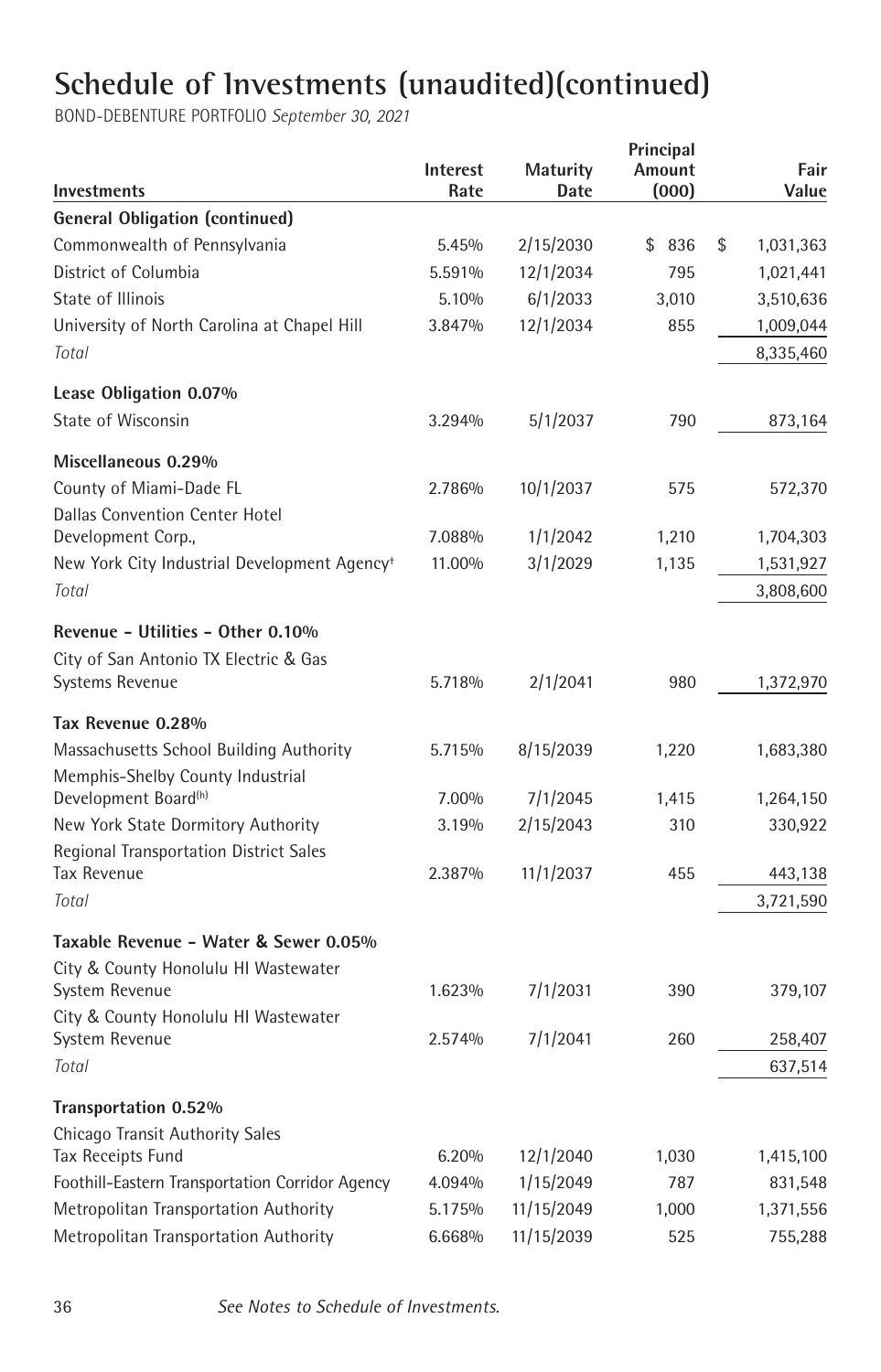# Schedule of Investments (unaudited)(continued)

BOND-DEBENTURE PORTFOLIO *September 30, 2021*

| Investments | Interest Rate | Maturity Date | Principal Amount (000) | Fair Value |
|---|---|---|---|---|
| **General Obligation (continued)** | | | | |
| Commonwealth of Pennsylvania | 5.45% | 2/15/2030 | $ 836 | $ 1,031,363 |
| District of Columbia | 5.591% | 12/1/2034 | 795 | 1,021,441 |
| State of Illinois | 5.10% | 6/1/2033 | 3,010 | 3,510,636 |
| University of North Carolina at Chapel Hill | 3.847% | 12/1/2034 | 855 | 1,009,044 |
| *Total* | | | | 8,335,460 |
| **Lease Obligation 0.07%** | | | | |
| State of Wisconsin | 3.294% | 5/1/2037 | 790 | 873,164 |
| **Miscellaneous 0.29%** | | | | |
| County of Miami-Dade FL | 2.786% | 10/1/2037 | 575 | 572,370 |
| Dallas Convention Center Hotel Development Corp., | 7.088% | 1/1/2042 | 1,210 | 1,704,303 |
| New York City Industrial Development Agency† | 11.00% | 3/1/2029 | 1,135 | 1,531,927 |
| *Total* | | | | 3,808,600 |
| **Revenue - Utilities - Other 0.10%** | | | | |
| City of San Antonio TX Electric & Gas Systems Revenue | 5.718% | 2/1/2041 | 980 | 1,372,970 |
| **Tax Revenue 0.28%** | | | | |
| Massachusetts School Building Authority | 5.715% | 8/15/2039 | 1,220 | 1,683,380 |
| Memphis-Shelby County Industrial Development Board(h) | 7.00% | 7/1/2045 | 1,415 | 1,264,150 |
| New York State Dormitory Authority | 3.19% | 2/15/2043 | 310 | 330,922 |
| Regional Transportation District Sales Tax Revenue | 2.387% | 11/1/2037 | 455 | 443,138 |
| *Total* | | | | 3,721,590 |
| **Taxable Revenue - Water & Sewer 0.05%** | | | | |
| City & County Honolulu HI Wastewater System Revenue | 1.623% | 7/1/2031 | 390 | 379,107 |
| City & County Honolulu HI Wastewater System Revenue | 2.574% | 7/1/2041 | 260 | 258,407 |
| *Total* | | | | 637,514 |
| **Transportation 0.52%** | | | | |
| Chicago Transit Authority Sales Tax Receipts Fund | 6.20% | 12/1/2040 | 1,030 | 1,415,100 |
| Foothill-Eastern Transportation Corridor Agency | 4.094% | 1/15/2049 | 787 | 831,548 |
| Metropolitan Transportation Authority | 5.175% | 11/15/2049 | 1,000 | 1,371,556 |
| Metropolitan Transportation Authority | 6.668% | 11/15/2039 | 525 | 755,288 |

*See Notes to Schedule of Investments.*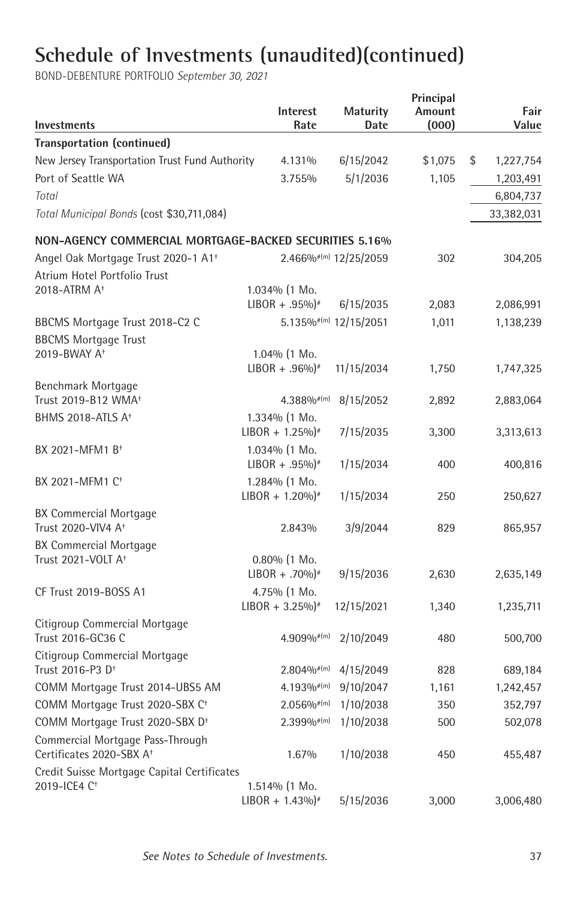# Schedule of Investments (unaudited)(continued)

BOND-DEBENTURE PORTFOLIO *September 30, 2021*

| Investments | Interest Rate | Maturity Date | Principal Amount (000) | Fair Value |
|---|---|---|---|---|
| **Transportation (continued)** | | | | |
| New Jersey Transportation Trust Fund Authority | 4.131% | 6/15/2042 | $1,075 | $ 1,227,754 |
| Port of Seattle WA | 3.755% | 5/1/2036 | 1,105 | 1,203,491 |
| *Total* | | | | 6,804,737 |
| *Total Municipal Bonds* (cost $30,711,084) | | | | 33,382,031 |
| **NON-AGENCY COMMERCIAL MORTGAGE-BACKED SECURITIES 5.16%** | | | | |
| Angel Oak Mortgage Trust 2020-1 A1† | 2.466%#(m) | 12/25/2059 | 302 | 304,205 |
| Atrium Hotel Portfolio Trust 2018-ATRM A† | 1.034% (1 Mo. LIBOR + .95%)# | 6/15/2035 | 2,083 | 2,086,991 |
| BBCMS Mortgage Trust 2018-C2 C | 5.135%#(m) | 12/15/2051 | 1,011 | 1,138,239 |
| BBCMS Mortgage Trust 2019-BWAY A† | 1.04% (1 Mo. LIBOR + .96%)# | 11/15/2034 | 1,750 | 1,747,325 |
| Benchmark Mortgage Trust 2019-B12 WMA† | 4.388%#(m) | 8/15/2052 | 2,892 | 2,883,064 |
| BHMS 2018-ATLS A† | 1.334% (1 Mo. LIBOR + 1.25%)# | 7/15/2035 | 3,300 | 3,313,613 |
| BX 2021-MFM1 B† | 1.034% (1 Mo. LIBOR + .95%)# | 1/15/2034 | 400 | 400,816 |
| BX 2021-MFM1 C† | 1.284% (1 Mo. LIBOR + 1.20%)# | 1/15/2034 | 250 | 250,627 |
| BX Commercial Mortgage Trust 2020-VIV4 A† | 2.843% | 3/9/2044 | 829 | 865,957 |
| BX Commercial Mortgage Trust 2021-VOLT A† | 0.80% (1 Mo. LIBOR + .70%)# | 9/15/2036 | 2,630 | 2,635,149 |
| CF Trust 2019-BOSS A1 | 4.75% (1 Mo. LIBOR + 3.25%)# | 12/15/2021 | 1,340 | 1,235,711 |
| Citigroup Commercial Mortgage Trust 2016-GC36 C | 4.909%#(m) | 2/10/2049 | 480 | 500,700 |
| Citigroup Commercial Mortgage Trust 2016-P3 D† | 2.804%#(m) | 4/15/2049 | 828 | 689,184 |
| COMM Mortgage Trust 2014-UBS5 AM | 4.193%#(m) | 9/10/2047 | 1,161 | 1,242,457 |
| COMM Mortgage Trust 2020-SBX C† | 2.056%#(m) | 1/10/2038 | 350 | 352,797 |
| COMM Mortgage Trust 2020-SBX D† | 2.399%#(m) | 1/10/2038 | 500 | 502,078 |
| Commercial Mortgage Pass-Through Certificates 2020-SBX A† | 1.67% | 1/10/2038 | 450 | 455,487 |
| Credit Suisse Mortgage Capital Certificates 2019-ICE4 C† | 1.514% (1 Mo. LIBOR + 1.43%)# | 5/15/2036 | 3,000 | 3,006,480 |

*See Notes to Schedule of Investments.*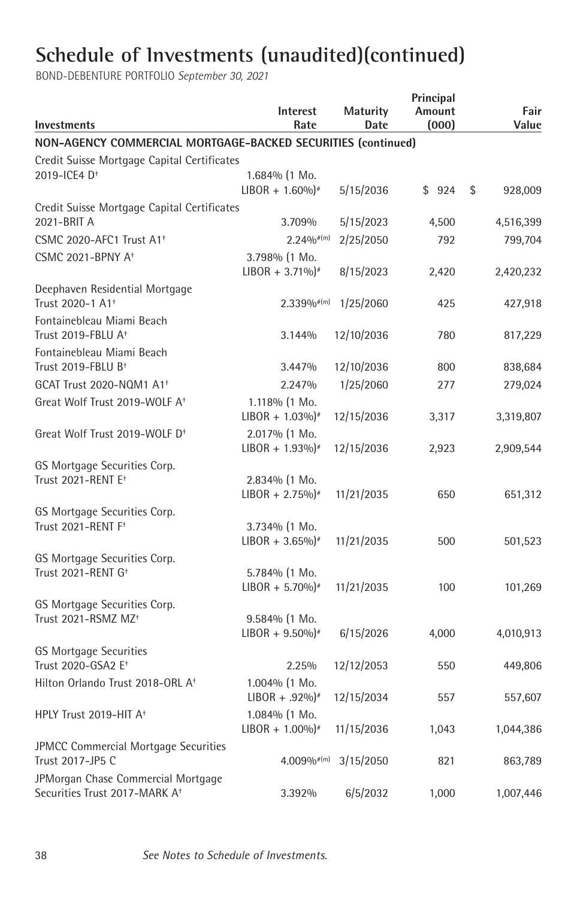# Schedule of Investments (unaudited)(continued)

BOND-DEBENTURE PORTFOLIO *September 30, 2021*

| Investments | Interest Rate | Maturity Date | Principal Amount (000) | Fair Value |
|---|---|---|---|---|
| **NON-AGENCY COMMERCIAL MORTGAGE-BACKED SECURITIES (continued)** | | | | |
| Credit Suisse Mortgage Capital Certificates 2019-ICE4 D† | 1.684% (1 Mo. LIBOR + 1.60%)# | 5/15/2036 | $ 924 | $ 928,009 |
| Credit Suisse Mortgage Capital Certificates 2021-BRIT A | 3.709% | 5/15/2023 | 4,500 | 4,516,399 |
| CSMC 2020-AFC1 Trust A1† | 2.24%#(m) | 2/25/2050 | 792 | 799,704 |
| CSMC 2021-BPNY A† | 3.798% (1 Mo. LIBOR + 3.71%)# | 8/15/2023 | 2,420 | 2,420,232 |
| Deephaven Residential Mortgage Trust 2020-1 A1† | 2.339%#(m) | 1/25/2060 | 425 | 427,918 |
| Fontainebleau Miami Beach Trust 2019-FBLU A† | 3.144% | 12/10/2036 | 780 | 817,229 |
| Fontainebleau Miami Beach Trust 2019-FBLU B† | 3.447% | 12/10/2036 | 800 | 838,684 |
| GCAT Trust 2020-NQM1 A1† | 2.247% | 1/25/2060 | 277 | 279,024 |
| Great Wolf Trust 2019-WOLF A† | 1.118% (1 Mo. LIBOR + 1.03%)# | 12/15/2036 | 3,317 | 3,319,807 |
| Great Wolf Trust 2019-WOLF D† | 2.017% (1 Mo. LIBOR + 1.93%)# | 12/15/2036 | 2,923 | 2,909,544 |
| GS Mortgage Securities Corp. Trust 2021-RENT E† | 2.834% (1 Mo. LIBOR + 2.75%)# | 11/21/2035 | 650 | 651,312 |
| GS Mortgage Securities Corp. Trust 2021-RENT F† | 3.734% (1 Mo. LIBOR + 3.65%)# | 11/21/2035 | 500 | 501,523 |
| GS Mortgage Securities Corp. Trust 2021-RENT G† | 5.784% (1 Mo. LIBOR + 5.70%)# | 11/21/2035 | 100 | 101,269 |
| GS Mortgage Securities Corp. Trust 2021-RSMZ MZ† | 9.584% (1 Mo. LIBOR + 9.50%)# | 6/15/2026 | 4,000 | 4,010,913 |
| GS Mortgage Securities Trust 2020-GSA2 E† | 2.25% | 12/12/2053 | 550 | 449,806 |
| Hilton Orlando Trust 2018-ORL A† | 1.004% (1 Mo. LIBOR + .92%)# | 12/15/2034 | 557 | 557,607 |
| HPLY Trust 2019-HIT A† | 1.084% (1 Mo. LIBOR + 1.00%)# | 11/15/2036 | 1,043 | 1,044,386 |
| JPMCC Commercial Mortgage Securities Trust 2017-JP5 C | 4.009%#(m) | 3/15/2050 | 821 | 863,789 |
| JPMorgan Chase Commercial Mortgage Securities Trust 2017-MARK A† | 3.392% | 6/5/2032 | 1,000 | 1,007,446 |

*See Notes to Schedule of Investments.*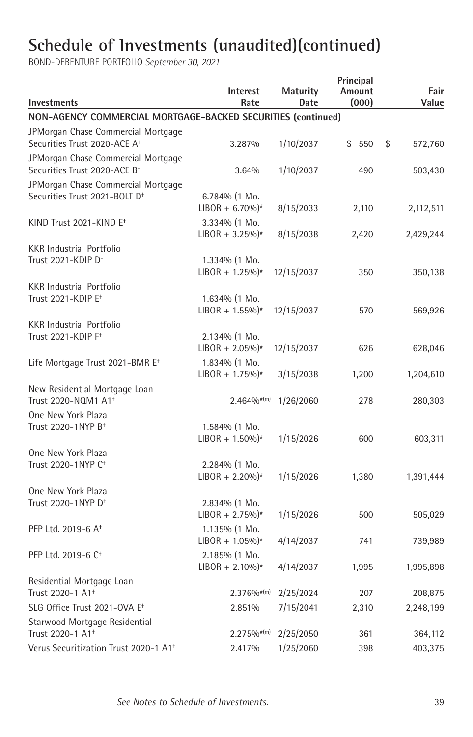# Schedule of Investments (unaudited)(continued)

BOND-DEBENTURE PORTFOLIO *September 30, 2021*

| Investments | Interest Rate | Maturity Date | Principal Amount (000) | Fair Value |
|---|---|---|---|---|
| **NON-AGENCY COMMERCIAL MORTGAGE-BACKED SECURITIES (continued)** | | | | |
| JPMorgan Chase Commercial Mortgage Securities Trust 2020-ACE A† | 3.287% | 1/10/2037 | $ 550 | $ 572,760 |
| JPMorgan Chase Commercial Mortgage Securities Trust 2020-ACE B† | 3.64% | 1/10/2037 | 490 | 503,430 |
| JPMorgan Chase Commercial Mortgage Securities Trust 2021-BOLT D† | 6.784% (1 Mo. LIBOR + 6.70%)# | 8/15/2033 | 2,110 | 2,112,511 |
| KIND Trust 2021-KIND E† | 3.334% (1 Mo. LIBOR + 3.25%)# | 8/15/2038 | 2,420 | 2,429,244 |
| KKR Industrial Portfolio Trust 2021-KDIP D† | 1.334% (1 Mo. LIBOR + 1.25%)# | 12/15/2037 | 350 | 350,138 |
| KKR Industrial Portfolio Trust 2021-KDIP E† | 1.634% (1 Mo. LIBOR + 1.55%)# | 12/15/2037 | 570 | 569,926 |
| KKR Industrial Portfolio Trust 2021-KDIP F† | 2.134% (1 Mo. LIBOR + 2.05%)# | 12/15/2037 | 626 | 628,046 |
| Life Mortgage Trust 2021-BMR E† | 1.834% (1 Mo. LIBOR + 1.75%)# | 3/15/2038 | 1,200 | 1,204,610 |
| New Residential Mortgage Loan Trust 2020-NQM1 A1† | 2.464%#(m) | 1/26/2060 | 278 | 280,303 |
| One New York Plaza Trust 2020-1NYP B† | 1.584% (1 Mo. LIBOR + 1.50%)# | 1/15/2026 | 600 | 603,311 |
| One New York Plaza Trust 2020-1NYP C† | 2.284% (1 Mo. LIBOR + 2.20%)# | 1/15/2026 | 1,380 | 1,391,444 |
| One New York Plaza Trust 2020-1NYP D† | 2.834% (1 Mo. LIBOR + 2.75%)# | 1/15/2026 | 500 | 505,029 |
| PFP Ltd. 2019-6 A† | 1.135% (1 Mo. LIBOR + 1.05%)# | 4/14/2037 | 741 | 739,989 |
| PFP Ltd. 2019-6 C† | 2.185% (1 Mo. LIBOR + 2.10%)# | 4/14/2037 | 1,995 | 1,995,898 |
| Residential Mortgage Loan Trust 2020-1 A1† | 2.376%#(m) | 2/25/2024 | 207 | 208,875 |
| SLG Office Trust 2021-OVA E† | 2.851% | 7/15/2041 | 2,310 | 2,248,199 |
| Starwood Mortgage Residential Trust 2020-1 A1† | 2.275%#(m) | 2/25/2050 | 361 | 364,112 |
| Verus Securitization Trust 2020-1 A1† | 2.417% | 1/25/2060 | 398 | 403,375 |

*See Notes to Schedule of Investments.*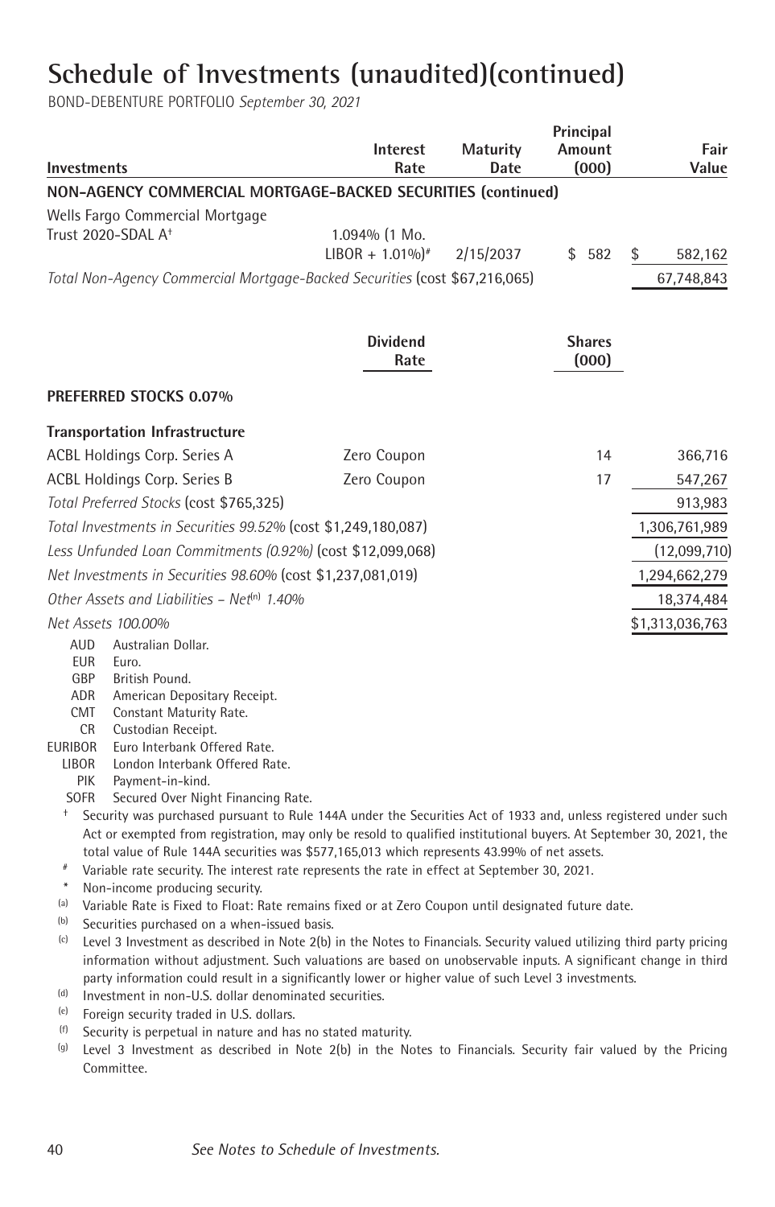# Schedule of Investments (unaudited)(continued)

BOND-DEBENTURE PORTFOLIO *September 30, 2021*

| Investments | Interest Rate | Maturity Date | Principal Amount (000) | Fair Value |
|---|---|---|---|---|
| **NON-AGENCY COMMERCIAL MORTGAGE-BACKED SECURITIES (continued)** | | | | |
| Wells Fargo Commercial Mortgage Trust 2020-SDAL A† | 1.094% (1 Mo. LIBOR + 1.01%)# | 2/15/2037 | $ 582 | $ 582,162 |
| *Total Non-Agency Commercial Mortgage-Backed Securities* (cost $67,216,065) | | | | 67,748,843 |
| | **Dividend Rate** | | **Shares (000)** | |
| **PREFERRED STOCKS 0.07%** | | | | |
| **Transportation Infrastructure** | | | | |
| ACBL Holdings Corp. Series A | Zero Coupon | | 14 | 366,716 |
| ACBL Holdings Corp. Series B | Zero Coupon | | 17 | 547,267 |
| *Total Preferred Stocks* (cost $765,325) | | | | 913,983 |
| *Total Investments in Securities 99.52%* (cost $1,249,180,087) | | | | 1,306,761,989 |
| *Less Unfunded Loan Commitments (0.92%)* (cost $12,099,068) | | | | (12,099,710) |
| *Net Investments in Securities 98.60%* (cost $1,237,081,019) | | | | 1,294,662,279 |
| *Other Assets and Liabilities – Net(n) 1.40%* | | | | 18,374,484 |
| *Net Assets 100.00%* | | | | $1,313,036,763 |

AUD Australian Dollar.
EUR Euro.
GBP British Pound.
ADR American Depositary Receipt.
CMT Constant Maturity Rate.
CR Custodian Receipt.
EURIBOR Euro Interbank Offered Rate.
LIBOR London Interbank Offered Rate.
PIK Payment-in-kind.
SOFR Secured Over Night Financing Rate.

† Security was purchased pursuant to Rule 144A under the Securities Act of 1933 and, unless registered under such Act or exempted from registration, may only be resold to qualified institutional buyers. At September 30, 2021, the total value of Rule 144A securities was $577,165,013 which represents 43.99% of net assets.

# Variable rate security. The interest rate represents the rate in effect at September 30, 2021.

* Non-income producing security.

(a) Variable Rate is Fixed to Float: Rate remains fixed or at Zero Coupon until designated future date.

(b) Securities purchased on a when-issued basis.

(c) Level 3 Investment as described in Note 2(b) in the Notes to Financials. Security valued utilizing third party pricing information without adjustment. Such valuations are based on unobservable inputs. A significant change in third party information could result in a significantly lower or higher value of such Level 3 investments.

(d) Investment in non-U.S. dollar denominated securities.

(e) Foreign security traded in U.S. dollars.

(f) Security is perpetual in nature and has no stated maturity.

(g) Level 3 Investment as described in Note 2(b) in the Notes to Financials. Security fair valued by the Pricing Committee.

*See Notes to Schedule of Investments.*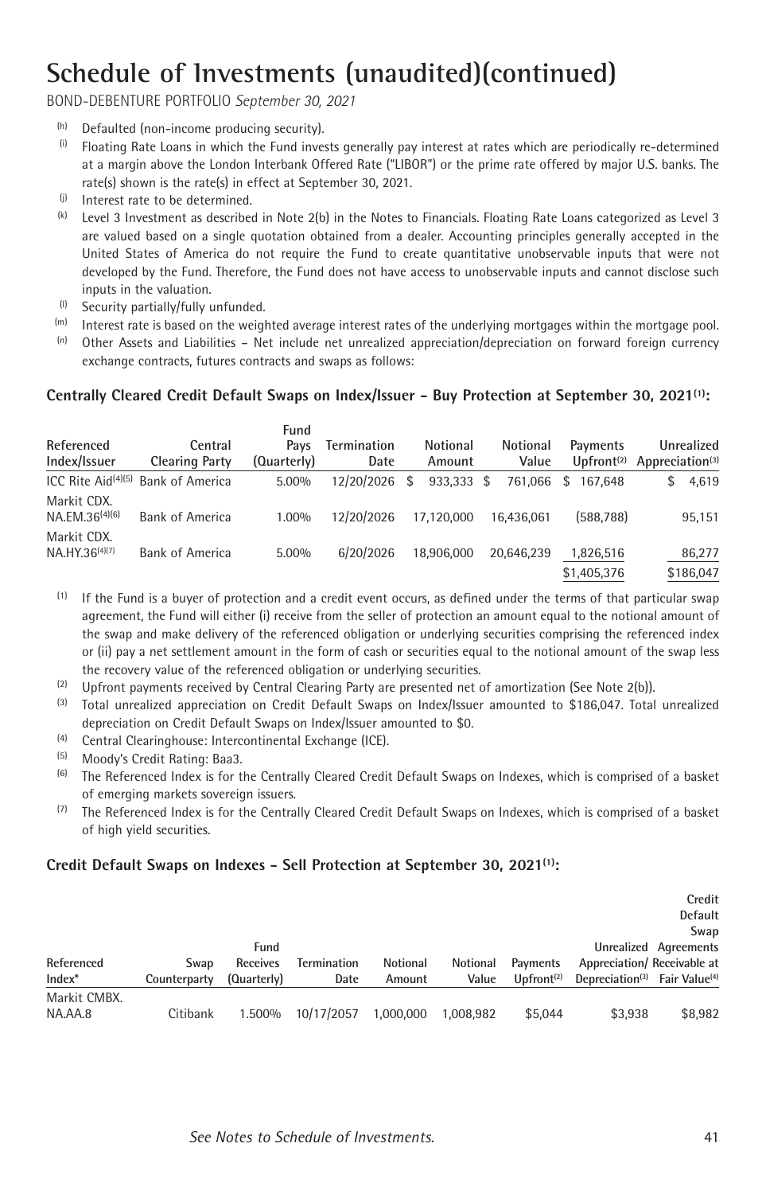# Schedule of Investments (unaudited)(continued)

BOND-DEBENTURE PORTFOLIO *September 30, 2021*

(h) Defaulted (non-income producing security).

(i) Floating Rate Loans in which the Fund invests generally pay interest at rates which are periodically re-determined at a margin above the London Interbank Offered Rate ("LIBOR") or the prime rate offered by major U.S. banks. The rate(s) shown is the rate(s) in effect at September 30, 2021.

(j) Interest rate to be determined.

(k) Level 3 Investment as described in Note 2(b) in the Notes to Financials. Floating Rate Loans categorized as Level 3 are valued based on a single quotation obtained from a dealer. Accounting principles generally accepted in the United States of America do not require the Fund to create quantitative unobservable inputs that were not developed by the Fund. Therefore, the Fund does not have access to unobservable inputs and cannot disclose such inputs in the valuation.

(l) Security partially/fully unfunded.

(m) Interest rate is based on the weighted average interest rates of the underlying mortgages within the mortgage pool.

(n) Other Assets and Liabilities – Net include net unrealized appreciation/depreciation on forward foreign currency exchange contracts, futures contracts and swaps as follows:

### Centrally Cleared Credit Default Swaps on Index/Issuer - Buy Protection at September 30, 2021[1]:

| Referenced Index/Issuer | Central Clearing Party | Fund Pays (Quarterly) | Termination Date | Notional Amount | Notional Value | Payments Upfront[2] | Unrealized Appreciation[3] |
|---|---|---|---|---|---|---|---|
| ICC Rite Aid[4][5] | Bank of America | 5.00% | 12/20/2026 | $ 933,333 | $ 761,066 | $ 167,648 | $ 4,619 |
| Markit CDX. NA.EM.36[4][6] | Bank of America | 1.00% | 12/20/2026 | 17,120,000 | 16,436,061 | (588,788) | 95,151 |
| Markit CDX. NA.HY.36[4][7] | Bank of America | 5.00% | 6/20/2026 | 18,906,000 | 20,646,239 | 1,826,516 | 86,277 |
| | | | | | | $1,405,376 | $186,047 |

(1) If the Fund is a buyer of protection and a credit event occurs, as defined under the terms of that particular swap agreement, the Fund will either (i) receive from the seller of protection an amount equal to the notional amount of the swap and make delivery of the referenced obligation or underlying securities comprising the referenced index or (ii) pay a net settlement amount in the form of cash or securities equal to the notional amount of the swap less the recovery value of the referenced obligation or underlying securities.

(2) Upfront payments received by Central Clearing Party are presented net of amortization (See Note 2(b)).

(3) Total unrealized appreciation on Credit Default Swaps on Index/Issuer amounted to $186,047. Total unrealized depreciation on Credit Default Swaps on Index/Issuer amounted to $0.

(4) Central Clearinghouse: Intercontinental Exchange (ICE).

(5) Moody's Credit Rating: Baa3.

(6) The Referenced Index is for the Centrally Cleared Credit Default Swaps on Indexes, which is comprised of a basket of emerging markets sovereign issuers.

(7) The Referenced Index is for the Centrally Cleared Credit Default Swaps on Indexes, which is comprised of a basket of high yield securities.

### Credit Default Swaps on Indexes - Sell Protection at September 30, 2021[1]:

| Referenced Index* | Swap Counterparty | Fund Receives (Quarterly) | Termination Date | Notional Amount | Notional Value | Payments Upfront[2] | Unrealized Appreciation/ Depreciation[3] | Credit Default Swap Agreements Receivable at Fair Value[4] |
|---|---|---|---|---|---|---|---|---|
| Markit CMBX. NA.AA.8 | Citibank | 1.500% | 10/17/2057 | 1,000,000 | 1,008,982 | $5,044 | $3,938 | $8,982 |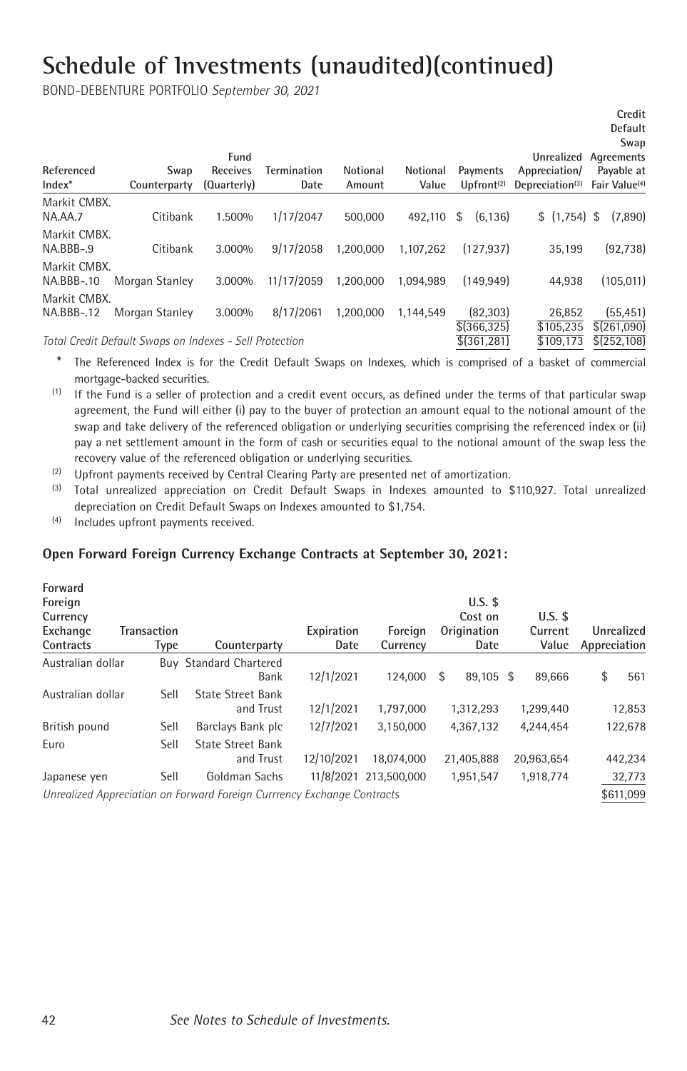# Schedule of Investments (unaudited)(continued)

BOND-DEBENTURE PORTFOLIO *September 30, 2021*

| Referenced Index* | Swap Counterparty | Fund Receives (Quarterly) | Termination Date | Notional Amount | Notional Value | Payments Upfront[2] | Unrealized Appreciation/ Depreciation[3] | Credit Default Swap Agreements Payable at Fair Value[4] |
|---|---|---|---|---|---|---|---|---|
| Markit CMBX. NA.AA.7 | Citibank | 1.500% | 1/17/2047 | 500,000 | 492,110 | $ (6,136) | $ (1,754) | $ (7,890) |
| Markit CMBX. NA.BBB-.9 | Citibank | 3.000% | 9/17/2058 | 1,200,000 | 1,107,262 | (127,937) | 35,199 | (92,738) |
| Markit CMBX. NA.BBB-.10 | Morgan Stanley | 3.000% | 11/17/2059 | 1,200,000 | 1,094,989 | (149,949) | 44,938 | (105,011) |
| Markit CMBX. NA.BBB-.12 | Morgan Stanley | 3.000% | 8/17/2061 | 1,200,000 | 1,144,549 | (82,303) | 26,852 | (55,451) |
| | | | | | | $(366,325) | $105,235 | $(261,090) |
| *Total Credit Default Swaps on Indexes - Sell Protection* | | | | | | $(361,281) | $109,173 | $(252,108) |

\* The Referenced Index is for the Credit Default Swaps on Indexes, which is comprised of a basket of commercial mortgage-backed securities.

(1) If the Fund is a seller of protection and a credit event occurs, as defined under the terms of that particular swap agreement, the Fund will either (i) pay to the buyer of protection an amount equal to the notional amount of the swap and take delivery of the referenced obligation or underlying securities comprising the referenced index or (ii) pay a net settlement amount in the form of cash or securities equal to the notional amount of the swap less the recovery value of the referenced obligation or underlying securities.

(2) Upfront payments received by Central Clearing Party are presented net of amortization.

(3) Total unrealized appreciation on Credit Default Swaps in Indexes amounted to $110,927. Total unrealized depreciation on Credit Default Swaps on Indexes amounted to $1,754.

(4) Includes upfront payments received.

### Open Forward Foreign Currency Exchange Contracts at September 30, 2021:

| Forward Foreign Currency Exchange Contracts | Transaction Type | Counterparty | Expiration Date | Foreign Currency | U.S. $ Cost on Origination Date | U.S. $ Current Value | Unrealized Appreciation |
|---|---|---|---|---|---|---|---|
| Australian dollar | Buy | Standard Chartered Bank | 12/1/2021 | 124,000 | $ 89,105 | $ 89,666 | $ 561 |
| Australian dollar | Sell | State Street Bank and Trust | 12/1/2021 | 1,797,000 | 1,312,293 | 1,299,440 | 12,853 |
| British pound | Sell | Barclays Bank plc | 12/7/2021 | 3,150,000 | 4,367,132 | 4,244,454 | 122,678 |
| Euro | Sell | State Street Bank and Trust | 12/10/2021 | 18,074,000 | 21,405,888 | 20,963,654 | 442,234 |
| Japanese yen | Sell | Goldman Sachs | 11/8/2021 | 213,500,000 | 1,951,547 | 1,918,774 | 32,773 |
| *Unrealized Appreciation on Forward Foreign Currrency Exchange Contracts* | | | | | | | $611,099 |

*See Notes to Schedule of Investments.*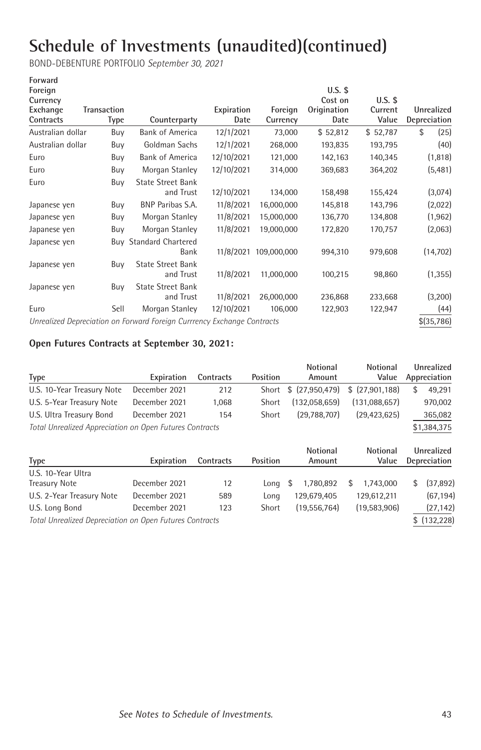# Schedule of Investments (unaudited)(continued)

BOND-DEBENTURE PORTFOLIO *September 30, 2021*

| Forward Foreign Currency Exchange Contracts | Transaction Type | Counterparty | Expiration Date | Foreign Currency | U.S. $ Cost on Origination Date | U.S. $ Current Value | Unrealized Depreciation |
|---|---|---|---|---|---|---|---|
| Australian dollar | Buy | Bank of America | 12/1/2021 | 73,000 | $ 52,812 | $ 52,787 | $ (25) |
| Australian dollar | Buy | Goldman Sachs | 12/1/2021 | 268,000 | 193,835 | 193,795 | (40) |
| Euro | Buy | Bank of America | 12/10/2021 | 121,000 | 142,163 | 140,345 | (1,818) |
| Euro | Buy | Morgan Stanley | 12/10/2021 | 314,000 | 369,683 | 364,202 | (5,481) |
| Euro | Buy | State Street Bank and Trust | 12/10/2021 | 134,000 | 158,498 | 155,424 | (3,074) |
| Japanese yen | Buy | BNP Paribas S.A. | 11/8/2021 | 16,000,000 | 145,818 | 143,796 | (2,022) |
| Japanese yen | Buy | Morgan Stanley | 11/8/2021 | 15,000,000 | 136,770 | 134,808 | (1,962) |
| Japanese yen | Buy | Morgan Stanley | 11/8/2021 | 19,000,000 | 172,820 | 170,757 | (2,063) |
| Japanese yen | Buy | Standard Chartered Bank | 11/8/2021 | 109,000,000 | 994,310 | 979,608 | (14,702) |
| Japanese yen | Buy | State Street Bank and Trust | 11/8/2021 | 11,000,000 | 100,215 | 98,860 | (1,355) |
| Japanese yen | Buy | State Street Bank and Trust | 11/8/2021 | 26,000,000 | 236,868 | 233,668 | (3,200) |
| Euro | Sell | Morgan Stanley | 12/10/2021 | 106,000 | 122,903 | 122,947 | (44) |
| *Unrealized Depreciation on Forward Foreign Currrency Exchange Contracts* | | | | | | | $(35,786) |

### Open Futures Contracts at September 30, 2021:

| Type | Expiration | Contracts | Position | Notional Amount | Notional Value | Unrealized Appreciation |
|---|---|---|---|---|---|---|
| U.S. 10-Year Treasury Note | December 2021 | 212 | Short | $ (27,950,479) | $ (27,901,188) | $ 49,291 |
| U.S. 5-Year Treasury Note | December 2021 | 1,068 | Short | (132,058,659) | (131,088,657) | 970,002 |
| U.S. Ultra Treasury Bond | December 2021 | 154 | Short | (29,788,707) | (29,423,625) | 365,082 |
| *Total Unrealized Appreciation on Open Futures Contracts* | | | | | | $1,384,375 |

| Type | Expiration | Contracts | Position | Notional Amount | Notional Value | Unrealized Depreciation |
|---|---|---|---|---|---|---|
| U.S. 10-Year Ultra Treasury Note | December 2021 | 12 | Long | $ 1,780,892 | $ 1,743,000 | $ (37,892) |
| U.S. 2-Year Treasury Note | December 2021 | 589 | Long | 129,679,405 | 129,612,211 | (67,194) |
| U.S. Long Bond | December 2021 | 123 | Short | (19,556,764) | (19,583,906) | (27,142) |
| *Total Unrealized Depreciation on Open Futures Contracts* | | | | | | $ (132,228) |

*See Notes to Schedule of Investments.*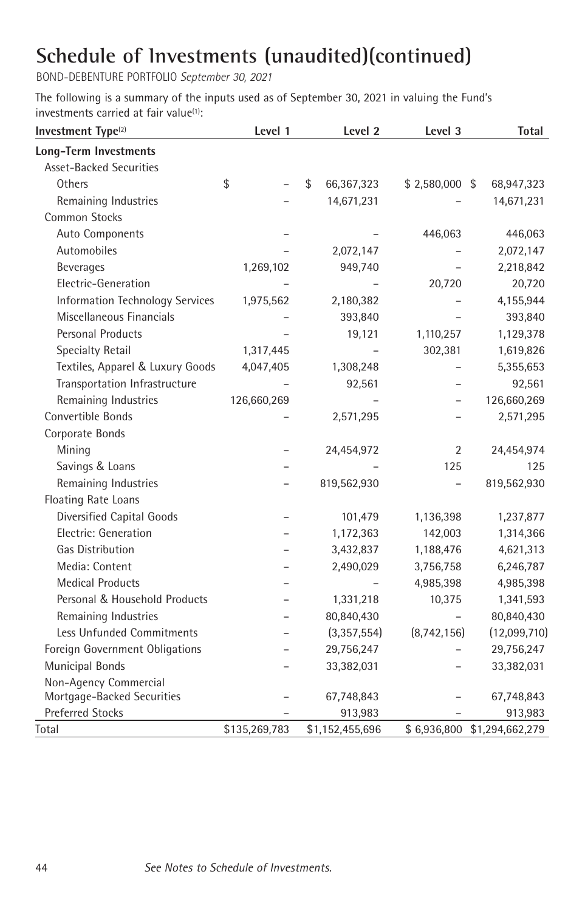# Schedule of Investments (unaudited)(continued)

BOND-DEBENTURE PORTFOLIO *September 30, 2021*

The following is a summary of the inputs used as of September 30, 2021 in valuing the Fund's investments carried at fair value[1]:

| Investment Type[2] | Level 1 | Level 2 | Level 3 | Total |
|---|---|---|---|---|
| **Long-Term Investments** | | | | |
| Asset-Backed Securities | | | | |
| Others | $ – | $ 66,367,323 | $ 2,580,000 | $ 68,947,323 |
| Remaining Industries | – | 14,671,231 | – | 14,671,231 |
| Common Stocks | | | | |
| Auto Components | – | – | 446,063 | 446,063 |
| Automobiles | – | 2,072,147 | – | 2,072,147 |
| Beverages | 1,269,102 | 949,740 | – | 2,218,842 |
| Electric-Generation | – | – | 20,720 | 20,720 |
| Information Technology Services | 1,975,562 | 2,180,382 | – | 4,155,944 |
| Miscellaneous Financials | – | 393,840 | – | 393,840 |
| Personal Products | – | 19,121 | 1,110,257 | 1,129,378 |
| Specialty Retail | 1,317,445 | – | 302,381 | 1,619,826 |
| Textiles, Apparel & Luxury Goods | 4,047,405 | 1,308,248 | – | 5,355,653 |
| Transportation Infrastructure | – | 92,561 | – | 92,561 |
| Remaining Industries | 126,660,269 | – | – | 126,660,269 |
| Convertible Bonds | – | 2,571,295 | – | 2,571,295 |
| Corporate Bonds | | | | |
| Mining | – | 24,454,972 | 2 | 24,454,974 |
| Savings & Loans | – | – | 125 | 125 |
| Remaining Industries | – | 819,562,930 | – | 819,562,930 |
| Floating Rate Loans | | | | |
| Diversified Capital Goods | – | 101,479 | 1,136,398 | 1,237,877 |
| Electric: Generation | – | 1,172,363 | 142,003 | 1,314,366 |
| Gas Distribution | – | 3,432,837 | 1,188,476 | 4,621,313 |
| Media: Content | – | 2,490,029 | 3,756,758 | 6,246,787 |
| Medical Products | – | – | 4,985,398 | 4,985,398 |
| Personal & Household Products | – | 1,331,218 | 10,375 | 1,341,593 |
| Remaining Industries | – | 80,840,430 | – | 80,840,430 |
| Less Unfunded Commitments | – | (3,357,554) | (8,742,156) | (12,099,710) |
| Foreign Government Obligations | – | 29,756,247 | – | 29,756,247 |
| Municipal Bonds | – | 33,382,031 | – | 33,382,031 |
| Non-Agency Commercial Mortgage-Backed Securities | – | 67,748,843 | – | 67,748,843 |
| Preferred Stocks | – | 913,983 | – | 913,983 |
| Total | $135,269,783 | $1,152,455,696 | $ 6,936,800 | $1,294,662,279 |

*See Notes to Schedule of Investments.*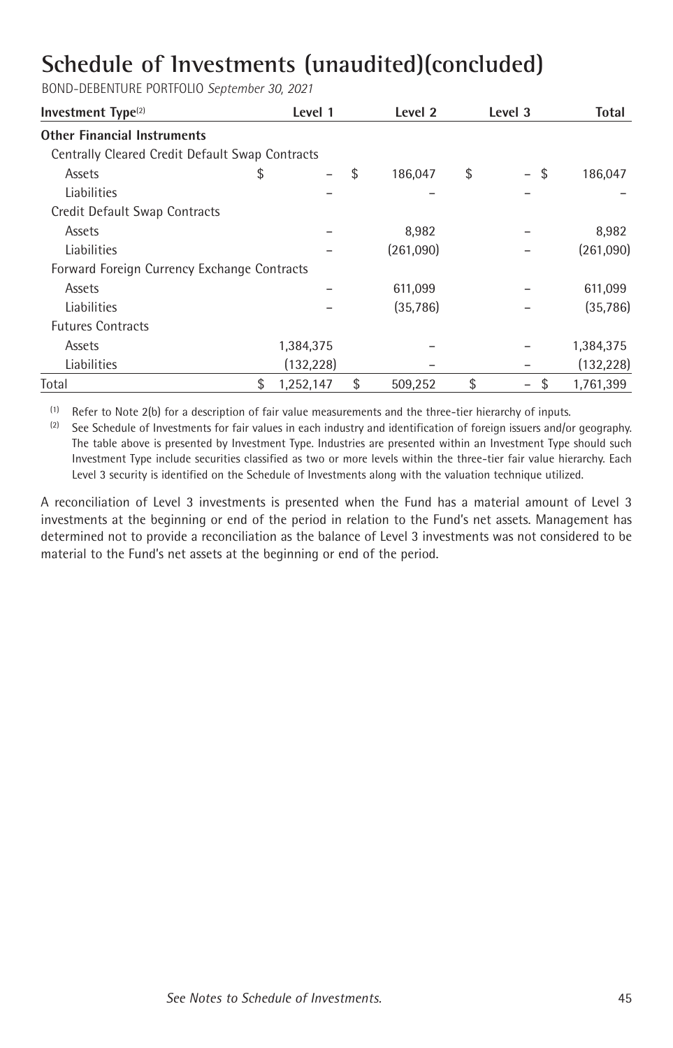# Schedule of Investments (unaudited)(concluded)

BOND-DEBENTURE PORTFOLIO *September 30, 2021*

| Investment Type[2] | Level 1 | Level 2 | Level 3 | Total |
|---|---|---|---|---|
| **Other Financial Instruments** | | | | |
| Centrally Cleared Credit Default Swap Contracts | | | | |
| Assets | $ – | $ 186,047 | $ – | $ 186,047 |
| Liabilities | – | – | – | – |
| Credit Default Swap Contracts | | | | |
| Assets | – | 8,982 | – | 8,982 |
| Liabilities | – | (261,090) | – | (261,090) |
| Forward Foreign Currency Exchange Contracts | | | | |
| Assets | – | 611,099 | – | 611,099 |
| Liabilities | – | (35,786) | – | (35,786) |
| Futures Contracts | | | | |
| Assets | 1,384,375 | – | – | 1,384,375 |
| Liabilities | (132,228) | – | – | (132,228) |
| Total | $ 1,252,147 | $ 509,252 | $ – | $ 1,761,399 |

(1) Refer to Note 2(b) for a description of fair value measurements and the three-tier hierarchy of inputs.

(2) See Schedule of Investments for fair values in each industry and identification of foreign issuers and/or geography. The table above is presented by Investment Type. Industries are presented within an Investment Type should such Investment Type include securities classified as two or more levels within the three-tier fair value hierarchy. Each Level 3 security is identified on the Schedule of Investments along with the valuation technique utilized.

A reconciliation of Level 3 investments is presented when the Fund has a material amount of Level 3 investments at the beginning or end of the period in relation to the Fund's net assets. Management has determined not to provide a reconciliation as the balance of Level 3 investments was not considered to be material to the Fund's net assets at the beginning or end of the period.

*See Notes to Schedule of Investments.*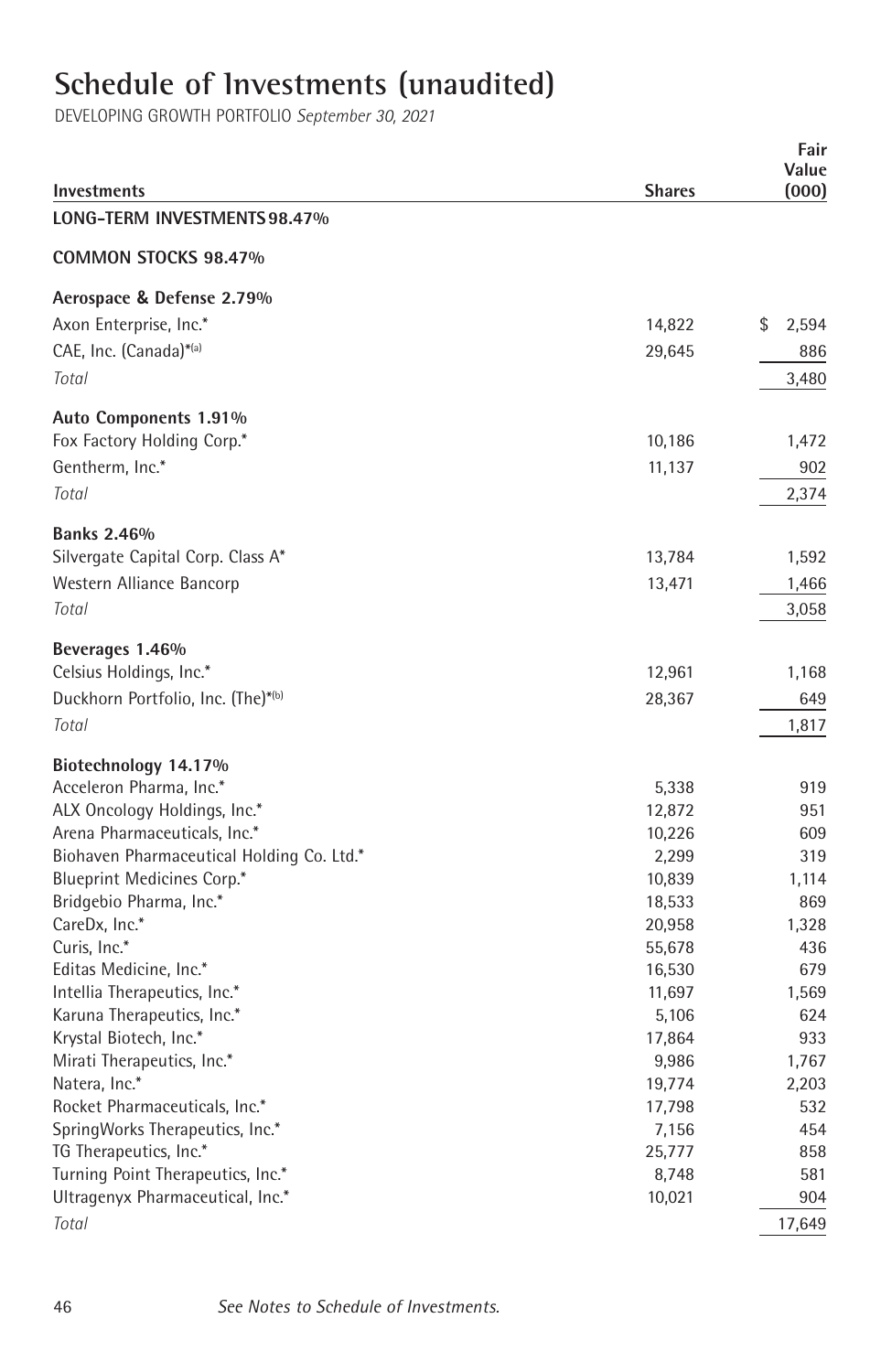# Schedule of Investments (unaudited)

DEVELOPING GROWTH PORTFOLIO *September 30, 2021*

| Investments | Shares | Fair Value (000) |
|---|---|---|
| **LONG-TERM INVESTMENTS 98.47%** | | |
| **COMMON STOCKS 98.47%** | | |
| **Aerospace & Defense 2.79%** | | |
| Axon Enterprise, Inc.* | 14,822 | $ 2,594 |
| CAE, Inc. (Canada)*(a) | 29,645 | 886 |
| *Total* | | 3,480 |
| **Auto Components 1.91%** | | |
| Fox Factory Holding Corp.* | 10,186 | 1,472 |
| Gentherm, Inc.* | 11,137 | 902 |
| *Total* | | 2,374 |
| **Banks 2.46%** | | |
| Silvergate Capital Corp. Class A* | 13,784 | 1,592 |
| Western Alliance Bancorp | 13,471 | 1,466 |
| *Total* | | 3,058 |
| **Beverages 1.46%** | | |
| Celsius Holdings, Inc.* | 12,961 | 1,168 |
| Duckhorn Portfolio, Inc. (The)*(b) | 28,367 | 649 |
| *Total* | | 1,817 |
| **Biotechnology 14.17%** | | |
| Acceleron Pharma, Inc.* | 5,338 | 919 |
| ALX Oncology Holdings, Inc.* | 12,872 | 951 |
| Arena Pharmaceuticals, Inc.* | 10,226 | 609 |
| Biohaven Pharmaceutical Holding Co. Ltd.* | 2,299 | 319 |
| Blueprint Medicines Corp.* | 10,839 | 1,114 |
| Bridgebio Pharma, Inc.* | 18,533 | 869 |
| CareDx, Inc.* | 20,958 | 1,328 |
| Curis, Inc.* | 55,678 | 436 |
| Editas Medicine, Inc.* | 16,530 | 679 |
| Intellia Therapeutics, Inc.* | 11,697 | 1,569 |
| Karuna Therapeutics, Inc.* | 5,106 | 624 |
| Krystal Biotech, Inc.* | 17,864 | 933 |
| Mirati Therapeutics, Inc.* | 9,986 | 1,767 |
| Natera, Inc.* | 19,774 | 2,203 |
| Rocket Pharmaceuticals, Inc.* | 17,798 | 532 |
| SpringWorks Therapeutics, Inc.* | 7,156 | 454 |
| TG Therapeutics, Inc.* | 25,777 | 858 |
| Turning Point Therapeutics, Inc.* | 8,748 | 581 |
| Ultragenyx Pharmaceutical, Inc.* | 10,021 | 904 |
| *Total* | | 17,649 |

*See Notes to Schedule of Investments.*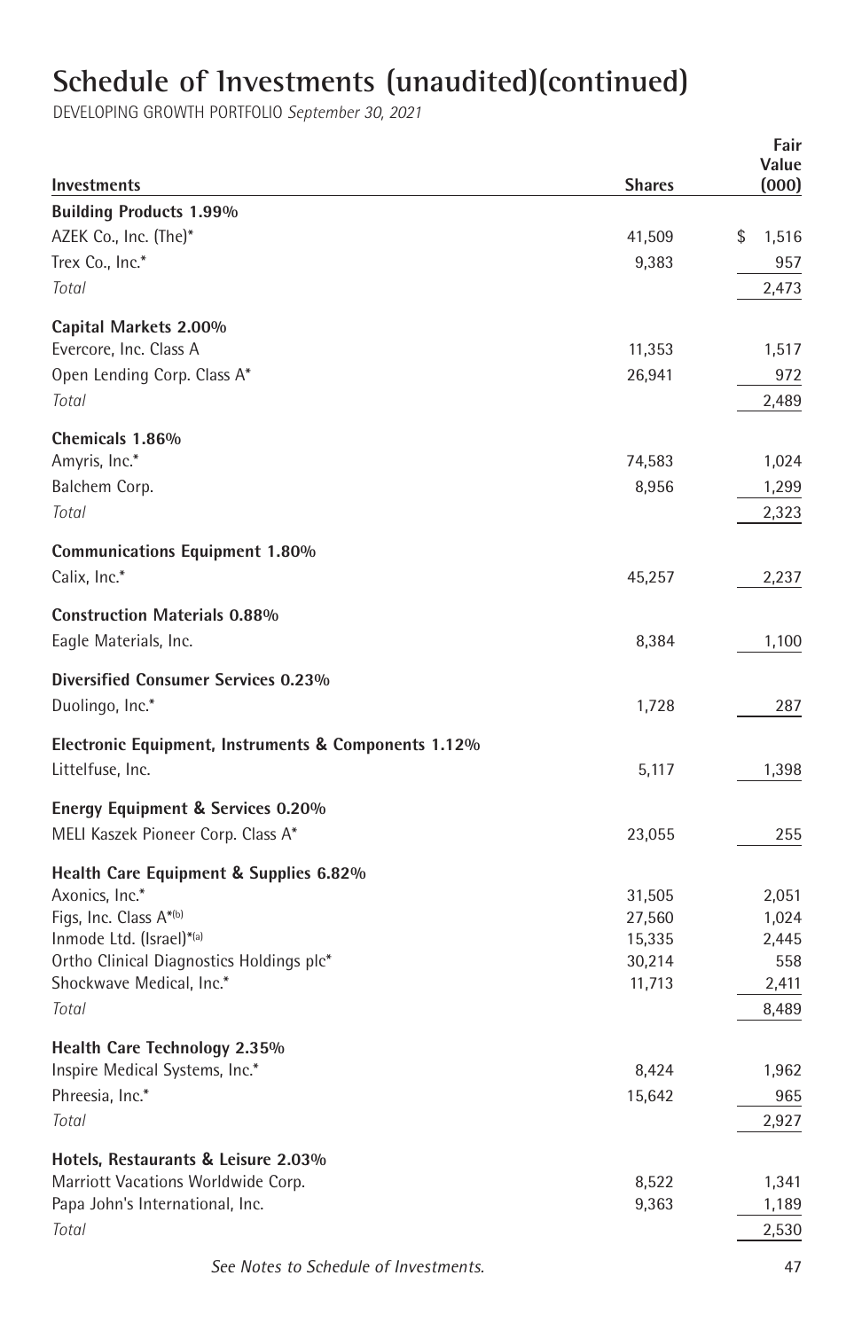# Schedule of Investments (unaudited)(continued)

DEVELOPING GROWTH PORTFOLIO *September 30, 2021*

| Investments | Shares | Fair Value (000) |
|---|---|---|
| **Building Products 1.99%** | | |
| AZEK Co., Inc. (The)* | 41,509 | $ 1,516 |
| Trex Co., Inc.* | 9,383 | 957 |
| *Total* | | 2,473 |
| **Capital Markets 2.00%** | | |
| Evercore, Inc. Class A | 11,353 | 1,517 |
| Open Lending Corp. Class A* | 26,941 | 972 |
| *Total* | | 2,489 |
| **Chemicals 1.86%** | | |
| Amyris, Inc.* | 74,583 | 1,024 |
| Balchem Corp. | 8,956 | 1,299 |
| *Total* | | 2,323 |
| **Communications Equipment 1.80%** | | |
| Calix, Inc.* | 45,257 | 2,237 |
| **Construction Materials 0.88%** | | |
| Eagle Materials, Inc. | 8,384 | 1,100 |
| **Diversified Consumer Services 0.23%** | | |
| Duolingo, Inc.* | 1,728 | 287 |
| **Electronic Equipment, Instruments & Components 1.12%** | | |
| Littelfuse, Inc. | 5,117 | 1,398 |
| **Energy Equipment & Services 0.20%** | | |
| MELI Kaszek Pioneer Corp. Class A* | 23,055 | 255 |
| **Health Care Equipment & Supplies 6.82%** | | |
| Axonics, Inc.* | 31,505 | 2,051 |
| Figs, Inc. Class A*[(b)] | 27,560 | 1,024 |
| Inmode Ltd. (Israel)*[(a)] | 15,335 | 2,445 |
| Ortho Clinical Diagnostics Holdings plc* | 30,214 | 558 |
| Shockwave Medical, Inc.* | 11,713 | 2,411 |
| *Total* | | 8,489 |
| **Health Care Technology 2.35%** | | |
| Inspire Medical Systems, Inc.* | 8,424 | 1,962 |
| Phreesia, Inc.* | 15,642 | 965 |
| *Total* | | 2,927 |
| **Hotels, Restaurants & Leisure 2.03%** | | |
| Marriott Vacations Worldwide Corp. | 8,522 | 1,341 |
| Papa John's International, Inc. | 9,363 | 1,189 |
| *Total* | | 2,530 |

*See Notes to Schedule of Investments.*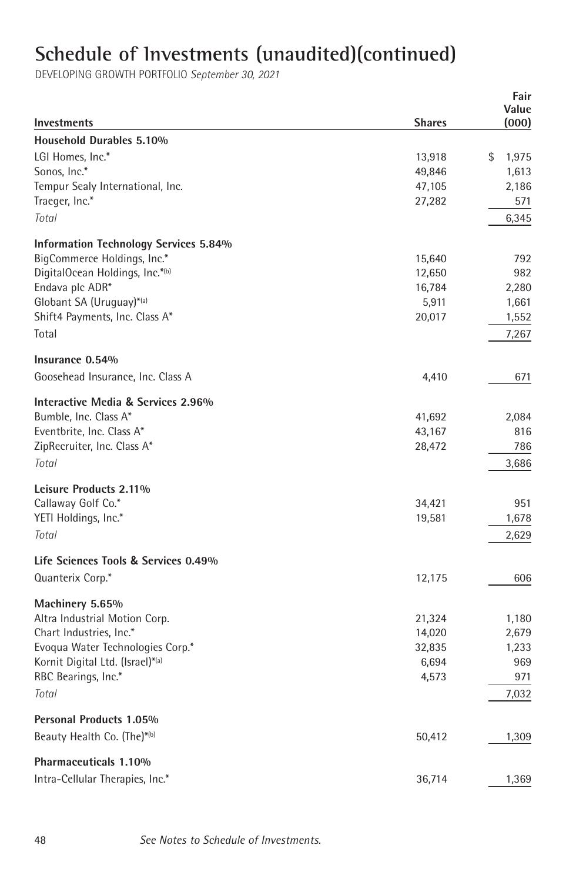# Schedule of Investments (unaudited)(continued)

DEVELOPING GROWTH PORTFOLIO *September 30, 2021*

| Investments | Shares | Fair Value (000) |
|---|---|---|
| **Household Durables 5.10%** | | |
| LGI Homes, Inc.* | 13,918 | $ 1,975 |
| Sonos, Inc.* | 49,846 | 1,613 |
| Tempur Sealy International, Inc. | 47,105 | 2,186 |
| Traeger, Inc.* | 27,282 | 571 |
| *Total* | | 6,345 |
| **Information Technology Services 5.84%** | | |
| BigCommerce Holdings, Inc.* | 15,640 | 792 |
| DigitalOcean Holdings, Inc.*[(b)] | 12,650 | 982 |
| Endava plc ADR* | 16,784 | 2,280 |
| Globant SA (Uruguay)*[(a)] | 5,911 | 1,661 |
| Shift4 Payments, Inc. Class A* | 20,017 | 1,552 |
| Total | | 7,267 |
| **Insurance 0.54%** | | |
| Goosehead Insurance, Inc. Class A | 4,410 | 671 |
| **Interactive Media & Services 2.96%** | | |
| Bumble, Inc. Class A* | 41,692 | 2,084 |
| Eventbrite, Inc. Class A* | 43,167 | 816 |
| ZipRecruiter, Inc. Class A* | 28,472 | 786 |
| *Total* | | 3,686 |
| **Leisure Products 2.11%** | | |
| Callaway Golf Co.* | 34,421 | 951 |
| YETI Holdings, Inc.* | 19,581 | 1,678 |
| *Total* | | 2,629 |
| **Life Sciences Tools & Services 0.49%** | | |
| Quanterix Corp.* | 12,175 | 606 |
| **Machinery 5.65%** | | |
| Altra Industrial Motion Corp. | 21,324 | 1,180 |
| Chart Industries, Inc.* | 14,020 | 2,679 |
| Evoqua Water Technologies Corp.* | 32,835 | 1,233 |
| Kornit Digital Ltd. (Israel)*[(a)] | 6,694 | 969 |
| RBC Bearings, Inc.* | 4,573 | 971 |
| *Total* | | 7,032 |
| **Personal Products 1.05%** | | |
| Beauty Health Co. (The)*[(b)] | 50,412 | 1,309 |
| **Pharmaceuticals 1.10%** | | |
| Intra-Cellular Therapies, Inc.* | 36,714 | 1,369 |

*See Notes to Schedule of Investments.*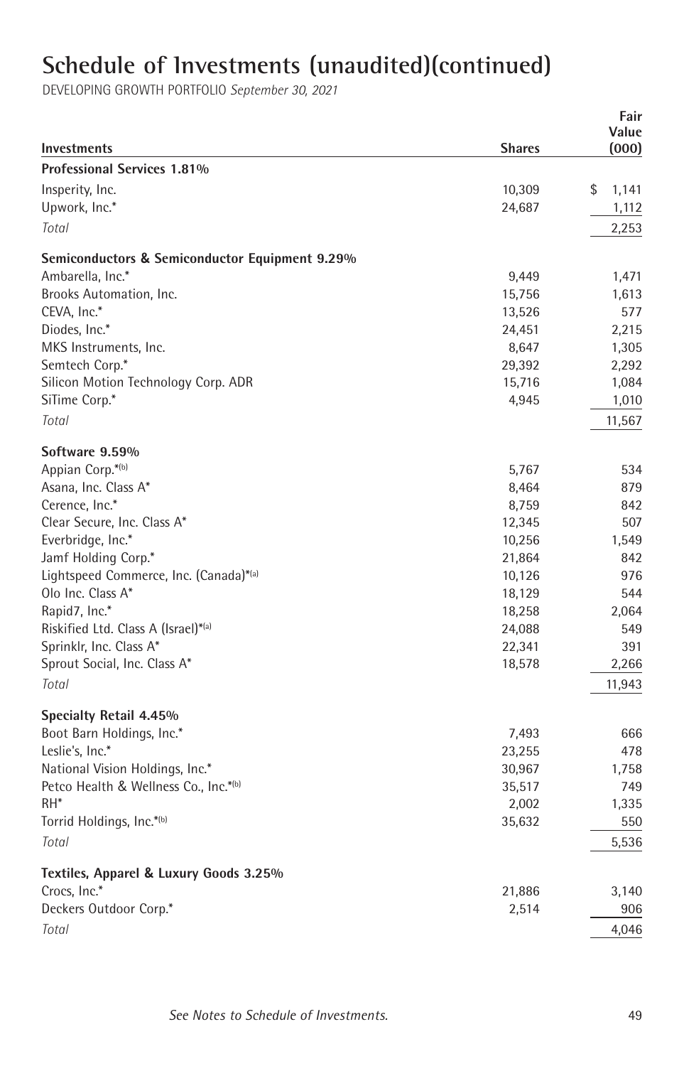# Schedule of Investments (unaudited)(continued)

DEVELOPING GROWTH PORTFOLIO *September 30, 2021*

| Investments | Shares | Fair Value (000) |
|---|---|---|
| **Professional Services 1.81%** | | |
| Insperity, Inc. | 10,309 | $ 1,141 |
| Upwork, Inc.* | 24,687 | 1,112 |
| *Total* | | 2,253 |
| **Semiconductors & Semiconductor Equipment 9.29%** | | |
| Ambarella, Inc.* | 9,449 | 1,471 |
| Brooks Automation, Inc. | 15,756 | 1,613 |
| CEVA, Inc.* | 13,526 | 577 |
| Diodes, Inc.* | 24,451 | 2,215 |
| MKS Instruments, Inc. | 8,647 | 1,305 |
| Semtech Corp.* | 29,392 | 2,292 |
| Silicon Motion Technology Corp. ADR | 15,716 | 1,084 |
| SiTime Corp.* | 4,945 | 1,010 |
| *Total* | | 11,567 |
| **Software 9.59%** | | |
| Appian Corp.*(b) | 5,767 | 534 |
| Asana, Inc. Class A* | 8,464 | 879 |
| Cerence, Inc.* | 8,759 | 842 |
| Clear Secure, Inc. Class A* | 12,345 | 507 |
| Everbridge, Inc.* | 10,256 | 1,549 |
| Jamf Holding Corp.* | 21,864 | 842 |
| Lightspeed Commerce, Inc. (Canada)*(a) | 10,126 | 976 |
| Olo Inc. Class A* | 18,129 | 544 |
| Rapid7, Inc.* | 18,258 | 2,064 |
| Riskified Ltd. Class A (Israel)*(a) | 24,088 | 549 |
| Sprinklr, Inc. Class A* | 22,341 | 391 |
| Sprout Social, Inc. Class A* | 18,578 | 2,266 |
| *Total* | | 11,943 |
| **Specialty Retail 4.45%** | | |
| Boot Barn Holdings, Inc.* | 7,493 | 666 |
| Leslie's, Inc.* | 23,255 | 478 |
| National Vision Holdings, Inc.* | 30,967 | 1,758 |
| Petco Health & Wellness Co., Inc.*(b) | 35,517 | 749 |
| RH* | 2,002 | 1,335 |
| Torrid Holdings, Inc.*(b) | 35,632 | 550 |
| *Total* | | 5,536 |
| **Textiles, Apparel & Luxury Goods 3.25%** | | |
| Crocs, Inc.* | 21,886 | 3,140 |
| Deckers Outdoor Corp.* | 2,514 | 906 |
| *Total* | | 4,046 |

*See Notes to Schedule of Investments.*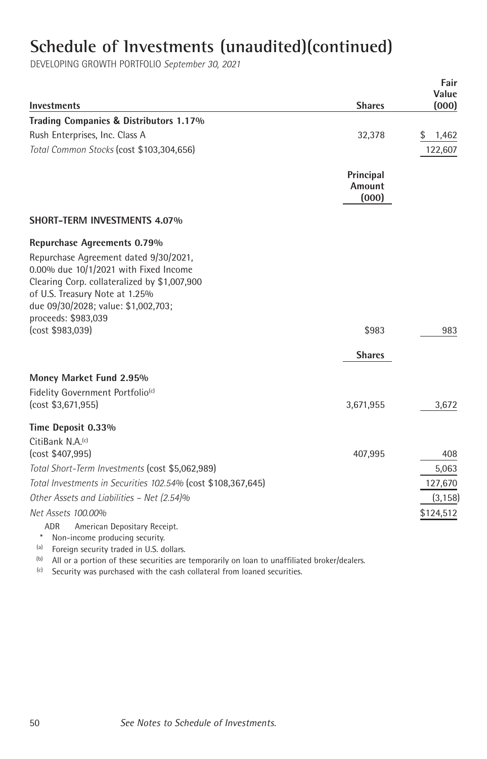# Schedule of Investments (unaudited)(continued)

DEVELOPING GROWTH PORTFOLIO *September 30, 2021*

| Investments | Shares | Fair Value (000) |
|---|---|---|
| **Trading Companies & Distributors 1.17%** | | |
| Rush Enterprises, Inc. Class A | 32,378 | $ 1,462 |
| *Total Common Stocks* (cost $103,304,656) | | 122,607 |
| | **Principal Amount (000)** | |
| **SHORT-TERM INVESTMENTS 4.07%** | | |
| **Repurchase Agreements 0.79%** | | |
| Repurchase Agreement dated 9/30/2021, 0.00% due 10/1/2021 with Fixed Income Clearing Corp. collateralized by $1,007,900 of U.S. Treasury Note at 1.25% due 09/30/2028; value: $1,002,703; proceeds: $983,039 (cost $983,039) | $983 | 983 |
| | **Shares** | |
| **Money Market Fund 2.95%** | | |
| Fidelity Government Portfolio[c] (cost $3,671,955) | 3,671,955 | 3,672 |
| **Time Deposit 0.33%** | | |
| CitiBank N.A.[c] (cost $407,995) | 407,995 | 408 |
| *Total Short-Term Investments* (cost $5,062,989) | | 5,063 |
| *Total Investments in Securities 102.54%* (cost $108,367,645) | | 127,670 |
| *Other Assets and Liabilities – Net (2.54)%* | | (3,158) |
| *Net Assets 100.00%* | | $124,512 |

ADR American Depositary Receipt.

\* Non-income producing security.

[a] Foreign security traded in U.S. dollars.

[b] All or a portion of these securities are temporarily on loan to unaffiliated broker/dealers.

[c] Security was purchased with the cash collateral from loaned securities.

*See Notes to Schedule of Investments.*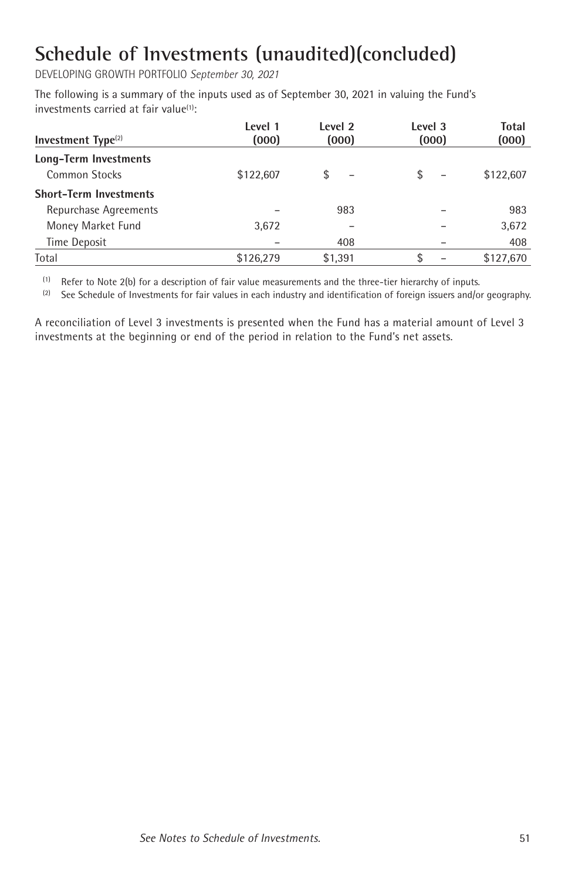# Schedule of Investments (unaudited)(concluded)

DEVELOPING GROWTH PORTFOLIO *September 30, 2021*

The following is a summary of the inputs used as of September 30, 2021 in valuing the Fund's investments carried at fair value[1]:

| Investment Type[2] | Level 1 (000) | Level 2 (000) | Level 3 (000) | Total (000) |
|---|---|---|---|---|
| **Long-Term Investments** | | | | |
| Common Stocks | $122,607 | $ – | $ – | $122,607 |
| **Short-Term Investments** | | | | |
| Repurchase Agreements | – | 983 | – | 983 |
| Money Market Fund | 3,672 | – | – | 3,672 |
| Time Deposit | – | 408 | – | 408 |
| Total | $126,279 | $1,391 | $ – | $127,670 |

[1] Refer to Note 2(b) for a description of fair value measurements and the three-tier hierarchy of inputs.

[2] See Schedule of Investments for fair values in each industry and identification of foreign issuers and/or geography.

A reconciliation of Level 3 investments is presented when the Fund has a material amount of Level 3 investments at the beginning or end of the period in relation to the Fund's net assets.

*See Notes to Schedule of Investments.*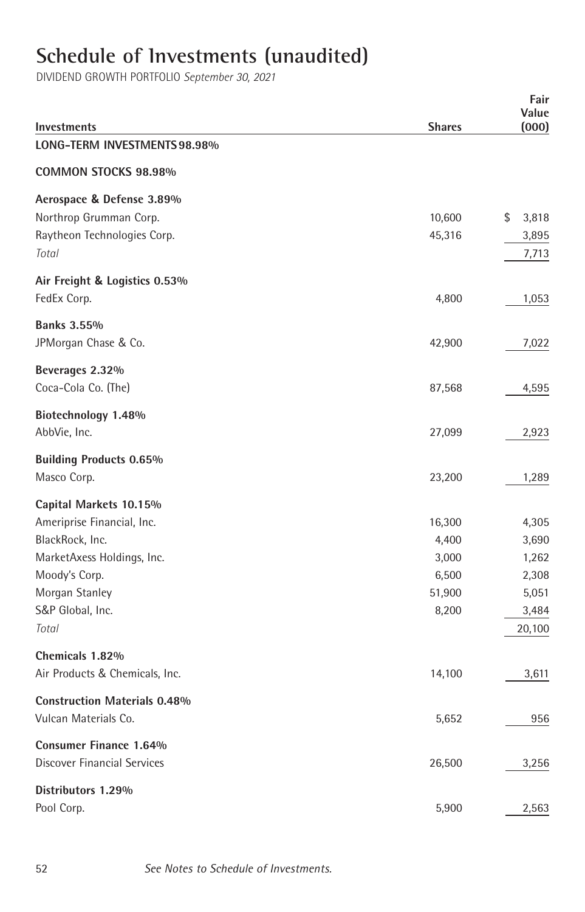# Schedule of Investments (unaudited)

DIVIDEND GROWTH PORTFOLIO *September 30, 2021*

| Investments | Shares | Fair Value (000) |
|---|---|---|
| **LONG-TERM INVESTMENTS 98.98%** | | |
| **COMMON STOCKS 98.98%** | | |
| **Aerospace & Defense 3.89%** | | |
| Northrop Grumman Corp. | 10,600 | $ 3,818 |
| Raytheon Technologies Corp. | 45,316 | 3,895 |
| *Total* | | 7,713 |
| **Air Freight & Logistics 0.53%** | | |
| FedEx Corp. | 4,800 | 1,053 |
| **Banks 3.55%** | | |
| JPMorgan Chase & Co. | 42,900 | 7,022 |
| **Beverages 2.32%** | | |
| Coca-Cola Co. (The) | 87,568 | 4,595 |
| **Biotechnology 1.48%** | | |
| AbbVie, Inc. | 27,099 | 2,923 |
| **Building Products 0.65%** | | |
| Masco Corp. | 23,200 | 1,289 |
| **Capital Markets 10.15%** | | |
| Ameriprise Financial, Inc. | 16,300 | 4,305 |
| BlackRock, Inc. | 4,400 | 3,690 |
| MarketAxess Holdings, Inc. | 3,000 | 1,262 |
| Moody's Corp. | 6,500 | 2,308 |
| Morgan Stanley | 51,900 | 5,051 |
| S&P Global, Inc. | 8,200 | 3,484 |
| *Total* | | 20,100 |
| **Chemicals 1.82%** | | |
| Air Products & Chemicals, Inc. | 14,100 | 3,611 |
| **Construction Materials 0.48%** | | |
| Vulcan Materials Co. | 5,652 | 956 |
| **Consumer Finance 1.64%** | | |
| Discover Financial Services | 26,500 | 3,256 |
| **Distributors 1.29%** | | |
| Pool Corp. | 5,900 | 2,563 |

*See Notes to Schedule of Investments.*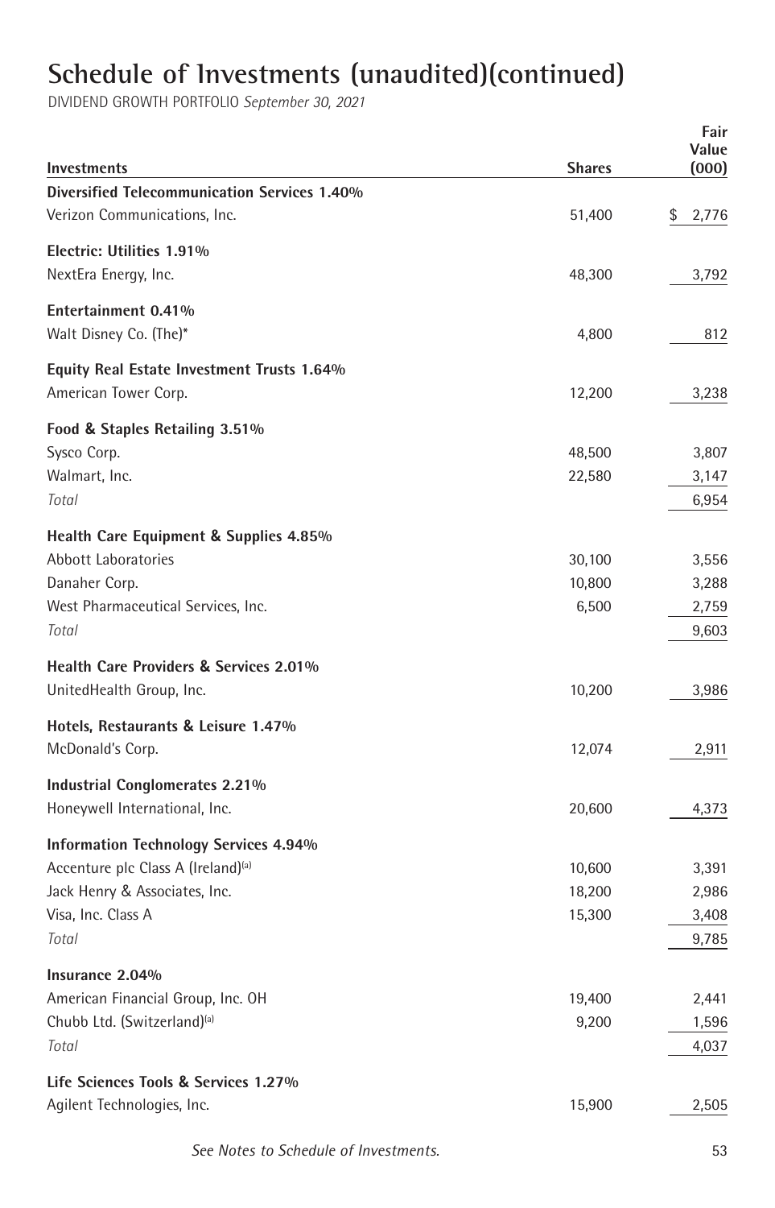# Schedule of Investments (unaudited)(continued)

DIVIDEND GROWTH PORTFOLIO *September 30, 2021*

| Investments | Shares | Fair Value (000) |
|---|---|---|
| **Diversified Telecommunication Services 1.40%** | | |
| Verizon Communications, Inc. | 51,400 | $ 2,776 |
| **Electric: Utilities 1.91%** | | |
| NextEra Energy, Inc. | 48,300 | 3,792 |
| **Entertainment 0.41%** | | |
| Walt Disney Co. (The)* | 4,800 | 812 |
| **Equity Real Estate Investment Trusts 1.64%** | | |
| American Tower Corp. | 12,200 | 3,238 |
| **Food & Staples Retailing 3.51%** | | |
| Sysco Corp. | 48,500 | 3,807 |
| Walmart, Inc. | 22,580 | 3,147 |
| *Total* | | 6,954 |
| **Health Care Equipment & Supplies 4.85%** | | |
| Abbott Laboratories | 30,100 | 3,556 |
| Danaher Corp. | 10,800 | 3,288 |
| West Pharmaceutical Services, Inc. | 6,500 | 2,759 |
| *Total* | | 9,603 |
| **Health Care Providers & Services 2.01%** | | |
| UnitedHealth Group, Inc. | 10,200 | 3,986 |
| **Hotels, Restaurants & Leisure 1.47%** | | |
| McDonald's Corp. | 12,074 | 2,911 |
| **Industrial Conglomerates 2.21%** | | |
| Honeywell International, Inc. | 20,600 | 4,373 |
| **Information Technology Services 4.94%** | | |
| Accenture plc Class A (Ireland)[(a)] | 10,600 | 3,391 |
| Jack Henry & Associates, Inc. | 18,200 | 2,986 |
| Visa, Inc. Class A | 15,300 | 3,408 |
| *Total* | | 9,785 |
| **Insurance 2.04%** | | |
| American Financial Group, Inc. OH | 19,400 | 2,441 |
| Chubb Ltd. (Switzerland)[(a)] | 9,200 | 1,596 |
| *Total* | | 4,037 |
| **Life Sciences Tools & Services 1.27%** | | |
| Agilent Technologies, Inc. | 15,900 | 2,505 |

*See Notes to Schedule of Investments.*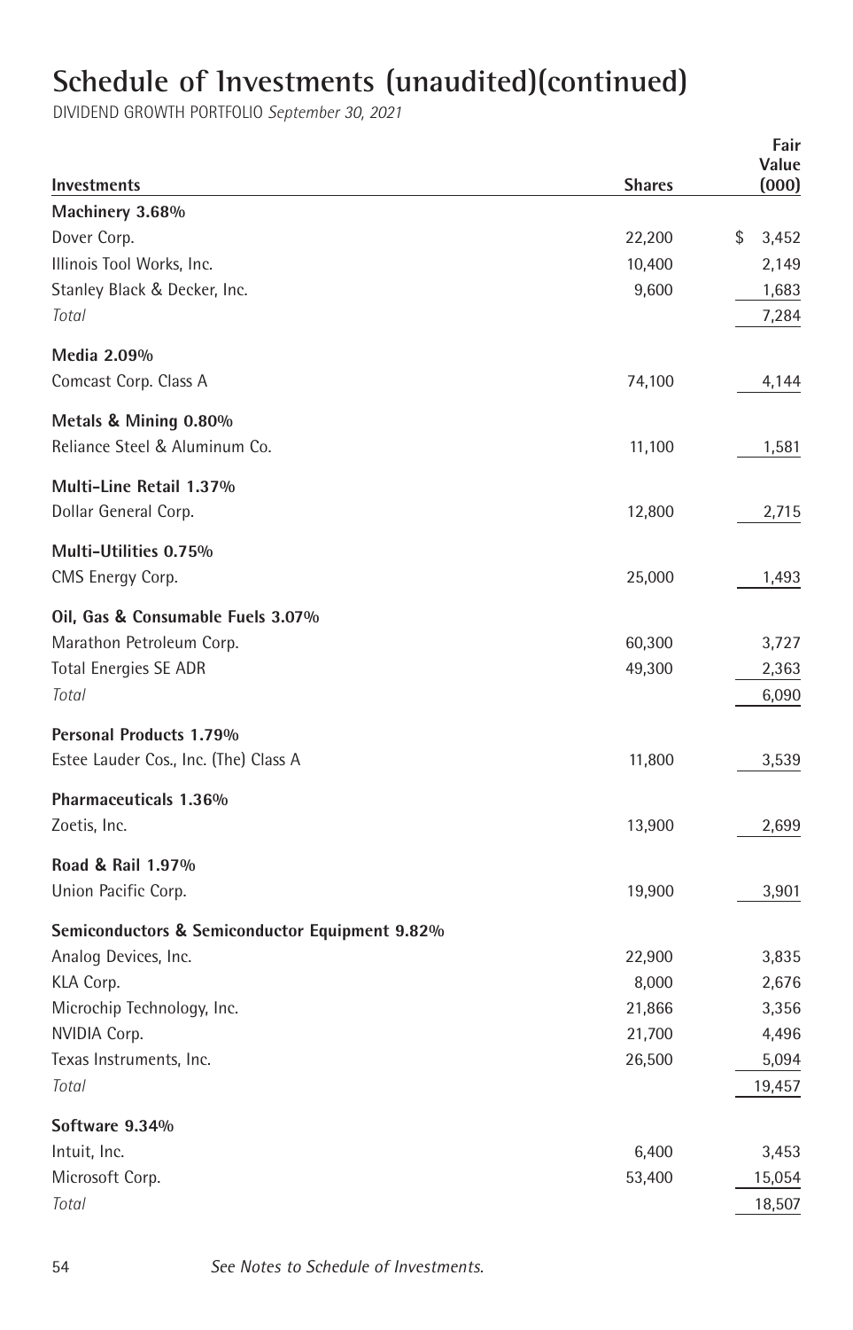# Schedule of Investments (unaudited)(continued)

DIVIDEND GROWTH PORTFOLIO *September 30, 2021*

| Investments | Shares | Fair Value (000) |
|---|---|---|
| **Machinery 3.68%** | | |
| Dover Corp. | 22,200 | $ 3,452 |
| Illinois Tool Works, Inc. | 10,400 | 2,149 |
| Stanley Black & Decker, Inc. | 9,600 | 1,683 |
| *Total* | | 7,284 |
| **Media 2.09%** | | |
| Comcast Corp. Class A | 74,100 | 4,144 |
| **Metals & Mining 0.80%** | | |
| Reliance Steel & Aluminum Co. | 11,100 | 1,581 |
| **Multi-Line Retail 1.37%** | | |
| Dollar General Corp. | 12,800 | 2,715 |
| **Multi-Utilities 0.75%** | | |
| CMS Energy Corp. | 25,000 | 1,493 |
| **Oil, Gas & Consumable Fuels 3.07%** | | |
| Marathon Petroleum Corp. | 60,300 | 3,727 |
| Total Energies SE ADR | 49,300 | 2,363 |
| *Total* | | 6,090 |
| **Personal Products 1.79%** | | |
| Estee Lauder Cos., Inc. (The) Class A | 11,800 | 3,539 |
| **Pharmaceuticals 1.36%** | | |
| Zoetis, Inc. | 13,900 | 2,699 |
| **Road & Rail 1.97%** | | |
| Union Pacific Corp. | 19,900 | 3,901 |
| **Semiconductors & Semiconductor Equipment 9.82%** | | |
| Analog Devices, Inc. | 22,900 | 3,835 |
| KLA Corp. | 8,000 | 2,676 |
| Microchip Technology, Inc. | 21,866 | 3,356 |
| NVIDIA Corp. | 21,700 | 4,496 |
| Texas Instruments, Inc. | 26,500 | 5,094 |
| *Total* | | 19,457 |
| **Software 9.34%** | | |
| Intuit, Inc. | 6,400 | 3,453 |
| Microsoft Corp. | 53,400 | 15,054 |
| *Total* | | 18,507 |

*See Notes to Schedule of Investments.*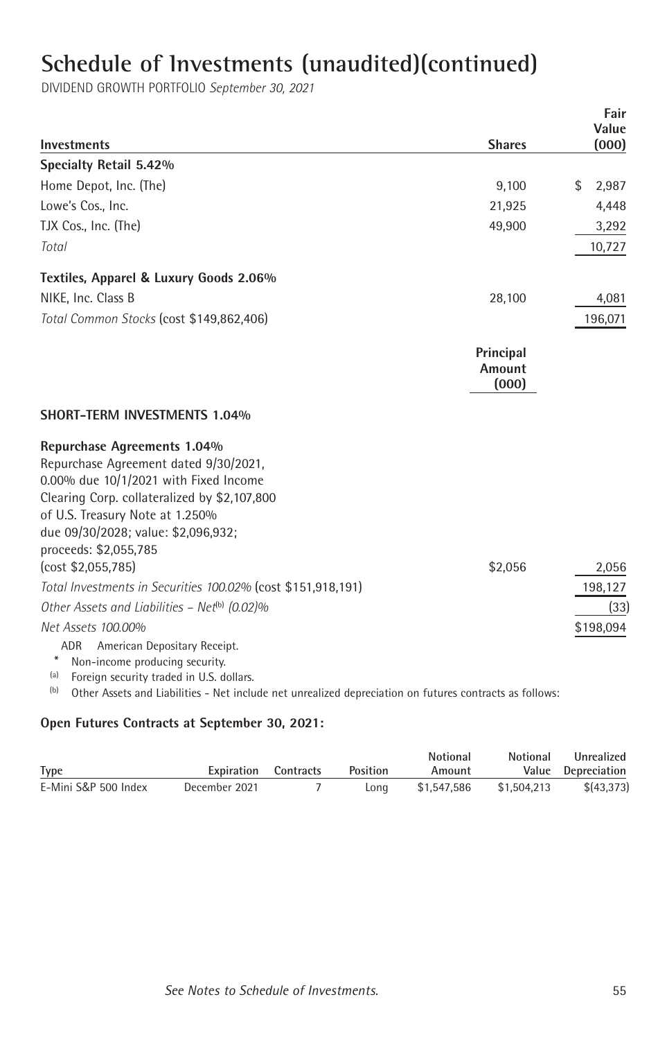# Schedule of Investments (unaudited)(continued)

DIVIDEND GROWTH PORTFOLIO *September 30, 2021*

| Investments | Shares | Fair Value (000) |
|---|---|---|
| **Specialty Retail 5.42%** | | |
| Home Depot, Inc. (The) | 9,100 | $ 2,987 |
| Lowe's Cos., Inc. | 21,925 | 4,448 |
| TJX Cos., Inc. (The) | 49,900 | 3,292 |
| *Total* | | 10,727 |
| **Textiles, Apparel & Luxury Goods 2.06%** | | |
| NIKE, Inc. Class B | 28,100 | 4,081 |
| *Total Common Stocks* (cost $149,862,406) | | 196,071 |
| | **Principal Amount (000)** | |
| **SHORT-TERM INVESTMENTS 1.04%** | | |
| **Repurchase Agreements 1.04%** | | |
| Repurchase Agreement dated 9/30/2021, 0.00% due 10/1/2021 with Fixed Income Clearing Corp. collateralized by $2,107,800 of U.S. Treasury Note at 1.250% due 09/30/2028; value: $2,096,932; proceeds: $2,055,785 (cost $2,055,785) | $2,056 | 2,056 |
| *Total Investments in Securities 100.02%* (cost $151,918,191) | | 198,127 |
| *Other Assets and Liabilities – Net*[(b)] *(0.02)%* | | (33) |
| *Net Assets 100.00%* | | $198,094 |

ADR American Depositary Receipt.
\* Non-income producing security.
[(a)] Foreign security traded in U.S. dollars.
[(b)] Other Assets and Liabilities - Net include net unrealized depreciation on futures contracts as follows:

**Open Futures Contracts at September 30, 2021:**

| Type | Expiration | Contracts | Position | Notional Amount | Notional Value | Unrealized Depreciation |
|---|---|---|---|---|---|---|
| E-Mini S&P 500 Index | December 2021 | 7 | Long | $1,547,586 | $1,504,213 | $(43,373) |

*See Notes to Schedule of Investments.*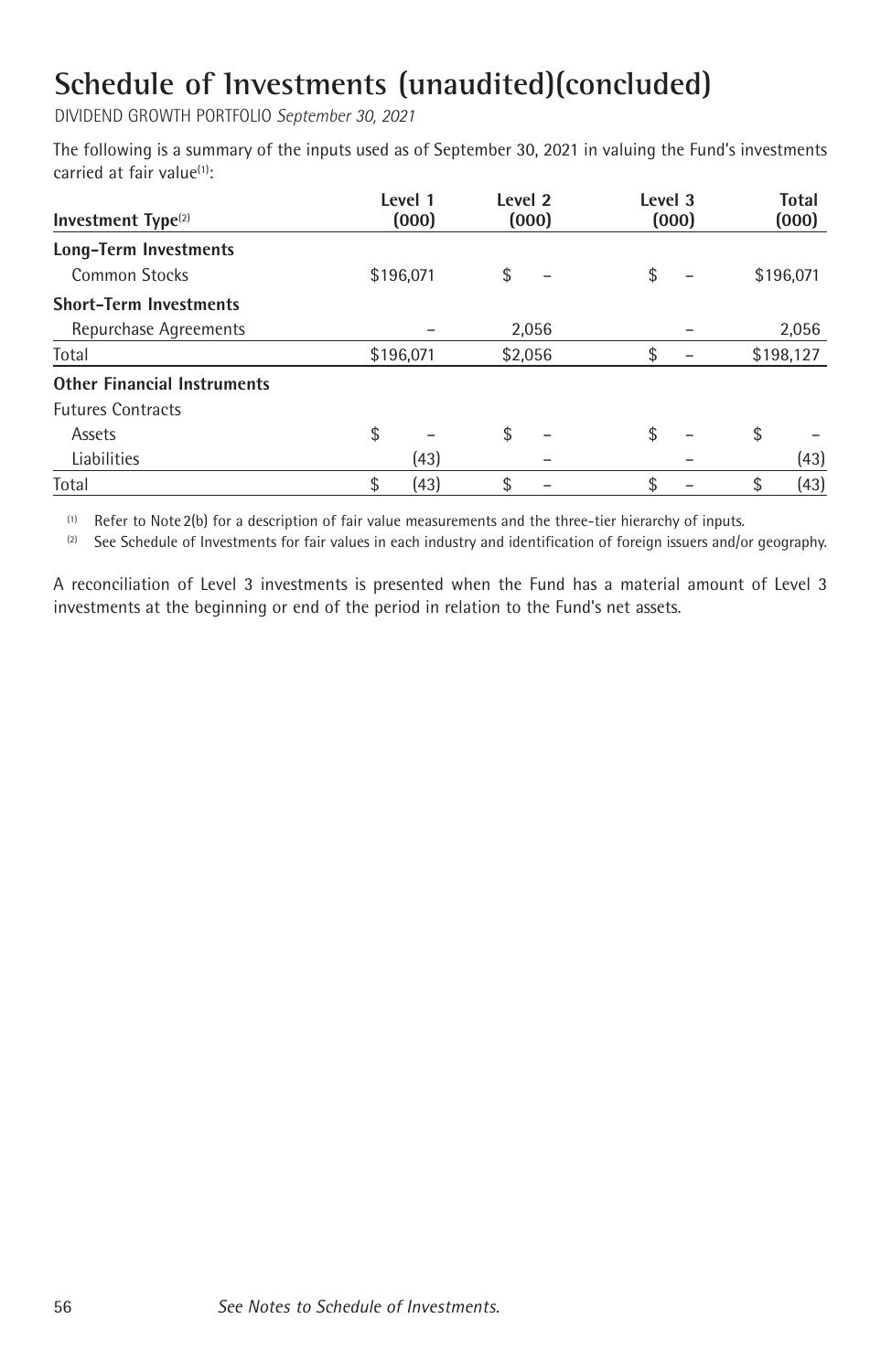# Schedule of Investments (unaudited)(concluded)

DIVIDEND GROWTH PORTFOLIO *September 30, 2021*

The following is a summary of the inputs used as of September 30, 2021 in valuing the Fund's investments carried at fair value[1]:

| Investment Type[2] | Level 1 (000) | Level 2 (000) | Level 3 (000) | Total (000) |
|---|---|---|---|---|
| **Long-Term Investments** | | | | |
| Common Stocks | $196,071 | $ – | $ – | $196,071 |
| **Short-Term Investments** | | | | |
| Repurchase Agreements | – | 2,056 | – | 2,056 |
| Total | $196,071 | $2,056 | $ – | $198,127 |
| **Other Financial Instruments** | | | | |
| Futures Contracts | | | | |
| Assets | $ – | $ – | $ – | $ – |
| Liabilities | (43) | – | – | (43) |
| Total | $ (43) | $ – | $ – | $ (43) |

[1] Refer to Note 2(b) for a description of fair value measurements and the three-tier hierarchy of inputs.

[2] See Schedule of Investments for fair values in each industry and identification of foreign issuers and/or geography.

A reconciliation of Level 3 investments is presented when the Fund has a material amount of Level 3 investments at the beginning or end of the period in relation to the Fund's net assets.

*See Notes to Schedule of Investments.*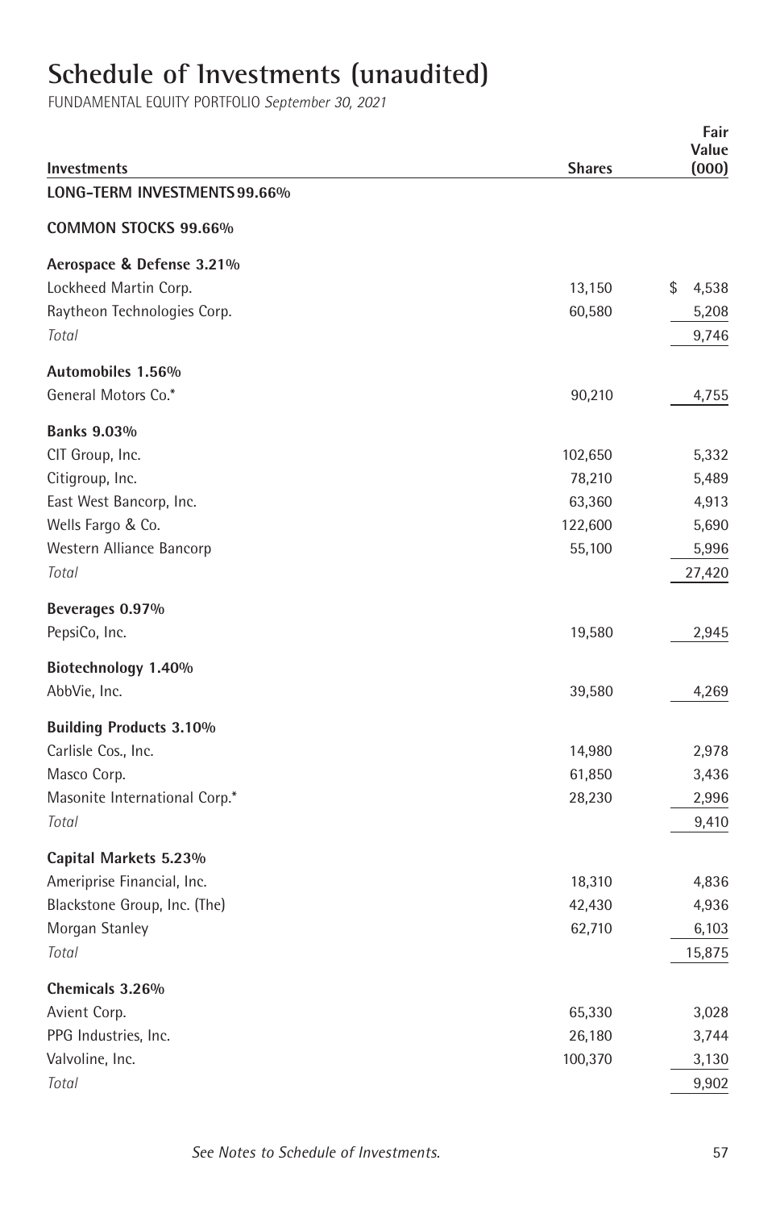# Schedule of Investments (unaudited)

FUNDAMENTAL EQUITY PORTFOLIO *September 30, 2021*

| Investments | Shares | Fair Value (000) |
|---|---|---|
| **LONG-TERM INVESTMENTS 99.66%** | | |
| **COMMON STOCKS 99.66%** | | |
| **Aerospace & Defense 3.21%** | | |
| Lockheed Martin Corp. | 13,150 | $ 4,538 |
| Raytheon Technologies Corp. | 60,580 | 5,208 |
| *Total* | | 9,746 |
| **Automobiles 1.56%** | | |
| General Motors Co.* | 90,210 | 4,755 |
| **Banks 9.03%** | | |
| CIT Group, Inc. | 102,650 | 5,332 |
| Citigroup, Inc. | 78,210 | 5,489 |
| East West Bancorp, Inc. | 63,360 | 4,913 |
| Wells Fargo & Co. | 122,600 | 5,690 |
| Western Alliance Bancorp | 55,100 | 5,996 |
| *Total* | | 27,420 |
| **Beverages 0.97%** | | |
| PepsiCo, Inc. | 19,580 | 2,945 |
| **Biotechnology 1.40%** | | |
| AbbVie, Inc. | 39,580 | 4,269 |
| **Building Products 3.10%** | | |
| Carlisle Cos., Inc. | 14,980 | 2,978 |
| Masco Corp. | 61,850 | 3,436 |
| Masonite International Corp.* | 28,230 | 2,996 |
| *Total* | | 9,410 |
| **Capital Markets 5.23%** | | |
| Ameriprise Financial, Inc. | 18,310 | 4,836 |
| Blackstone Group, Inc. (The) | 42,430 | 4,936 |
| Morgan Stanley | 62,710 | 6,103 |
| *Total* | | 15,875 |
| **Chemicals 3.26%** | | |
| Avient Corp. | 65,330 | 3,028 |
| PPG Industries, Inc. | 26,180 | 3,744 |
| Valvoline, Inc. | 100,370 | 3,130 |
| *Total* | | 9,902 |

*See Notes to Schedule of Investments.*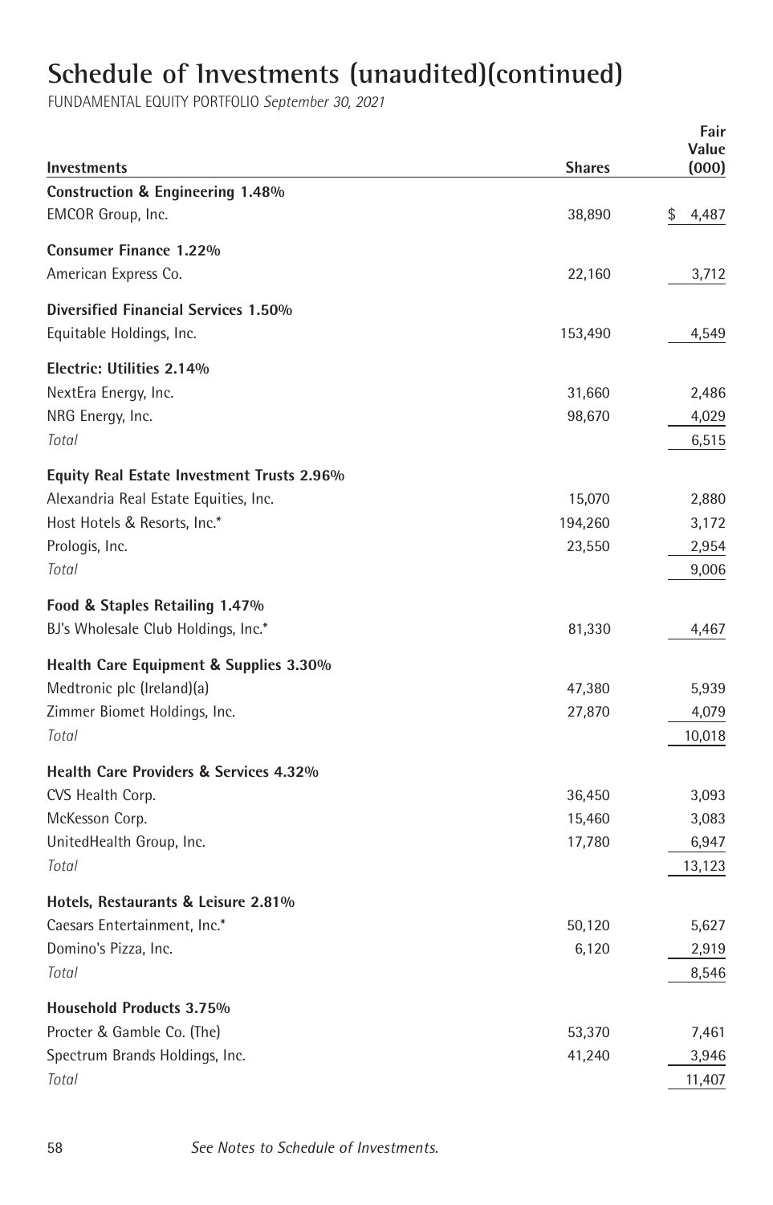# Schedule of Investments (unaudited)(continued)

FUNDAMENTAL EQUITY PORTFOLIO *September 30, 2021*

| Investments | Shares | Fair Value (000) |
|---|---|---|
| **Construction & Engineering 1.48%** | | |
| EMCOR Group, Inc. | 38,890 | $ 4,487 |
| **Consumer Finance 1.22%** | | |
| American Express Co. | 22,160 | 3,712 |
| **Diversified Financial Services 1.50%** | | |
| Equitable Holdings, Inc. | 153,490 | 4,549 |
| **Electric: Utilities 2.14%** | | |
| NextEra Energy, Inc. | 31,660 | 2,486 |
| NRG Energy, Inc. | 98,670 | 4,029 |
| *Total* | | 6,515 |
| **Equity Real Estate Investment Trusts 2.96%** | | |
| Alexandria Real Estate Equities, Inc. | 15,070 | 2,880 |
| Host Hotels & Resorts, Inc.* | 194,260 | 3,172 |
| Prologis, Inc. | 23,550 | 2,954 |
| *Total* | | 9,006 |
| **Food & Staples Retailing 1.47%** | | |
| BJ's Wholesale Club Holdings, Inc.* | 81,330 | 4,467 |
| **Health Care Equipment & Supplies 3.30%** | | |
| Medtronic plc (Ireland)(a) | 47,380 | 5,939 |
| Zimmer Biomet Holdings, Inc. | 27,870 | 4,079 |
| *Total* | | 10,018 |
| **Health Care Providers & Services 4.32%** | | |
| CVS Health Corp. | 36,450 | 3,093 |
| McKesson Corp. | 15,460 | 3,083 |
| UnitedHealth Group, Inc. | 17,780 | 6,947 |
| *Total* | | 13,123 |
| **Hotels, Restaurants & Leisure 2.81%** | | |
| Caesars Entertainment, Inc.* | 50,120 | 5,627 |
| Domino's Pizza, Inc. | 6,120 | 2,919 |
| *Total* | | 8,546 |
| **Household Products 3.75%** | | |
| Procter & Gamble Co. (The) | 53,370 | 7,461 |
| Spectrum Brands Holdings, Inc. | 41,240 | 3,946 |
| *Total* | | 11,407 |

*See Notes to Schedule of Investments.*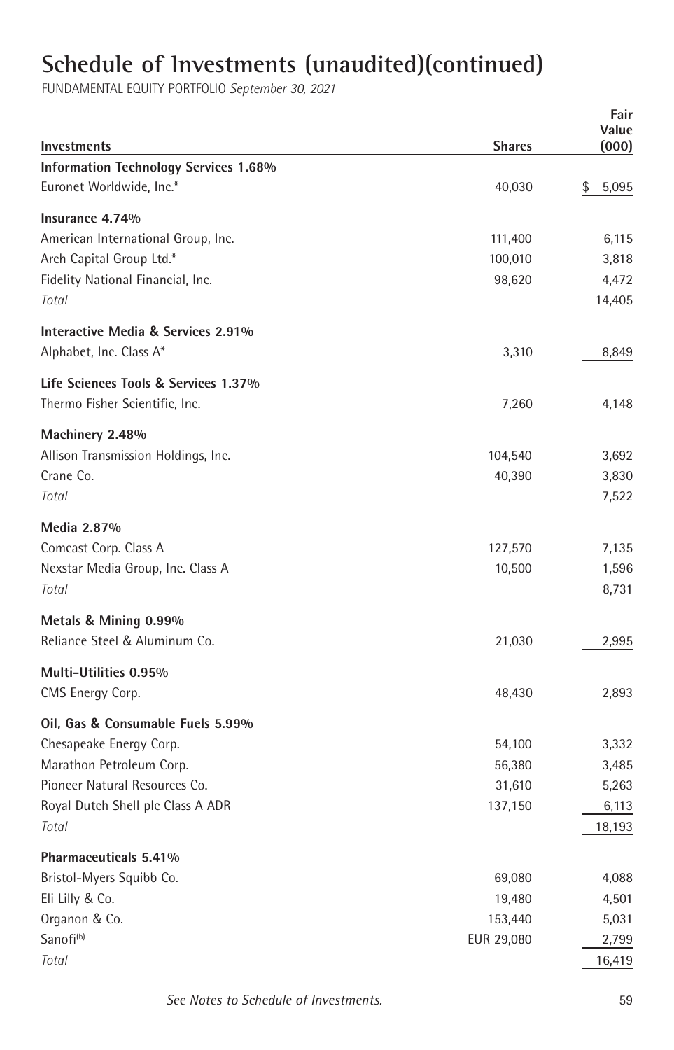# Schedule of Investments (unaudited)(continued)

FUNDAMENTAL EQUITY PORTFOLIO *September 30, 2021*

| Investments | Shares | Fair Value (000) |
|---|---|---|
| **Information Technology Services 1.68%** | | |
| Euronet Worldwide, Inc.* | 40,030 | $ 5,095 |
| **Insurance 4.74%** | | |
| American International Group, Inc. | 111,400 | 6,115 |
| Arch Capital Group Ltd.* | 100,010 | 3,818 |
| Fidelity National Financial, Inc. | 98,620 | 4,472 |
| *Total* | | 14,405 |
| **Interactive Media & Services 2.91%** | | |
| Alphabet, Inc. Class A* | 3,310 | 8,849 |
| **Life Sciences Tools & Services 1.37%** | | |
| Thermo Fisher Scientific, Inc. | 7,260 | 4,148 |
| **Machinery 2.48%** | | |
| Allison Transmission Holdings, Inc. | 104,540 | 3,692 |
| Crane Co. | 40,390 | 3,830 |
| *Total* | | 7,522 |
| **Media 2.87%** | | |
| Comcast Corp. Class A | 127,570 | 7,135 |
| Nexstar Media Group, Inc. Class A | 10,500 | 1,596 |
| *Total* | | 8,731 |
| **Metals & Mining 0.99%** | | |
| Reliance Steel & Aluminum Co. | 21,030 | 2,995 |
| **Multi-Utilities 0.95%** | | |
| CMS Energy Corp. | 48,430 | 2,893 |
| **Oil, Gas & Consumable Fuels 5.99%** | | |
| Chesapeake Energy Corp. | 54,100 | 3,332 |
| Marathon Petroleum Corp. | 56,380 | 3,485 |
| Pioneer Natural Resources Co. | 31,610 | 5,263 |
| Royal Dutch Shell plc Class A ADR | 137,150 | 6,113 |
| *Total* | | 18,193 |
| **Pharmaceuticals 5.41%** | | |
| Bristol-Myers Squibb Co. | 69,080 | 4,088 |
| Eli Lilly & Co. | 19,480 | 4,501 |
| Organon & Co. | 153,440 | 5,031 |
| Sanofi[(b)] | EUR 29,080 | 2,799 |
| *Total* | | 16,419 |

*See Notes to Schedule of Investments.*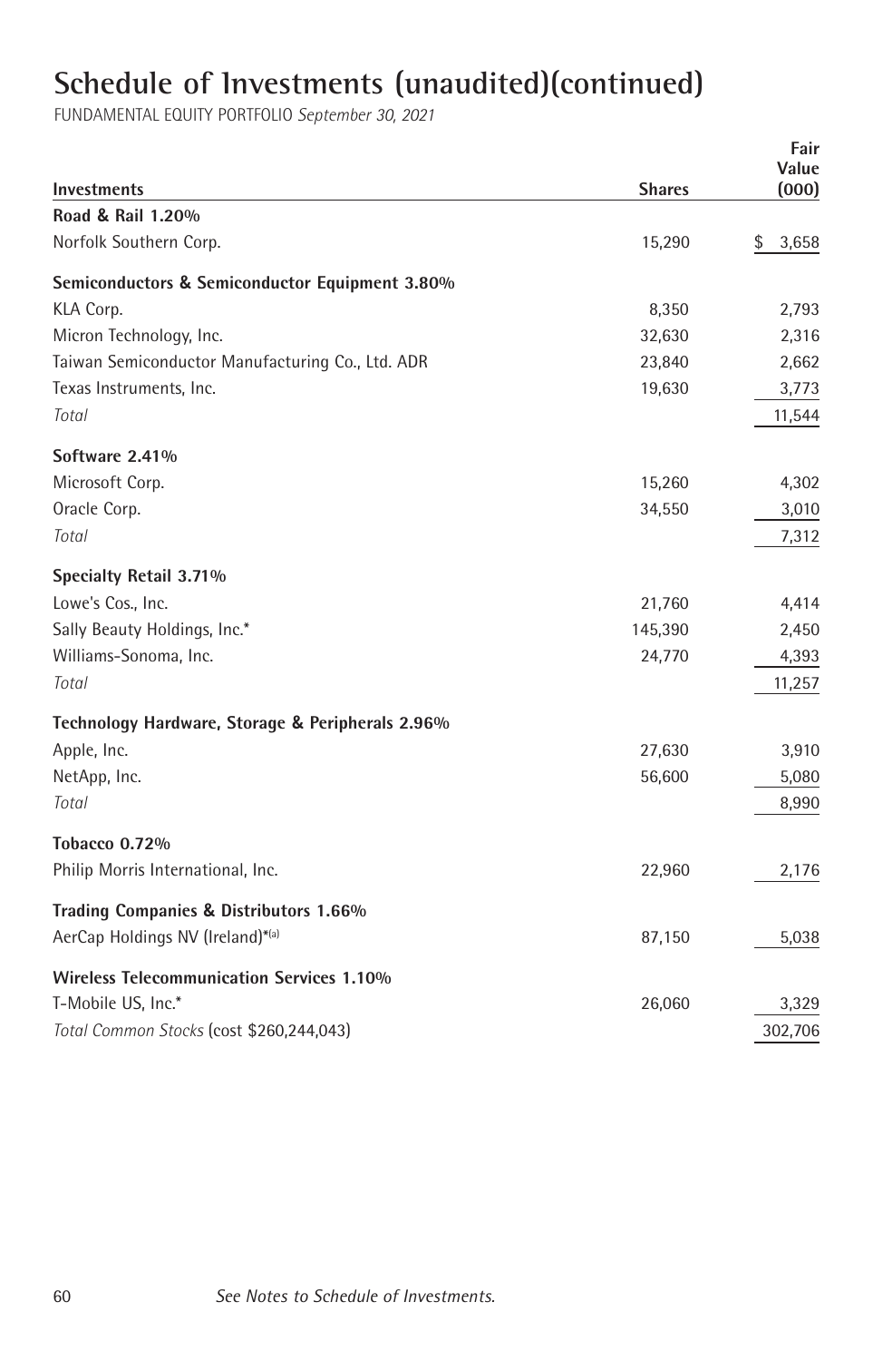# Schedule of Investments (unaudited)(continued)

FUNDAMENTAL EQUITY PORTFOLIO *September 30, 2021*

| Investments | Shares | Fair Value (000) |
|---|---|---|
| **Road & Rail 1.20%** | | |
| Norfolk Southern Corp. | 15,290 | $ 3,658 |
| **Semiconductors & Semiconductor Equipment 3.80%** | | |
| KLA Corp. | 8,350 | 2,793 |
| Micron Technology, Inc. | 32,630 | 2,316 |
| Taiwan Semiconductor Manufacturing Co., Ltd. ADR | 23,840 | 2,662 |
| Texas Instruments, Inc. | 19,630 | 3,773 |
| *Total* | | 11,544 |
| **Software 2.41%** | | |
| Microsoft Corp. | 15,260 | 4,302 |
| Oracle Corp. | 34,550 | 3,010 |
| *Total* | | 7,312 |
| **Specialty Retail 3.71%** | | |
| Lowe's Cos., Inc. | 21,760 | 4,414 |
| Sally Beauty Holdings, Inc.* | 145,390 | 2,450 |
| Williams-Sonoma, Inc. | 24,770 | 4,393 |
| *Total* | | 11,257 |
| **Technology Hardware, Storage & Peripherals 2.96%** | | |
| Apple, Inc. | 27,630 | 3,910 |
| NetApp, Inc. | 56,600 | 5,080 |
| *Total* | | 8,990 |
| **Tobacco 0.72%** | | |
| Philip Morris International, Inc. | 22,960 | 2,176 |
| **Trading Companies & Distributors 1.66%** | | |
| AerCap Holdings NV (Ireland)*[(a)] | 87,150 | 5,038 |
| **Wireless Telecommunication Services 1.10%** | | |
| T-Mobile US, Inc.* | 26,060 | 3,329 |
| *Total Common Stocks* (cost $260,244,043) | | 302,706 |

*See Notes to Schedule of Investments.*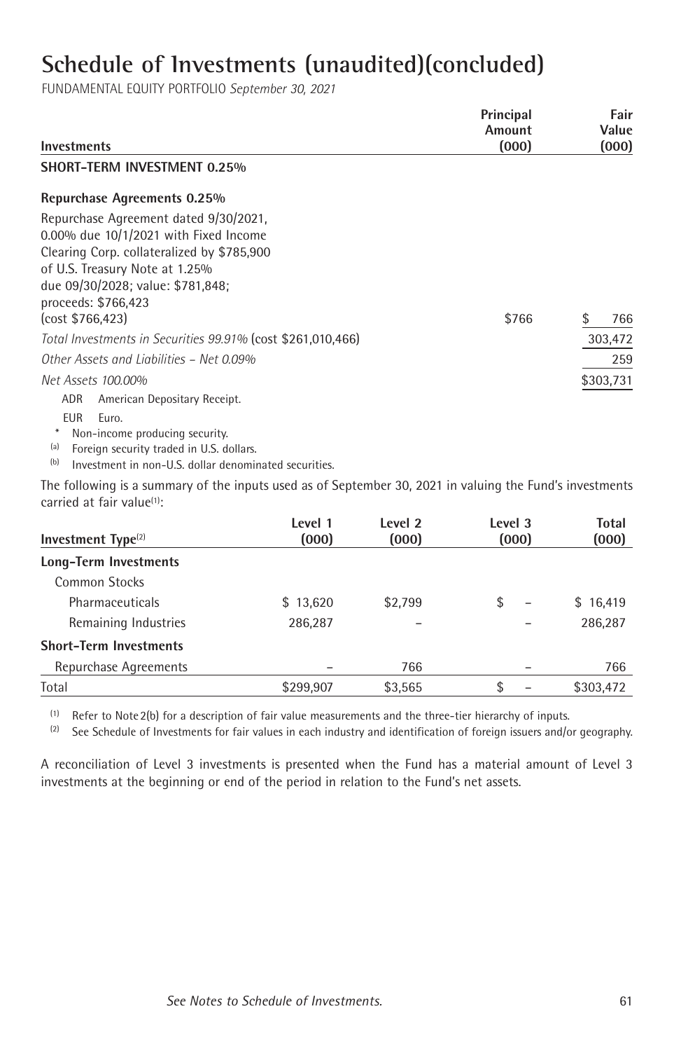# Schedule of Investments (unaudited)(concluded)

FUNDAMENTAL EQUITY PORTFOLIO *September 30, 2021*

| Investments | Principal Amount (000) | Fair Value (000) |
|---|---|---|
| **SHORT-TERM INVESTMENT 0.25%** | | |
| **Repurchase Agreements 0.25%** | | |
| Repurchase Agreement dated 9/30/2021, 0.00% due 10/1/2021 with Fixed Income Clearing Corp. collateralized by $785,900 of U.S. Treasury Note at 1.25% due 09/30/2028; value: $781,848; proceeds: $766,423 (cost $766,423) | $766 | $ 766 |
| *Total Investments in Securities 99.91%* (cost $261,010,466) | | 303,472 |
| *Other Assets and Liabilities – Net 0.09%* | | 259 |
| *Net Assets 100.00%* | | $303,731 |

ADR American Depositary Receipt.

EUR Euro.

\* Non-income producing security.

(a) Foreign security traded in U.S. dollars.

(b) Investment in non-U.S. dollar denominated securities.

The following is a summary of the inputs used as of September 30, 2021 in valuing the Fund's investments carried at fair value[(1)]:

| Investment Type[(2)] | Level 1 (000) | Level 2 (000) | Level 3 (000) | Total (000) |
|---|---|---|---|---|
| **Long-Term Investments** | | | | |
| Common Stocks | | | | |
| Pharmaceuticals | $ 13,620 | $2,799 | $ – | $ 16,419 |
| Remaining Industries | 286,287 | – | – | 286,287 |
| **Short-Term Investments** | | | | |
| Repurchase Agreements | – | 766 | – | 766 |
| Total | $299,907 | $3,565 | $ – | $303,472 |

(1) Refer to Note 2(b) for a description of fair value measurements and the three-tier hierarchy of inputs.

(2) See Schedule of Investments for fair values in each industry and identification of foreign issuers and/or geography.

A reconciliation of Level 3 investments is presented when the Fund has a material amount of Level 3 investments at the beginning or end of the period in relation to the Fund's net assets.

*See Notes to Schedule of Investments.*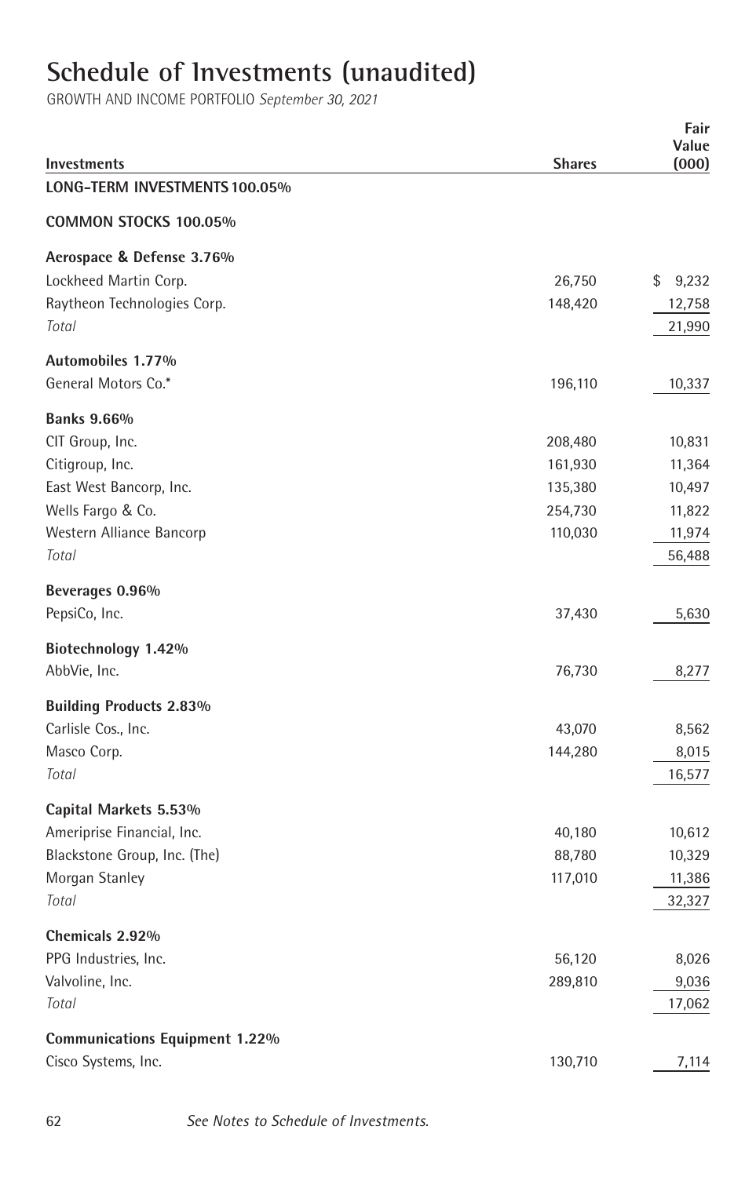# Schedule of Investments (unaudited)

GROWTH AND INCOME PORTFOLIO *September 30, 2021*

| Investments | Shares | Fair Value (000) |
|---|---|---|
| **LONG-TERM INVESTMENTS 100.05%** | | |
| **COMMON STOCKS 100.05%** | | |
| **Aerospace & Defense 3.76%** | | |
| Lockheed Martin Corp. | 26,750 | $ 9,232 |
| Raytheon Technologies Corp. | 148,420 | 12,758 |
| *Total* | | 21,990 |
| **Automobiles 1.77%** | | |
| General Motors Co.* | 196,110 | 10,337 |
| **Banks 9.66%** | | |
| CIT Group, Inc. | 208,480 | 10,831 |
| Citigroup, Inc. | 161,930 | 11,364 |
| East West Bancorp, Inc. | 135,380 | 10,497 |
| Wells Fargo & Co. | 254,730 | 11,822 |
| Western Alliance Bancorp | 110,030 | 11,974 |
| *Total* | | 56,488 |
| **Beverages 0.96%** | | |
| PepsiCo, Inc. | 37,430 | 5,630 |
| **Biotechnology 1.42%** | | |
| AbbVie, Inc. | 76,730 | 8,277 |
| **Building Products 2.83%** | | |
| Carlisle Cos., Inc. | 43,070 | 8,562 |
| Masco Corp. | 144,280 | 8,015 |
| *Total* | | 16,577 |
| **Capital Markets 5.53%** | | |
| Ameriprise Financial, Inc. | 40,180 | 10,612 |
| Blackstone Group, Inc. (The) | 88,780 | 10,329 |
| Morgan Stanley | 117,010 | 11,386 |
| *Total* | | 32,327 |
| **Chemicals 2.92%** | | |
| PPG Industries, Inc. | 56,120 | 8,026 |
| Valvoline, Inc. | 289,810 | 9,036 |
| *Total* | | 17,062 |
| **Communications Equipment 1.22%** | | |
| Cisco Systems, Inc. | 130,710 | 7,114 |

*See Notes to Schedule of Investments.*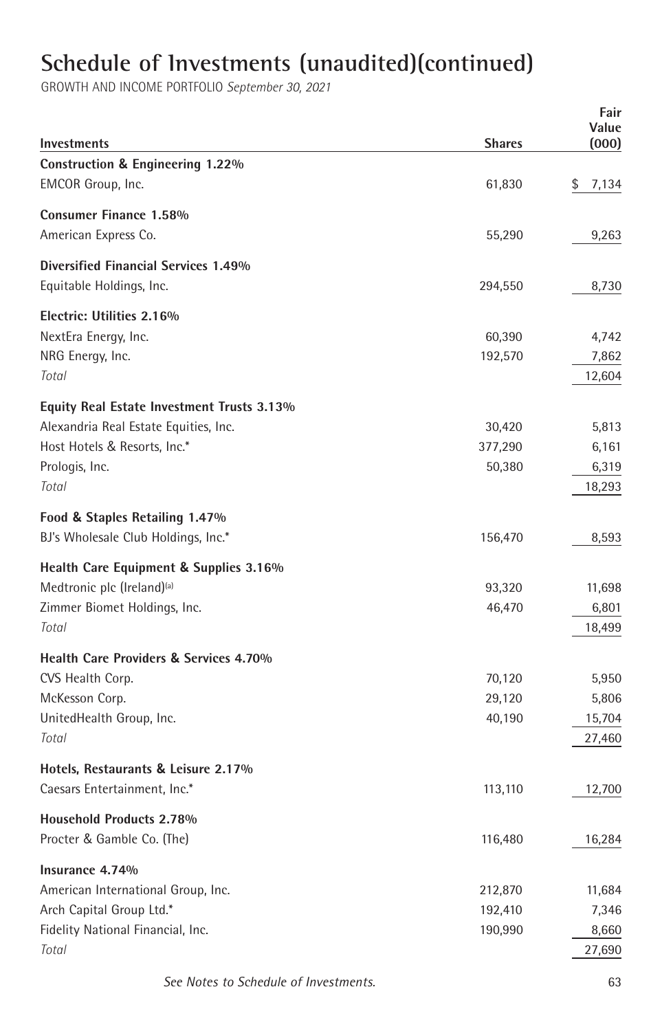# Schedule of Investments (unaudited)(continued)

GROWTH AND INCOME PORTFOLIO *September 30, 2021*

| Investments | Shares | Fair Value (000) |
|---|---|---|
| **Construction & Engineering 1.22%** | | |
| EMCOR Group, Inc. | 61,830 | $ 7,134 |
| **Consumer Finance 1.58%** | | |
| American Express Co. | 55,290 | 9,263 |
| **Diversified Financial Services 1.49%** | | |
| Equitable Holdings, Inc. | 294,550 | 8,730 |
| **Electric: Utilities 2.16%** | | |
| NextEra Energy, Inc. | 60,390 | 4,742 |
| NRG Energy, Inc. | 192,570 | 7,862 |
| *Total* | | 12,604 |
| **Equity Real Estate Investment Trusts 3.13%** | | |
| Alexandria Real Estate Equities, Inc. | 30,420 | 5,813 |
| Host Hotels & Resorts, Inc.* | 377,290 | 6,161 |
| Prologis, Inc. | 50,380 | 6,319 |
| *Total* | | 18,293 |
| **Food & Staples Retailing 1.47%** | | |
| BJ's Wholesale Club Holdings, Inc.* | 156,470 | 8,593 |
| **Health Care Equipment & Supplies 3.16%** | | |
| Medtronic plc (Ireland)[(a)] | 93,320 | 11,698 |
| Zimmer Biomet Holdings, Inc. | 46,470 | 6,801 |
| *Total* | | 18,499 |
| **Health Care Providers & Services 4.70%** | | |
| CVS Health Corp. | 70,120 | 5,950 |
| McKesson Corp. | 29,120 | 5,806 |
| UnitedHealth Group, Inc. | 40,190 | 15,704 |
| *Total* | | 27,460 |
| **Hotels, Restaurants & Leisure 2.17%** | | |
| Caesars Entertainment, Inc.* | 113,110 | 12,700 |
| **Household Products 2.78%** | | |
| Procter & Gamble Co. (The) | 116,480 | 16,284 |
| **Insurance 4.74%** | | |
| American International Group, Inc. | 212,870 | 11,684 |
| Arch Capital Group Ltd.* | 192,410 | 7,346 |
| Fidelity National Financial, Inc. | 190,990 | 8,660 |
| *Total* | | 27,690 |

*See Notes to Schedule of Investments.*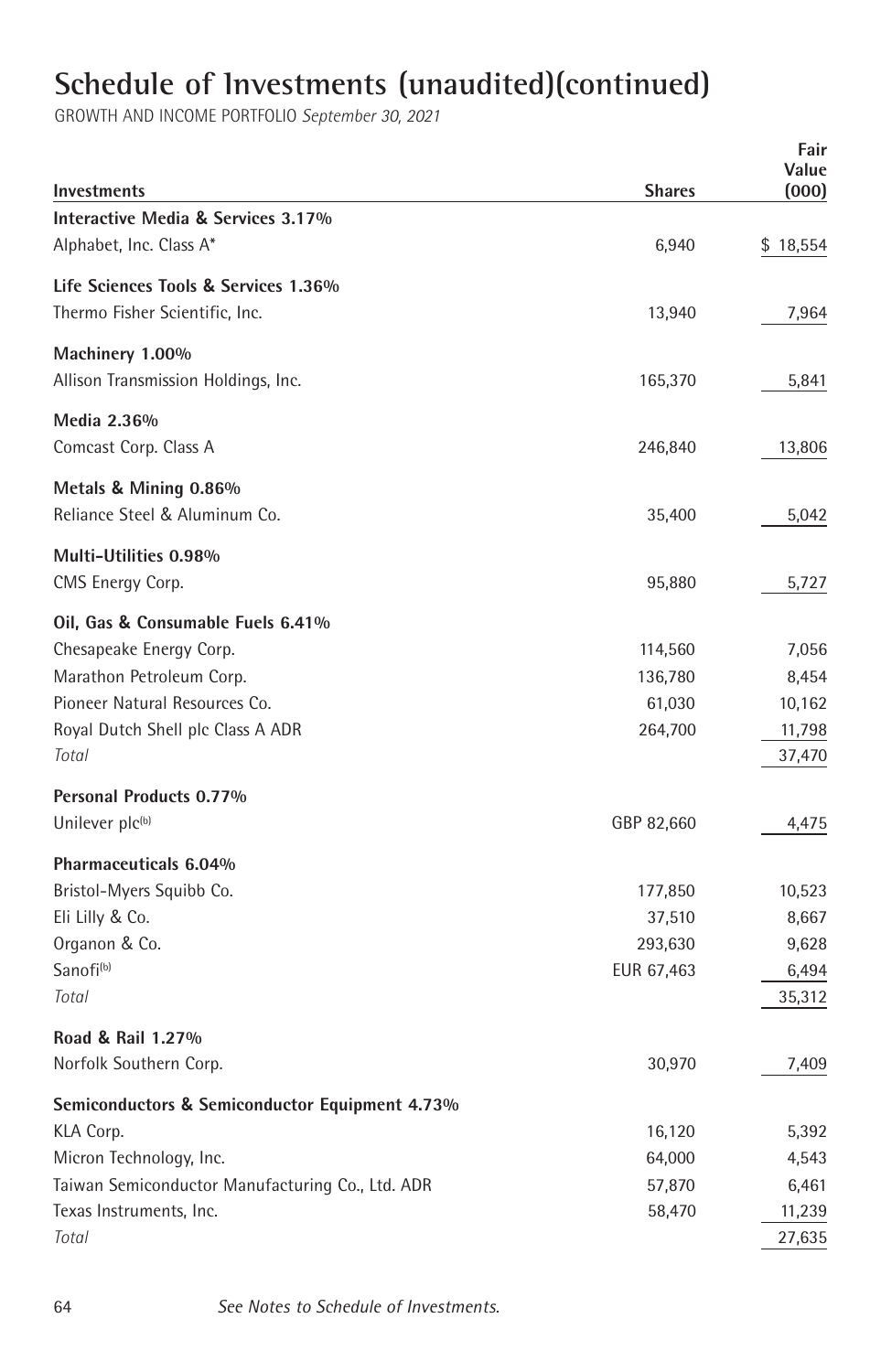# Schedule of Investments (unaudited)(continued)

GROWTH AND INCOME PORTFOLIO *September 30, 2021*

| Investments | Shares | Fair Value (000) |
|---|---|---|
| **Interactive Media & Services 3.17%** | | |
| Alphabet, Inc. Class A* | 6,940 | $ 18,554 |
| **Life Sciences Tools & Services 1.36%** | | |
| Thermo Fisher Scientific, Inc. | 13,940 | 7,964 |
| **Machinery 1.00%** | | |
| Allison Transmission Holdings, Inc. | 165,370 | 5,841 |
| **Media 2.36%** | | |
| Comcast Corp. Class A | 246,840 | 13,806 |
| **Metals & Mining 0.86%** | | |
| Reliance Steel & Aluminum Co. | 35,400 | 5,042 |
| **Multi-Utilities 0.98%** | | |
| CMS Energy Corp. | 95,880 | 5,727 |
| **Oil, Gas & Consumable Fuels 6.41%** | | |
| Chesapeake Energy Corp. | 114,560 | 7,056 |
| Marathon Petroleum Corp. | 136,780 | 8,454 |
| Pioneer Natural Resources Co. | 61,030 | 10,162 |
| Royal Dutch Shell plc Class A ADR | 264,700 | 11,798 |
| *Total* | | 37,470 |
| **Personal Products 0.77%** | | |
| Unilever plc[(b)] | GBP 82,660 | 4,475 |
| **Pharmaceuticals 6.04%** | | |
| Bristol-Myers Squibb Co. | 177,850 | 10,523 |
| Eli Lilly & Co. | 37,510 | 8,667 |
| Organon & Co. | 293,630 | 9,628 |
| Sanofi[(b)] | EUR 67,463 | 6,494 |
| *Total* | | 35,312 |
| **Road & Rail 1.27%** | | |
| Norfolk Southern Corp. | 30,970 | 7,409 |
| **Semiconductors & Semiconductor Equipment 4.73%** | | |
| KLA Corp. | 16,120 | 5,392 |
| Micron Technology, Inc. | 64,000 | 4,543 |
| Taiwan Semiconductor Manufacturing Co., Ltd. ADR | 57,870 | 6,461 |
| Texas Instruments, Inc. | 58,470 | 11,239 |
| *Total* | | 27,635 |

*See Notes to Schedule of Investments.*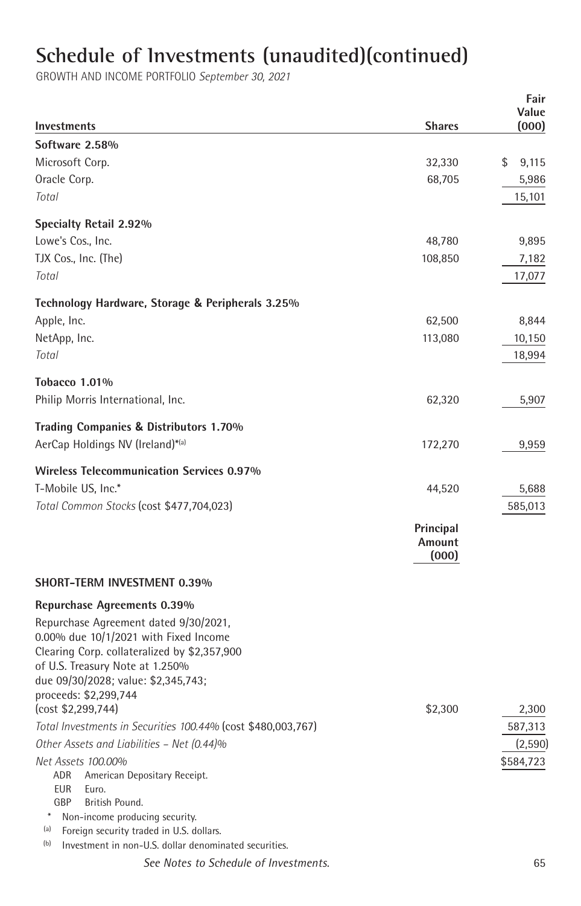# Schedule of Investments (unaudited)(continued)

GROWTH AND INCOME PORTFOLIO *September 30, 2021*

| Investments | Shares | Fair Value (000) |
|---|---|---|
| **Software 2.58%** | | |
| Microsoft Corp. | 32,330 | $ 9,115 |
| Oracle Corp. | 68,705 | 5,986 |
| *Total* | | 15,101 |
| **Specialty Retail 2.92%** | | |
| Lowe's Cos., Inc. | 48,780 | 9,895 |
| TJX Cos., Inc. (The) | 108,850 | 7,182 |
| *Total* | | 17,077 |
| **Technology Hardware, Storage & Peripherals 3.25%** | | |
| Apple, Inc. | 62,500 | 8,844 |
| NetApp, Inc. | 113,080 | 10,150 |
| *Total* | | 18,994 |
| **Tobacco 1.01%** | | |
| Philip Morris International, Inc. | 62,320 | 5,907 |
| **Trading Companies & Distributors 1.70%** | | |
| AerCap Holdings NV (Ireland)*[(a)] | 172,270 | 9,959 |
| **Wireless Telecommunication Services 0.97%** | | |
| T-Mobile US, Inc.* | 44,520 | 5,688 |
| *Total Common Stocks* (cost $477,704,023) | | 585,013 |
| | **Principal Amount (000)** | |
| **SHORT-TERM INVESTMENT 0.39%** | | |
| **Repurchase Agreements 0.39%** | | |
| Repurchase Agreement dated 9/30/2021, 0.00% due 10/1/2021 with Fixed Income Clearing Corp. collateralized by $2,357,900 of U.S. Treasury Note at 1.250% due 09/30/2028; value: $2,345,743; proceeds: $2,299,744 (cost $2,299,744) | $2,300 | 2,300 |
| *Total Investments in Securities 100.44%* (cost $480,003,767) | | 587,313 |
| *Other Assets and Liabilities – Net (0.44)%* | | (2,590) |
| *Net Assets 100.00%* | | $584,723 |

ADR American Depositary Receipt.
EUR Euro.
GBP British Pound.
\* Non-income producing security.
(a) Foreign security traded in U.S. dollars.
(b) Investment in non-U.S. dollar denominated securities.

*See Notes to Schedule of Investments.*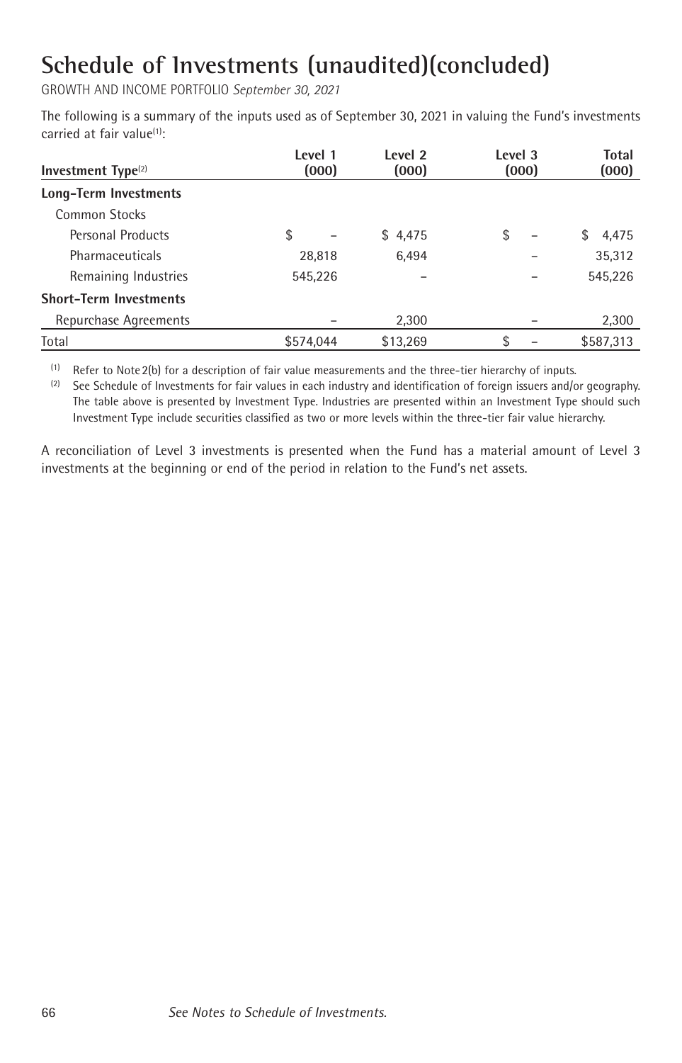# Schedule of Investments (unaudited)(concluded)

GROWTH AND INCOME PORTFOLIO *September 30, 2021*

The following is a summary of the inputs used as of September 30, 2021 in valuing the Fund's investments carried at fair value[1]:

| Investment Type[2] | Level 1 (000) | Level 2 (000) | Level 3 (000) | Total (000) |
|---|---|---|---|---|
| **Long-Term Investments** | | | | |
| Common Stocks | | | | |
| Personal Products | $ – | $ 4,475 | $ – | $ 4,475 |
| Pharmaceuticals | 28,818 | 6,494 | – | 35,312 |
| Remaining Industries | 545,226 | – | – | 545,226 |
| **Short-Term Investments** | | | | |
| Repurchase Agreements | – | 2,300 | – | 2,300 |
| Total | $574,044 | $13,269 | $ – | $587,313 |

[1] Refer to Note 2(b) for a description of fair value measurements and the three-tier hierarchy of inputs.

[2] See Schedule of Investments for fair values in each industry and identification of foreign issuers and/or geography. The table above is presented by Investment Type. Industries are presented within an Investment Type should such Investment Type include securities classified as two or more levels within the three-tier fair value hierarchy.

A reconciliation of Level 3 investments is presented when the Fund has a material amount of Level 3 investments at the beginning or end of the period in relation to the Fund's net assets.

*See Notes to Schedule of Investments.*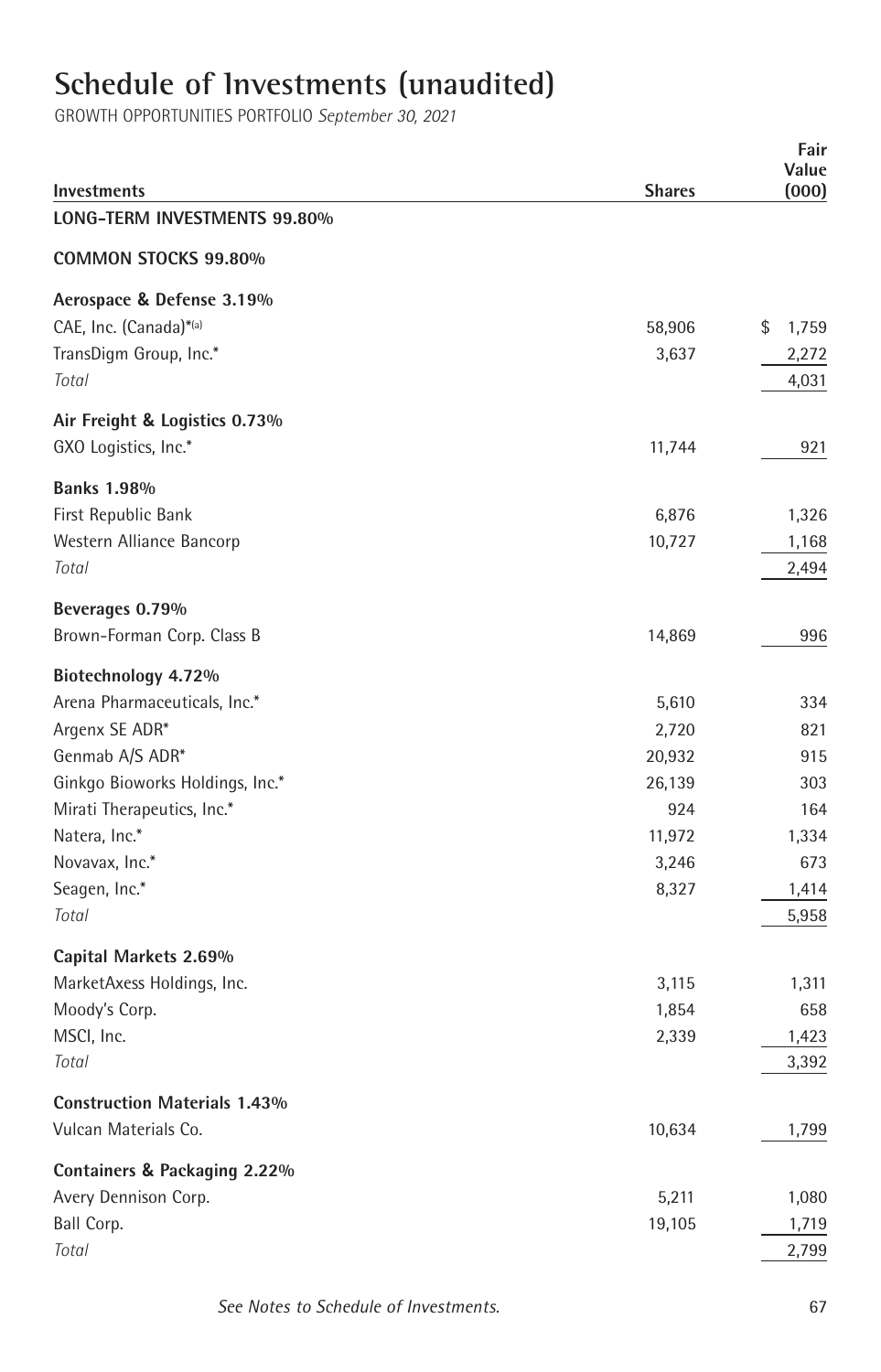# Schedule of Investments (unaudited)

GROWTH OPPORTUNITIES PORTFOLIO *September 30, 2021*

| Investments | Shares | Fair Value (000) |
|---|---|---|
| **LONG-TERM INVESTMENTS 99.80%** | | |
| **COMMON STOCKS 99.80%** | | |
| **Aerospace & Defense 3.19%** | | |
| CAE, Inc. (Canada)*(a) | 58,906 | $ 1,759 |
| TransDigm Group, Inc.* | 3,637 | 2,272 |
| *Total* | | 4,031 |
| **Air Freight & Logistics 0.73%** | | |
| GXO Logistics, Inc.* | 11,744 | 921 |
| **Banks 1.98%** | | |
| First Republic Bank | 6,876 | 1,326 |
| Western Alliance Bancorp | 10,727 | 1,168 |
| *Total* | | 2,494 |
| **Beverages 0.79%** | | |
| Brown-Forman Corp. Class B | 14,869 | 996 |
| **Biotechnology 4.72%** | | |
| Arena Pharmaceuticals, Inc.* | 5,610 | 334 |
| Argenx SE ADR* | 2,720 | 821 |
| Genmab A/S ADR* | 20,932 | 915 |
| Ginkgo Bioworks Holdings, Inc.* | 26,139 | 303 |
| Mirati Therapeutics, Inc.* | 924 | 164 |
| Natera, Inc.* | 11,972 | 1,334 |
| Novavax, Inc.* | 3,246 | 673 |
| Seagen, Inc.* | 8,327 | 1,414 |
| *Total* | | 5,958 |
| **Capital Markets 2.69%** | | |
| MarketAxess Holdings, Inc. | 3,115 | 1,311 |
| Moody's Corp. | 1,854 | 658 |
| MSCI, Inc. | 2,339 | 1,423 |
| *Total* | | 3,392 |
| **Construction Materials 1.43%** | | |
| Vulcan Materials Co. | 10,634 | 1,799 |
| **Containers & Packaging 2.22%** | | |
| Avery Dennison Corp. | 5,211 | 1,080 |
| Ball Corp. | 19,105 | 1,719 |
| *Total* | | 2,799 |

*See Notes to Schedule of Investments.*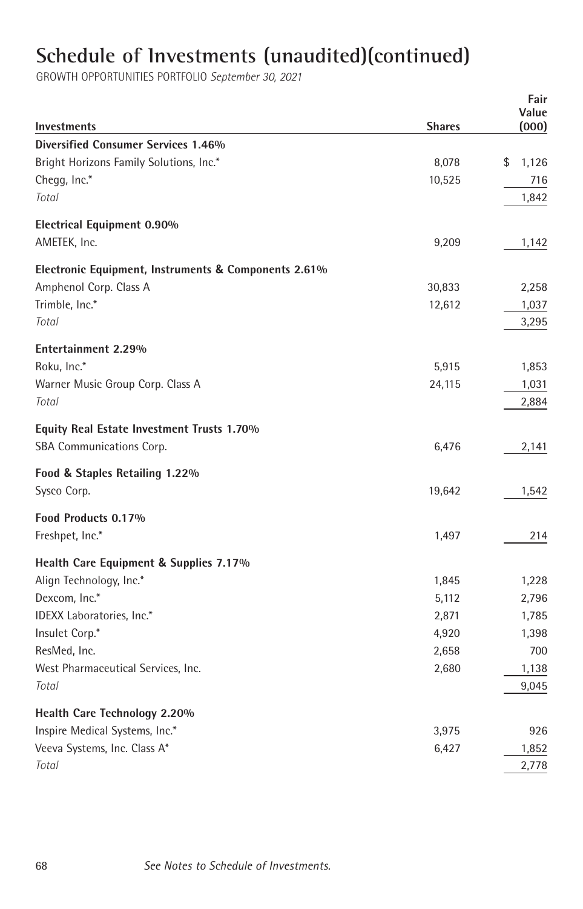# Schedule of Investments (unaudited)(continued)

GROWTH OPPORTUNITIES PORTFOLIO *September 30, 2021*

| Investments | Shares | Fair Value (000) |
|---|---|---|
| **Diversified Consumer Services 1.46%** | | |
| Bright Horizons Family Solutions, Inc.* | 8,078 | $ 1,126 |
| Chegg, Inc.* | 10,525 | 716 |
| *Total* | | 1,842 |
| **Electrical Equipment 0.90%** | | |
| AMETEK, Inc. | 9,209 | 1,142 |
| **Electronic Equipment, Instruments & Components 2.61%** | | |
| Amphenol Corp. Class A | 30,833 | 2,258 |
| Trimble, Inc.* | 12,612 | 1,037 |
| *Total* | | 3,295 |
| **Entertainment 2.29%** | | |
| Roku, Inc.* | 5,915 | 1,853 |
| Warner Music Group Corp. Class A | 24,115 | 1,031 |
| *Total* | | 2,884 |
| **Equity Real Estate Investment Trusts 1.70%** | | |
| SBA Communications Corp. | 6,476 | 2,141 |
| **Food & Staples Retailing 1.22%** | | |
| Sysco Corp. | 19,642 | 1,542 |
| **Food Products 0.17%** | | |
| Freshpet, Inc.* | 1,497 | 214 |
| **Health Care Equipment & Supplies 7.17%** | | |
| Align Technology, Inc.* | 1,845 | 1,228 |
| Dexcom, Inc.* | 5,112 | 2,796 |
| IDEXX Laboratories, Inc.* | 2,871 | 1,785 |
| Insulet Corp.* | 4,920 | 1,398 |
| ResMed, Inc. | 2,658 | 700 |
| West Pharmaceutical Services, Inc. | 2,680 | 1,138 |
| *Total* | | 9,045 |
| **Health Care Technology 2.20%** | | |
| Inspire Medical Systems, Inc.* | 3,975 | 926 |
| Veeva Systems, Inc. Class A* | 6,427 | 1,852 |
| *Total* | | 2,778 |

*See Notes to Schedule of Investments.*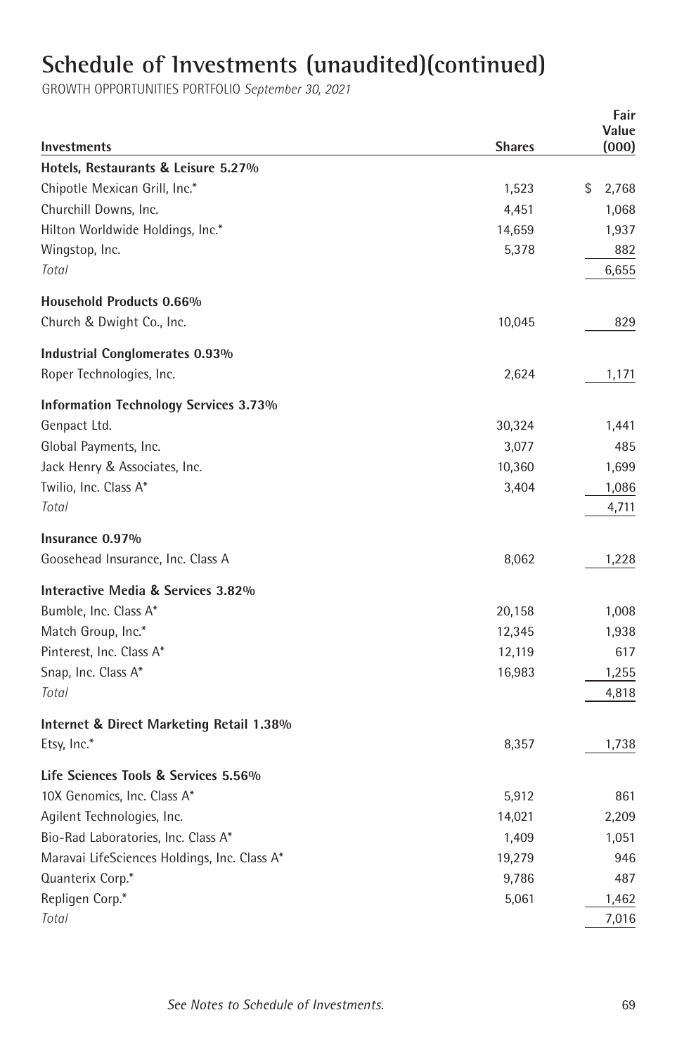# Schedule of Investments (unaudited)(continued)

GROWTH OPPORTUNITIES PORTFOLIO *September 30, 2021*

| Investments | Shares | Fair Value (000) |
|---|---|---|
| **Hotels, Restaurants & Leisure 5.27%** | | |
| Chipotle Mexican Grill, Inc.* | 1,523 | $ 2,768 |
| Churchill Downs, Inc. | 4,451 | 1,068 |
| Hilton Worldwide Holdings, Inc.* | 14,659 | 1,937 |
| Wingstop, Inc. | 5,378 | 882 |
| *Total* | | 6,655 |
| **Household Products 0.66%** | | |
| Church & Dwight Co., Inc. | 10,045 | 829 |
| **Industrial Conglomerates 0.93%** | | |
| Roper Technologies, Inc. | 2,624 | 1,171 |
| **Information Technology Services 3.73%** | | |
| Genpact Ltd. | 30,324 | 1,441 |
| Global Payments, Inc. | 3,077 | 485 |
| Jack Henry & Associates, Inc. | 10,360 | 1,699 |
| Twilio, Inc. Class A* | 3,404 | 1,086 |
| *Total* | | 4,711 |
| **Insurance 0.97%** | | |
| Goosehead Insurance, Inc. Class A | 8,062 | 1,228 |
| **Interactive Media & Services 3.82%** | | |
| Bumble, Inc. Class A* | 20,158 | 1,008 |
| Match Group, Inc.* | 12,345 | 1,938 |
| Pinterest, Inc. Class A* | 12,119 | 617 |
| Snap, Inc. Class A* | 16,983 | 1,255 |
| *Total* | | 4,818 |
| **Internet & Direct Marketing Retail 1.38%** | | |
| Etsy, Inc.* | 8,357 | 1,738 |
| **Life Sciences Tools & Services 5.56%** | | |
| 10X Genomics, Inc. Class A* | 5,912 | 861 |
| Agilent Technologies, Inc. | 14,021 | 2,209 |
| Bio-Rad Laboratories, Inc. Class A* | 1,409 | 1,051 |
| Maravai LifeSciences Holdings, Inc. Class A* | 19,279 | 946 |
| Quanterix Corp.* | 9,786 | 487 |
| Repligen Corp.* | 5,061 | 1,462 |
| *Total* | | 7,016 |

*See Notes to Schedule of Investments.*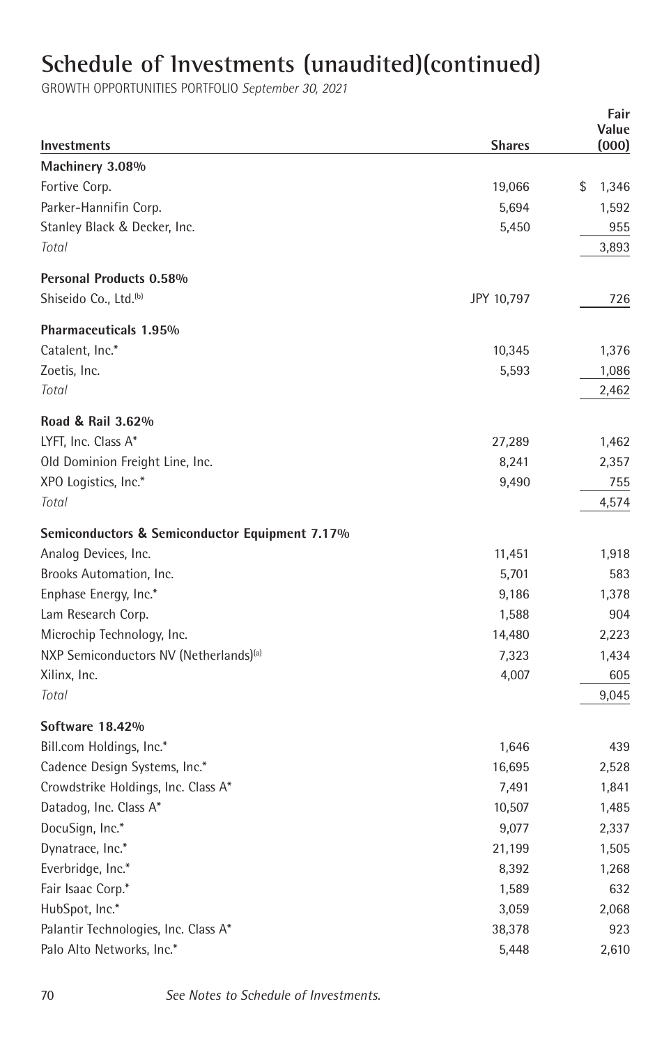# Schedule of Investments (unaudited)(continued)

GROWTH OPPORTUNITIES PORTFOLIO *September 30, 2021*

| Investments | Shares | Fair Value (000) |
|---|---|---|
| **Machinery 3.08%** | | |
| Fortive Corp. | 19,066 | $ 1,346 |
| Parker-Hannifin Corp. | 5,694 | 1,592 |
| Stanley Black & Decker, Inc. | 5,450 | 955 |
| *Total* | | 3,893 |
| **Personal Products 0.58%** | | |
| Shiseido Co., Ltd.[(b)] | JPY 10,797 | 726 |
| **Pharmaceuticals 1.95%** | | |
| Catalent, Inc.* | 10,345 | 1,376 |
| Zoetis, Inc. | 5,593 | 1,086 |
| *Total* | | 2,462 |
| **Road & Rail 3.62%** | | |
| LYFT, Inc. Class A* | 27,289 | 1,462 |
| Old Dominion Freight Line, Inc. | 8,241 | 2,357 |
| XPO Logistics, Inc.* | 9,490 | 755 |
| *Total* | | 4,574 |
| **Semiconductors & Semiconductor Equipment 7.17%** | | |
| Analog Devices, Inc. | 11,451 | 1,918 |
| Brooks Automation, Inc. | 5,701 | 583 |
| Enphase Energy, Inc.* | 9,186 | 1,378 |
| Lam Research Corp. | 1,588 | 904 |
| Microchip Technology, Inc. | 14,480 | 2,223 |
| NXP Semiconductors NV (Netherlands)[(a)] | 7,323 | 1,434 |
| Xilinx, Inc. | 4,007 | 605 |
| *Total* | | 9,045 |
| **Software 18.42%** | | |
| Bill.com Holdings, Inc.* | 1,646 | 439 |
| Cadence Design Systems, Inc.* | 16,695 | 2,528 |
| Crowdstrike Holdings, Inc. Class A* | 7,491 | 1,841 |
| Datadog, Inc. Class A* | 10,507 | 1,485 |
| DocuSign, Inc.* | 9,077 | 2,337 |
| Dynatrace, Inc.* | 21,199 | 1,505 |
| Everbridge, Inc.* | 8,392 | 1,268 |
| Fair Isaac Corp.* | 1,589 | 632 |
| HubSpot, Inc.* | 3,059 | 2,068 |
| Palantir Technologies, Inc. Class A* | 38,378 | 923 |
| Palo Alto Networks, Inc.* | 5,448 | 2,610 |

*See Notes to Schedule of Investments.*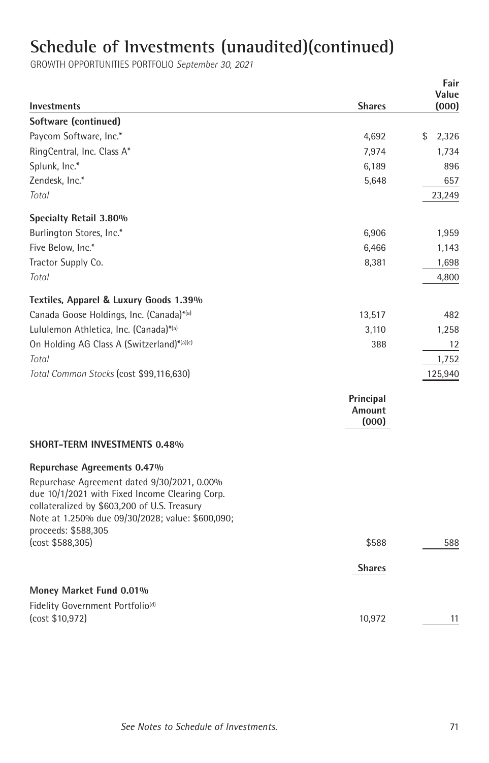# Schedule of Investments (unaudited)(continued)

GROWTH OPPORTUNITIES PORTFOLIO *September 30, 2021*

| Investments | Shares | Fair Value (000) |
|---|---|---|
| **Software (continued)** | | |
| Paycom Software, Inc.* | 4,692 | $ 2,326 |
| RingCentral, Inc. Class A* | 7,974 | 1,734 |
| Splunk, Inc.* | 6,189 | 896 |
| Zendesk, Inc.* | 5,648 | 657 |
| *Total* | | 23,249 |
| **Specialty Retail 3.80%** | | |
| Burlington Stores, Inc.* | 6,906 | 1,959 |
| Five Below, Inc.* | 6,466 | 1,143 |
| Tractor Supply Co. | 8,381 | 1,698 |
| *Total* | | 4,800 |
| **Textiles, Apparel & Luxury Goods 1.39%** | | |
| Canada Goose Holdings, Inc. (Canada)*[(a)] | 13,517 | 482 |
| Lululemon Athletica, Inc. (Canada)*[(a)] | 3,110 | 1,258 |
| On Holding AG Class A (Switzerland)*[(a)(c)] | 388 | 12 |
| *Total* | | 1,752 |
| *Total Common Stocks* (cost $99,116,630) | | 125,940 |
| | **Principal Amount (000)** | |
| **SHORT-TERM INVESTMENTS 0.48%** | | |
| **Repurchase Agreements 0.47%** | | |
| Repurchase Agreement dated 9/30/2021, 0.00% due 10/1/2021 with Fixed Income Clearing Corp. collateralized by $603,200 of U.S. Treasury Note at 1.250% due 09/30/2028; value: $600,090; proceeds: $588,305 (cost $588,305) | $588 | 588 |
| | **Shares** | |
| **Money Market Fund 0.01%** | | |
| Fidelity Government Portfolio[(d)] (cost $10,972) | 10,972 | 11 |

*See Notes to Schedule of Investments.*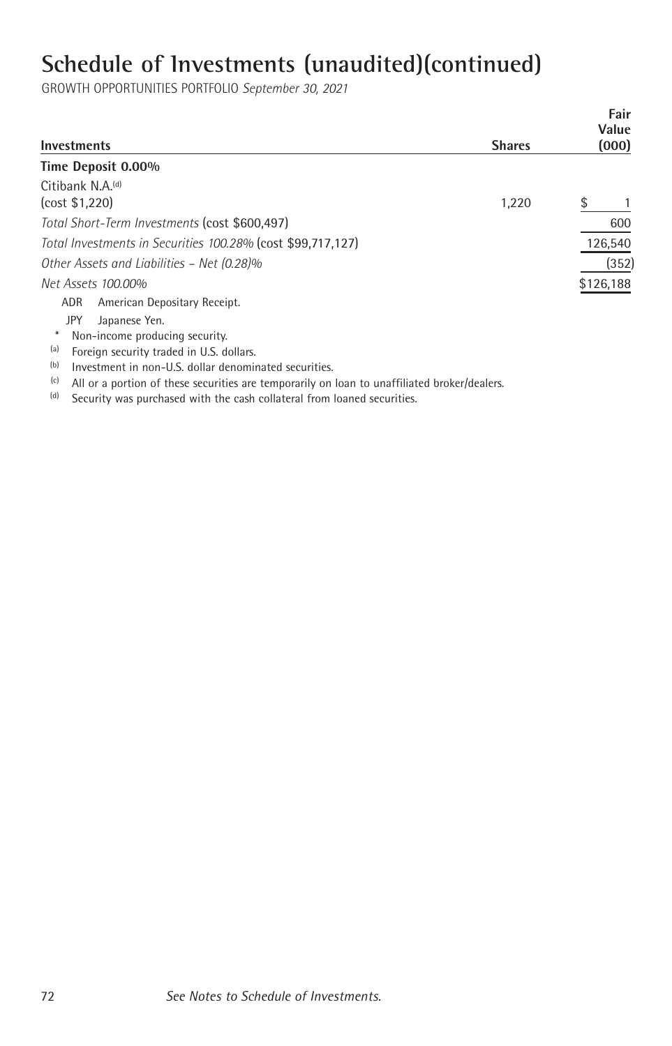# Schedule of Investments (unaudited)(continued)

GROWTH OPPORTUNITIES PORTFOLIO *September 30, 2021*

| Investments | Shares | Fair Value (000) |
|---|---|---|
| **Time Deposit 0.00%** | | |
| Citibank N.A.[d] (cost $1,220) | 1,220 | $ 1 |
| *Total Short-Term Investments* (cost $600,497) | | 600 |
| *Total Investments in Securities 100.28%* (cost $99,717,127) | | 126,540 |
| *Other Assets and Liabilities – Net (0.28)%* | | (352) |
| *Net Assets 100.00%* | | $126,188 |

ADR American Depositary Receipt.

JPY Japanese Yen.

\* Non-income producing security.

(a) Foreign security traded in U.S. dollars.

(b) Investment in non-U.S. dollar denominated securities.

(c) All or a portion of these securities are temporarily on loan to unaffiliated broker/dealers.

(d) Security was purchased with the cash collateral from loaned securities.

*See Notes to Schedule of Investments.*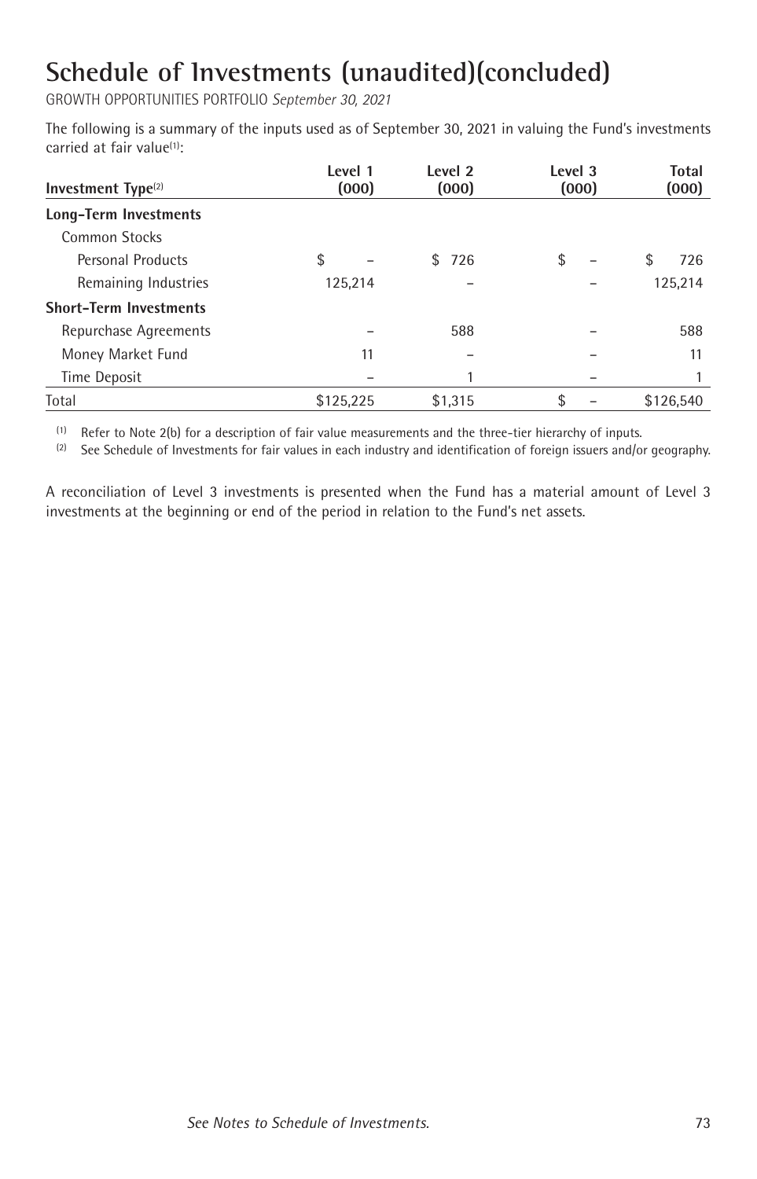# Schedule of Investments (unaudited)(concluded)

GROWTH OPPORTUNITIES PORTFOLIO *September 30, 2021*

The following is a summary of the inputs used as of September 30, 2021 in valuing the Fund's investments carried at fair value[1]:

| Investment Type[2] | Level 1 (000) | Level 2 (000) | Level 3 (000) | Total (000) |
|---|---|---|---|---|
| **Long-Term Investments** | | | | |
| Common Stocks | | | | |
| Personal Products | $ – | $ 726 | $ – | $ 726 |
| Remaining Industries | 125,214 | – | – | 125,214 |
| **Short-Term Investments** | | | | |
| Repurchase Agreements | – | 588 | – | 588 |
| Money Market Fund | 11 | – | – | 11 |
| Time Deposit | – | 1 | – | 1 |
| Total | $125,225 | $1,315 | $ – | $126,540 |

[1] Refer to Note 2(b) for a description of fair value measurements and the three-tier hierarchy of inputs.

[2] See Schedule of Investments for fair values in each industry and identification of foreign issuers and/or geography.

A reconciliation of Level 3 investments is presented when the Fund has a material amount of Level 3 investments at the beginning or end of the period in relation to the Fund's net assets.

*See Notes to Schedule of Investments.*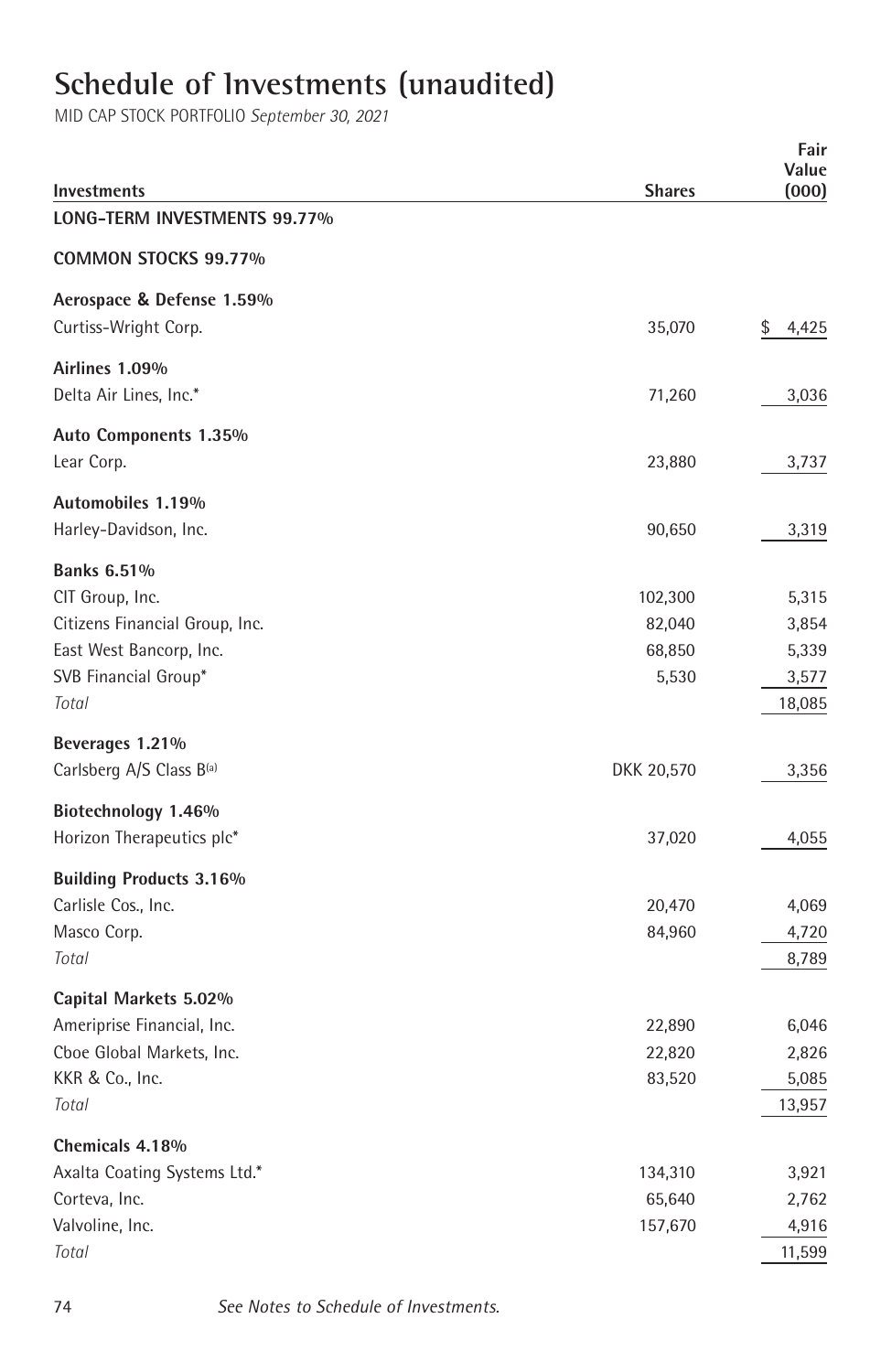# Schedule of Investments (unaudited)

MID CAP STOCK PORTFOLIO *September 30, 2021*

| Investments | Shares | Fair Value (000) |
|---|---|---|
| **LONG-TERM INVESTMENTS 99.77%** | | |
| **COMMON STOCKS 99.77%** | | |
| **Aerospace & Defense 1.59%** | | |
| Curtiss-Wright Corp. | 35,070 | $ 4,425 |
| **Airlines 1.09%** | | |
| Delta Air Lines, Inc.* | 71,260 | 3,036 |
| **Auto Components 1.35%** | | |
| Lear Corp. | 23,880 | 3,737 |
| **Automobiles 1.19%** | | |
| Harley-Davidson, Inc. | 90,650 | 3,319 |
| **Banks 6.51%** | | |
| CIT Group, Inc. | 102,300 | 5,315 |
| Citizens Financial Group, Inc. | 82,040 | 3,854 |
| East West Bancorp, Inc. | 68,850 | 5,339 |
| SVB Financial Group* | 5,530 | 3,577 |
| *Total* | | 18,085 |
| **Beverages 1.21%** | | |
| Carlsberg A/S Class B[(a)] | DKK 20,570 | 3,356 |
| **Biotechnology 1.46%** | | |
| Horizon Therapeutics plc* | 37,020 | 4,055 |
| **Building Products 3.16%** | | |
| Carlisle Cos., Inc. | 20,470 | 4,069 |
| Masco Corp. | 84,960 | 4,720 |
| *Total* | | 8,789 |
| **Capital Markets 5.02%** | | |
| Ameriprise Financial, Inc. | 22,890 | 6,046 |
| Cboe Global Markets, Inc. | 22,820 | 2,826 |
| KKR & Co., Inc. | 83,520 | 5,085 |
| *Total* | | 13,957 |
| **Chemicals 4.18%** | | |
| Axalta Coating Systems Ltd.* | 134,310 | 3,921 |
| Corteva, Inc. | 65,640 | 2,762 |
| Valvoline, Inc. | 157,670 | 4,916 |
| *Total* | | 11,599 |

*See Notes to Schedule of Investments.*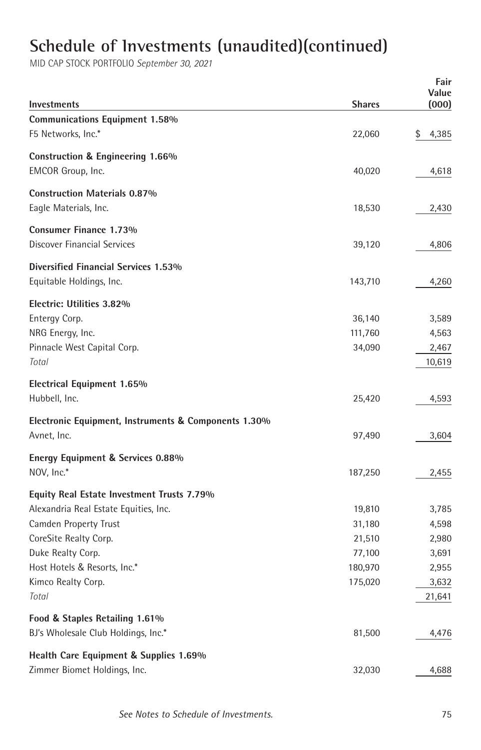# Schedule of Investments (unaudited)(continued)

MID CAP STOCK PORTFOLIO *September 30, 2021*

| Investments | Shares | Fair Value (000) |
|---|---|---|
| **Communications Equipment 1.58%** | | |
| F5 Networks, Inc.* | 22,060 | $ 4,385 |
| **Construction & Engineering 1.66%** | | |
| EMCOR Group, Inc. | 40,020 | 4,618 |
| **Construction Materials 0.87%** | | |
| Eagle Materials, Inc. | 18,530 | 2,430 |
| **Consumer Finance 1.73%** | | |
| Discover Financial Services | 39,120 | 4,806 |
| **Diversified Financial Services 1.53%** | | |
| Equitable Holdings, Inc. | 143,710 | 4,260 |
| **Electric: Utilities 3.82%** | | |
| Entergy Corp. | 36,140 | 3,589 |
| NRG Energy, Inc. | 111,760 | 4,563 |
| Pinnacle West Capital Corp. | 34,090 | 2,467 |
| *Total* | | 10,619 |
| **Electrical Equipment 1.65%** | | |
| Hubbell, Inc. | 25,420 | 4,593 |
| **Electronic Equipment, Instruments & Components 1.30%** | | |
| Avnet, Inc. | 97,490 | 3,604 |
| **Energy Equipment & Services 0.88%** | | |
| NOV, Inc.* | 187,250 | 2,455 |
| **Equity Real Estate Investment Trusts 7.79%** | | |
| Alexandria Real Estate Equities, Inc. | 19,810 | 3,785 |
| Camden Property Trust | 31,180 | 4,598 |
| CoreSite Realty Corp. | 21,510 | 2,980 |
| Duke Realty Corp. | 77,100 | 3,691 |
| Host Hotels & Resorts, Inc.* | 180,970 | 2,955 |
| Kimco Realty Corp. | 175,020 | 3,632 |
| *Total* | | 21,641 |
| **Food & Staples Retailing 1.61%** | | |
| BJ's Wholesale Club Holdings, Inc.* | 81,500 | 4,476 |
| **Health Care Equipment & Supplies 1.69%** | | |
| Zimmer Biomet Holdings, Inc. | 32,030 | 4,688 |

*See Notes to Schedule of Investments.*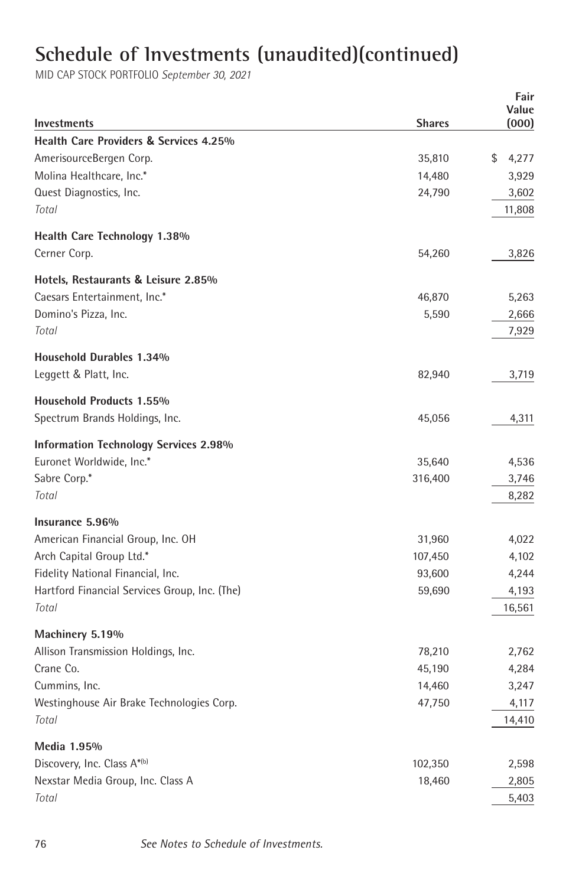# Schedule of Investments (unaudited)(continued)

MID CAP STOCK PORTFOLIO *September 30, 2021*

| Investments | Shares | Fair Value (000) |
|---|---|---|
| **Health Care Providers & Services 4.25%** | | |
| AmerisourceBergen Corp. | 35,810 | $ 4,277 |
| Molina Healthcare, Inc.* | 14,480 | 3,929 |
| Quest Diagnostics, Inc. | 24,790 | 3,602 |
| *Total* | | 11,808 |
| **Health Care Technology 1.38%** | | |
| Cerner Corp. | 54,260 | 3,826 |
| **Hotels, Restaurants & Leisure 2.85%** | | |
| Caesars Entertainment, Inc.* | 46,870 | 5,263 |
| Domino's Pizza, Inc. | 5,590 | 2,666 |
| *Total* | | 7,929 |
| **Household Durables 1.34%** | | |
| Leggett & Platt, Inc. | 82,940 | 3,719 |
| **Household Products 1.55%** | | |
| Spectrum Brands Holdings, Inc. | 45,056 | 4,311 |
| **Information Technology Services 2.98%** | | |
| Euronet Worldwide, Inc.* | 35,640 | 4,536 |
| Sabre Corp.* | 316,400 | 3,746 |
| *Total* | | 8,282 |
| **Insurance 5.96%** | | |
| American Financial Group, Inc. OH | 31,960 | 4,022 |
| Arch Capital Group Ltd.* | 107,450 | 4,102 |
| Fidelity National Financial, Inc. | 93,600 | 4,244 |
| Hartford Financial Services Group, Inc. (The) | 59,690 | 4,193 |
| *Total* | | 16,561 |
| **Machinery 5.19%** | | |
| Allison Transmission Holdings, Inc. | 78,210 | 2,762 |
| Crane Co. | 45,190 | 4,284 |
| Cummins, Inc. | 14,460 | 3,247 |
| Westinghouse Air Brake Technologies Corp. | 47,750 | 4,117 |
| *Total* | | 14,410 |
| **Media 1.95%** | | |
| Discovery, Inc. Class A*[(b)] | 102,350 | 2,598 |
| Nexstar Media Group, Inc. Class A | 18,460 | 2,805 |
| *Total* | | 5,403 |

*See Notes to Schedule of Investments.*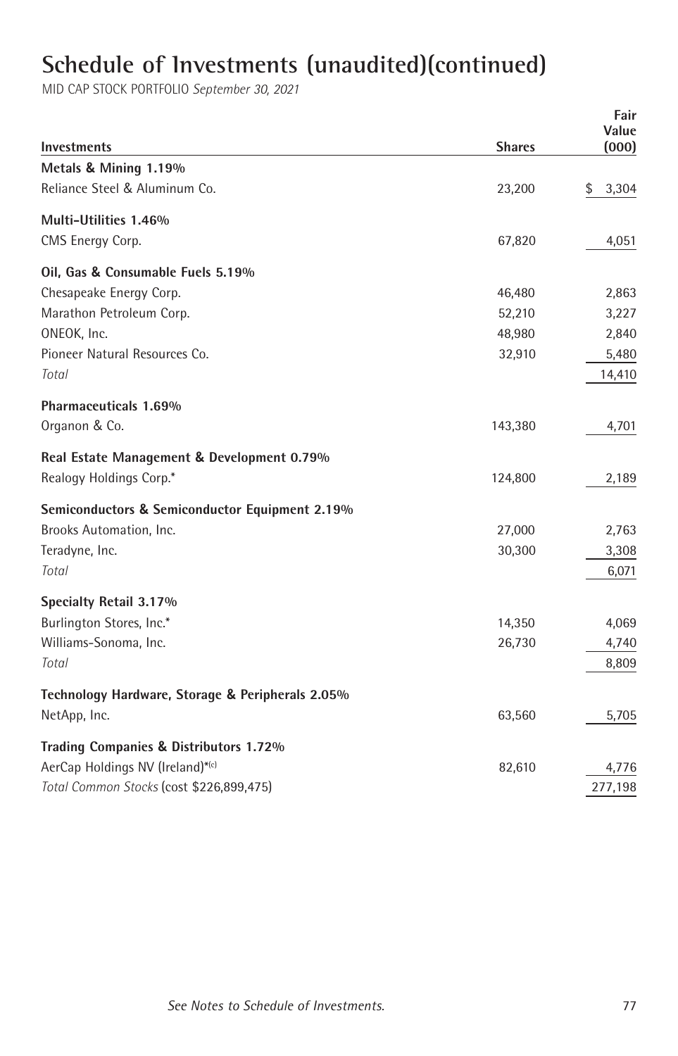# Schedule of Investments (unaudited)(continued)

MID CAP STOCK PORTFOLIO *September 30, 2021*

| Investments | Shares | Fair Value (000) |
|---|---|---|
| **Metals & Mining 1.19%** | | |
| Reliance Steel & Aluminum Co. | 23,200 | $ 3,304 |
| **Multi-Utilities 1.46%** | | |
| CMS Energy Corp. | 67,820 | 4,051 |
| **Oil, Gas & Consumable Fuels 5.19%** | | |
| Chesapeake Energy Corp. | 46,480 | 2,863 |
| Marathon Petroleum Corp. | 52,210 | 3,227 |
| ONEOK, Inc. | 48,980 | 2,840 |
| Pioneer Natural Resources Co. | 32,910 | 5,480 |
| *Total* | | 14,410 |
| **Pharmaceuticals 1.69%** | | |
| Organon & Co. | 143,380 | 4,701 |
| **Real Estate Management & Development 0.79%** | | |
| Realogy Holdings Corp.* | 124,800 | 2,189 |
| **Semiconductors & Semiconductor Equipment 2.19%** | | |
| Brooks Automation, Inc. | 27,000 | 2,763 |
| Teradyne, Inc. | 30,300 | 3,308 |
| *Total* | | 6,071 |
| **Specialty Retail 3.17%** | | |
| Burlington Stores, Inc.* | 14,350 | 4,069 |
| Williams-Sonoma, Inc. | 26,730 | 4,740 |
| *Total* | | 8,809 |
| **Technology Hardware, Storage & Peripherals 2.05%** | | |
| NetApp, Inc. | 63,560 | 5,705 |
| **Trading Companies & Distributors 1.72%** | | |
| AerCap Holdings NV (Ireland)*(c) | 82,610 | 4,776 |
| *Total Common Stocks* (cost $226,899,475) | | 277,198 |

*See Notes to Schedule of Investments.*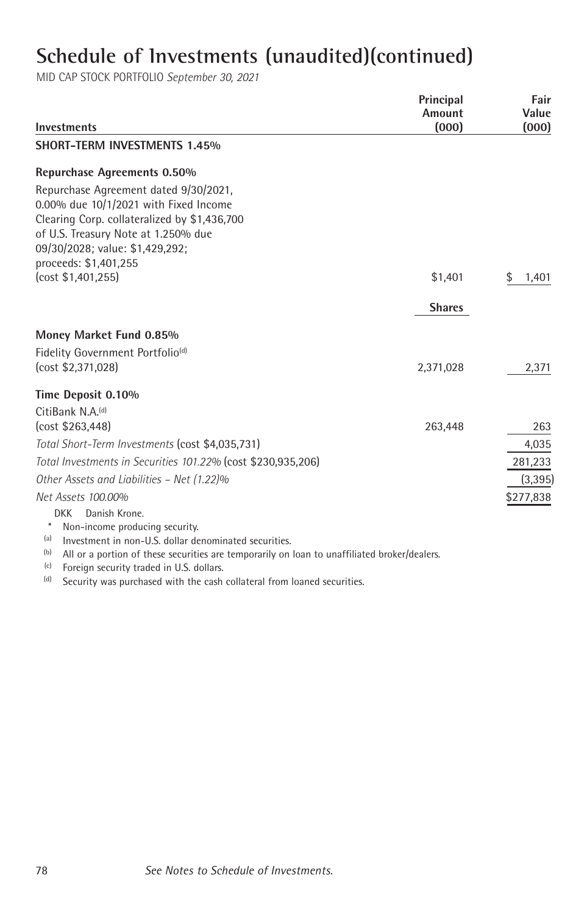# Schedule of Investments (unaudited)(continued)

MID CAP STOCK PORTFOLIO *September 30, 2021*

| Investments | Principal Amount (000) | Fair Value (000) |
|---|---|---|
| **SHORT-TERM INVESTMENTS 1.45%** | | |
| **Repurchase Agreements 0.50%** | | |
| Repurchase Agreement dated 9/30/2021, 0.00% due 10/1/2021 with Fixed Income Clearing Corp. collateralized by $1,436,700 of U.S. Treasury Note at 1.250% due 09/30/2028; value: $1,429,292; proceeds: $1,401,255 (cost $1,401,255) | $1,401 | $ 1,401 |
| | **Shares** | |
| **Money Market Fund 0.85%** | | |
| Fidelity Government Portfolio[(d)] (cost $2,371,028) | 2,371,028 | 2,371 |
| **Time Deposit 0.10%** | | |
| CitiBank N.A.[(d)] (cost $263,448) | 263,448 | 263 |
| *Total Short-Term Investments* (cost $4,035,731) | | 4,035 |
| *Total Investments in Securities 101.22%* (cost $230,935,206) | | 281,233 |
| *Other Assets and Liabilities – Net (1.22)%* | | (3,395) |
| *Net Assets 100.00%* | | $277,838 |

DKK Danish Krone.

\* Non-income producing security.

(a) Investment in non-U.S. dollar denominated securities.

(b) All or a portion of these securities are temporarily on loan to unaffiliated broker/dealers.

(c) Foreign security traded in U.S. dollars.

(d) Security was purchased with the cash collateral from loaned securities.

*See Notes to Schedule of Investments.*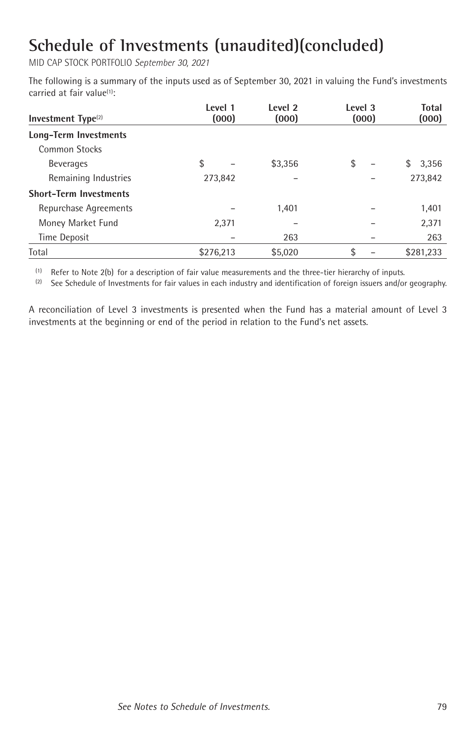# Schedule of Investments (unaudited)(concluded)

MID CAP STOCK PORTFOLIO *September 30, 2021*

The following is a summary of the inputs used as of September 30, 2021 in valuing the Fund's investments carried at fair value[1]:

| Investment Type[2] | Level 1 (000) | Level 2 (000) | Level 3 (000) | Total (000) |
|---|---|---|---|---|
| **Long-Term Investments** | | | | |
| Common Stocks | | | | |
| Beverages | $ – | $3,356 | $ – | $ 3,356 |
| Remaining Industries | 273,842 | – | – | 273,842 |
| **Short-Term Investments** | | | | |
| Repurchase Agreements | – | 1,401 | – | 1,401 |
| Money Market Fund | 2,371 | – | – | 2,371 |
| Time Deposit | – | 263 | – | 263 |
| Total | $276,213 | $5,020 | $ – | $281,233 |

[1] Refer to Note 2(b) for a description of fair value measurements and the three-tier hierarchy of inputs.

[2] See Schedule of Investments for fair values in each industry and identification of foreign issuers and/or geography.

A reconciliation of Level 3 investments is presented when the Fund has a material amount of Level 3 investments at the beginning or end of the period in relation to the Fund's net assets.

*See Notes to Schedule of Investments.*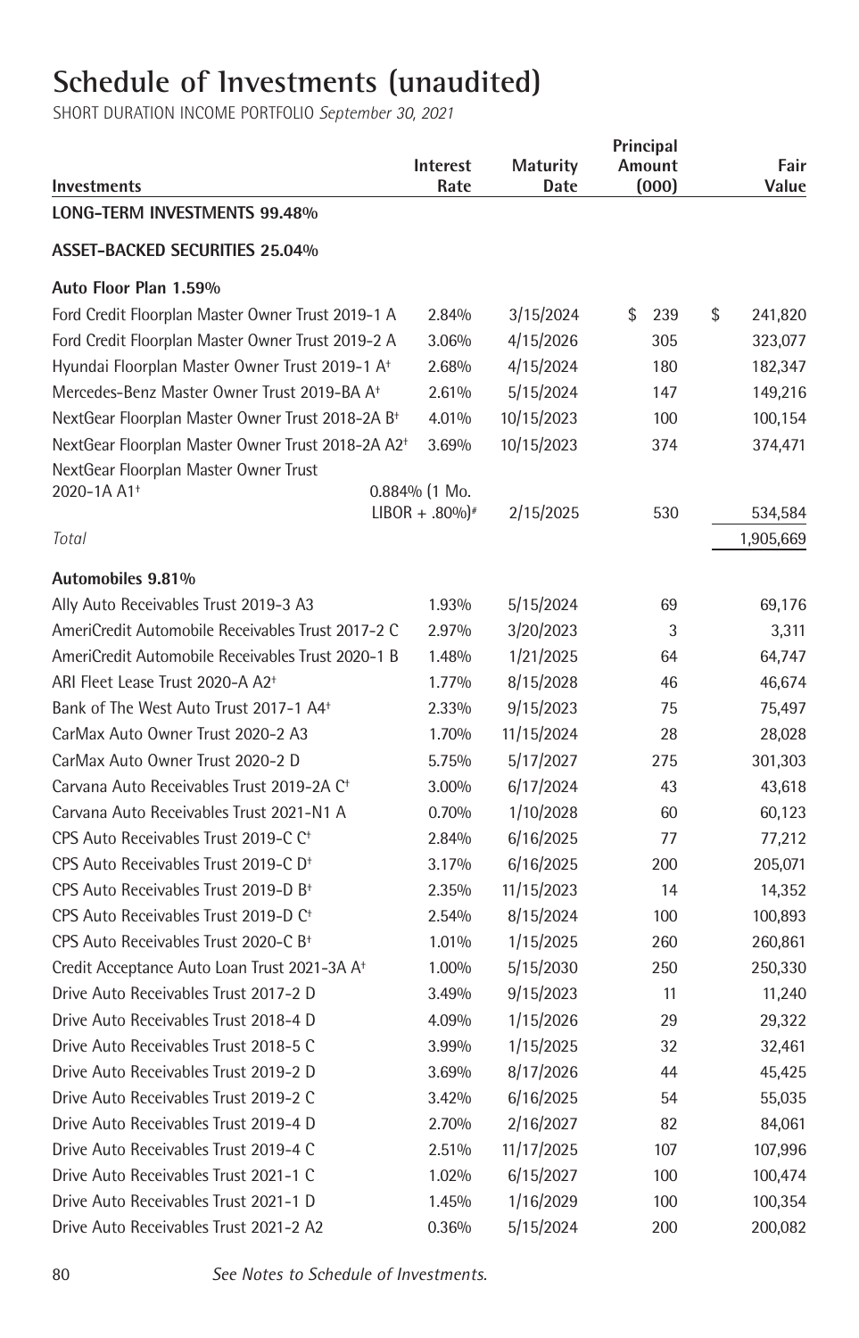# Schedule of Investments (unaudited)

SHORT DURATION INCOME PORTFOLIO *September 30, 2021*

| Investments | Interest Rate | Maturity Date | Principal Amount (000) | Fair Value |
|---|---|---|---|---|
| **LONG-TERM INVESTMENTS 99.48%** | | | | |
| **ASSET-BACKED SECURITIES 25.04%** | | | | |
| **Auto Floor Plan 1.59%** | | | | |
| Ford Credit Floorplan Master Owner Trust 2019-1 A | 2.84% | 3/15/2024 | $ 239 | $ 241,820 |
| Ford Credit Floorplan Master Owner Trust 2019-2 A | 3.06% | 4/15/2026 | 305 | 323,077 |
| Hyundai Floorplan Master Owner Trust 2019-1 A† | 2.68% | 4/15/2024 | 180 | 182,347 |
| Mercedes-Benz Master Owner Trust 2019-BA A† | 2.61% | 5/15/2024 | 147 | 149,216 |
| NextGear Floorplan Master Owner Trust 2018-2A B† | 4.01% | 10/15/2023 | 100 | 100,154 |
| NextGear Floorplan Master Owner Trust 2018-2A A2† | 3.69% | 10/15/2023 | 374 | 374,471 |
| NextGear Floorplan Master Owner Trust 2020-1A A1† | 0.884% (1 Mo. LIBOR + .80%)# | 2/15/2025 | 530 | 534,584 |
| *Total* | | | | 1,905,669 |
| **Automobiles 9.81%** | | | | |
| Ally Auto Receivables Trust 2019-3 A3 | 1.93% | 5/15/2024 | 69 | 69,176 |
| AmeriCredit Automobile Receivables Trust 2017-2 C | 2.97% | 3/20/2023 | 3 | 3,311 |
| AmeriCredit Automobile Receivables Trust 2020-1 B | 1.48% | 1/21/2025 | 64 | 64,747 |
| ARI Fleet Lease Trust 2020-A A2† | 1.77% | 8/15/2028 | 46 | 46,674 |
| Bank of The West Auto Trust 2017-1 A4† | 2.33% | 9/15/2023 | 75 | 75,497 |
| CarMax Auto Owner Trust 2020-2 A3 | 1.70% | 11/15/2024 | 28 | 28,028 |
| CarMax Auto Owner Trust 2020-2 D | 5.75% | 5/17/2027 | 275 | 301,303 |
| Carvana Auto Receivables Trust 2019-2A C† | 3.00% | 6/17/2024 | 43 | 43,618 |
| Carvana Auto Receivables Trust 2021-N1 A | 0.70% | 1/10/2028 | 60 | 60,123 |
| CPS Auto Receivables Trust 2019-C C† | 2.84% | 6/16/2025 | 77 | 77,212 |
| CPS Auto Receivables Trust 2019-C D† | 3.17% | 6/16/2025 | 200 | 205,071 |
| CPS Auto Receivables Trust 2019-D B† | 2.35% | 11/15/2023 | 14 | 14,352 |
| CPS Auto Receivables Trust 2019-D C† | 2.54% | 8/15/2024 | 100 | 100,893 |
| CPS Auto Receivables Trust 2020-C B† | 1.01% | 1/15/2025 | 260 | 260,861 |
| Credit Acceptance Auto Loan Trust 2021-3A A† | 1.00% | 5/15/2030 | 250 | 250,330 |
| Drive Auto Receivables Trust 2017-2 D | 3.49% | 9/15/2023 | 11 | 11,240 |
| Drive Auto Receivables Trust 2018-4 D | 4.09% | 1/15/2026 | 29 | 29,322 |
| Drive Auto Receivables Trust 2018-5 C | 3.99% | 1/15/2025 | 32 | 32,461 |
| Drive Auto Receivables Trust 2019-2 D | 3.69% | 8/17/2026 | 44 | 45,425 |
| Drive Auto Receivables Trust 2019-2 C | 3.42% | 6/16/2025 | 54 | 55,035 |
| Drive Auto Receivables Trust 2019-4 D | 2.70% | 2/16/2027 | 82 | 84,061 |
| Drive Auto Receivables Trust 2019-4 C | 2.51% | 11/17/2025 | 107 | 107,996 |
| Drive Auto Receivables Trust 2021-1 C | 1.02% | 6/15/2027 | 100 | 100,474 |
| Drive Auto Receivables Trust 2021-1 D | 1.45% | 1/16/2029 | 100 | 100,354 |
| Drive Auto Receivables Trust 2021-2 A2 | 0.36% | 5/15/2024 | 200 | 200,082 |

*See Notes to Schedule of Investments.*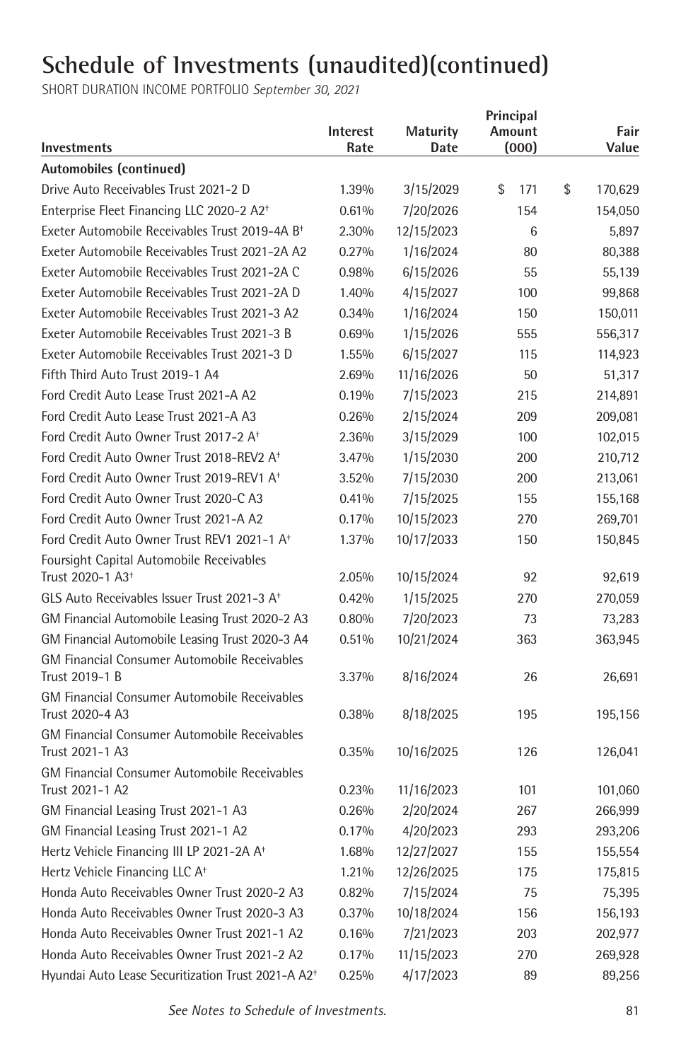# Schedule of Investments (unaudited)(continued)

SHORT DURATION INCOME PORTFOLIO *September 30, 2021*

| Investments | Interest Rate | Maturity Date | Principal Amount (000) | Fair Value |
|---|---|---|---|---|
| **Automobiles (continued)** | | | | |
| Drive Auto Receivables Trust 2021-2 D | 1.39% | 3/15/2029 | $ 171 | $ 170,629 |
| Enterprise Fleet Financing LLC 2020-2 A2† | 0.61% | 7/20/2026 | 154 | 154,050 |
| Exeter Automobile Receivables Trust 2019-4A B† | 2.30% | 12/15/2023 | 6 | 5,897 |
| Exeter Automobile Receivables Trust 2021-2A A2 | 0.27% | 1/16/2024 | 80 | 80,388 |
| Exeter Automobile Receivables Trust 2021-2A C | 0.98% | 6/15/2026 | 55 | 55,139 |
| Exeter Automobile Receivables Trust 2021-2A D | 1.40% | 4/15/2027 | 100 | 99,868 |
| Exeter Automobile Receivables Trust 2021-3 A2 | 0.34% | 1/16/2024 | 150 | 150,011 |
| Exeter Automobile Receivables Trust 2021-3 B | 0.69% | 1/15/2026 | 555 | 556,317 |
| Exeter Automobile Receivables Trust 2021-3 D | 1.55% | 6/15/2027 | 115 | 114,923 |
| Fifth Third Auto Trust 2019-1 A4 | 2.69% | 11/16/2026 | 50 | 51,317 |
| Ford Credit Auto Lease Trust 2021-A A2 | 0.19% | 7/15/2023 | 215 | 214,891 |
| Ford Credit Auto Lease Trust 2021-A A3 | 0.26% | 2/15/2024 | 209 | 209,081 |
| Ford Credit Auto Owner Trust 2017-2 A† | 2.36% | 3/15/2029 | 100 | 102,015 |
| Ford Credit Auto Owner Trust 2018-REV2 A† | 3.47% | 1/15/2030 | 200 | 210,712 |
| Ford Credit Auto Owner Trust 2019-REV1 A† | 3.52% | 7/15/2030 | 200 | 213,061 |
| Ford Credit Auto Owner Trust 2020-C A3 | 0.41% | 7/15/2025 | 155 | 155,168 |
| Ford Credit Auto Owner Trust 2021-A A2 | 0.17% | 10/15/2023 | 270 | 269,701 |
| Ford Credit Auto Owner Trust REV1 2021-1 A† | 1.37% | 10/17/2033 | 150 | 150,845 |
| Foursight Capital Automobile Receivables Trust 2020-1 A3† | 2.05% | 10/15/2024 | 92 | 92,619 |
| GLS Auto Receivables Issuer Trust 2021-3 A† | 0.42% | 1/15/2025 | 270 | 270,059 |
| GM Financial Automobile Leasing Trust 2020-2 A3 | 0.80% | 7/20/2023 | 73 | 73,283 |
| GM Financial Automobile Leasing Trust 2020-3 A4 | 0.51% | 10/21/2024 | 363 | 363,945 |
| GM Financial Consumer Automobile Receivables Trust 2019-1 B | 3.37% | 8/16/2024 | 26 | 26,691 |
| GM Financial Consumer Automobile Receivables Trust 2020-4 A3 | 0.38% | 8/18/2025 | 195 | 195,156 |
| GM Financial Consumer Automobile Receivables Trust 2021-1 A3 | 0.35% | 10/16/2025 | 126 | 126,041 |
| GM Financial Consumer Automobile Receivables Trust 2021-1 A2 | 0.23% | 11/16/2023 | 101 | 101,060 |
| GM Financial Leasing Trust 2021-1 A3 | 0.26% | 2/20/2024 | 267 | 266,999 |
| GM Financial Leasing Trust 2021-1 A2 | 0.17% | 4/20/2023 | 293 | 293,206 |
| Hertz Vehicle Financing III LP 2021-2A A† | 1.68% | 12/27/2027 | 155 | 155,554 |
| Hertz Vehicle Financing LLC A† | 1.21% | 12/26/2025 | 175 | 175,815 |
| Honda Auto Receivables Owner Trust 2020-2 A3 | 0.82% | 7/15/2024 | 75 | 75,395 |
| Honda Auto Receivables Owner Trust 2020-3 A3 | 0.37% | 10/18/2024 | 156 | 156,193 |
| Honda Auto Receivables Owner Trust 2021-1 A2 | 0.16% | 7/21/2023 | 203 | 202,977 |
| Honda Auto Receivables Owner Trust 2021-2 A2 | 0.17% | 11/15/2023 | 270 | 269,928 |
| Hyundai Auto Lease Securitization Trust 2021-A A2† | 0.25% | 4/17/2023 | 89 | 89,256 |

*See Notes to Schedule of Investments.*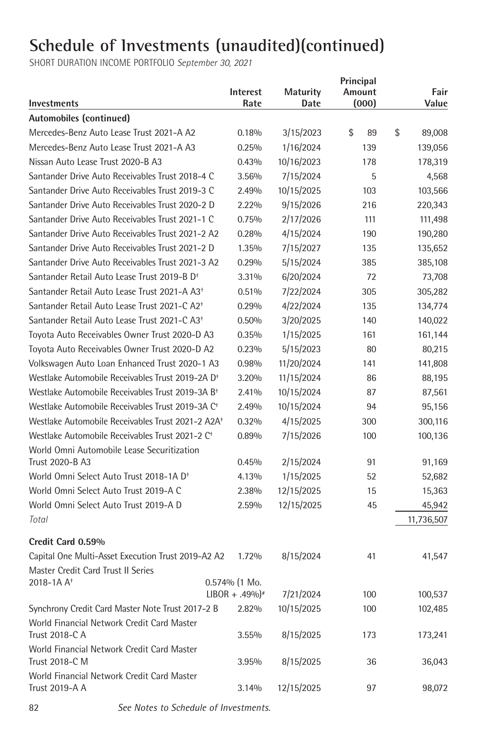# Schedule of Investments (unaudited)(continued)

SHORT DURATION INCOME PORTFOLIO *September 30, 2021*

| Investments | Interest Rate | Maturity Date | Principal Amount (000) | Fair Value |
|---|---|---|---|---|
| **Automobiles (continued)** | | | | |
| Mercedes-Benz Auto Lease Trust 2021-A A2 | 0.18% | 3/15/2023 | $ 89 | $ 89,008 |
| Mercedes-Benz Auto Lease Trust 2021-A A3 | 0.25% | 1/16/2024 | 139 | 139,056 |
| Nissan Auto Lease Trust 2020-B A3 | 0.43% | 10/16/2023 | 178 | 178,319 |
| Santander Drive Auto Receivables Trust 2018-4 C | 3.56% | 7/15/2024 | 5 | 4,568 |
| Santander Drive Auto Receivables Trust 2019-3 C | 2.49% | 10/15/2025 | 103 | 103,566 |
| Santander Drive Auto Receivables Trust 2020-2 D | 2.22% | 9/15/2026 | 216 | 220,343 |
| Santander Drive Auto Receivables Trust 2021-1 C | 0.75% | 2/17/2026 | 111 | 111,498 |
| Santander Drive Auto Receivables Trust 2021-2 A2 | 0.28% | 4/15/2024 | 190 | 190,280 |
| Santander Drive Auto Receivables Trust 2021-2 D | 1.35% | 7/15/2027 | 135 | 135,652 |
| Santander Drive Auto Receivables Trust 2021-3 A2 | 0.29% | 5/15/2024 | 385 | 385,108 |
| Santander Retail Auto Lease Trust 2019-B D† | 3.31% | 6/20/2024 | 72 | 73,708 |
| Santander Retail Auto Lease Trust 2021-A A3† | 0.51% | 7/22/2024 | 305 | 305,282 |
| Santander Retail Auto Lease Trust 2021-C A2† | 0.29% | 4/22/2024 | 135 | 134,774 |
| Santander Retail Auto Lease Trust 2021-C A3† | 0.50% | 3/20/2025 | 140 | 140,022 |
| Toyota Auto Receivables Owner Trust 2020-D A3 | 0.35% | 1/15/2025 | 161 | 161,144 |
| Toyota Auto Receivables Owner Trust 2020-D A2 | 0.23% | 5/15/2023 | 80 | 80,215 |
| Volkswagen Auto Loan Enhanced Trust 2020-1 A3 | 0.98% | 11/20/2024 | 141 | 141,808 |
| Westlake Automobile Receivables Trust 2019-2A D† | 3.20% | 11/15/2024 | 86 | 88,195 |
| Westlake Automobile Receivables Trust 2019-3A B† | 2.41% | 10/15/2024 | 87 | 87,561 |
| Westlake Automobile Receivables Trust 2019-3A C† | 2.49% | 10/15/2024 | 94 | 95,156 |
| Westlake Automobile Receivables Trust 2021-2 A2A† | 0.32% | 4/15/2025 | 300 | 300,116 |
| Westlake Automobile Receivables Trust 2021-2 C† | 0.89% | 7/15/2026 | 100 | 100,136 |
| World Omni Automobile Lease Securitization Trust 2020-B A3 | 0.45% | 2/15/2024 | 91 | 91,169 |
| World Omni Select Auto Trust 2018-1A D† | 4.13% | 1/15/2025 | 52 | 52,682 |
| World Omni Select Auto Trust 2019-A C | 2.38% | 12/15/2025 | 15 | 15,363 |
| World Omni Select Auto Trust 2019-A D | 2.59% | 12/15/2025 | 45 | 45,942 |
| *Total* | | | | 11,736,507 |
| **Credit Card 0.59%** | | | | |
| Capital One Multi-Asset Execution Trust 2019-A2 A2 | 1.72% | 8/15/2024 | 41 | 41,547 |
| Master Credit Card Trust II Series 2018-1A A† | 0.574% (1 Mo. LIBOR + .49%)# | 7/21/2024 | 100 | 100,537 |
| Synchrony Credit Card Master Note Trust 2017-2 B | 2.82% | 10/15/2025 | 100 | 102,485 |
| World Financial Network Credit Card Master Trust 2018-C A | 3.55% | 8/15/2025 | 173 | 173,241 |
| World Financial Network Credit Card Master Trust 2018-C M | 3.95% | 8/15/2025 | 36 | 36,043 |
| World Financial Network Credit Card Master Trust 2019-A A | 3.14% | 12/15/2025 | 97 | 98,072 |

*See Notes to Schedule of Investments.*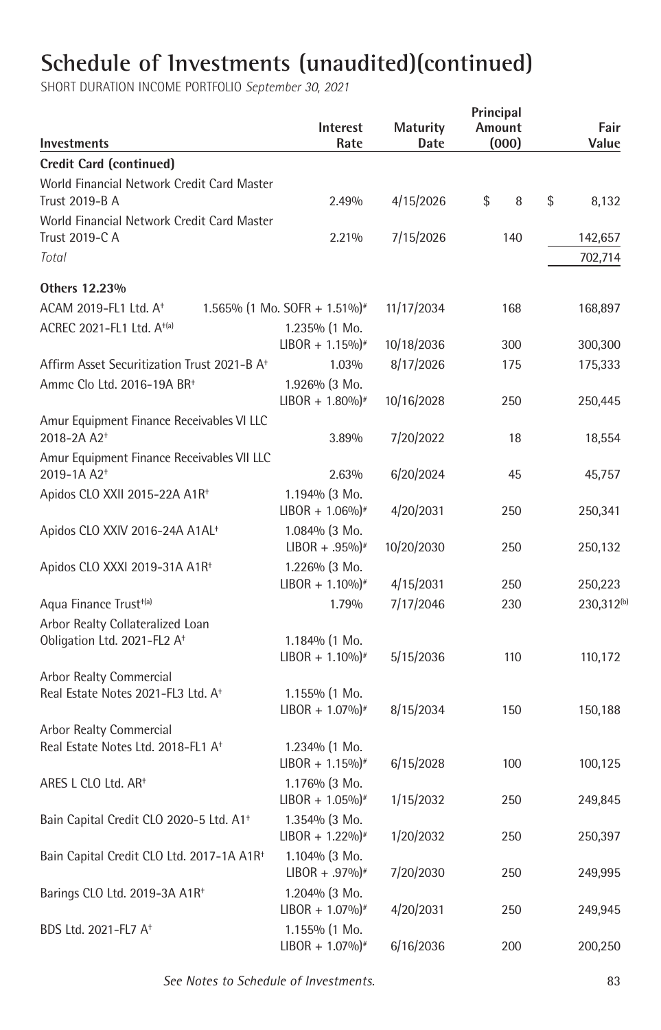# Schedule of Investments (unaudited)(continued)

SHORT DURATION INCOME PORTFOLIO *September 30, 2021*

| Investments | Interest Rate | Maturity Date | Principal Amount (000) | Fair Value |
|---|---|---|---|---|
| **Credit Card (continued)** | | | | |
| World Financial Network Credit Card Master Trust 2019-B A | 2.49% | 4/15/2026 | $ 8 | $ 8,132 |
| World Financial Network Credit Card Master Trust 2019-C A | 2.21% | 7/15/2026 | 140 | 142,657 |
| *Total* | | | | 702,714 |
| **Others 12.23%** | | | | |
| ACAM 2019-FL1 Ltd. A† | 1.565% (1 Mo. SOFR + 1.51%)# | 11/17/2034 | 168 | 168,897 |
| ACREC 2021-FL1 Ltd. A†(a) | 1.235% (1 Mo. LIBOR + 1.15%)# | 10/18/2036 | 300 | 300,300 |
| Affirm Asset Securitization Trust 2021-B A† | 1.03% | 8/17/2026 | 175 | 175,333 |
| Ammc Clo Ltd. 2016-19A BR† | 1.926% (3 Mo. LIBOR + 1.80%)# | 10/16/2028 | 250 | 250,445 |
| Amur Equipment Finance Receivables VI LLC 2018-2A A2† | 3.89% | 7/20/2022 | 18 | 18,554 |
| Amur Equipment Finance Receivables VII LLC 2019-1A A2† | 2.63% | 6/20/2024 | 45 | 45,757 |
| Apidos CLO XXII 2015-22A A1R† | 1.194% (3 Mo. LIBOR + 1.06%)# | 4/20/2031 | 250 | 250,341 |
| Apidos CLO XXIV 2016-24A A1AL† | 1.084% (3 Mo. LIBOR + .95%)# | 10/20/2030 | 250 | 250,132 |
| Apidos CLO XXXI 2019-31A A1R† | 1.226% (3 Mo. LIBOR + 1.10%)# | 4/15/2031 | 250 | 250,223 |
| Aqua Finance Trust†(a) | 1.79% | 7/17/2046 | 230 | 230,312(b) |
| Arbor Realty Collateralized Loan Obligation Ltd. 2021-FL2 A† | 1.184% (1 Mo. LIBOR + 1.10%)# | 5/15/2036 | 110 | 110,172 |
| Arbor Realty Commercial Real Estate Notes 2021-FL3 Ltd. A† | 1.155% (1 Mo. LIBOR + 1.07%)# | 8/15/2034 | 150 | 150,188 |
| Arbor Realty Commercial Real Estate Notes Ltd. 2018-FL1 A† | 1.234% (1 Mo. LIBOR + 1.15%)# | 6/15/2028 | 100 | 100,125 |
| ARES L CLO Ltd. AR† | 1.176% (3 Mo. LIBOR + 1.05%)# | 1/15/2032 | 250 | 249,845 |
| Bain Capital Credit CLO 2020-5 Ltd. A1† | 1.354% (3 Mo. LIBOR + 1.22%)# | 1/20/2032 | 250 | 250,397 |
| Bain Capital Credit CLO Ltd. 2017-1A A1R† | 1.104% (3 Mo. LIBOR + .97%)# | 7/20/2030 | 250 | 249,995 |
| Barings CLO Ltd. 2019-3A A1R† | 1.204% (3 Mo. LIBOR + 1.07%)# | 4/20/2031 | 250 | 249,945 |
| BDS Ltd. 2021-FL7 A† | 1.155% (1 Mo. LIBOR + 1.07%)# | 6/16/2036 | 200 | 200,250 |

*See Notes to Schedule of Investments.*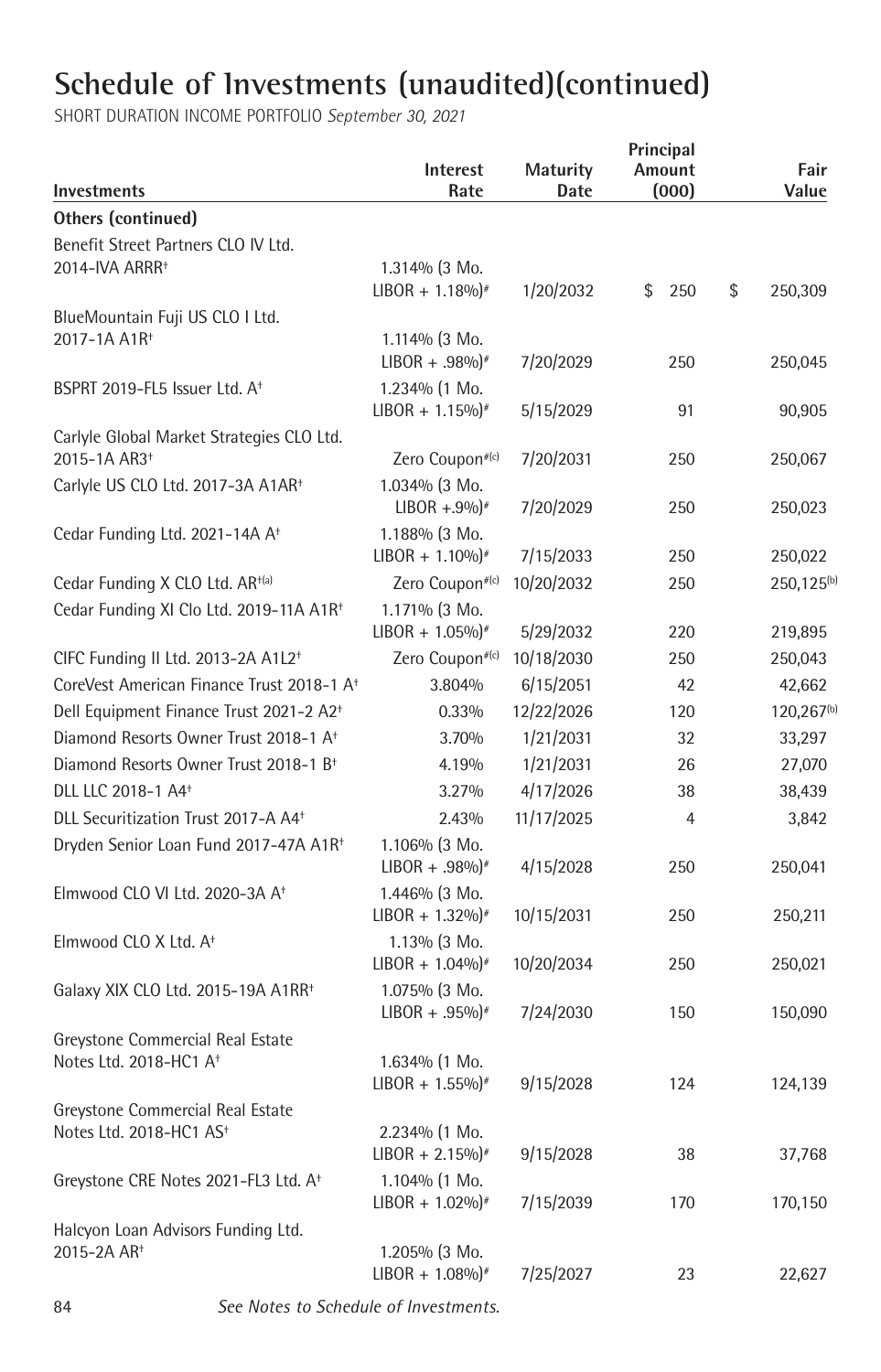# Schedule of Investments (unaudited)(continued)

SHORT DURATION INCOME PORTFOLIO *September 30, 2021*

| Investments | Interest Rate | Maturity Date | Principal Amount (000) | Fair Value |
|---|---|---|---|---|
| **Others (continued)** | | | | |
| Benefit Street Partners CLO IV Ltd. 2014-IVA ARRR† | 1.314% (3 Mo. LIBOR + 1.18%)# | 1/20/2032 | $ 250 | $ 250,309 |
| BlueMountain Fuji US CLO I Ltd. 2017-1A A1R† | 1.114% (3 Mo. LIBOR + .98%)# | 7/20/2029 | 250 | 250,045 |
| BSPRT 2019-FL5 Issuer Ltd. A† | 1.234% (1 Mo. LIBOR + 1.15%)# | 5/15/2029 | 91 | 90,905 |
| Carlyle Global Market Strategies CLO Ltd. 2015-1A AR3† | Zero Coupon#(c) | 7/20/2031 | 250 | 250,067 |
| Carlyle US CLO Ltd. 2017-3A A1AR† | 1.034% (3 Mo. LIBOR +.9%)# | 7/20/2029 | 250 | 250,023 |
| Cedar Funding Ltd. 2021-14A A† | 1.188% (3 Mo. LIBOR + 1.10%)# | 7/15/2033 | 250 | 250,022 |
| Cedar Funding X CLO Ltd. AR†(a) | Zero Coupon#(c) | 10/20/2032 | 250 | 250,125(b) |
| Cedar Funding XI Clo Ltd. 2019-11A A1R† | 1.171% (3 Mo. LIBOR + 1.05%)# | 5/29/2032 | 220 | 219,895 |
| CIFC Funding II Ltd. 2013-2A A1L2† | Zero Coupon#(c) | 10/18/2030 | 250 | 250,043 |
| CoreVest American Finance Trust 2018-1 A† | 3.804% | 6/15/2051 | 42 | 42,662 |
| Dell Equipment Finance Trust 2021-2 A2† | 0.33% | 12/22/2026 | 120 | 120,267(b) |
| Diamond Resorts Owner Trust 2018-1 A† | 3.70% | 1/21/2031 | 32 | 33,297 |
| Diamond Resorts Owner Trust 2018-1 B† | 4.19% | 1/21/2031 | 26 | 27,070 |
| DLL LLC 2018-1 A4† | 3.27% | 4/17/2026 | 38 | 38,439 |
| DLL Securitization Trust 2017-A A4† | 2.43% | 11/17/2025 | 4 | 3,842 |
| Dryden Senior Loan Fund 2017-47A A1R† | 1.106% (3 Mo. LIBOR + .98%)# | 4/15/2028 | 250 | 250,041 |
| Elmwood CLO VI Ltd. 2020-3A A† | 1.446% (3 Mo. LIBOR + 1.32%)# | 10/15/2031 | 250 | 250,211 |
| Elmwood CLO X Ltd. A† | 1.13% (3 Mo. LIBOR + 1.04%)# | 10/20/2034 | 250 | 250,021 |
| Galaxy XIX CLO Ltd. 2015-19A A1RR† | 1.075% (3 Mo. LIBOR + .95%)# | 7/24/2030 | 150 | 150,090 |
| Greystone Commercial Real Estate Notes Ltd. 2018-HC1 A† | 1.634% (1 Mo. LIBOR + 1.55%)# | 9/15/2028 | 124 | 124,139 |
| Greystone Commercial Real Estate Notes Ltd. 2018-HC1 AS† | 2.234% (1 Mo. LIBOR + 2.15%)# | 9/15/2028 | 38 | 37,768 |
| Greystone CRE Notes 2021-FL3 Ltd. A† | 1.104% (1 Mo. LIBOR + 1.02%)# | 7/15/2039 | 170 | 170,150 |
| Halcyon Loan Advisors Funding Ltd. 2015-2A AR† | 1.205% (3 Mo. LIBOR + 1.08%)# | 7/25/2027 | 23 | 22,627 |

*See Notes to Schedule of Investments.*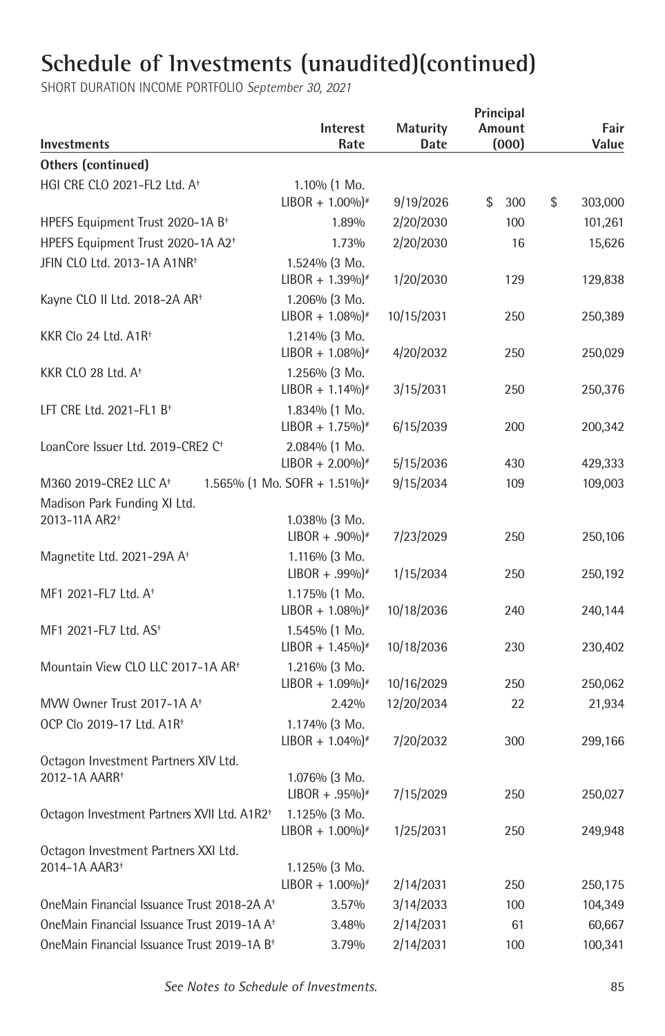# Schedule of Investments (unaudited)(continued)

SHORT DURATION INCOME PORTFOLIO *September 30, 2021*

| Investments | Interest Rate | Maturity Date | Principal Amount (000) | Fair Value |
|---|---|---|---|---|
| **Others (continued)** | | | | |
| HGI CRE CLO 2021-FL2 Ltd. A† | 1.10% (1 Mo. LIBOR + 1.00%)# | 9/19/2026 | $ 300 | $ 303,000 |
| HPEFS Equipment Trust 2020-1A B† | 1.89% | 2/20/2030 | 100 | 101,261 |
| HPEFS Equipment Trust 2020-1A A2† | 1.73% | 2/20/2030 | 16 | 15,626 |
| JFIN CLO Ltd. 2013-1A A1NR† | 1.524% (3 Mo. LIBOR + 1.39%)# | 1/20/2030 | 129 | 129,838 |
| Kayne CLO II Ltd. 2018-2A AR† | 1.206% (3 Mo. LIBOR + 1.08%)# | 10/15/2031 | 250 | 250,389 |
| KKR Clo 24 Ltd. A1R† | 1.214% (3 Mo. LIBOR + 1.08%)# | 4/20/2032 | 250 | 250,029 |
| KKR CLO 28 Ltd. A† | 1.256% (3 Mo. LIBOR + 1.14%)# | 3/15/2031 | 250 | 250,376 |
| LFT CRE Ltd. 2021-FL1 B† | 1.834% (1 Mo. LIBOR + 1.75%)# | 6/15/2039 | 200 | 200,342 |
| LoanCore Issuer Ltd. 2019-CRE2 C† | 2.084% (1 Mo. LIBOR + 2.00%)# | 5/15/2036 | 430 | 429,333 |
| M360 2019-CRE2 LLC A† | 1.565% (1 Mo. SOFR + 1.51%)# | 9/15/2034 | 109 | 109,003 |
| Madison Park Funding XI Ltd. 2013-11A AR2† | 1.038% (3 Mo. LIBOR + .90%)# | 7/23/2029 | 250 | 250,106 |
| Magnetite Ltd. 2021-29A A† | 1.116% (3 Mo. LIBOR + .99%)# | 1/15/2034 | 250 | 250,192 |
| MF1 2021-FL7 Ltd. A† | 1.175% (1 Mo. LIBOR + 1.08%)# | 10/18/2036 | 240 | 240,144 |
| MF1 2021-FL7 Ltd. AS† | 1.545% (1 Mo. LIBOR + 1.45%)# | 10/18/2036 | 230 | 230,402 |
| Mountain View CLO LLC 2017-1A AR† | 1.216% (3 Mo. LIBOR + 1.09%)# | 10/16/2029 | 250 | 250,062 |
| MVW Owner Trust 2017-1A A† | 2.42% | 12/20/2034 | 22 | 21,934 |
| OCP Clo 2019-17 Ltd. A1R† | 1.174% (3 Mo. LIBOR + 1.04%)# | 7/20/2032 | 300 | 299,166 |
| Octagon Investment Partners XIV Ltd. 2012-1A AARR† | 1.076% (3 Mo. LIBOR + .95%)# | 7/15/2029 | 250 | 250,027 |
| Octagon Investment Partners XVII Ltd. A1R2† | 1.125% (3 Mo. LIBOR + 1.00%)# | 1/25/2031 | 250 | 249,948 |
| Octagon Investment Partners XXI Ltd. 2014-1A AAR3† | 1.125% (3 Mo. LIBOR + 1.00%)# | 2/14/2031 | 250 | 250,175 |
| OneMain Financial Issuance Trust 2018-2A A† | 3.57% | 3/14/2033 | 100 | 104,349 |
| OneMain Financial Issuance Trust 2019-1A A† | 3.48% | 2/14/2031 | 61 | 60,667 |
| OneMain Financial Issuance Trust 2019-1A B† | 3.79% | 2/14/2031 | 100 | 100,341 |

*See Notes to Schedule of Investments.*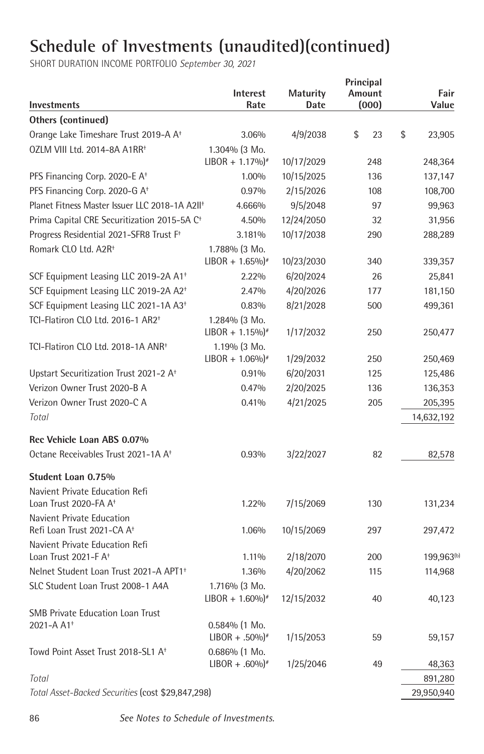# Schedule of Investments (unaudited)(continued)

SHORT DURATION INCOME PORTFOLIO *September 30, 2021*

| Investments | Interest Rate | Maturity Date | Principal Amount (000) | Fair Value |
|---|---|---|---|---|
| **Others (continued)** | | | | |
| Orange Lake Timeshare Trust 2019-A A† | 3.06% | 4/9/2038 | $ 23 | $ 23,905 |
| OZLM VIII Ltd. 2014-8A A1RR† | 1.304% (3 Mo. LIBOR + 1.17%)# | 10/17/2029 | 248 | 248,364 |
| PFS Financing Corp. 2020-E A† | 1.00% | 10/15/2025 | 136 | 137,147 |
| PFS Financing Corp. 2020-G A† | 0.97% | 2/15/2026 | 108 | 108,700 |
| Planet Fitness Master Issuer LLC 2018-1A A2II† | 4.666% | 9/5/2048 | 97 | 99,963 |
| Prima Capital CRE Securitization 2015-5A C† | 4.50% | 12/24/2050 | 32 | 31,956 |
| Progress Residential 2021-SFR8 Trust F† | 3.181% | 10/17/2038 | 290 | 288,289 |
| Romark CLO Ltd. A2R† | 1.788% (3 Mo. LIBOR + 1.65%)# | 10/23/2030 | 340 | 339,357 |
| SCF Equipment Leasing LLC 2019-2A A1† | 2.22% | 6/20/2024 | 26 | 25,841 |
| SCF Equipment Leasing LLC 2019-2A A2† | 2.47% | 4/20/2026 | 177 | 181,150 |
| SCF Equipment Leasing LLC 2021-1A A3† | 0.83% | 8/21/2028 | 500 | 499,361 |
| TCI-Flatiron CLO Ltd. 2016-1 AR2† | 1.284% (3 Mo. LIBOR + 1.15%)# | 1/17/2032 | 250 | 250,477 |
| TCI-Flatiron CLO Ltd. 2018-1A ANR† | 1.19% (3 Mo. LIBOR + 1.06%)# | 1/29/2032 | 250 | 250,469 |
| Upstart Securitization Trust 2021-2 A† | 0.91% | 6/20/2031 | 125 | 125,486 |
| Verizon Owner Trust 2020-B A | 0.47% | 2/20/2025 | 136 | 136,353 |
| Verizon Owner Trust 2020-C A | 0.41% | 4/21/2025 | 205 | 205,395 |
| *Total* | | | | 14,632,192 |
| **Rec Vehicle Loan ABS 0.07%** | | | | |
| Octane Receivables Trust 2021-1A A† | 0.93% | 3/22/2027 | 82 | 82,578 |
| **Student Loan 0.75%** | | | | |
| Navient Private Education Refi Loan Trust 2020-FA A† | 1.22% | 7/15/2069 | 130 | 131,234 |
| Navient Private Education Refi Loan Trust 2021-CA A† | 1.06% | 10/15/2069 | 297 | 297,472 |
| Navient Private Education Refi Loan Trust 2021-F A† | 1.11% | 2/18/2070 | 200 | 199,963(b) |
| Nelnet Student Loan Trust 2021-A APT1† | 1.36% | 4/20/2062 | 115 | 114,968 |
| SLC Student Loan Trust 2008-1 A4A | 1.716% (3 Mo. LIBOR + 1.60%)# | 12/15/2032 | 40 | 40,123 |
| SMB Private Education Loan Trust 2021-A A1† | 0.584% (1 Mo. LIBOR + .50%)# | 1/15/2053 | 59 | 59,157 |
| Towd Point Asset Trust 2018-SL1 A† | 0.686% (1 Mo. LIBOR + .60%)# | 1/25/2046 | 49 | 48,363 |
| *Total* | | | | 891,280 |
| *Total Asset-Backed Securities* (cost $29,847,298) | | | | 29,950,940 |

*See Notes to Schedule of Investments.*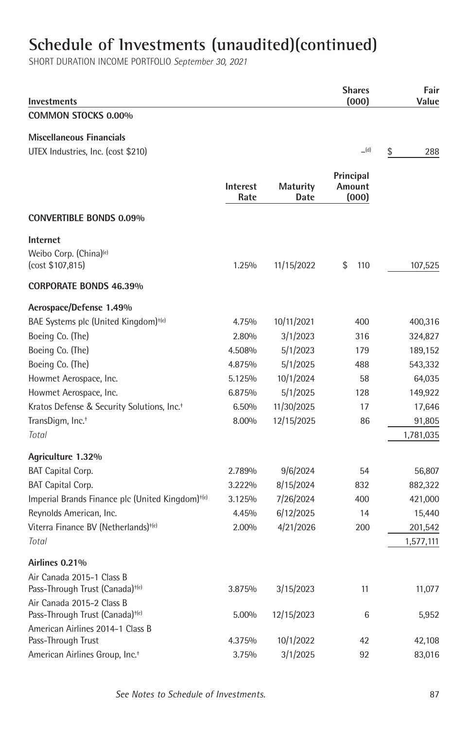# Schedule of Investments (unaudited)(continued)

SHORT DURATION INCOME PORTFOLIO *September 30, 2021*

| Investments | | | Shares (000) | Fair Value |
|---|---|---|---|---|
| **COMMON STOCKS 0.00%** | | | | |
| **Miscellaneous Financials** | | | | |
| UTEX Industries, Inc. (cost $210) | | | –[(d)] | $ 288 |
| | **Interest Rate** | **Maturity Date** | **Principal Amount (000)** | |
| **CONVERTIBLE BONDS 0.09%** | | | | |
| **Internet** | | | | |
| Weibo Corp. (China)[(e)] (cost $107,815) | 1.25% | 11/15/2022 | $ 110 | 107,525 |
| **CORPORATE BONDS 46.39%** | | | | |
| **Aerospace/Defense 1.49%** | | | | |
| BAE Systems plc (United Kingdom)[†(e)] | 4.75% | 10/11/2021 | 400 | 400,316 |
| Boeing Co. (The) | 2.80% | 3/1/2023 | 316 | 324,827 |
| Boeing Co. (The) | 4.508% | 5/1/2023 | 179 | 189,152 |
| Boeing Co. (The) | 4.875% | 5/1/2025 | 488 | 543,332 |
| Howmet Aerospace, Inc. | 5.125% | 10/1/2024 | 58 | 64,035 |
| Howmet Aerospace, Inc. | 6.875% | 5/1/2025 | 128 | 149,922 |
| Kratos Defense & Security Solutions, Inc.[†] | 6.50% | 11/30/2025 | 17 | 17,646 |
| TransDigm, Inc.[†] | 8.00% | 12/15/2025 | 86 | 91,805 |
| *Total* | | | | 1,781,035 |
| **Agriculture 1.32%** | | | | |
| BAT Capital Corp. | 2.789% | 9/6/2024 | 54 | 56,807 |
| BAT Capital Corp. | 3.222% | 8/15/2024 | 832 | 882,322 |
| Imperial Brands Finance plc (United Kingdom)[†(e)] | 3.125% | 7/26/2024 | 400 | 421,000 |
| Reynolds American, Inc. | 4.45% | 6/12/2025 | 14 | 15,440 |
| Viterra Finance BV (Netherlands)[†(e)] | 2.00% | 4/21/2026 | 200 | 201,542 |
| *Total* | | | | 1,577,111 |
| **Airlines 0.21%** | | | | |
| Air Canada 2015-1 Class B Pass-Through Trust (Canada)[†(e)] | 3.875% | 3/15/2023 | 11 | 11,077 |
| Air Canada 2015-2 Class B Pass-Through Trust (Canada)[†(e)] | 5.00% | 12/15/2023 | 6 | 5,952 |
| American Airlines 2014-1 Class B Pass-Through Trust | 4.375% | 10/1/2022 | 42 | 42,108 |
| American Airlines Group, Inc.[†] | 3.75% | 3/1/2025 | 92 | 83,016 |

*See Notes to Schedule of Investments.*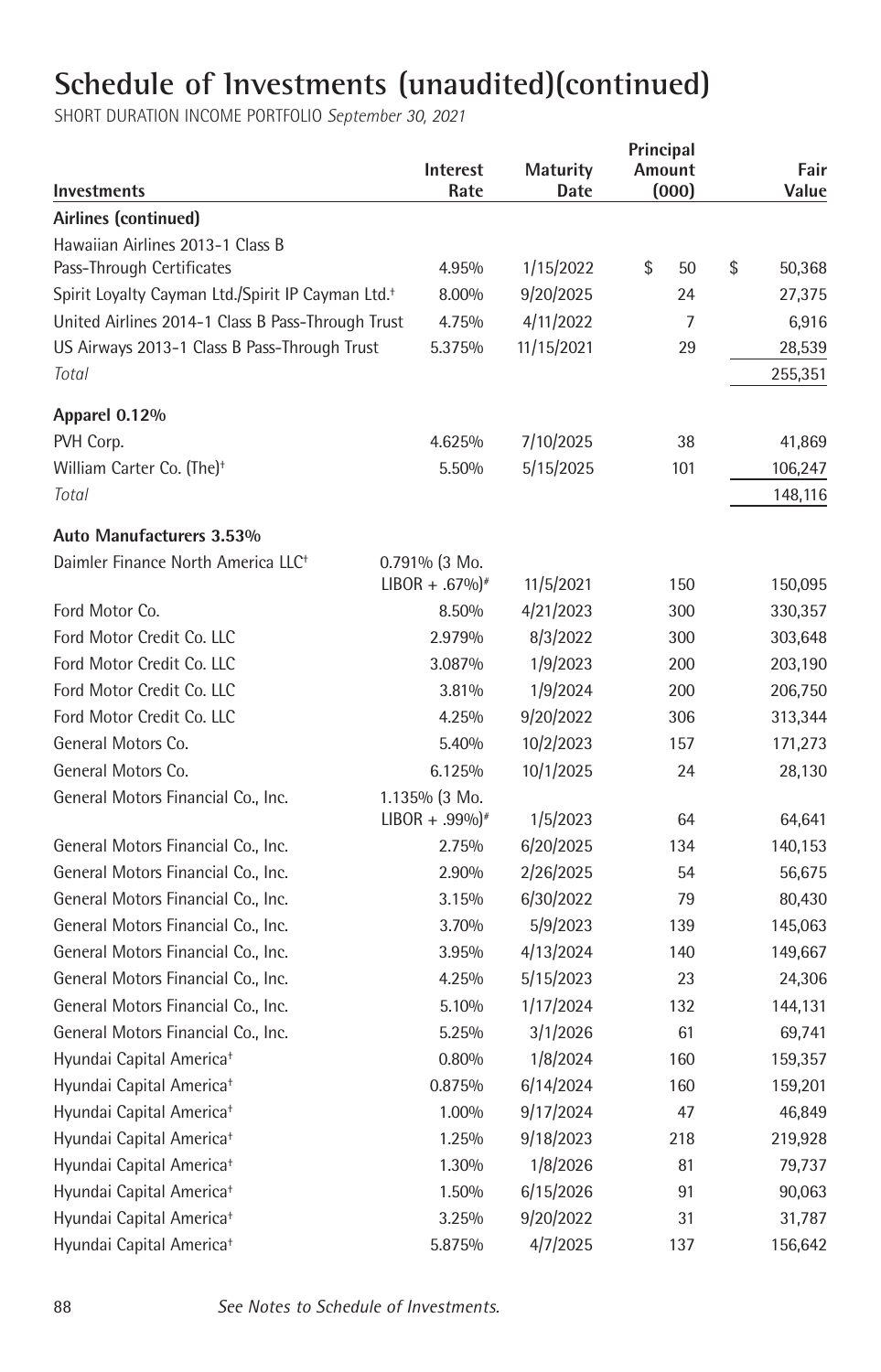# Schedule of Investments (unaudited)(continued)

SHORT DURATION INCOME PORTFOLIO *September 30, 2021*

| Investments | Interest Rate | Maturity Date | Principal Amount (000) | Fair Value |
|---|---|---|---|---|
| **Airlines (continued)** | | | | |
| Hawaiian Airlines 2013-1 Class B Pass-Through Certificates | 4.95% | 1/15/2022 | $ 50 | $ 50,368 |
| Spirit Loyalty Cayman Ltd./Spirit IP Cayman Ltd.† | 8.00% | 9/20/2025 | 24 | 27,375 |
| United Airlines 2014-1 Class B Pass-Through Trust | 4.75% | 4/11/2022 | 7 | 6,916 |
| US Airways 2013-1 Class B Pass-Through Trust | 5.375% | 11/15/2021 | 29 | 28,539 |
| *Total* | | | | 255,351 |
| **Apparel 0.12%** | | | | |
| PVH Corp. | 4.625% | 7/10/2025 | 38 | 41,869 |
| William Carter Co. (The)† | 5.50% | 5/15/2025 | 101 | 106,247 |
| *Total* | | | | 148,116 |
| **Auto Manufacturers 3.53%** | | | | |
| Daimler Finance North America LLC† | 0.791% (3 Mo. LIBOR + .67%)# | 11/5/2021 | 150 | 150,095 |
| Ford Motor Co. | 8.50% | 4/21/2023 | 300 | 330,357 |
| Ford Motor Credit Co. LLC | 2.979% | 8/3/2022 | 300 | 303,648 |
| Ford Motor Credit Co. LLC | 3.087% | 1/9/2023 | 200 | 203,190 |
| Ford Motor Credit Co. LLC | 3.81% | 1/9/2024 | 200 | 206,750 |
| Ford Motor Credit Co. LLC | 4.25% | 9/20/2022 | 306 | 313,344 |
| General Motors Co. | 5.40% | 10/2/2023 | 157 | 171,273 |
| General Motors Co. | 6.125% | 10/1/2025 | 24 | 28,130 |
| General Motors Financial Co., Inc. | 1.135% (3 Mo. LIBOR + .99%)# | 1/5/2023 | 64 | 64,641 |
| General Motors Financial Co., Inc. | 2.75% | 6/20/2025 | 134 | 140,153 |
| General Motors Financial Co., Inc. | 2.90% | 2/26/2025 | 54 | 56,675 |
| General Motors Financial Co., Inc. | 3.15% | 6/30/2022 | 79 | 80,430 |
| General Motors Financial Co., Inc. | 3.70% | 5/9/2023 | 139 | 145,063 |
| General Motors Financial Co., Inc. | 3.95% | 4/13/2024 | 140 | 149,667 |
| General Motors Financial Co., Inc. | 4.25% | 5/15/2023 | 23 | 24,306 |
| General Motors Financial Co., Inc. | 5.10% | 1/17/2024 | 132 | 144,131 |
| General Motors Financial Co., Inc. | 5.25% | 3/1/2026 | 61 | 69,741 |
| Hyundai Capital America† | 0.80% | 1/8/2024 | 160 | 159,357 |
| Hyundai Capital America† | 0.875% | 6/14/2024 | 160 | 159,201 |
| Hyundai Capital America† | 1.00% | 9/17/2024 | 47 | 46,849 |
| Hyundai Capital America† | 1.25% | 9/18/2023 | 218 | 219,928 |
| Hyundai Capital America† | 1.30% | 1/8/2026 | 81 | 79,737 |
| Hyundai Capital America† | 1.50% | 6/15/2026 | 91 | 90,063 |
| Hyundai Capital America† | 3.25% | 9/20/2022 | 31 | 31,787 |
| Hyundai Capital America† | 5.875% | 4/7/2025 | 137 | 156,642 |

*See Notes to Schedule of Investments.*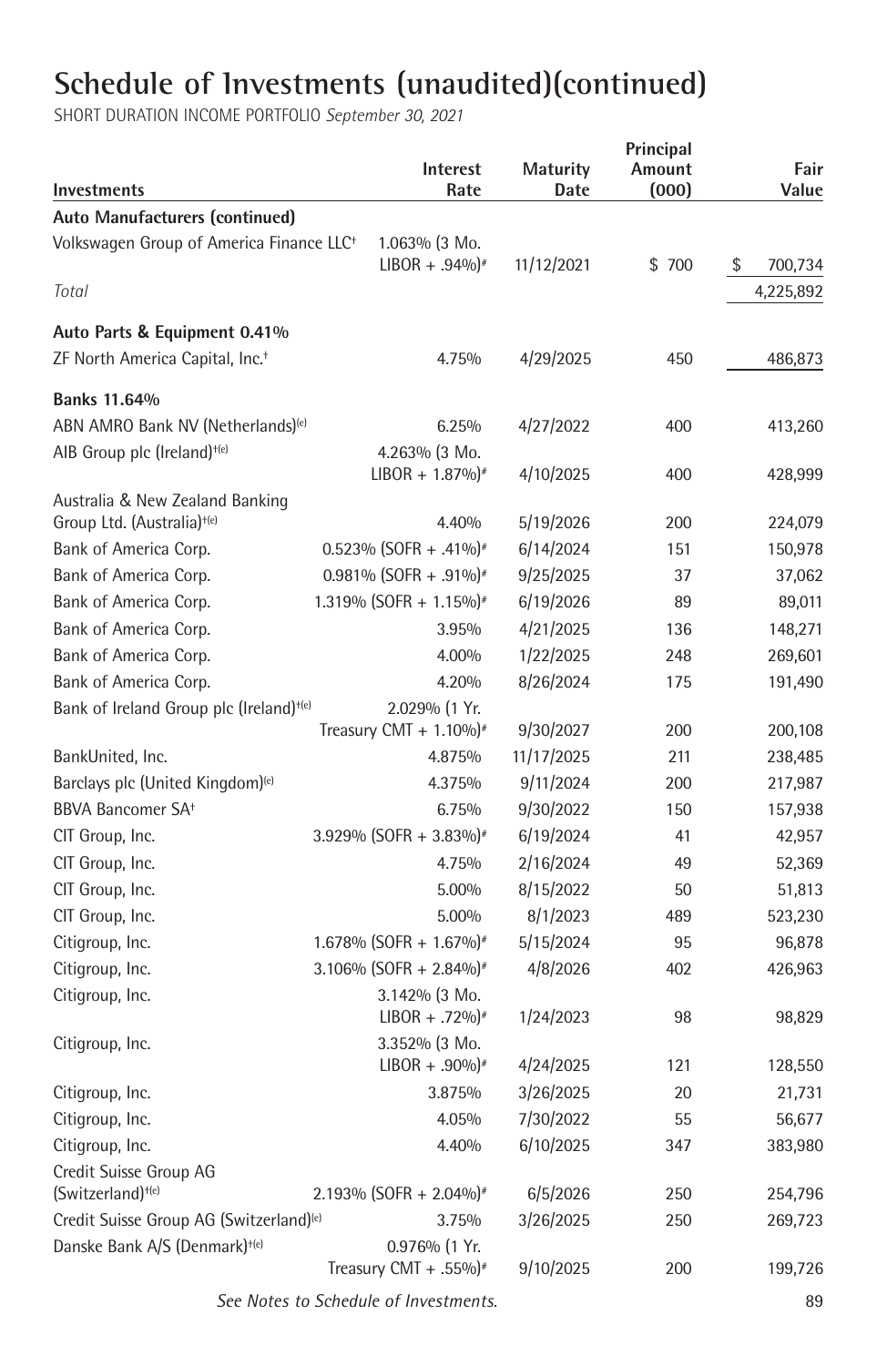# Schedule of Investments (unaudited)(continued)

SHORT DURATION INCOME PORTFOLIO *September 30, 2021*

| Investments | Interest Rate | Maturity Date | Principal Amount (000) | Fair Value |
|---|---|---|---|---|
| **Auto Manufacturers (continued)** | | | | |
| Volkswagen Group of America Finance LLC† | 1.063% (3 Mo. LIBOR + .94%)# | 11/12/2021 | $ 700 | $ 700,734 |
| *Total* | | | | 4,225,892 |
| **Auto Parts & Equipment 0.41%** | | | | |
| ZF North America Capital, Inc.† | 4.75% | 4/29/2025 | 450 | 486,873 |
| **Banks 11.64%** | | | | |
| ABN AMRO Bank NV (Netherlands)(e) | 6.25% | 4/27/2022 | 400 | 413,260 |
| AIB Group plc (Ireland)†(e) | 4.263% (3 Mo. LIBOR + 1.87%)# | 4/10/2025 | 400 | 428,999 |
| Australia & New Zealand Banking Group Ltd. (Australia)†(e) | 4.40% | 5/19/2026 | 200 | 224,079 |
| Bank of America Corp. | 0.523% (SOFR + .41%)# | 6/14/2024 | 151 | 150,978 |
| Bank of America Corp. | 0.981% (SOFR + .91%)# | 9/25/2025 | 37 | 37,062 |
| Bank of America Corp. | 1.319% (SOFR + 1.15%)# | 6/19/2026 | 89 | 89,011 |
| Bank of America Corp. | 3.95% | 4/21/2025 | 136 | 148,271 |
| Bank of America Corp. | 4.00% | 1/22/2025 | 248 | 269,601 |
| Bank of America Corp. | 4.20% | 8/26/2024 | 175 | 191,490 |
| Bank of Ireland Group plc (Ireland)†(e) | 2.029% (1 Yr. Treasury CMT + 1.10%)# | 9/30/2027 | 200 | 200,108 |
| BankUnited, Inc. | 4.875% | 11/17/2025 | 211 | 238,485 |
| Barclays plc (United Kingdom)(e) | 4.375% | 9/11/2024 | 200 | 217,987 |
| BBVA Bancomer SA† | 6.75% | 9/30/2022 | 150 | 157,938 |
| CIT Group, Inc. | 3.929% (SOFR + 3.83%)# | 6/19/2024 | 41 | 42,957 |
| CIT Group, Inc. | 4.75% | 2/16/2024 | 49 | 52,369 |
| CIT Group, Inc. | 5.00% | 8/15/2022 | 50 | 51,813 |
| CIT Group, Inc. | 5.00% | 8/1/2023 | 489 | 523,230 |
| Citigroup, Inc. | 1.678% (SOFR + 1.67%)# | 5/15/2024 | 95 | 96,878 |
| Citigroup, Inc. | 3.106% (SOFR + 2.84%)# | 4/8/2026 | 402 | 426,963 |
| Citigroup, Inc. | 3.142% (3 Mo. LIBOR + .72%)# | 1/24/2023 | 98 | 98,829 |
| Citigroup, Inc. | 3.352% (3 Mo. LIBOR + .90%)# | 4/24/2025 | 121 | 128,550 |
| Citigroup, Inc. | 3.875% | 3/26/2025 | 20 | 21,731 |
| Citigroup, Inc. | 4.05% | 7/30/2022 | 55 | 56,677 |
| Citigroup, Inc. | 4.40% | 6/10/2025 | 347 | 383,980 |
| Credit Suisse Group AG (Switzerland)†(e) | 2.193% (SOFR + 2.04%)# | 6/5/2026 | 250 | 254,796 |
| Credit Suisse Group AG (Switzerland)(e) | 3.75% | 3/26/2025 | 250 | 269,723 |
| Danske Bank A/S (Denmark)†(e) | 0.976% (1 Yr. Treasury CMT + .55%)# | 9/10/2025 | 200 | 199,726 |

*See Notes to Schedule of Investments.*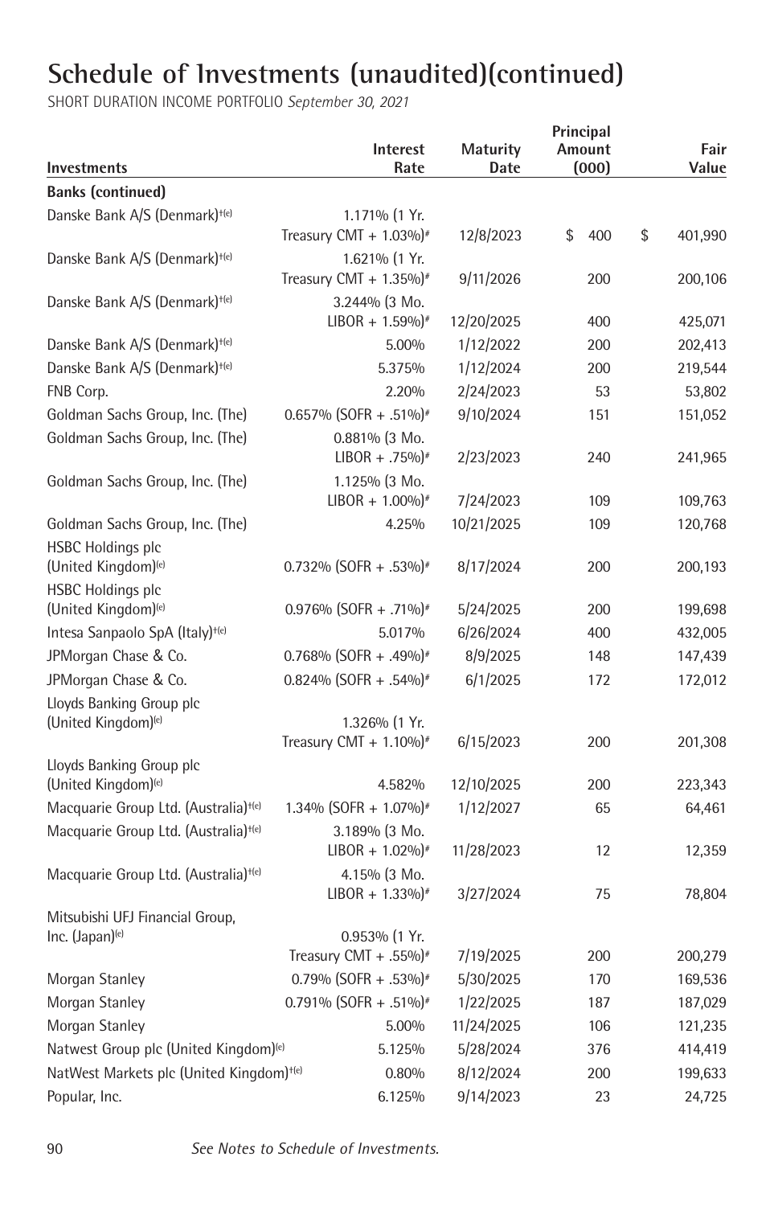# Schedule of Investments (unaudited)(continued)

SHORT DURATION INCOME PORTFOLIO *September 30, 2021*

| Investments | Interest Rate | Maturity Date | Principal Amount (000) | Fair Value |
|---|---|---|---|---|
| **Banks (continued)** | | | | |
| Danske Bank A/S (Denmark)†(e) | 1.171% (1 Yr. Treasury CMT + 1.03%)# | 12/8/2023 | $ 400 | $ 401,990 |
| Danske Bank A/S (Denmark)†(e) | 1.621% (1 Yr. Treasury CMT + 1.35%)# | 9/11/2026 | 200 | 200,106 |
| Danske Bank A/S (Denmark)†(e) | 3.244% (3 Mo. LIBOR + 1.59%)# | 12/20/2025 | 400 | 425,071 |
| Danske Bank A/S (Denmark)†(e) | 5.00% | 1/12/2022 | 200 | 202,413 |
| Danske Bank A/S (Denmark)†(e) | 5.375% | 1/12/2024 | 200 | 219,544 |
| FNB Corp. | 2.20% | 2/24/2023 | 53 | 53,802 |
| Goldman Sachs Group, Inc. (The) | 0.657% (SOFR + .51%)# | 9/10/2024 | 151 | 151,052 |
| Goldman Sachs Group, Inc. (The) | 0.881% (3 Mo. LIBOR + .75%)# | 2/23/2023 | 240 | 241,965 |
| Goldman Sachs Group, Inc. (The) | 1.125% (3 Mo. LIBOR + 1.00%)# | 7/24/2023 | 109 | 109,763 |
| Goldman Sachs Group, Inc. (The) | 4.25% | 10/21/2025 | 109 | 120,768 |
| HSBC Holdings plc (United Kingdom)(e) | 0.732% (SOFR + .53%)# | 8/17/2024 | 200 | 200,193 |
| HSBC Holdings plc (United Kingdom)(e) | 0.976% (SOFR + .71%)# | 5/24/2025 | 200 | 199,698 |
| Intesa Sanpaolo SpA (Italy)†(e) | 5.017% | 6/26/2024 | 400 | 432,005 |
| JPMorgan Chase & Co. | 0.768% (SOFR + .49%)# | 8/9/2025 | 148 | 147,439 |
| JPMorgan Chase & Co. | 0.824% (SOFR + .54%)# | 6/1/2025 | 172 | 172,012 |
| Lloyds Banking Group plc (United Kingdom)(e) | 1.326% (1 Yr. Treasury CMT + 1.10%)# | 6/15/2023 | 200 | 201,308 |
| Lloyds Banking Group plc (United Kingdom)(e) | 4.582% | 12/10/2025 | 200 | 223,343 |
| Macquarie Group Ltd. (Australia)†(e) | 1.34% (SOFR + 1.07%)# | 1/12/2027 | 65 | 64,461 |
| Macquarie Group Ltd. (Australia)†(e) | 3.189% (3 Mo. LIBOR + 1.02%)# | 11/28/2023 | 12 | 12,359 |
| Macquarie Group Ltd. (Australia)†(e) | 4.15% (3 Mo. LIBOR + 1.33%)# | 3/27/2024 | 75 | 78,804 |
| Mitsubishi UFJ Financial Group, Inc. (Japan)(e) | 0.953% (1 Yr. Treasury CMT + .55%)# | 7/19/2025 | 200 | 200,279 |
| Morgan Stanley | 0.79% (SOFR + .53%)# | 5/30/2025 | 170 | 169,536 |
| Morgan Stanley | 0.791% (SOFR + .51%)# | 1/22/2025 | 187 | 187,029 |
| Morgan Stanley | 5.00% | 11/24/2025 | 106 | 121,235 |
| Natwest Group plc (United Kingdom)(e) | 5.125% | 5/28/2024 | 376 | 414,419 |
| NatWest Markets plc (United Kingdom)†(e) | 0.80% | 8/12/2024 | 200 | 199,633 |
| Popular, Inc. | 6.125% | 9/14/2023 | 23 | 24,725 |

*See Notes to Schedule of Investments.*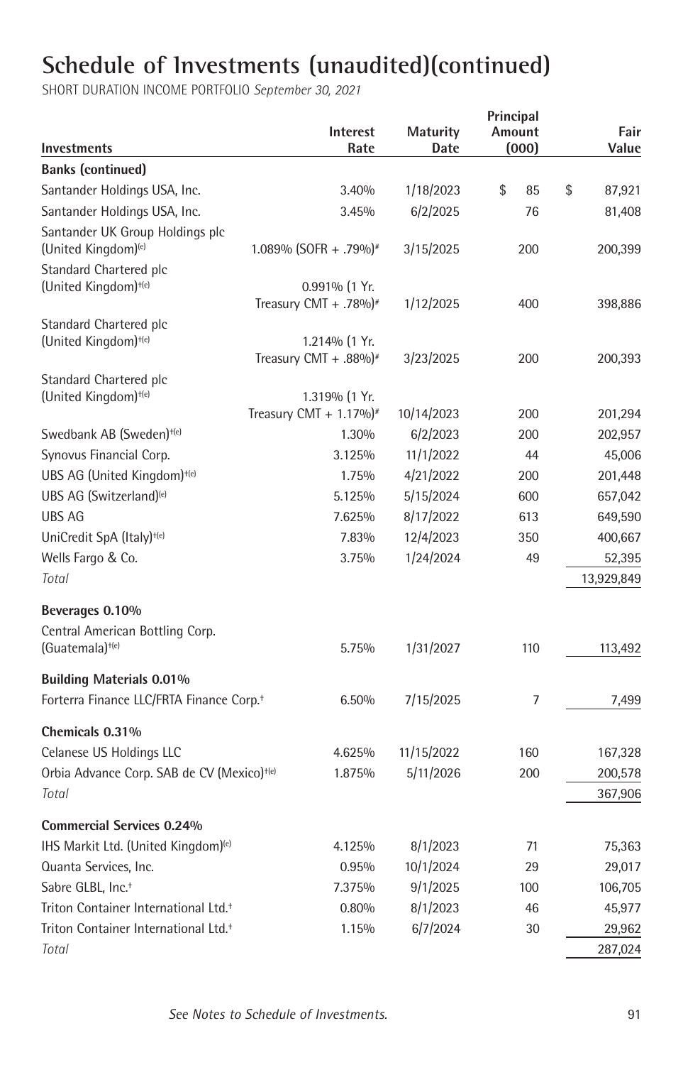# Schedule of Investments (unaudited)(continued)

SHORT DURATION INCOME PORTFOLIO *September 30, 2021*

| Investments | Interest Rate | Maturity Date | Principal Amount (000) | Fair Value |
|---|---|---|---|---|
| **Banks (continued)** | | | | |
| Santander Holdings USA, Inc. | 3.40% | 1/18/2023 | $ 85 | $ 87,921 |
| Santander Holdings USA, Inc. | 3.45% | 6/2/2025 | 76 | 81,408 |
| Santander UK Group Holdings plc (United Kingdom)(e) | 1.089% (SOFR + .79%)# | 3/15/2025 | 200 | 200,399 |
| Standard Chartered plc (United Kingdom)†(e) | 0.991% (1 Yr. Treasury CMT + .78%)# | 1/12/2025 | 400 | 398,886 |
| Standard Chartered plc (United Kingdom)†(e) | 1.214% (1 Yr. Treasury CMT + .88%)# | 3/23/2025 | 200 | 200,393 |
| Standard Chartered plc (United Kingdom)†(e) | 1.319% (1 Yr. Treasury CMT + 1.17%)# | 10/14/2023 | 200 | 201,294 |
| Swedbank AB (Sweden)†(e) | 1.30% | 6/2/2023 | 200 | 202,957 |
| Synovus Financial Corp. | 3.125% | 11/1/2022 | 44 | 45,006 |
| UBS AG (United Kingdom)†(e) | 1.75% | 4/21/2022 | 200 | 201,448 |
| UBS AG (Switzerland)(e) | 5.125% | 5/15/2024 | 600 | 657,042 |
| UBS AG | 7.625% | 8/17/2022 | 613 | 649,590 |
| UniCredit SpA (Italy)†(e) | 7.83% | 12/4/2023 | 350 | 400,667 |
| Wells Fargo & Co. | 3.75% | 1/24/2024 | 49 | 52,395 |
| *Total* | | | | 13,929,849 |
| **Beverages 0.10%** | | | | |
| Central American Bottling Corp. (Guatemala)†(e) | 5.75% | 1/31/2027 | 110 | 113,492 |
| **Building Materials 0.01%** | | | | |
| Forterra Finance LLC/FRTA Finance Corp.† | 6.50% | 7/15/2025 | 7 | 7,499 |
| **Chemicals 0.31%** | | | | |
| Celanese US Holdings LLC | 4.625% | 11/15/2022 | 160 | 167,328 |
| Orbia Advance Corp. SAB de CV (Mexico)†(e) | 1.875% | 5/11/2026 | 200 | 200,578 |
| *Total* | | | | 367,906 |
| **Commercial Services 0.24%** | | | | |
| IHS Markit Ltd. (United Kingdom)(e) | 4.125% | 8/1/2023 | 71 | 75,363 |
| Quanta Services, Inc. | 0.95% | 10/1/2024 | 29 | 29,017 |
| Sabre GLBL, Inc.† | 7.375% | 9/1/2025 | 100 | 106,705 |
| Triton Container International Ltd.† | 0.80% | 8/1/2023 | 46 | 45,977 |
| Triton Container International Ltd.† | 1.15% | 6/7/2024 | 30 | 29,962 |
| *Total* | | | | 287,024 |

*See Notes to Schedule of Investments.*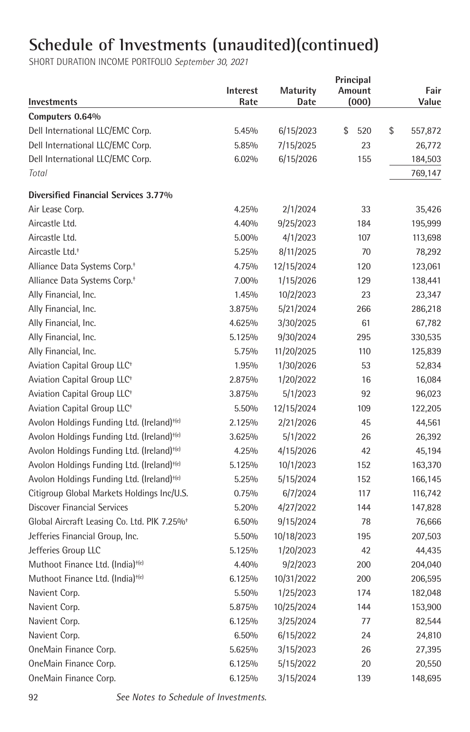# Schedule of Investments (unaudited)(continued)

SHORT DURATION INCOME PORTFOLIO *September 30, 2021*

| Investments | Interest Rate | Maturity Date | Principal Amount (000) | Fair Value |
|---|---|---|---|---|
| **Computers 0.64%** | | | | |
| Dell International LLC/EMC Corp. | 5.45% | 6/15/2023 | $ 520 | $ 557,872 |
| Dell International LLC/EMC Corp. | 5.85% | 7/15/2025 | 23 | 26,772 |
| Dell International LLC/EMC Corp. | 6.02% | 6/15/2026 | 155 | 184,503 |
| *Total* | | | | 769,147 |
| **Diversified Financial Services 3.77%** | | | | |
| Air Lease Corp. | 4.25% | 2/1/2024 | 33 | 35,426 |
| Aircastle Ltd. | 4.40% | 9/25/2023 | 184 | 195,999 |
| Aircastle Ltd. | 5.00% | 4/1/2023 | 107 | 113,698 |
| Aircastle Ltd.† | 5.25% | 8/11/2025 | 70 | 78,292 |
| Alliance Data Systems Corp.† | 4.75% | 12/15/2024 | 120 | 123,061 |
| Alliance Data Systems Corp.† | 7.00% | 1/15/2026 | 129 | 138,441 |
| Ally Financial, Inc. | 1.45% | 10/2/2023 | 23 | 23,347 |
| Ally Financial, Inc. | 3.875% | 5/21/2024 | 266 | 286,218 |
| Ally Financial, Inc. | 4.625% | 3/30/2025 | 61 | 67,782 |
| Ally Financial, Inc. | 5.125% | 9/30/2024 | 295 | 330,535 |
| Ally Financial, Inc. | 5.75% | 11/20/2025 | 110 | 125,839 |
| Aviation Capital Group LLC† | 1.95% | 1/30/2026 | 53 | 52,834 |
| Aviation Capital Group LLC† | 2.875% | 1/20/2022 | 16 | 16,084 |
| Aviation Capital Group LLC† | 3.875% | 5/1/2023 | 92 | 96,023 |
| Aviation Capital Group LLC† | 5.50% | 12/15/2024 | 109 | 122,205 |
| Avolon Holdings Funding Ltd. (Ireland)†(e) | 2.125% | 2/21/2026 | 45 | 44,561 |
| Avolon Holdings Funding Ltd. (Ireland)†(e) | 3.625% | 5/1/2022 | 26 | 26,392 |
| Avolon Holdings Funding Ltd. (Ireland)†(e) | 4.25% | 4/15/2026 | 42 | 45,194 |
| Avolon Holdings Funding Ltd. (Ireland)†(e) | 5.125% | 10/1/2023 | 152 | 163,370 |
| Avolon Holdings Funding Ltd. (Ireland)†(e) | 5.25% | 5/15/2024 | 152 | 166,145 |
| Citigroup Global Markets Holdings Inc/U.S. | 0.75% | 6/7/2024 | 117 | 116,742 |
| Discover Financial Services | 5.20% | 4/27/2022 | 144 | 147,828 |
| Global Aircraft Leasing Co. Ltd. PIK 7.25%† | 6.50% | 9/15/2024 | 78 | 76,666 |
| Jefferies Financial Group, Inc. | 5.50% | 10/18/2023 | 195 | 207,503 |
| Jefferies Group LLC | 5.125% | 1/20/2023 | 42 | 44,435 |
| Muthoot Finance Ltd. (India)†(e) | 4.40% | 9/2/2023 | 200 | 204,040 |
| Muthoot Finance Ltd. (India)†(e) | 6.125% | 10/31/2022 | 200 | 206,595 |
| Navient Corp. | 5.50% | 1/25/2023 | 174 | 182,048 |
| Navient Corp. | 5.875% | 10/25/2024 | 144 | 153,900 |
| Navient Corp. | 6.125% | 3/25/2024 | 77 | 82,544 |
| Navient Corp. | 6.50% | 6/15/2022 | 24 | 24,810 |
| OneMain Finance Corp. | 5.625% | 3/15/2023 | 26 | 27,395 |
| OneMain Finance Corp. | 6.125% | 5/15/2022 | 20 | 20,550 |
| OneMain Finance Corp. | 6.125% | 3/15/2024 | 139 | 148,695 |

*See Notes to Schedule of Investments.*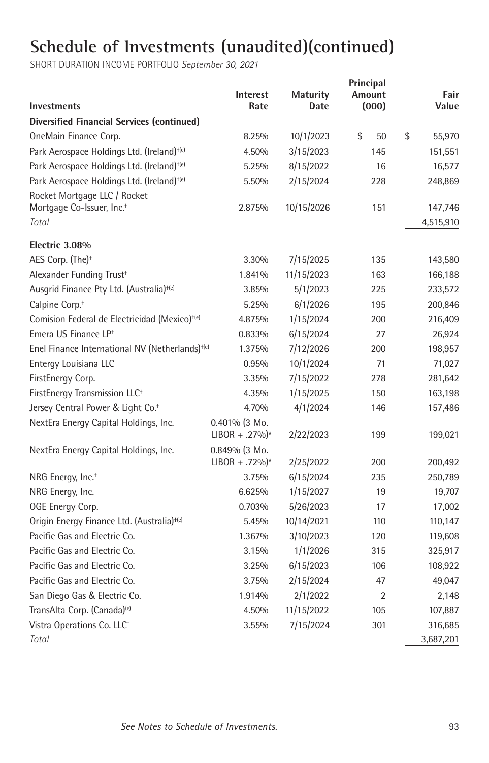# Schedule of Investments (unaudited)(continued)

SHORT DURATION INCOME PORTFOLIO *September 30, 2021*

| Investments | Interest Rate | Maturity Date | Principal Amount (000) | Fair Value |
|---|---|---|---|---|
| **Diversified Financial Services (continued)** | | | | |
| OneMain Finance Corp. | 8.25% | 10/1/2023 | $ 50 | $ 55,970 |
| Park Aerospace Holdings Ltd. (Ireland)†(e) | 4.50% | 3/15/2023 | 145 | 151,551 |
| Park Aerospace Holdings Ltd. (Ireland)†(e) | 5.25% | 8/15/2022 | 16 | 16,577 |
| Park Aerospace Holdings Ltd. (Ireland)†(e) | 5.50% | 2/15/2024 | 228 | 248,869 |
| Rocket Mortgage LLC / Rocket Mortgage Co-Issuer, Inc.† | 2.875% | 10/15/2026 | 151 | 147,746 |
| *Total* | | | | 4,515,910 |
| **Electric 3.08%** | | | | |
| AES Corp. (The)† | 3.30% | 7/15/2025 | 135 | 143,580 |
| Alexander Funding Trust† | 1.841% | 11/15/2023 | 163 | 166,188 |
| Ausgrid Finance Pty Ltd. (Australia)†(e) | 3.85% | 5/1/2023 | 225 | 233,572 |
| Calpine Corp.† | 5.25% | 6/1/2026 | 195 | 200,846 |
| Comision Federal de Electricidad (Mexico)†(e) | 4.875% | 1/15/2024 | 200 | 216,409 |
| Emera US Finance LP† | 0.833% | 6/15/2024 | 27 | 26,924 |
| Enel Finance International NV (Netherlands)†(e) | 1.375% | 7/12/2026 | 200 | 198,957 |
| Entergy Louisiana LLC | 0.95% | 10/1/2024 | 71 | 71,027 |
| FirstEnergy Corp. | 3.35% | 7/15/2022 | 278 | 281,642 |
| FirstEnergy Transmission LLC† | 4.35% | 1/15/2025 | 150 | 163,198 |
| Jersey Central Power & Light Co.† | 4.70% | 4/1/2024 | 146 | 157,486 |
| NextEra Energy Capital Holdings, Inc. | 0.401% (3 Mo. LIBOR + .27%)# | 2/22/2023 | 199 | 199,021 |
| NextEra Energy Capital Holdings, Inc. | 0.849% (3 Mo. LIBOR + .72%)# | 2/25/2022 | 200 | 200,492 |
| NRG Energy, Inc.† | 3.75% | 6/15/2024 | 235 | 250,789 |
| NRG Energy, Inc. | 6.625% | 1/15/2027 | 19 | 19,707 |
| OGE Energy Corp. | 0.703% | 5/26/2023 | 17 | 17,002 |
| Origin Energy Finance Ltd. (Australia)†(e) | 5.45% | 10/14/2021 | 110 | 110,147 |
| Pacific Gas and Electric Co. | 1.367% | 3/10/2023 | 120 | 119,608 |
| Pacific Gas and Electric Co. | 3.15% | 1/1/2026 | 315 | 325,917 |
| Pacific Gas and Electric Co. | 3.25% | 6/15/2023 | 106 | 108,922 |
| Pacific Gas and Electric Co. | 3.75% | 2/15/2024 | 47 | 49,047 |
| San Diego Gas & Electric Co. | 1.914% | 2/1/2022 | 2 | 2,148 |
| TransAlta Corp. (Canada)(e) | 4.50% | 11/15/2022 | 105 | 107,887 |
| Vistra Operations Co. LLC† | 3.55% | 7/15/2024 | 301 | 316,685 |
| *Total* | | | | 3,687,201 |

*See Notes to Schedule of Investments.*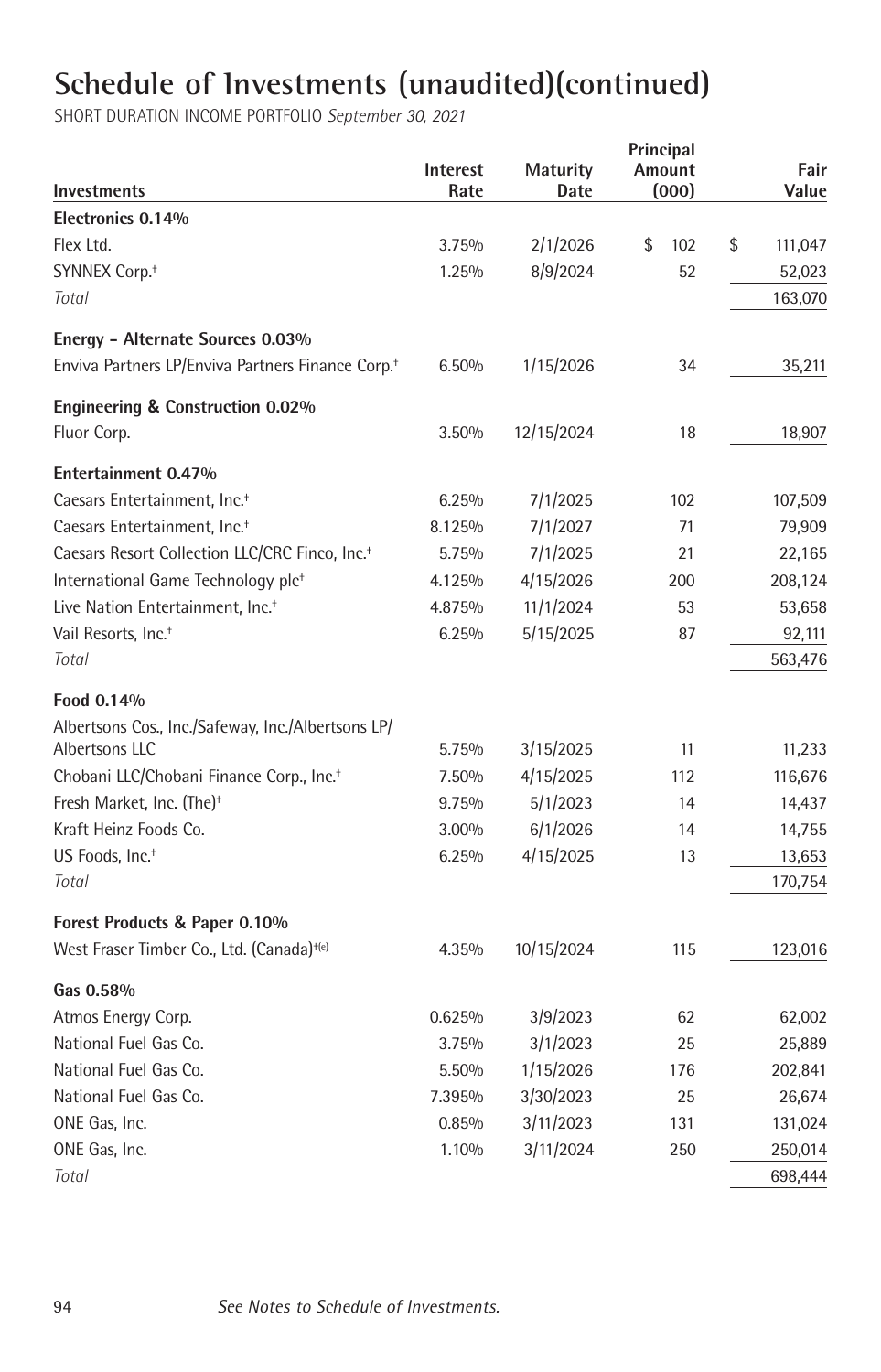# Schedule of Investments (unaudited)(continued)

SHORT DURATION INCOME PORTFOLIO *September 30, 2021*

| Investments | Interest Rate | Maturity Date | Principal Amount (000) | Fair Value |
|---|---|---|---|---|
| **Electronics 0.14%** | | | | |
| Flex Ltd. | 3.75% | 2/1/2026 | $ 102 | $ 111,047 |
| SYNNEX Corp.† | 1.25% | 8/9/2024 | 52 | 52,023 |
| *Total* | | | | 163,070 |
| **Energy - Alternate Sources 0.03%** | | | | |
| Enviva Partners LP/Enviva Partners Finance Corp.† | 6.50% | 1/15/2026 | 34 | 35,211 |
| **Engineering & Construction 0.02%** | | | | |
| Fluor Corp. | 3.50% | 12/15/2024 | 18 | 18,907 |
| **Entertainment 0.47%** | | | | |
| Caesars Entertainment, Inc.† | 6.25% | 7/1/2025 | 102 | 107,509 |
| Caesars Entertainment, Inc.† | 8.125% | 7/1/2027 | 71 | 79,909 |
| Caesars Resort Collection LLC/CRC Finco, Inc.† | 5.75% | 7/1/2025 | 21 | 22,165 |
| International Game Technology plc† | 4.125% | 4/15/2026 | 200 | 208,124 |
| Live Nation Entertainment, Inc.† | 4.875% | 11/1/2024 | 53 | 53,658 |
| Vail Resorts, Inc.† | 6.25% | 5/15/2025 | 87 | 92,111 |
| *Total* | | | | 563,476 |
| **Food 0.14%** | | | | |
| Albertsons Cos., Inc./Safeway, Inc./Albertsons LP/ Albertsons LLC | 5.75% | 3/15/2025 | 11 | 11,233 |
| Chobani LLC/Chobani Finance Corp., Inc.† | 7.50% | 4/15/2025 | 112 | 116,676 |
| Fresh Market, Inc. (The)† | 9.75% | 5/1/2023 | 14 | 14,437 |
| Kraft Heinz Foods Co. | 3.00% | 6/1/2026 | 14 | 14,755 |
| US Foods, Inc.† | 6.25% | 4/15/2025 | 13 | 13,653 |
| *Total* | | | | 170,754 |
| **Forest Products & Paper 0.10%** | | | | |
| West Fraser Timber Co., Ltd. (Canada)†(e) | 4.35% | 10/15/2024 | 115 | 123,016 |
| **Gas 0.58%** | | | | |
| Atmos Energy Corp. | 0.625% | 3/9/2023 | 62 | 62,002 |
| National Fuel Gas Co. | 3.75% | 3/1/2023 | 25 | 25,889 |
| National Fuel Gas Co. | 5.50% | 1/15/2026 | 176 | 202,841 |
| National Fuel Gas Co. | 7.395% | 3/30/2023 | 25 | 26,674 |
| ONE Gas, Inc. | 0.85% | 3/11/2023 | 131 | 131,024 |
| ONE Gas, Inc. | 1.10% | 3/11/2024 | 250 | 250,014 |
| *Total* | | | | 698,444 |

*See Notes to Schedule of Investments.*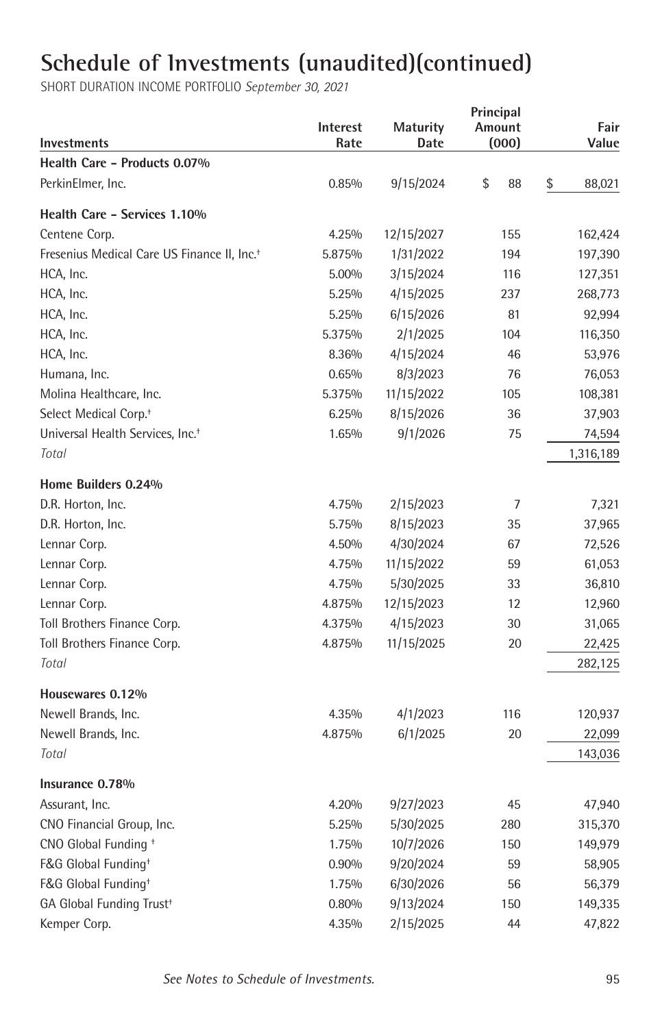# Schedule of Investments (unaudited)(continued)

SHORT DURATION INCOME PORTFOLIO *September 30, 2021*

| Investments | Interest Rate | Maturity Date | Principal Amount (000) | Fair Value |
|---|---|---|---|---|
| **Health Care – Products 0.07%** | | | | |
| PerkinElmer, Inc. | 0.85% | 9/15/2024 | $ 88 | $ 88,021 |
| **Health Care – Services 1.10%** | | | | |
| Centene Corp. | 4.25% | 12/15/2027 | 155 | 162,424 |
| Fresenius Medical Care US Finance II, Inc.† | 5.875% | 1/31/2022 | 194 | 197,390 |
| HCA, Inc. | 5.00% | 3/15/2024 | 116 | 127,351 |
| HCA, Inc. | 5.25% | 4/15/2025 | 237 | 268,773 |
| HCA, Inc. | 5.25% | 6/15/2026 | 81 | 92,994 |
| HCA, Inc. | 5.375% | 2/1/2025 | 104 | 116,350 |
| HCA, Inc. | 8.36% | 4/15/2024 | 46 | 53,976 |
| Humana, Inc. | 0.65% | 8/3/2023 | 76 | 76,053 |
| Molina Healthcare, Inc. | 5.375% | 11/15/2022 | 105 | 108,381 |
| Select Medical Corp.† | 6.25% | 8/15/2026 | 36 | 37,903 |
| Universal Health Services, Inc.† | 1.65% | 9/1/2026 | 75 | 74,594 |
| *Total* | | | | 1,316,189 |
| **Home Builders 0.24%** | | | | |
| D.R. Horton, Inc. | 4.75% | 2/15/2023 | 7 | 7,321 |
| D.R. Horton, Inc. | 5.75% | 8/15/2023 | 35 | 37,965 |
| Lennar Corp. | 4.50% | 4/30/2024 | 67 | 72,526 |
| Lennar Corp. | 4.75% | 11/15/2022 | 59 | 61,053 |
| Lennar Corp. | 4.75% | 5/30/2025 | 33 | 36,810 |
| Lennar Corp. | 4.875% | 12/15/2023 | 12 | 12,960 |
| Toll Brothers Finance Corp. | 4.375% | 4/15/2023 | 30 | 31,065 |
| Toll Brothers Finance Corp. | 4.875% | 11/15/2025 | 20 | 22,425 |
| *Total* | | | | 282,125 |
| **Housewares 0.12%** | | | | |
| Newell Brands, Inc. | 4.35% | 4/1/2023 | 116 | 120,937 |
| Newell Brands, Inc. | 4.875% | 6/1/2025 | 20 | 22,099 |
| *Total* | | | | 143,036 |
| **Insurance 0.78%** | | | | |
| Assurant, Inc. | 4.20% | 9/27/2023 | 45 | 47,940 |
| CNO Financial Group, Inc. | 5.25% | 5/30/2025 | 280 | 315,370 |
| CNO Global Funding † | 1.75% | 10/7/2026 | 150 | 149,979 |
| F&G Global Funding† | 0.90% | 9/20/2024 | 59 | 58,905 |
| F&G Global Funding† | 1.75% | 6/30/2026 | 56 | 56,379 |
| GA Global Funding Trust† | 0.80% | 9/13/2024 | 150 | 149,335 |
| Kemper Corp. | 4.35% | 2/15/2025 | 44 | 47,822 |

*See Notes to Schedule of Investments.*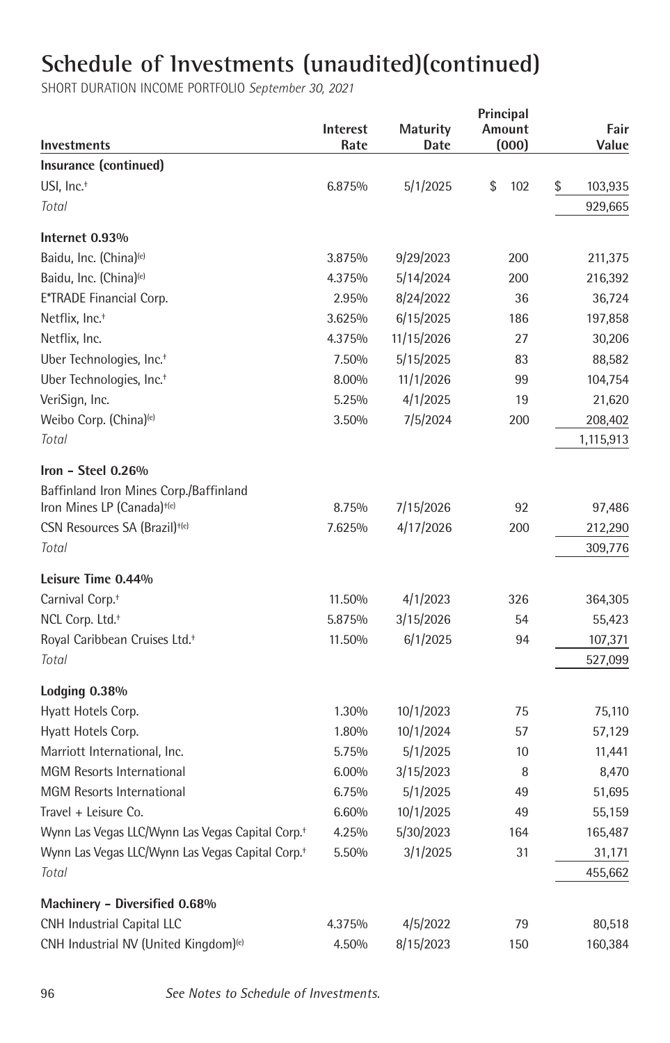# Schedule of Investments (unaudited)(continued)

SHORT DURATION INCOME PORTFOLIO *September 30, 2021*

| Investments | Interest Rate | Maturity Date | Principal Amount (000) | Fair Value |
|---|---|---|---|---|
| **Insurance (continued)** | | | | |
| USI, Inc.† | 6.875% | 5/1/2025 | $ 102 | $ 103,935 |
| *Total* | | | | 929,665 |
| **Internet 0.93%** | | | | |
| Baidu, Inc. (China)(e) | 3.875% | 9/29/2023 | 200 | 211,375 |
| Baidu, Inc. (China)(e) | 4.375% | 5/14/2024 | 200 | 216,392 |
| E*TRADE Financial Corp. | 2.95% | 8/24/2022 | 36 | 36,724 |
| Netflix, Inc.† | 3.625% | 6/15/2025 | 186 | 197,858 |
| Netflix, Inc. | 4.375% | 11/15/2026 | 27 | 30,206 |
| Uber Technologies, Inc.† | 7.50% | 5/15/2025 | 83 | 88,582 |
| Uber Technologies, Inc.† | 8.00% | 11/1/2026 | 99 | 104,754 |
| VeriSign, Inc. | 5.25% | 4/1/2025 | 19 | 21,620 |
| Weibo Corp. (China)(e) | 3.50% | 7/5/2024 | 200 | 208,402 |
| *Total* | | | | 1,115,913 |
| **Iron – Steel 0.26%** | | | | |
| Baffinland Iron Mines Corp./Baffinland Iron Mines LP (Canada)†(e) | 8.75% | 7/15/2026 | 92 | 97,486 |
| CSN Resources SA (Brazil)†(e) | 7.625% | 4/17/2026 | 200 | 212,290 |
| *Total* | | | | 309,776 |
| **Leisure Time 0.44%** | | | | |
| Carnival Corp.† | 11.50% | 4/1/2023 | 326 | 364,305 |
| NCL Corp. Ltd.† | 5.875% | 3/15/2026 | 54 | 55,423 |
| Royal Caribbean Cruises Ltd.† | 11.50% | 6/1/2025 | 94 | 107,371 |
| *Total* | | | | 527,099 |
| **Lodging 0.38%** | | | | |
| Hyatt Hotels Corp. | 1.30% | 10/1/2023 | 75 | 75,110 |
| Hyatt Hotels Corp. | 1.80% | 10/1/2024 | 57 | 57,129 |
| Marriott International, Inc. | 5.75% | 5/1/2025 | 10 | 11,441 |
| MGM Resorts International | 6.00% | 3/15/2023 | 8 | 8,470 |
| MGM Resorts International | 6.75% | 5/1/2025 | 49 | 51,695 |
| Travel + Leisure Co. | 6.60% | 10/1/2025 | 49 | 55,159 |
| Wynn Las Vegas LLC/Wynn Las Vegas Capital Corp.† | 4.25% | 5/30/2023 | 164 | 165,487 |
| Wynn Las Vegas LLC/Wynn Las Vegas Capital Corp.† | 5.50% | 3/1/2025 | 31 | 31,171 |
| *Total* | | | | 455,662 |
| **Machinery - Diversified 0.68%** | | | | |
| CNH Industrial Capital LLC | 4.375% | 4/5/2022 | 79 | 80,518 |
| CNH Industrial NV (United Kingdom)(e) | 4.50% | 8/15/2023 | 150 | 160,384 |

*See Notes to Schedule of Investments.*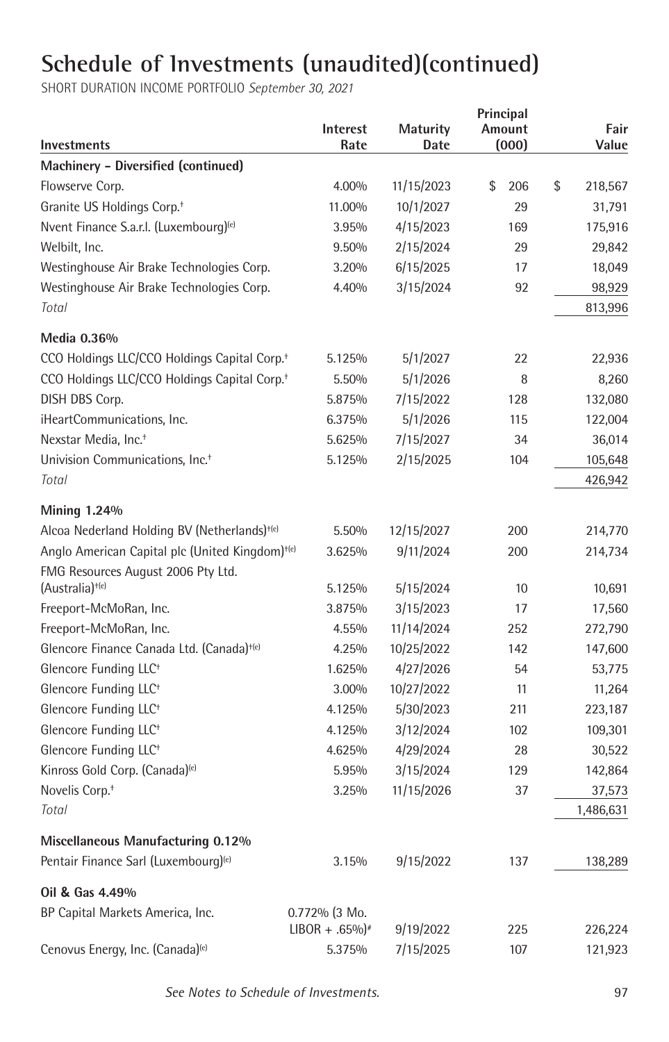# Schedule of Investments (unaudited)(continued)

SHORT DURATION INCOME PORTFOLIO *September 30, 2021*

| Investments | Interest Rate | Maturity Date | Principal Amount (000) | Fair Value |
|---|---|---|---|---|
| **Machinery – Diversified (continued)** | | | | |
| Flowserve Corp. | 4.00% | 11/15/2023 | $ 206 | $ 218,567 |
| Granite US Holdings Corp.† | 11.00% | 10/1/2027 | 29 | 31,791 |
| Nvent Finance S.a.r.l. (Luxembourg)(e) | 3.95% | 4/15/2023 | 169 | 175,916 |
| Welbilt, Inc. | 9.50% | 2/15/2024 | 29 | 29,842 |
| Westinghouse Air Brake Technologies Corp. | 3.20% | 6/15/2025 | 17 | 18,049 |
| Westinghouse Air Brake Technologies Corp. | 4.40% | 3/15/2024 | 92 | 98,929 |
| *Total* | | | | 813,996 |
| **Media 0.36%** | | | | |
| CCO Holdings LLC/CCO Holdings Capital Corp.† | 5.125% | 5/1/2027 | 22 | 22,936 |
| CCO Holdings LLC/CCO Holdings Capital Corp.† | 5.50% | 5/1/2026 | 8 | 8,260 |
| DISH DBS Corp. | 5.875% | 7/15/2022 | 128 | 132,080 |
| iHeartCommunications, Inc. | 6.375% | 5/1/2026 | 115 | 122,004 |
| Nexstar Media, Inc.† | 5.625% | 7/15/2027 | 34 | 36,014 |
| Univision Communications, Inc.† | 5.125% | 2/15/2025 | 104 | 105,648 |
| *Total* | | | | 426,942 |
| **Mining 1.24%** | | | | |
| Alcoa Nederland Holding BV (Netherlands)†(e) | 5.50% | 12/15/2027 | 200 | 214,770 |
| Anglo American Capital plc (United Kingdom)†(e) | 3.625% | 9/11/2024 | 200 | 214,734 |
| FMG Resources August 2006 Pty Ltd. (Australia)†(e) | 5.125% | 5/15/2024 | 10 | 10,691 |
| Freeport-McMoRan, Inc. | 3.875% | 3/15/2023 | 17 | 17,560 |
| Freeport-McMoRan, Inc. | 4.55% | 11/14/2024 | 252 | 272,790 |
| Glencore Finance Canada Ltd. (Canada)†(e) | 4.25% | 10/25/2022 | 142 | 147,600 |
| Glencore Funding LLC† | 1.625% | 4/27/2026 | 54 | 53,775 |
| Glencore Funding LLC† | 3.00% | 10/27/2022 | 11 | 11,264 |
| Glencore Funding LLC† | 4.125% | 5/30/2023 | 211 | 223,187 |
| Glencore Funding LLC† | 4.125% | 3/12/2024 | 102 | 109,301 |
| Glencore Funding LLC† | 4.625% | 4/29/2024 | 28 | 30,522 |
| Kinross Gold Corp. (Canada)(e) | 5.95% | 3/15/2024 | 129 | 142,864 |
| Novelis Corp.† | 3.25% | 11/15/2026 | 37 | 37,573 |
| *Total* | | | | 1,486,631 |
| **Miscellaneous Manufacturing 0.12%** | | | | |
| Pentair Finance Sarl (Luxembourg)(e) | 3.15% | 9/15/2022 | 137 | 138,289 |
| **Oil & Gas 4.49%** | | | | |
| BP Capital Markets America, Inc. | 0.772% (3 Mo. LIBOR + .65%)# | 9/19/2022 | 225 | 226,224 |
| Cenovus Energy, Inc. (Canada)(e) | 5.375% | 7/15/2025 | 107 | 121,923 |

*See Notes to Schedule of Investments.*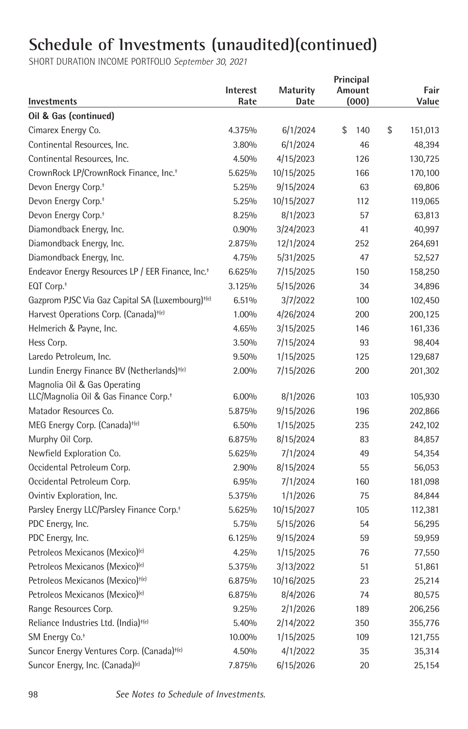# Schedule of Investments (unaudited)(continued)

SHORT DURATION INCOME PORTFOLIO *September 30, 2021*

| Investments | Interest Rate | Maturity Date | Principal Amount (000) | Fair Value |
|---|---|---|---|---|
| **Oil & Gas (continued)** | | | | |
| Cimarex Energy Co. | 4.375% | 6/1/2024 | $ 140 | $ 151,013 |
| Continental Resources, Inc. | 3.80% | 6/1/2024 | 46 | 48,394 |
| Continental Resources, Inc. | 4.50% | 4/15/2023 | 126 | 130,725 |
| CrownRock LP/CrownRock Finance, Inc.† | 5.625% | 10/15/2025 | 166 | 170,100 |
| Devon Energy Corp.† | 5.25% | 9/15/2024 | 63 | 69,806 |
| Devon Energy Corp.† | 5.25% | 10/15/2027 | 112 | 119,065 |
| Devon Energy Corp.† | 8.25% | 8/1/2023 | 57 | 63,813 |
| Diamondback Energy, Inc. | 0.90% | 3/24/2023 | 41 | 40,997 |
| Diamondback Energy, Inc. | 2.875% | 12/1/2024 | 252 | 264,691 |
| Diamondback Energy, Inc. | 4.75% | 5/31/2025 | 47 | 52,527 |
| Endeavor Energy Resources LP / EER Finance, Inc.† | 6.625% | 7/15/2025 | 150 | 158,250 |
| EQT Corp.† | 3.125% | 5/15/2026 | 34 | 34,896 |
| Gazprom PJSC Via Gaz Capital SA (Luxembourg)†(e) | 6.51% | 3/7/2022 | 100 | 102,450 |
| Harvest Operations Corp. (Canada)†(e) | 1.00% | 4/26/2024 | 200 | 200,125 |
| Helmerich & Payne, Inc. | 4.65% | 3/15/2025 | 146 | 161,336 |
| Hess Corp. | 3.50% | 7/15/2024 | 93 | 98,404 |
| Laredo Petroleum, Inc. | 9.50% | 1/15/2025 | 125 | 129,687 |
| Lundin Energy Finance BV (Netherlands)†(e) | 2.00% | 7/15/2026 | 200 | 201,302 |
| Magnolia Oil & Gas Operating LLC/Magnolia Oil & Gas Finance Corp.† | 6.00% | 8/1/2026 | 103 | 105,930 |
| Matador Resources Co. | 5.875% | 9/15/2026 | 196 | 202,866 |
| MEG Energy Corp. (Canada)†(e) | 6.50% | 1/15/2025 | 235 | 242,102 |
| Murphy Oil Corp. | 6.875% | 8/15/2024 | 83 | 84,857 |
| Newfield Exploration Co. | 5.625% | 7/1/2024 | 49 | 54,354 |
| Occidental Petroleum Corp. | 2.90% | 8/15/2024 | 55 | 56,053 |
| Occidental Petroleum Corp. | 6.95% | 7/1/2024 | 160 | 181,098 |
| Ovintiv Exploration, Inc. | 5.375% | 1/1/2026 | 75 | 84,844 |
| Parsley Energy LLC/Parsley Finance Corp.† | 5.625% | 10/15/2027 | 105 | 112,381 |
| PDC Energy, Inc. | 5.75% | 5/15/2026 | 54 | 56,295 |
| PDC Energy, Inc. | 6.125% | 9/15/2024 | 59 | 59,959 |
| Petroleos Mexicanos (Mexico)(e) | 4.25% | 1/15/2025 | 76 | 77,550 |
| Petroleos Mexicanos (Mexico)(e) | 5.375% | 3/13/2022 | 51 | 51,861 |
| Petroleos Mexicanos (Mexico)†(e) | 6.875% | 10/16/2025 | 23 | 25,214 |
| Petroleos Mexicanos (Mexico)(e) | 6.875% | 8/4/2026 | 74 | 80,575 |
| Range Resources Corp. | 9.25% | 2/1/2026 | 189 | 206,256 |
| Reliance Industries Ltd. (India)†(e) | 5.40% | 2/14/2022 | 350 | 355,776 |
| SM Energy Co.† | 10.00% | 1/15/2025 | 109 | 121,755 |
| Suncor Energy Ventures Corp. (Canada)†(e) | 4.50% | 4/1/2022 | 35 | 35,314 |
| Suncor Energy, Inc. (Canada)(e) | 7.875% | 6/15/2026 | 20 | 25,154 |

*See Notes to Schedule of Investments.*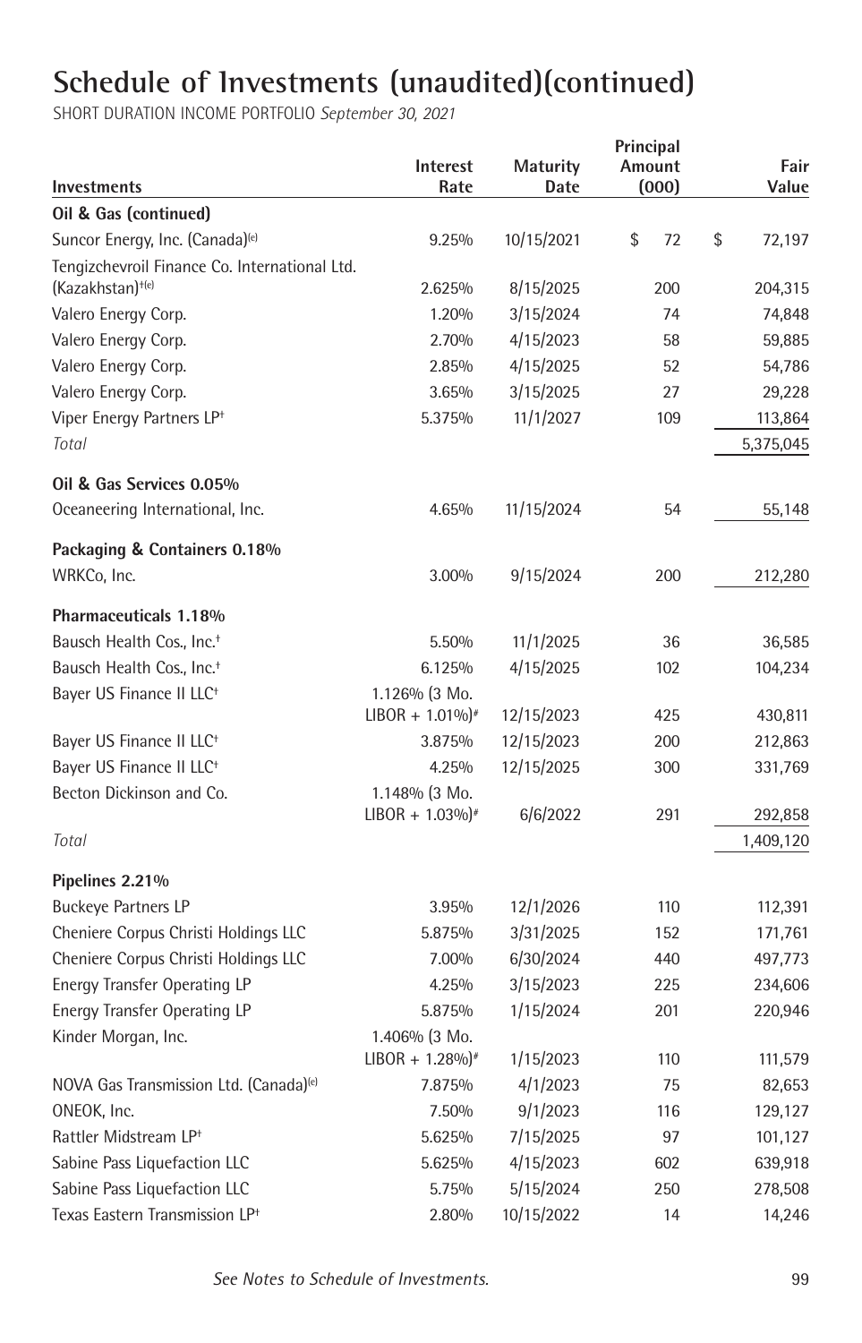# Schedule of Investments (unaudited)(continued)

SHORT DURATION INCOME PORTFOLIO *September 30, 2021*

| Investments | Interest Rate | Maturity Date | Principal Amount (000) | Fair Value |
|---|---|---|---|---|
| **Oil & Gas (continued)** | | | | |
| Suncor Energy, Inc. (Canada)[(e)] | 9.25% | 10/15/2021 | $ 72 | $ 72,197 |
| Tengizchevroil Finance Co. International Ltd. (Kazakhstan)[†(e)] | 2.625% | 8/15/2025 | 200 | 204,315 |
| Valero Energy Corp. | 1.20% | 3/15/2024 | 74 | 74,848 |
| Valero Energy Corp. | 2.70% | 4/15/2023 | 58 | 59,885 |
| Valero Energy Corp. | 2.85% | 4/15/2025 | 52 | 54,786 |
| Valero Energy Corp. | 3.65% | 3/15/2025 | 27 | 29,228 |
| Viper Energy Partners LP[†] | 5.375% | 11/1/2027 | 109 | 113,864 |
| *Total* | | | | 5,375,045 |
| **Oil & Gas Services 0.05%** | | | | |
| Oceaneering International, Inc. | 4.65% | 11/15/2024 | 54 | 55,148 |
| **Packaging & Containers 0.18%** | | | | |
| WRKCo, Inc. | 3.00% | 9/15/2024 | 200 | 212,280 |
| **Pharmaceuticals 1.18%** | | | | |
| Bausch Health Cos., Inc.[†] | 5.50% | 11/1/2025 | 36 | 36,585 |
| Bausch Health Cos., Inc.[†] | 6.125% | 4/15/2025 | 102 | 104,234 |
| Bayer US Finance II LLC[†] | 1.126% (3 Mo. LIBOR + 1.01%)[#] | 12/15/2023 | 425 | 430,811 |
| Bayer US Finance II LLC[†] | 3.875% | 12/15/2023 | 200 | 212,863 |
| Bayer US Finance II LLC[†] | 4.25% | 12/15/2025 | 300 | 331,769 |
| Becton Dickinson and Co. | 1.148% (3 Mo. LIBOR + 1.03%)[#] | 6/6/2022 | 291 | 292,858 |
| *Total* | | | | 1,409,120 |
| **Pipelines 2.21%** | | | | |
| Buckeye Partners LP | 3.95% | 12/1/2026 | 110 | 112,391 |
| Cheniere Corpus Christi Holdings LLC | 5.875% | 3/31/2025 | 152 | 171,761 |
| Cheniere Corpus Christi Holdings LLC | 7.00% | 6/30/2024 | 440 | 497,773 |
| Energy Transfer Operating LP | 4.25% | 3/15/2023 | 225 | 234,606 |
| Energy Transfer Operating LP | 5.875% | 1/15/2024 | 201 | 220,946 |
| Kinder Morgan, Inc. | 1.406% (3 Mo. LIBOR + 1.28%)[#] | 1/15/2023 | 110 | 111,579 |
| NOVA Gas Transmission Ltd. (Canada)[(e)] | 7.875% | 4/1/2023 | 75 | 82,653 |
| ONEOK, Inc. | 7.50% | 9/1/2023 | 116 | 129,127 |
| Rattler Midstream LP[†] | 5.625% | 7/15/2025 | 97 | 101,127 |
| Sabine Pass Liquefaction LLC | 5.625% | 4/15/2023 | 602 | 639,918 |
| Sabine Pass Liquefaction LLC | 5.75% | 5/15/2024 | 250 | 278,508 |
| Texas Eastern Transmission LP[†] | 2.80% | 10/15/2022 | 14 | 14,246 |

*See Notes to Schedule of Investments.*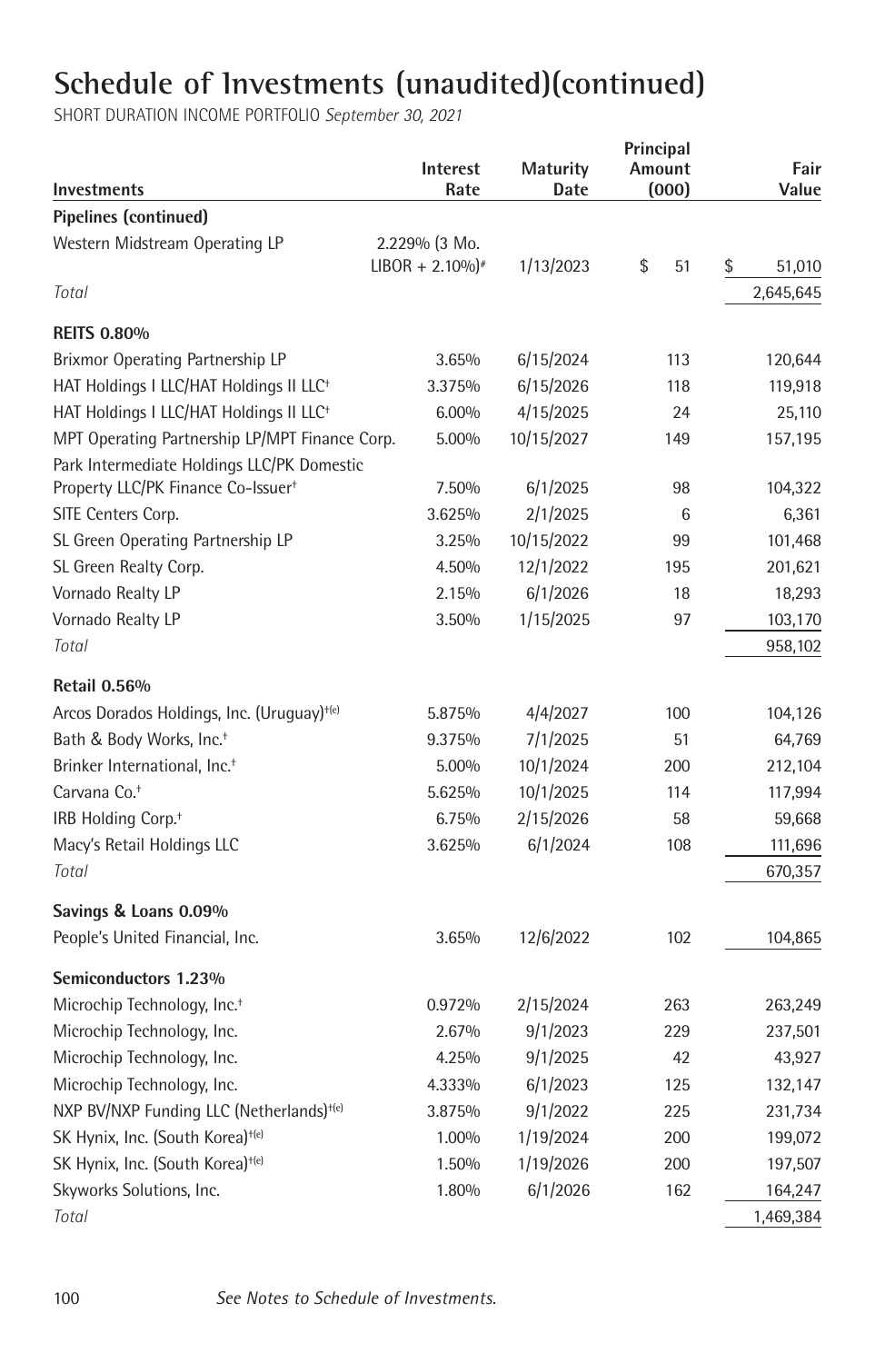# Schedule of Investments (unaudited)(continued)

SHORT DURATION INCOME PORTFOLIO *September 30, 2021*

| Investments | Interest Rate | Maturity Date | Principal Amount (000) | Fair Value |
|---|---|---|---|---|
| **Pipelines (continued)** | | | | |
| Western Midstream Operating LP | 2.229% (3 Mo. LIBOR + 2.10%)# | 1/13/2023 | $ 51 | $ 51,010 |
| *Total* | | | | 2,645,645 |
| **REITS 0.80%** | | | | |
| Brixmor Operating Partnership LP | 3.65% | 6/15/2024 | 113 | 120,644 |
| HAT Holdings I LLC/HAT Holdings II LLC† | 3.375% | 6/15/2026 | 118 | 119,918 |
| HAT Holdings I LLC/HAT Holdings II LLC† | 6.00% | 4/15/2025 | 24 | 25,110 |
| MPT Operating Partnership LP/MPT Finance Corp. | 5.00% | 10/15/2027 | 149 | 157,195 |
| Park Intermediate Holdings LLC/PK Domestic Property LLC/PK Finance Co-Issuer† | 7.50% | 6/1/2025 | 98 | 104,322 |
| SITE Centers Corp. | 3.625% | 2/1/2025 | 6 | 6,361 |
| SL Green Operating Partnership LP | 3.25% | 10/15/2022 | 99 | 101,468 |
| SL Green Realty Corp. | 4.50% | 12/1/2022 | 195 | 201,621 |
| Vornado Realty LP | 2.15% | 6/1/2026 | 18 | 18,293 |
| Vornado Realty LP | 3.50% | 1/15/2025 | 97 | 103,170 |
| *Total* | | | | 958,102 |
| **Retail 0.56%** | | | | |
| Arcos Dorados Holdings, Inc. (Uruguay)†(e) | 5.875% | 4/4/2027 | 100 | 104,126 |
| Bath & Body Works, Inc.† | 9.375% | 7/1/2025 | 51 | 64,769 |
| Brinker International, Inc.† | 5.00% | 10/1/2024 | 200 | 212,104 |
| Carvana Co.† | 5.625% | 10/1/2025 | 114 | 117,994 |
| IRB Holding Corp.† | 6.75% | 2/15/2026 | 58 | 59,668 |
| Macy's Retail Holdings LLC | 3.625% | 6/1/2024 | 108 | 111,696 |
| *Total* | | | | 670,357 |
| **Savings & Loans 0.09%** | | | | |
| People's United Financial, Inc. | 3.65% | 12/6/2022 | 102 | 104,865 |
| **Semiconductors 1.23%** | | | | |
| Microchip Technology, Inc.† | 0.972% | 2/15/2024 | 263 | 263,249 |
| Microchip Technology, Inc. | 2.67% | 9/1/2023 | 229 | 237,501 |
| Microchip Technology, Inc. | 4.25% | 9/1/2025 | 42 | 43,927 |
| Microchip Technology, Inc. | 4.333% | 6/1/2023 | 125 | 132,147 |
| NXP BV/NXP Funding LLC (Netherlands)†(e) | 3.875% | 9/1/2022 | 225 | 231,734 |
| SK Hynix, Inc. (South Korea)†(e) | 1.00% | 1/19/2024 | 200 | 199,072 |
| SK Hynix, Inc. (South Korea)†(e) | 1.50% | 1/19/2026 | 200 | 197,507 |
| Skyworks Solutions, Inc. | 1.80% | 6/1/2026 | 162 | 164,247 |
| *Total* | | | | 1,469,384 |

*See Notes to Schedule of Investments.*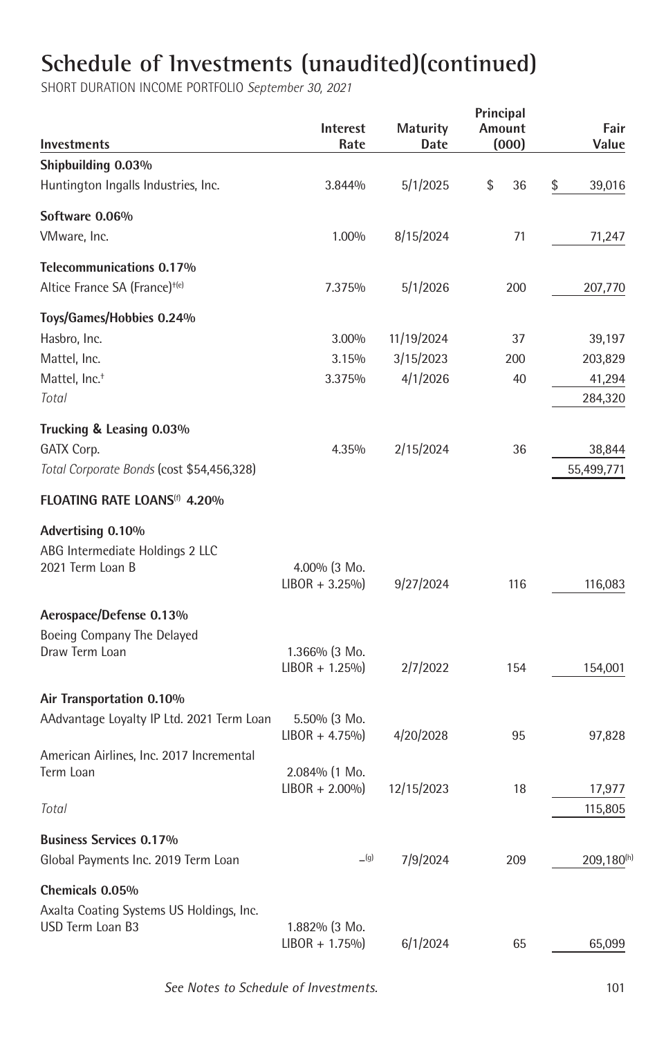# Schedule of Investments (unaudited)(continued)

SHORT DURATION INCOME PORTFOLIO *September 30, 2021*

| Investments | Interest Rate | Maturity Date | Principal Amount (000) | Fair Value |
|---|---|---|---|---|
| **Shipbuilding 0.03%** | | | | |
| Huntington Ingalls Industries, Inc. | 3.844% | 5/1/2025 | $ 36 | $ 39,016 |
| **Software 0.06%** | | | | |
| VMware, Inc. | 1.00% | 8/15/2024 | 71 | 71,247 |
| **Telecommunications 0.17%** | | | | |
| Altice France SA (France)[†(e)] | 7.375% | 5/1/2026 | 200 | 207,770 |
| **Toys/Games/Hobbies 0.24%** | | | | |
| Hasbro, Inc. | 3.00% | 11/19/2024 | 37 | 39,197 |
| Mattel, Inc. | 3.15% | 3/15/2023 | 200 | 203,829 |
| Mattel, Inc.[†] | 3.375% | 4/1/2026 | 40 | 41,294 |
| *Total* | | | | 284,320 |
| **Trucking & Leasing 0.03%** | | | | |
| GATX Corp. | 4.35% | 2/15/2024 | 36 | 38,844 |
| *Total Corporate Bonds* (cost $54,456,328) | | | | 55,499,771 |
| **FLOATING RATE LOANS[(f)] 4.20%** | | | | |
| **Advertising 0.10%** | | | | |
| ABG Intermediate Holdings 2 LLC 2021 Term Loan B | 4.00% (3 Mo. LIBOR + 3.25%) | 9/27/2024 | 116 | 116,083 |
| **Aerospace/Defense 0.13%** | | | | |
| Boeing Company The Delayed Draw Term Loan | 1.366% (3 Mo. LIBOR + 1.25%) | 2/7/2022 | 154 | 154,001 |
| **Air Transportation 0.10%** | | | | |
| AAdvantage Loyalty IP Ltd. 2021 Term Loan | 5.50% (3 Mo. LIBOR + 4.75%) | 4/20/2028 | 95 | 97,828 |
| American Airlines, Inc. 2017 Incremental Term Loan | 2.084% (1 Mo. LIBOR + 2.00%) | 12/15/2023 | 18 | 17,977 |
| *Total* | | | | 115,805 |
| **Business Services 0.17%** | | | | |
| Global Payments Inc. 2019 Term Loan | –[(g)] | 7/9/2024 | 209 | 209,180[(h)] |
| **Chemicals 0.05%** | | | | |
| Axalta Coating Systems US Holdings, Inc. USD Term Loan B3 | 1.882% (3 Mo. LIBOR + 1.75%) | 6/1/2024 | 65 | 65,099 |

*See Notes to Schedule of Investments.*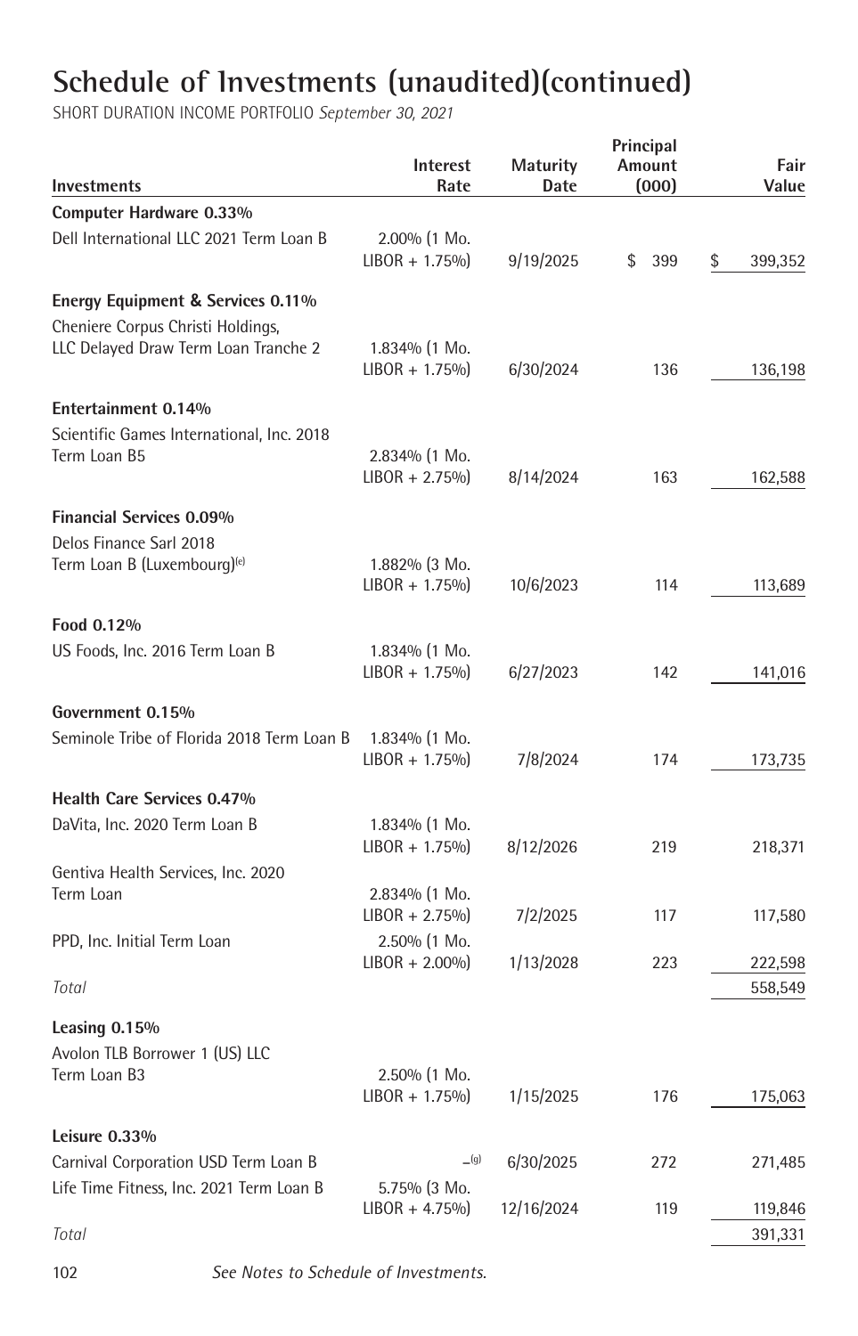# Schedule of Investments (unaudited)(continued)

SHORT DURATION INCOME PORTFOLIO *September 30, 2021*

| Investments | Interest Rate | Maturity Date | Principal Amount (000) | Fair Value |
|---|---|---|---|---|
| **Computer Hardware 0.33%** | | | | |
| Dell International LLC 2021 Term Loan B | 2.00% (1 Mo. LIBOR + 1.75%) | 9/19/2025 | $ 399 | $ 399,352 |
| **Energy Equipment & Services 0.11%** | | | | |
| Cheniere Corpus Christi Holdings, LLC Delayed Draw Term Loan Tranche 2 | 1.834% (1 Mo. LIBOR + 1.75%) | 6/30/2024 | 136 | 136,198 |
| **Entertainment 0.14%** | | | | |
| Scientific Games International, Inc. 2018 Term Loan B5 | 2.834% (1 Mo. LIBOR + 2.75%) | 8/14/2024 | 163 | 162,588 |
| **Financial Services 0.09%** | | | | |
| Delos Finance Sarl 2018 Term Loan B (Luxembourg)[(e)] | 1.882% (3 Mo. LIBOR + 1.75%) | 10/6/2023 | 114 | 113,689 |
| **Food 0.12%** | | | | |
| US Foods, Inc. 2016 Term Loan B | 1.834% (1 Mo. LIBOR + 1.75%) | 6/27/2023 | 142 | 141,016 |
| **Government 0.15%** | | | | |
| Seminole Tribe of Florida 2018 Term Loan B | 1.834% (1 Mo. LIBOR + 1.75%) | 7/8/2024 | 174 | 173,735 |
| **Health Care Services 0.47%** | | | | |
| DaVita, Inc. 2020 Term Loan B | 1.834% (1 Mo. LIBOR + 1.75%) | 8/12/2026 | 219 | 218,371 |
| Gentiva Health Services, Inc. 2020 Term Loan | 2.834% (1 Mo. LIBOR + 2.75%) | 7/2/2025 | 117 | 117,580 |
| PPD, Inc. Initial Term Loan | 2.50% (1 Mo. LIBOR + 2.00%) | 1/13/2028 | 223 | 222,598 |
| *Total* | | | | 558,549 |
| **Leasing 0.15%** | | | | |
| Avolon TLB Borrower 1 (US) LLC Term Loan B3 | 2.50% (1 Mo. LIBOR + 1.75%) | 1/15/2025 | 176 | 175,063 |
| **Leisure 0.33%** | | | | |
| Carnival Corporation USD Term Loan B | –[(g)] | 6/30/2025 | 272 | 271,485 |
| Life Time Fitness, Inc. 2021 Term Loan B | 5.75% (3 Mo. LIBOR + 4.75%) | 12/16/2024 | 119 | 119,846 |
| *Total* | | | | 391,331 |

*See Notes to Schedule of Investments.*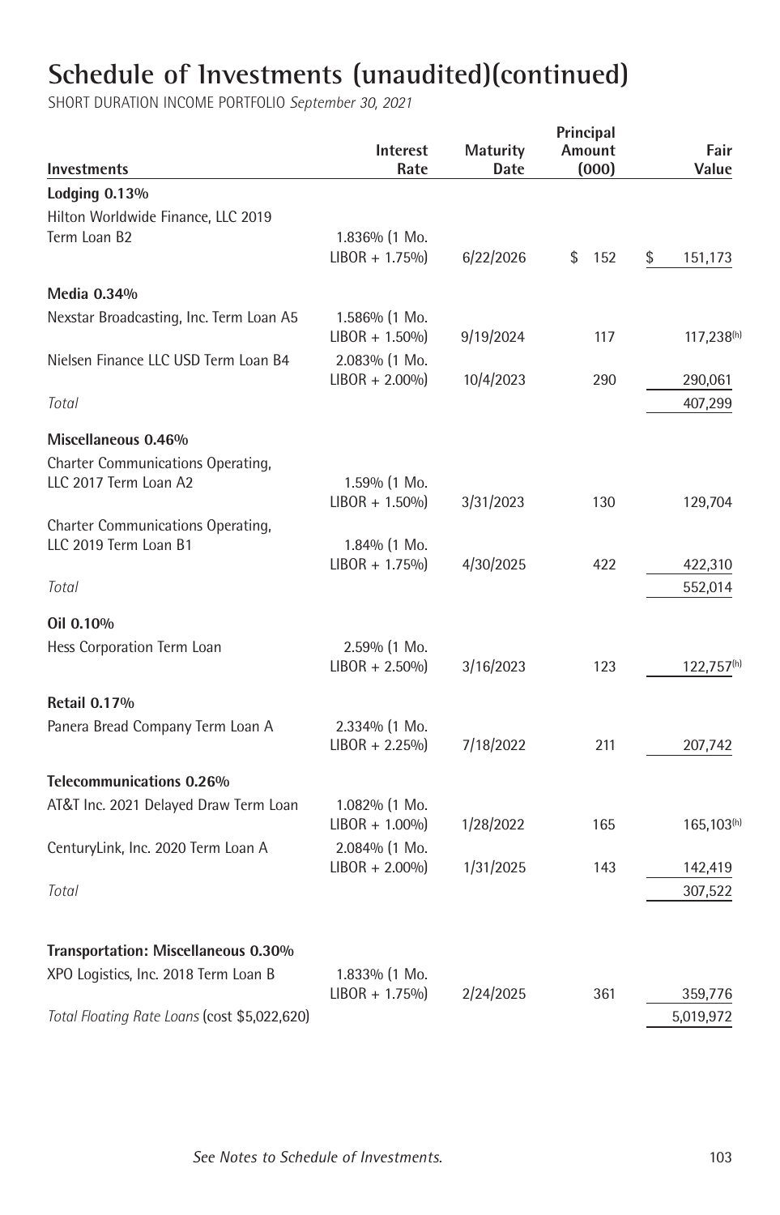# Schedule of Investments (unaudited)(continued)

SHORT DURATION INCOME PORTFOLIO *September 30, 2021*

| Investments | Interest Rate | Maturity Date | Principal Amount (000) | Fair Value |
|---|---|---|---|---|
| **Lodging 0.13%** | | | | |
| Hilton Worldwide Finance, LLC 2019 Term Loan B2 | 1.836% (1 Mo. LIBOR + 1.75%) | 6/22/2026 | $ 152 | $ 151,173 |
| **Media 0.34%** | | | | |
| Nexstar Broadcasting, Inc. Term Loan A5 | 1.586% (1 Mo. LIBOR + 1.50%) | 9/19/2024 | 117 | 117,238(h) |
| Nielsen Finance LLC USD Term Loan B4 | 2.083% (1 Mo. LIBOR + 2.00%) | 10/4/2023 | 290 | 290,061 |
| *Total* | | | | 407,299 |
| **Miscellaneous 0.46%** | | | | |
| Charter Communications Operating, LLC 2017 Term Loan A2 | 1.59% (1 Mo. LIBOR + 1.50%) | 3/31/2023 | 130 | 129,704 |
| Charter Communications Operating, LLC 2019 Term Loan B1 | 1.84% (1 Mo. LIBOR + 1.75%) | 4/30/2025 | 422 | 422,310 |
| *Total* | | | | 552,014 |
| **Oil 0.10%** | | | | |
| Hess Corporation Term Loan | 2.59% (1 Mo. LIBOR + 2.50%) | 3/16/2023 | 123 | 122,757(h) |
| **Retail 0.17%** | | | | |
| Panera Bread Company Term Loan A | 2.334% (1 Mo. LIBOR + 2.25%) | 7/18/2022 | 211 | 207,742 |
| **Telecommunications 0.26%** | | | | |
| AT&T Inc. 2021 Delayed Draw Term Loan | 1.082% (1 Mo. LIBOR + 1.00%) | 1/28/2022 | 165 | 165,103(h) |
| CenturyLink, Inc. 2020 Term Loan A | 2.084% (1 Mo. LIBOR + 2.00%) | 1/31/2025 | 143 | 142,419 |
| *Total* | | | | 307,522 |
| **Transportation: Miscellaneous 0.30%** | | | | |
| XPO Logistics, Inc. 2018 Term Loan B | 1.833% (1 Mo. LIBOR + 1.75%) | 2/24/2025 | 361 | 359,776 |
| *Total Floating Rate Loans* (cost $5,022,620) | | | | 5,019,972 |

*See Notes to Schedule of Investments.*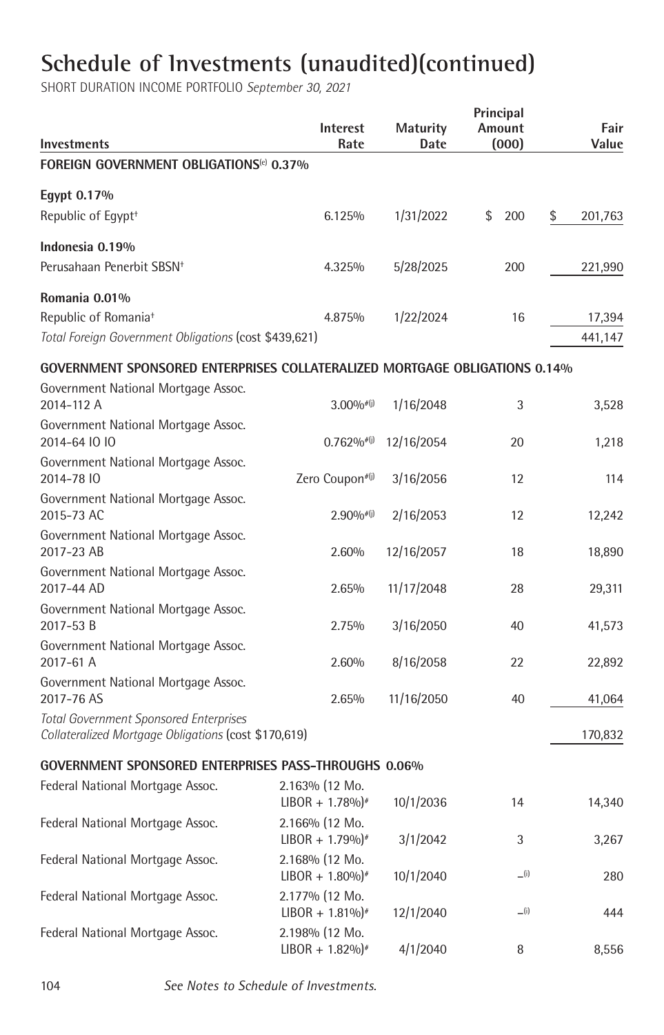# Schedule of Investments (unaudited)(continued)

SHORT DURATION INCOME PORTFOLIO *September 30, 2021*

| Investments | Interest Rate | Maturity Date | Principal Amount (000) | Fair Value |
|---|---|---|---|---|
| **FOREIGN GOVERNMENT OBLIGATIONS**[(e)] **0.37%** | | | | |
| **Egypt 0.17%** | | | | |
| Republic of Egypt[†] | 6.125% | 1/31/2022 | $ 200 | $ 201,763 |
| **Indonesia 0.19%** | | | | |
| Perusahaan Penerbit SBSN[†] | 4.325% | 5/28/2025 | 200 | 221,990 |
| **Romania 0.01%** | | | | |
| Republic of Romania[†] | 4.875% | 1/22/2024 | 16 | 17,394 |
| *Total Foreign Government Obligations* (cost $439,621) | | | | 441,147 |
| **GOVERNMENT SPONSORED ENTERPRISES COLLATERALIZED MORTGAGE OBLIGATIONS 0.14%** | | | | |
| Government National Mortgage Assoc. 2014-112 A | 3.00%[#(j)] | 1/16/2048 | 3 | 3,528 |
| Government National Mortgage Assoc. 2014-64 IO IO | 0.762%[#(j)] | 12/16/2054 | 20 | 1,218 |
| Government National Mortgage Assoc. 2014-78 IO | Zero Coupon[#(j)] | 3/16/2056 | 12 | 114 |
| Government National Mortgage Assoc. 2015-73 AC | 2.90%[#(j)] | 2/16/2053 | 12 | 12,242 |
| Government National Mortgage Assoc. 2017-23 AB | 2.60% | 12/16/2057 | 18 | 18,890 |
| Government National Mortgage Assoc. 2017-44 AD | 2.65% | 11/17/2048 | 28 | 29,311 |
| Government National Mortgage Assoc. 2017-53 B | 2.75% | 3/16/2050 | 40 | 41,573 |
| Government National Mortgage Assoc. 2017-61 A | 2.60% | 8/16/2058 | 22 | 22,892 |
| Government National Mortgage Assoc. 2017-76 AS | 2.65% | 11/16/2050 | 40 | 41,064 |
| *Total Government Sponsored Enterprises Collateralized Mortgage Obligations* (cost $170,619) | | | | 170,832 |
| **GOVERNMENT SPONSORED ENTERPRISES PASS-THROUGHS 0.06%** | | | | |
| Federal National Mortgage Assoc. | 2.163% (12 Mo. LIBOR + 1.78%)[#] | 10/1/2036 | 14 | 14,340 |
| Federal National Mortgage Assoc. | 2.166% (12 Mo. LIBOR + 1.79%)[#] | 3/1/2042 | 3 | 3,267 |
| Federal National Mortgage Assoc. | 2.168% (12 Mo. LIBOR + 1.80%)[#] | 10/1/2040 | –[(i)] | 280 |
| Federal National Mortgage Assoc. | 2.177% (12 Mo. LIBOR + 1.81%)[#] | 12/1/2040 | –[(i)] | 444 |
| Federal National Mortgage Assoc. | 2.198% (12 Mo. LIBOR + 1.82%)[#] | 4/1/2040 | 8 | 8,556 |

*See Notes to Schedule of Investments.*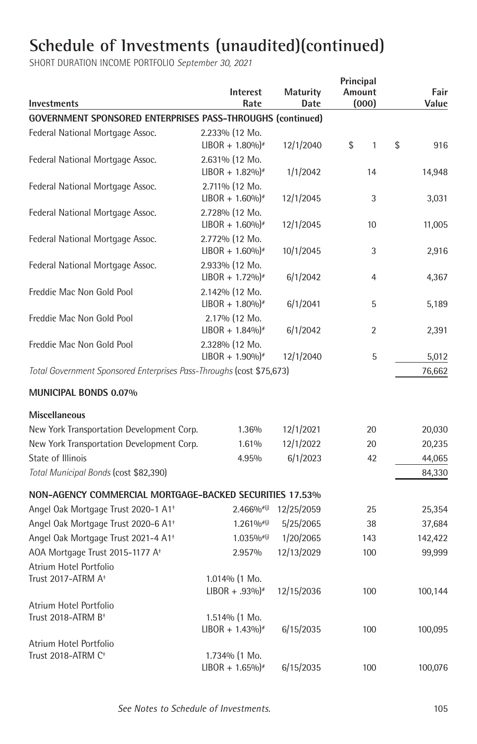# Schedule of Investments (unaudited)(continued)

SHORT DURATION INCOME PORTFOLIO *September 30, 2021*

| Investments | Interest Rate | Maturity Date | Principal Amount (000) | Fair Value |
|---|---|---|---|---|
| **GOVERNMENT SPONSORED ENTERPRISES PASS-THROUGHS (continued)** | | | | |
| Federal National Mortgage Assoc. | 2.233% (12 Mo. LIBOR + 1.80%)# | 12/1/2040 | $ 1 | $ 916 |
| Federal National Mortgage Assoc. | 2.631% (12 Mo. LIBOR + 1.82%)# | 1/1/2042 | 14 | 14,948 |
| Federal National Mortgage Assoc. | 2.711% (12 Mo. LIBOR + 1.60%)# | 12/1/2045 | 3 | 3,031 |
| Federal National Mortgage Assoc. | 2.728% (12 Mo. LIBOR + 1.60%)# | 12/1/2045 | 10 | 11,005 |
| Federal National Mortgage Assoc. | 2.772% (12 Mo. LIBOR + 1.60%)# | 10/1/2045 | 3 | 2,916 |
| Federal National Mortgage Assoc. | 2.933% (12 Mo. LIBOR + 1.72%)# | 6/1/2042 | 4 | 4,367 |
| Freddie Mac Non Gold Pool | 2.142% (12 Mo. LIBOR + 1.80%)# | 6/1/2041 | 5 | 5,189 |
| Freddie Mac Non Gold Pool | 2.17% (12 Mo. LIBOR + 1.84%)# | 6/1/2042 | 2 | 2,391 |
| Freddie Mac Non Gold Pool | 2.328% (12 Mo. LIBOR + 1.90%)# | 12/1/2040 | 5 | 5,012 |
| *Total Government Sponsored Enterprises Pass-Throughs* (cost $75,673) | | | | 76,662 |
| **MUNICIPAL BONDS 0.07%** | | | | |
| **Miscellaneous** | | | | |
| New York Transportation Development Corp. | 1.36% | 12/1/2021 | 20 | 20,030 |
| New York Transportation Development Corp. | 1.61% | 12/1/2022 | 20 | 20,235 |
| State of Illinois | 4.95% | 6/1/2023 | 42 | 44,065 |
| *Total Municipal Bonds* (cost $82,390) | | | | 84,330 |
| **NON-AGENCY COMMERCIAL MORTGAGE-BACKED SECURITIES 17.53%** | | | | |
| Angel Oak Mortgage Trust 2020-1 A1† | 2.466%#(j) | 12/25/2059 | 25 | 25,354 |
| Angel Oak Mortgage Trust 2020-6 A1† | 1.261%#(j) | 5/25/2065 | 38 | 37,684 |
| Angel Oak Mortgage Trust 2021-4 A1† | 1.035%#(j) | 1/20/2065 | 143 | 142,422 |
| AOA Mortgage Trust 2015-1177 A† | 2.957% | 12/13/2029 | 100 | 99,999 |
| Atrium Hotel Portfolio Trust 2017-ATRM A† | 1.014% (1 Mo. LIBOR + .93%)# | 12/15/2036 | 100 | 100,144 |
| Atrium Hotel Portfolio Trust 2018-ATRM B† | 1.514% (1 Mo. LIBOR + 1.43%)# | 6/15/2035 | 100 | 100,095 |
| Atrium Hotel Portfolio Trust 2018-ATRM C† | 1.734% (1 Mo. LIBOR + 1.65%)# | 6/15/2035 | 100 | 100,076 |

*See Notes to Schedule of Investments.*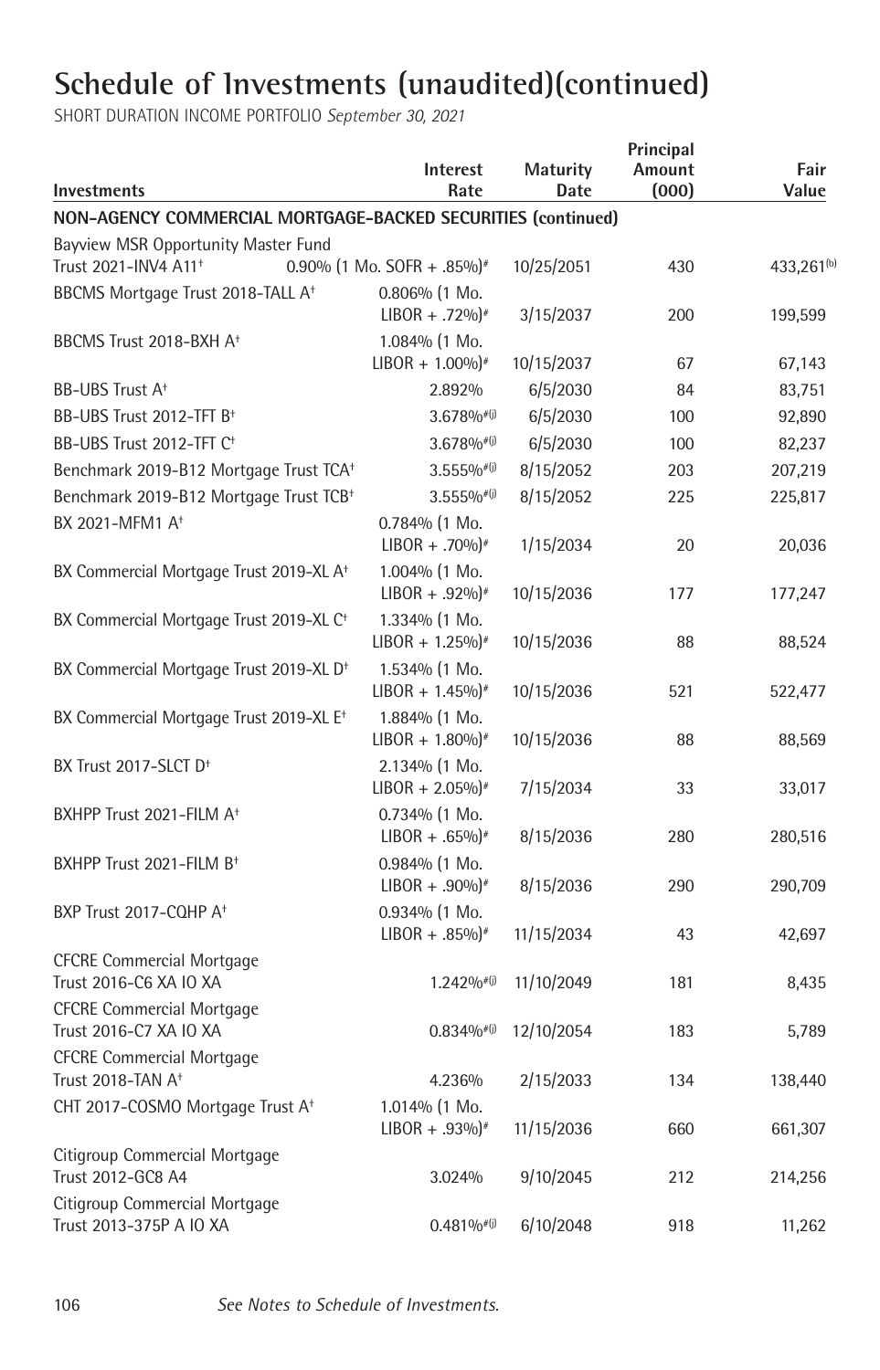# Schedule of Investments (unaudited)(continued)

SHORT DURATION INCOME PORTFOLIO *September 30, 2021*

| Investments | Interest Rate | Maturity Date | Principal Amount (000) | Fair Value |
|---|---|---|---|---|
| **NON-AGENCY COMMERCIAL MORTGAGE-BACKED SECURITIES (continued)** | | | | |
| Bayview MSR Opportunity Master Fund Trust 2021-INV4 A11† | 0.90% (1 Mo. SOFR + .85%)# | 10/25/2051 | 430 | 433,261(b) |
| BBCMS Mortgage Trust 2018-TALL A† | 0.806% (1 Mo. LIBOR + .72%)# | 3/15/2037 | 200 | 199,599 |
| BBCMS Trust 2018-BXH A† | 1.084% (1 Mo. LIBOR + 1.00%)# | 10/15/2037 | 67 | 67,143 |
| BB-UBS Trust A† | 2.892% | 6/5/2030 | 84 | 83,751 |
| BB-UBS Trust 2012-TFT B† | 3.678%#(j) | 6/5/2030 | 100 | 92,890 |
| BB-UBS Trust 2012-TFT C† | 3.678%#(j) | 6/5/2030 | 100 | 82,237 |
| Benchmark 2019-B12 Mortgage Trust TCA† | 3.555%#(j) | 8/15/2052 | 203 | 207,219 |
| Benchmark 2019-B12 Mortgage Trust TCB† | 3.555%#(j) | 8/15/2052 | 225 | 225,817 |
| BX 2021-MFM1 A† | 0.784% (1 Mo. LIBOR + .70%)# | 1/15/2034 | 20 | 20,036 |
| BX Commercial Mortgage Trust 2019-XL A† | 1.004% (1 Mo. LIBOR + .92%)# | 10/15/2036 | 177 | 177,247 |
| BX Commercial Mortgage Trust 2019-XL C† | 1.334% (1 Mo. LIBOR + 1.25%)# | 10/15/2036 | 88 | 88,524 |
| BX Commercial Mortgage Trust 2019-XL D† | 1.534% (1 Mo. LIBOR + 1.45%)# | 10/15/2036 | 521 | 522,477 |
| BX Commercial Mortgage Trust 2019-XL E† | 1.884% (1 Mo. LIBOR + 1.80%)# | 10/15/2036 | 88 | 88,569 |
| BX Trust 2017-SLCT D† | 2.134% (1 Mo. LIBOR + 2.05%)# | 7/15/2034 | 33 | 33,017 |
| BXHPP Trust 2021-FILM A† | 0.734% (1 Mo. LIBOR + .65%)# | 8/15/2036 | 280 | 280,516 |
| BXHPP Trust 2021-FILM B† | 0.984% (1 Mo. LIBOR + .90%)# | 8/15/2036 | 290 | 290,709 |
| BXP Trust 2017-CQHP A† | 0.934% (1 Mo. LIBOR + .85%)# | 11/15/2034 | 43 | 42,697 |
| CFCRE Commercial Mortgage Trust 2016-C6 XA IO XA | 1.242%#(j) | 11/10/2049 | 181 | 8,435 |
| CFCRE Commercial Mortgage Trust 2016-C7 XA IO XA | 0.834%#(j) | 12/10/2054 | 183 | 5,789 |
| CFCRE Commercial Mortgage Trust 2018-TAN A† | 4.236% | 2/15/2033 | 134 | 138,440 |
| CHT 2017-COSMO Mortgage Trust A† | 1.014% (1 Mo. LIBOR + .93%)# | 11/15/2036 | 660 | 661,307 |
| Citigroup Commercial Mortgage Trust 2012-GC8 A4 | 3.024% | 9/10/2045 | 212 | 214,256 |
| Citigroup Commercial Mortgage Trust 2013-375P A IO XA | 0.481%#(j) | 6/10/2048 | 918 | 11,262 |

See Notes to Schedule of Investments.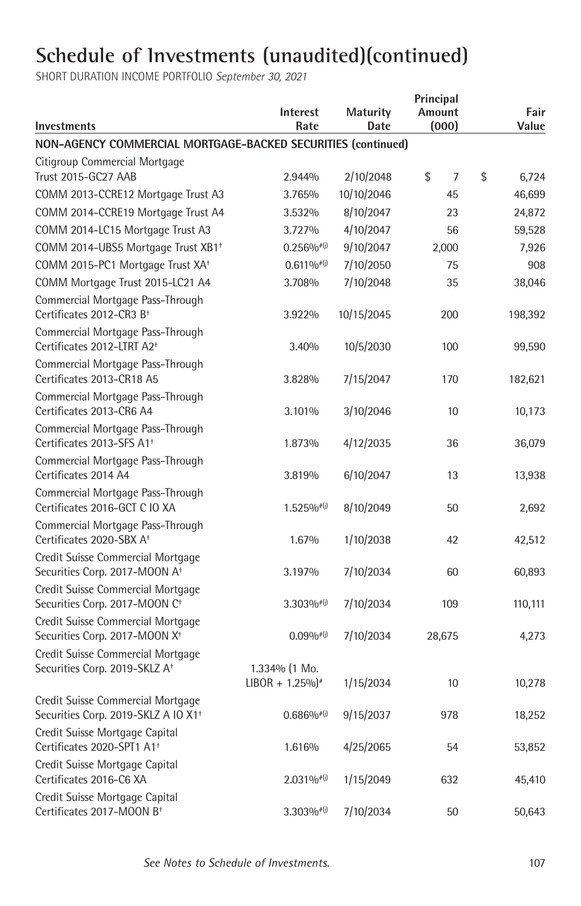# Schedule of Investments (unaudited)(continued)

SHORT DURATION INCOME PORTFOLIO *September 30, 2021*

| Investments | Interest Rate | Maturity Date | Principal Amount (000) | Fair Value |
|---|---|---|---|---|
| **NON-AGENCY COMMERCIAL MORTGAGE-BACKED SECURITIES (continued)** | | | | |
| Citigroup Commercial Mortgage Trust 2015-GC27 AAB | 2.944% | 2/10/2048 | $ 7 | $ 6,724 |
| COMM 2013-CCRE12 Mortgage Trust A3 | 3.765% | 10/10/2046 | 45 | 46,699 |
| COMM 2014-CCRE19 Mortgage Trust A4 | 3.532% | 8/10/2047 | 23 | 24,872 |
| COMM 2014-LC15 Mortgage Trust A3 | 3.727% | 4/10/2047 | 56 | 59,528 |
| COMM 2014-UBS5 Mortgage Trust XB1† | 0.256%#(j) | 9/10/2047 | 2,000 | 7,926 |
| COMM 2015-PC1 Mortgage Trust XA† | 0.611%#(j) | 7/10/2050 | 75 | 908 |
| COMM Mortgage Trust 2015-LC21 A4 | 3.708% | 7/10/2048 | 35 | 38,046 |
| Commercial Mortgage Pass-Through Certificates 2012-CR3 B† | 3.922% | 10/15/2045 | 200 | 198,392 |
| Commercial Mortgage Pass-Through Certificates 2012-LTRT A2† | 3.40% | 10/5/2030 | 100 | 99,590 |
| Commercial Mortgage Pass-Through Certificates 2013-CR18 A5 | 3.828% | 7/15/2047 | 170 | 182,621 |
| Commercial Mortgage Pass-Through Certificates 2013-CR6 A4 | 3.101% | 3/10/2046 | 10 | 10,173 |
| Commercial Mortgage Pass-Through Certificates 2013-SFS A1† | 1.873% | 4/12/2035 | 36 | 36,079 |
| Commercial Mortgage Pass-Through Certificates 2014 A4 | 3.819% | 6/10/2047 | 13 | 13,938 |
| Commercial Mortgage Pass-Through Certificates 2016-GCT C IO XA | 1.525%#(j) | 8/10/2049 | 50 | 2,692 |
| Commercial Mortgage Pass-Through Certificates 2020-SBX A† | 1.67% | 1/10/2038 | 42 | 42,512 |
| Credit Suisse Commercial Mortgage Securities Corp. 2017-MOON A† | 3.197% | 7/10/2034 | 60 | 60,893 |
| Credit Suisse Commercial Mortgage Securities Corp. 2017-MOON C† | 3.303%#(j) | 7/10/2034 | 109 | 110,111 |
| Credit Suisse Commercial Mortgage Securities Corp. 2017-MOON X† | 0.09%#(j) | 7/10/2034 | 28,675 | 4,273 |
| Credit Suisse Commercial Mortgage Securities Corp. 2019-SKLZ A† | 1.334% (1 Mo. LIBOR + 1.25%)# | 1/15/2034 | 10 | 10,278 |
| Credit Suisse Commercial Mortgage Securities Corp. 2019-SKLZ A IO X1† | 0.686%#(j) | 9/15/2037 | 978 | 18,252 |
| Credit Suisse Mortgage Capital Certificates 2020-SPT1 A1† | 1.616% | 4/25/2065 | 54 | 53,852 |
| Credit Suisse Mortgage Capital Certificates 2016-C6 XA | 2.031%#(j) | 1/15/2049 | 632 | 45,410 |
| Credit Suisse Mortgage Capital Certificates 2017-MOON B† | 3.303%#(j) | 7/10/2034 | 50 | 50,643 |

*See Notes to Schedule of Investments.*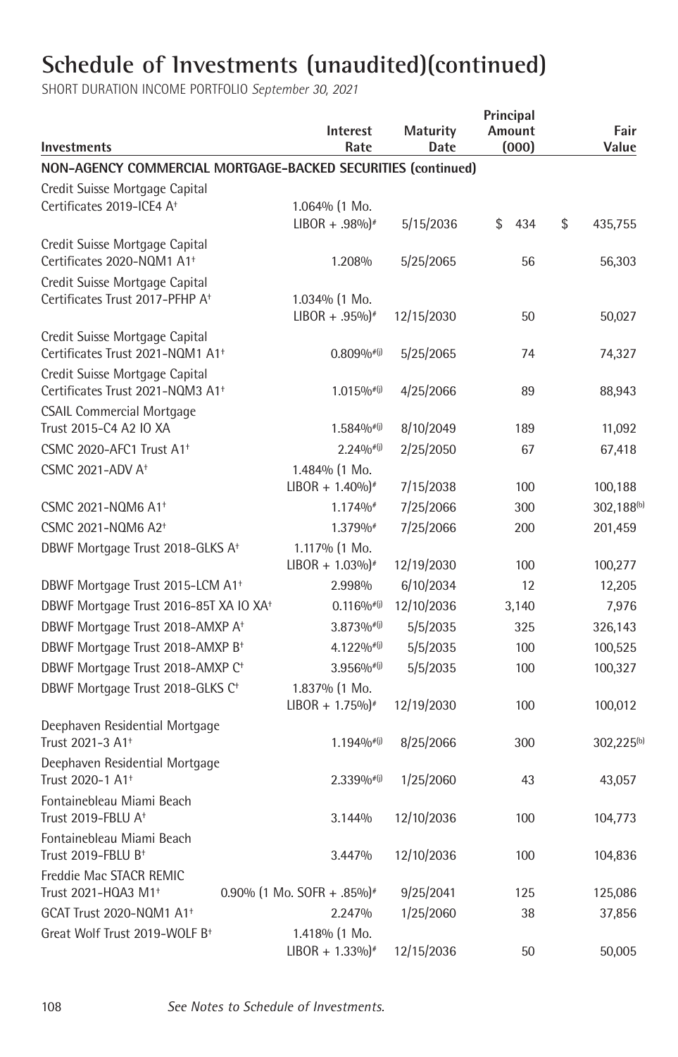# Schedule of Investments (unaudited)(continued)

SHORT DURATION INCOME PORTFOLIO *September 30, 2021*

| Investments | Interest Rate | Maturity Date | Principal Amount (000) | Fair Value |
|---|---|---|---|---|
| **NON-AGENCY COMMERCIAL MORTGAGE-BACKED SECURITIES (continued)** | | | | |
| Credit Suisse Mortgage Capital Certificates 2019-ICE4 A† | 1.064% (1 Mo. LIBOR + .98%)# | 5/15/2036 | $ 434 | $ 435,755 |
| Credit Suisse Mortgage Capital Certificates 2020-NQM1 A1† | 1.208% | 5/25/2065 | 56 | 56,303 |
| Credit Suisse Mortgage Capital Certificates Trust 2017-PFHP A† | 1.034% (1 Mo. LIBOR + .95%)# | 12/15/2030 | 50 | 50,027 |
| Credit Suisse Mortgage Capital Certificates Trust 2021-NQM1 A1† | 0.809%#(j) | 5/25/2065 | 74 | 74,327 |
| Credit Suisse Mortgage Capital Certificates Trust 2021-NQM3 A1† | 1.015%#(j) | 4/25/2066 | 89 | 88,943 |
| CSAIL Commercial Mortgage Trust 2015-C4 A2 IO XA | 1.584%#(j) | 8/10/2049 | 189 | 11,092 |
| CSMC 2020-AFC1 Trust A1† | 2.24%#(j) | 2/25/2050 | 67 | 67,418 |
| CSMC 2021-ADV A† | 1.484% (1 Mo. LIBOR + 1.40%)# | 7/15/2038 | 100 | 100,188 |
| CSMC 2021-NQM6 A1† | 1.174%# | 7/25/2066 | 300 | 302,188(b) |
| CSMC 2021-NQM6 A2† | 1.379%# | 7/25/2066 | 200 | 201,459 |
| DBWF Mortgage Trust 2018-GLKS A† | 1.117% (1 Mo. LIBOR + 1.03%)# | 12/19/2030 | 100 | 100,277 |
| DBWF Mortgage Trust 2015-LCM A1† | 2.998% | 6/10/2034 | 12 | 12,205 |
| DBWF Mortgage Trust 2016-85T XA IO XA† | 0.116%#(j) | 12/10/2036 | 3,140 | 7,976 |
| DBWF Mortgage Trust 2018-AMXP A† | 3.873%#(j) | 5/5/2035 | 325 | 326,143 |
| DBWF Mortgage Trust 2018-AMXP B† | 4.122%#(j) | 5/5/2035 | 100 | 100,525 |
| DBWF Mortgage Trust 2018-AMXP C† | 3.956%#(j) | 5/5/2035 | 100 | 100,327 |
| DBWF Mortgage Trust 2018-GLKS C† | 1.837% (1 Mo. LIBOR + 1.75%)# | 12/19/2030 | 100 | 100,012 |
| Deephaven Residential Mortgage Trust 2021-3 A1† | 1.194%#(j) | 8/25/2066 | 300 | 302,225(b) |
| Deephaven Residential Mortgage Trust 2020-1 A1† | 2.339%#(j) | 1/25/2060 | 43 | 43,057 |
| Fontainebleau Miami Beach Trust 2019-FBLU A† | 3.144% | 12/10/2036 | 100 | 104,773 |
| Fontainebleau Miami Beach Trust 2019-FBLU B† | 3.447% | 12/10/2036 | 100 | 104,836 |
| Freddie Mac STACR REMIC Trust 2021-HQA3 M1† | 0.90% (1 Mo. SOFR + .85%)# | 9/25/2041 | 125 | 125,086 |
| GCAT Trust 2020-NQM1 A1† | 2.247% | 1/25/2060 | 38 | 37,856 |
| Great Wolf Trust 2019-WOLF B† | 1.418% (1 Mo. LIBOR + 1.33%)# | 12/15/2036 | 50 | 50,005 |

*See Notes to Schedule of Investments.*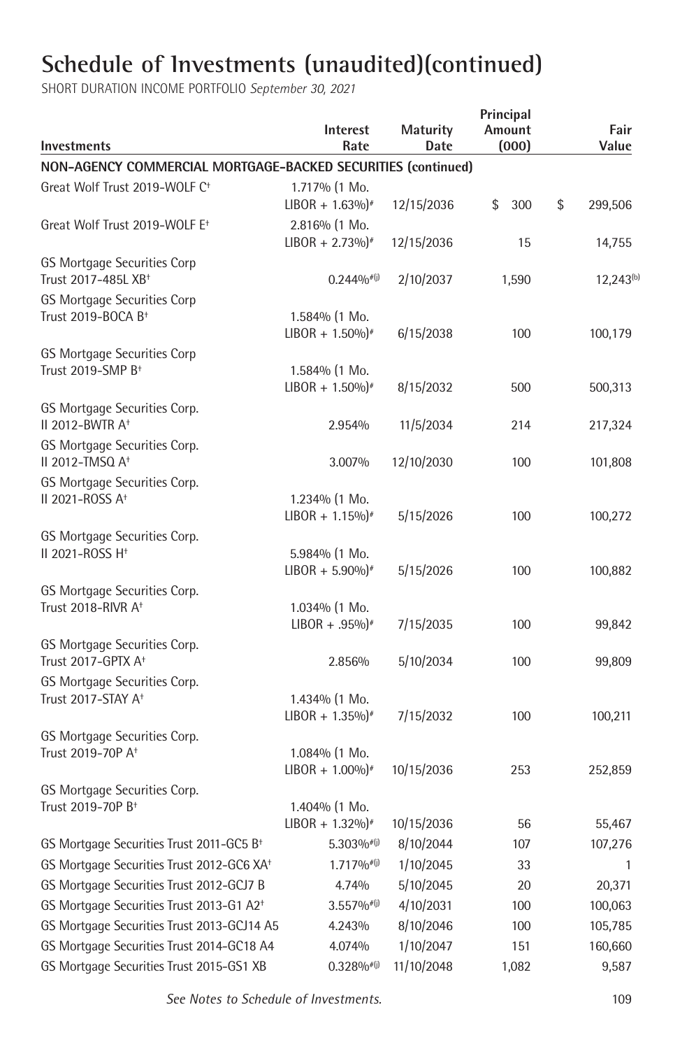# Schedule of Investments (unaudited)(continued)

SHORT DURATION INCOME PORTFOLIO *September 30, 2021*

| Investments | Interest Rate | Maturity Date | Principal Amount (000) | Fair Value |
|---|---|---|---|---|
| **NON-AGENCY COMMERCIAL MORTGAGE-BACKED SECURITIES (continued)** | | | | |
| Great Wolf Trust 2019-WOLF C† | 1.717% (1 Mo. LIBOR + 1.63%)# | 12/15/2036 | $ 300 | $ 299,506 |
| Great Wolf Trust 2019-WOLF E† | 2.816% (1 Mo. LIBOR + 2.73%)# | 12/15/2036 | 15 | 14,755 |
| GS Mortgage Securities Corp Trust 2017-485L XB† | 0.244%#(j) | 2/10/2037 | 1,590 | 12,243(b) |
| GS Mortgage Securities Corp Trust 2019-BOCA B† | 1.584% (1 Mo. LIBOR + 1.50%)# | 6/15/2038 | 100 | 100,179 |
| GS Mortgage Securities Corp Trust 2019-SMP B† | 1.584% (1 Mo. LIBOR + 1.50%)# | 8/15/2032 | 500 | 500,313 |
| GS Mortgage Securities Corp. II 2012-BWTR A† | 2.954% | 11/5/2034 | 214 | 217,324 |
| GS Mortgage Securities Corp. II 2012-TMSQ A† | 3.007% | 12/10/2030 | 100 | 101,808 |
| GS Mortgage Securities Corp. II 2021-ROSS A† | 1.234% (1 Mo. LIBOR + 1.15%)# | 5/15/2026 | 100 | 100,272 |
| GS Mortgage Securities Corp. II 2021-ROSS H† | 5.984% (1 Mo. LIBOR + 5.90%)# | 5/15/2026 | 100 | 100,882 |
| GS Mortgage Securities Corp. Trust 2018-RIVR A† | 1.034% (1 Mo. LIBOR + .95%)# | 7/15/2035 | 100 | 99,842 |
| GS Mortgage Securities Corp. Trust 2017-GPTX A† | 2.856% | 5/10/2034 | 100 | 99,809 |
| GS Mortgage Securities Corp. Trust 2017-STAY A† | 1.434% (1 Mo. LIBOR + 1.35%)# | 7/15/2032 | 100 | 100,211 |
| GS Mortgage Securities Corp. Trust 2019-70P A† | 1.084% (1 Mo. LIBOR + 1.00%)# | 10/15/2036 | 253 | 252,859 |
| GS Mortgage Securities Corp. Trust 2019-70P B† | 1.404% (1 Mo. LIBOR + 1.32%)# | 10/15/2036 | 56 | 55,467 |
| GS Mortgage Securities Trust 2011-GC5 B† | 5.303%#(j) | 8/10/2044 | 107 | 107,276 |
| GS Mortgage Securities Trust 2012-GC6 XA† | 1.717%#(j) | 1/10/2045 | 33 | 1 |
| GS Mortgage Securities Trust 2012-GCJ7 B | 4.74% | 5/10/2045 | 20 | 20,371 |
| GS Mortgage Securities Trust 2013-G1 A2† | 3.557%#(j) | 4/10/2031 | 100 | 100,063 |
| GS Mortgage Securities Trust 2013-GCJ14 A5 | 4.243% | 8/10/2046 | 100 | 105,785 |
| GS Mortgage Securities Trust 2014-GC18 A4 | 4.074% | 1/10/2047 | 151 | 160,660 |
| GS Mortgage Securities Trust 2015-GS1 XB | 0.328%#(j) | 11/10/2048 | 1,082 | 9,587 |

*See Notes to Schedule of Investments.*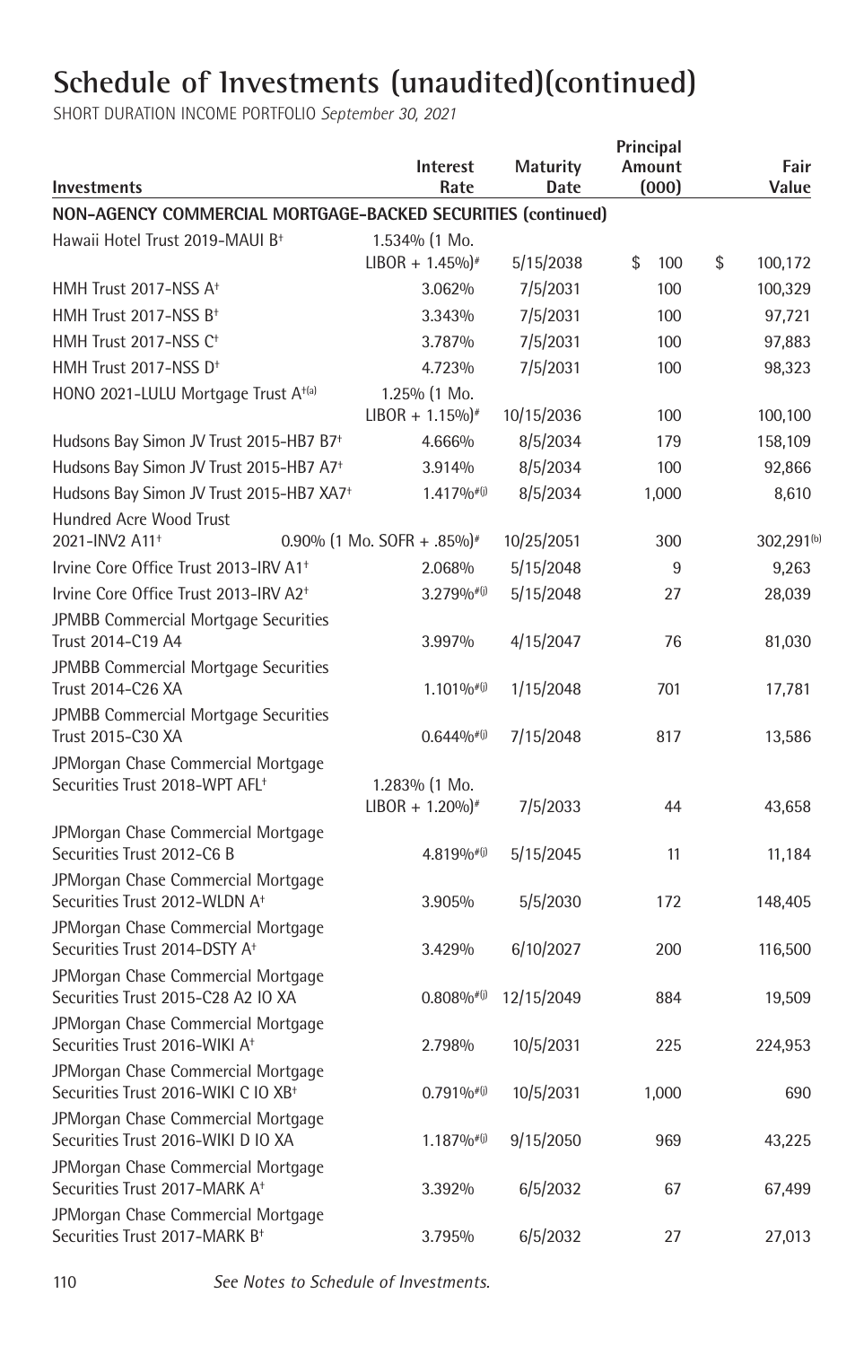# Schedule of Investments (unaudited)(continued)

SHORT DURATION INCOME PORTFOLIO *September 30, 2021*

| Investments | Interest Rate | Maturity Date | Principal Amount (000) | Fair Value |
|---|---|---|---|---|
| **NON-AGENCY COMMERCIAL MORTGAGE-BACKED SECURITIES (continued)** | | | | |
| Hawaii Hotel Trust 2019-MAUI B† | 1.534% (1 Mo. LIBOR + 1.45%)# | 5/15/2038 | $ 100 | $ 100,172 |
| HMH Trust 2017-NSS A† | 3.062% | 7/5/2031 | 100 | 100,329 |
| HMH Trust 2017-NSS B† | 3.343% | 7/5/2031 | 100 | 97,721 |
| HMH Trust 2017-NSS C† | 3.787% | 7/5/2031 | 100 | 97,883 |
| HMH Trust 2017-NSS D† | 4.723% | 7/5/2031 | 100 | 98,323 |
| HONO 2021-LULU Mortgage Trust A†(a) | 1.25% (1 Mo. LIBOR + 1.15%)# | 10/15/2036 | 100 | 100,100 |
| Hudsons Bay Simon JV Trust 2015-HB7 B7† | 4.666% | 8/5/2034 | 179 | 158,109 |
| Hudsons Bay Simon JV Trust 2015-HB7 A7† | 3.914% | 8/5/2034 | 100 | 92,866 |
| Hudsons Bay Simon JV Trust 2015-HB7 XA7† | 1.417%#(j) | 8/5/2034 | 1,000 | 8,610 |
| Hundred Acre Wood Trust 2021-INV2 A11† | 0.90% (1 Mo. SOFR + .85%)# | 10/25/2051 | 300 | 302,291(b) |
| Irvine Core Office Trust 2013-IRV A1† | 2.068% | 5/15/2048 | 9 | 9,263 |
| Irvine Core Office Trust 2013-IRV A2† | 3.279%#(j) | 5/15/2048 | 27 | 28,039 |
| JPMBB Commercial Mortgage Securities Trust 2014-C19 A4 | 3.997% | 4/15/2047 | 76 | 81,030 |
| JPMBB Commercial Mortgage Securities Trust 2014-C26 XA | 1.101%#(j) | 1/15/2048 | 701 | 17,781 |
| JPMBB Commercial Mortgage Securities Trust 2015-C30 XA | 0.644%#(j) | 7/15/2048 | 817 | 13,586 |
| JPMorgan Chase Commercial Mortgage Securities Trust 2018-WPT AFL† | 1.283% (1 Mo. LIBOR + 1.20%)# | 7/5/2033 | 44 | 43,658 |
| JPMorgan Chase Commercial Mortgage Securities Trust 2012-C6 B | 4.819%#(j) | 5/15/2045 | 11 | 11,184 |
| JPMorgan Chase Commercial Mortgage Securities Trust 2012-WLDN A† | 3.905% | 5/5/2030 | 172 | 148,405 |
| JPMorgan Chase Commercial Mortgage Securities Trust 2014-DSTY A† | 3.429% | 6/10/2027 | 200 | 116,500 |
| JPMorgan Chase Commercial Mortgage Securities Trust 2015-C28 A2 IO XA | 0.808%#(j) | 12/15/2049 | 884 | 19,509 |
| JPMorgan Chase Commercial Mortgage Securities Trust 2016-WIKI A† | 2.798% | 10/5/2031 | 225 | 224,953 |
| JPMorgan Chase Commercial Mortgage Securities Trust 2016-WIKI C IO XB† | 0.791%#(j) | 10/5/2031 | 1,000 | 690 |
| JPMorgan Chase Commercial Mortgage Securities Trust 2016-WIKI D IO XA | 1.187%#(j) | 9/15/2050 | 969 | 43,225 |
| JPMorgan Chase Commercial Mortgage Securities Trust 2017-MARK A† | 3.392% | 6/5/2032 | 67 | 67,499 |
| JPMorgan Chase Commercial Mortgage Securities Trust 2017-MARK B† | 3.795% | 6/5/2032 | 27 | 27,013 |

*See Notes to Schedule of Investments.*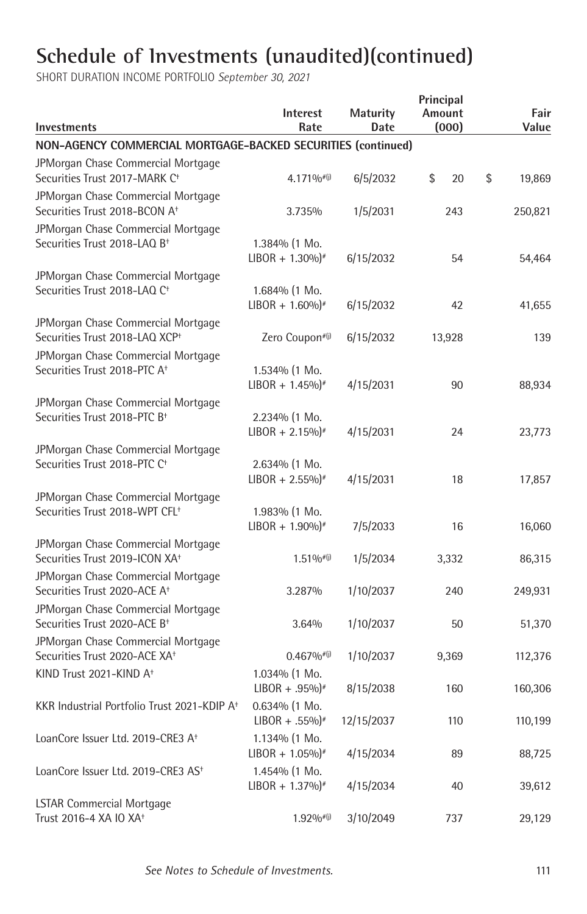# Schedule of Investments (unaudited)(continued)

SHORT DURATION INCOME PORTFOLIO *September 30, 2021*

| Investments | Interest Rate | Maturity Date | Principal Amount (000) | Fair Value |
|---|---|---|---|---|
| **NON-AGENCY COMMERCIAL MORTGAGE-BACKED SECURITIES (continued)** | | | | |
| JPMorgan Chase Commercial Mortgage Securities Trust 2017-MARK C† | 4.171%#(j) | 6/5/2032 | $ 20 | $ 19,869 |
| JPMorgan Chase Commercial Mortgage Securities Trust 2018-BCON A† | 3.735% | 1/5/2031 | 243 | 250,821 |
| JPMorgan Chase Commercial Mortgage Securities Trust 2018-LAQ B† | 1.384% (1 Mo. LIBOR + 1.30%)# | 6/15/2032 | 54 | 54,464 |
| JPMorgan Chase Commercial Mortgage Securities Trust 2018-LAQ C† | 1.684% (1 Mo. LIBOR + 1.60%)# | 6/15/2032 | 42 | 41,655 |
| JPMorgan Chase Commercial Mortgage Securities Trust 2018-LAQ XCP† | Zero Coupon#(j) | 6/15/2032 | 13,928 | 139 |
| JPMorgan Chase Commercial Mortgage Securities Trust 2018-PTC A† | 1.534% (1 Mo. LIBOR + 1.45%)# | 4/15/2031 | 90 | 88,934 |
| JPMorgan Chase Commercial Mortgage Securities Trust 2018-PTC B† | 2.234% (1 Mo. LIBOR + 2.15%)# | 4/15/2031 | 24 | 23,773 |
| JPMorgan Chase Commercial Mortgage Securities Trust 2018-PTC C† | 2.634% (1 Mo. LIBOR + 2.55%)# | 4/15/2031 | 18 | 17,857 |
| JPMorgan Chase Commercial Mortgage Securities Trust 2018-WPT CFL† | 1.983% (1 Mo. LIBOR + 1.90%)# | 7/5/2033 | 16 | 16,060 |
| JPMorgan Chase Commercial Mortgage Securities Trust 2019-ICON XA† | 1.51%#(j) | 1/5/2034 | 3,332 | 86,315 |
| JPMorgan Chase Commercial Mortgage Securities Trust 2020-ACE A† | 3.287% | 1/10/2037 | 240 | 249,931 |
| JPMorgan Chase Commercial Mortgage Securities Trust 2020-ACE B† | 3.64% | 1/10/2037 | 50 | 51,370 |
| JPMorgan Chase Commercial Mortgage Securities Trust 2020-ACE XA† | 0.467%#(j) | 1/10/2037 | 9,369 | 112,376 |
| KIND Trust 2021-KIND A† | 1.034% (1 Mo. LIBOR + .95%)# | 8/15/2038 | 160 | 160,306 |
| KKR Industrial Portfolio Trust 2021-KDIP A† | 0.634% (1 Mo. LIBOR + .55%)# | 12/15/2037 | 110 | 110,199 |
| LoanCore Issuer Ltd. 2019-CRE3 A† | 1.134% (1 Mo. LIBOR + 1.05%)# | 4/15/2034 | 89 | 88,725 |
| LoanCore Issuer Ltd. 2019-CRE3 AS† | 1.454% (1 Mo. LIBOR + 1.37%)# | 4/15/2034 | 40 | 39,612 |
| LSTAR Commercial Mortgage Trust 2016-4 XA IO XA† | 1.92%#(j) | 3/10/2049 | 737 | 29,129 |

*See Notes to Schedule of Investments.*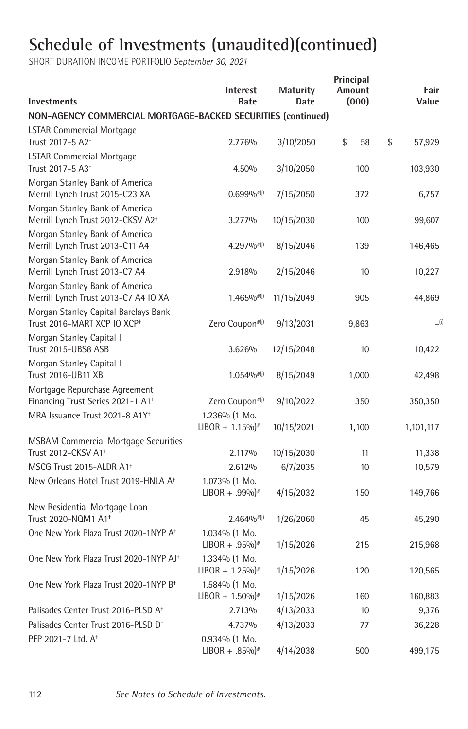# Schedule of Investments (unaudited)(continued)

SHORT DURATION INCOME PORTFOLIO *September 30, 2021*

| Investments | Interest Rate | Maturity Date | Principal Amount (000) | Fair Value |
|---|---|---|---|---|
| **NON-AGENCY COMMERCIAL MORTGAGE-BACKED SECURITIES (continued)** | | | | |
| LSTAR Commercial Mortgage Trust 2017-5 A2† | 2.776% | 3/10/2050 | $ 58 | $ 57,929 |
| LSTAR Commercial Mortgage Trust 2017-5 A3† | 4.50% | 3/10/2050 | 100 | 103,930 |
| Morgan Stanley Bank of America Merrill Lynch Trust 2015-C23 XA | 0.699%#(j) | 7/15/2050 | 372 | 6,757 |
| Morgan Stanley Bank of America Merrill Lynch Trust 2012-CKSV A2† | 3.277% | 10/15/2030 | 100 | 99,607 |
| Morgan Stanley Bank of America Merrill Lynch Trust 2013-C11 A4 | 4.297%#(j) | 8/15/2046 | 139 | 146,465 |
| Morgan Stanley Bank of America Merrill Lynch Trust 2013-C7 A4 | 2.918% | 2/15/2046 | 10 | 10,227 |
| Morgan Stanley Bank of America Merrill Lynch Trust 2013-C7 A4 IO XA | 1.465%#(j) | 11/15/2049 | 905 | 44,869 |
| Morgan Stanley Capital Barclays Bank Trust 2016-MART XCP IO XCP† | Zero Coupon#(j) | 9/13/2031 | 9,863 | –(i) |
| Morgan Stanley Capital I Trust 2015-UBS8 ASB | 3.626% | 12/15/2048 | 10 | 10,422 |
| Morgan Stanley Capital I Trust 2016-UB11 XB | 1.054%#(j) | 8/15/2049 | 1,000 | 42,498 |
| Mortgage Repurchase Agreement Financing Trust Series 2021-1 A1† | Zero Coupon#(j) | 9/10/2022 | 350 | 350,350 |
| MRA Issuance Trust 2021-8 A1Y† | 1.236% (1 Mo. LIBOR + 1.15%)# | 10/15/2021 | 1,100 | 1,101,117 |
| MSBAM Commercial Mortgage Securities Trust 2012-CKSV A1† | 2.117% | 10/15/2030 | 11 | 11,338 |
| MSCG Trust 2015-ALDR A1† | 2.612% | 6/7/2035 | 10 | 10,579 |
| New Orleans Hotel Trust 2019-HNLA A† | 1.073% (1 Mo. LIBOR + .99%)# | 4/15/2032 | 150 | 149,766 |
| New Residential Mortgage Loan Trust 2020-NQM1 A1† | 2.464%#(j) | 1/26/2060 | 45 | 45,290 |
| One New York Plaza Trust 2020-1NYP A† | 1.034% (1 Mo. LIBOR + .95%)# | 1/15/2026 | 215 | 215,968 |
| One New York Plaza Trust 2020-1NYP AJ† | 1.334% (1 Mo. LIBOR + 1.25%)# | 1/15/2026 | 120 | 120,565 |
| One New York Plaza Trust 2020-1NYP B† | 1.584% (1 Mo. LIBOR + 1.50%)# | 1/15/2026 | 160 | 160,883 |
| Palisades Center Trust 2016-PLSD A† | 2.713% | 4/13/2033 | 10 | 9,376 |
| Palisades Center Trust 2016-PLSD D† | 4.737% | 4/13/2033 | 77 | 36,228 |
| PFP 2021-7 Ltd. A† | 0.934% (1 Mo. LIBOR + .85%)# | 4/14/2038 | 500 | 499,175 |

*See Notes to Schedule of Investments.*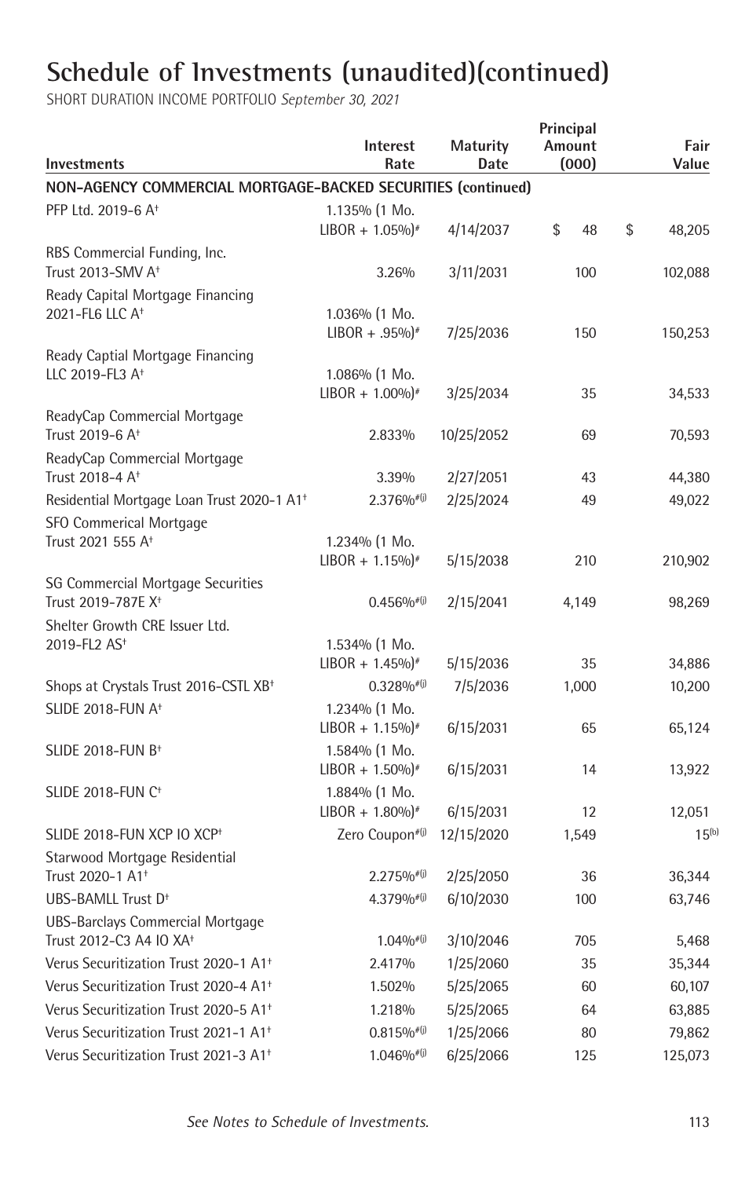# Schedule of Investments (unaudited)(continued)

SHORT DURATION INCOME PORTFOLIO *September 30, 2021*

| Investments | Interest Rate | Maturity Date | Principal Amount (000) | Fair Value |
|---|---|---|---|---|
| **NON-AGENCY COMMERCIAL MORTGAGE-BACKED SECURITIES (continued)** | | | | |
| PFP Ltd. 2019-6 A† | 1.135% (1 Mo. LIBOR + 1.05%)# | 4/14/2037 | $ 48 | $ 48,205 |
| RBS Commercial Funding, Inc. Trust 2013-SMV A† | 3.26% | 3/11/2031 | 100 | 102,088 |
| Ready Capital Mortgage Financing 2021-FL6 LLC A† | 1.036% (1 Mo. LIBOR + .95%)# | 7/25/2036 | 150 | 150,253 |
| Ready Captial Mortgage Financing LLC 2019-FL3 A† | 1.086% (1 Mo. LIBOR + 1.00%)# | 3/25/2034 | 35 | 34,533 |
| ReadyCap Commercial Mortgage Trust 2019-6 A† | 2.833% | 10/25/2052 | 69 | 70,593 |
| ReadyCap Commercial Mortgage Trust 2018-4 A† | 3.39% | 2/27/2051 | 43 | 44,380 |
| Residential Mortgage Loan Trust 2020-1 A1† | 2.376%#(j) | 2/25/2024 | 49 | 49,022 |
| SFO Commerical Mortgage Trust 2021 555 A† | 1.234% (1 Mo. LIBOR + 1.15%)# | 5/15/2038 | 210 | 210,902 |
| SG Commercial Mortgage Securities Trust 2019-787E X† | 0.456%#(j) | 2/15/2041 | 4,149 | 98,269 |
| Shelter Growth CRE Issuer Ltd. 2019-FL2 AS† | 1.534% (1 Mo. LIBOR + 1.45%)# | 5/15/2036 | 35 | 34,886 |
| Shops at Crystals Trust 2016-CSTL XB† | 0.328%#(j) | 7/5/2036 | 1,000 | 10,200 |
| SLIDE 2018-FUN A† | 1.234% (1 Mo. LIBOR + 1.15%)# | 6/15/2031 | 65 | 65,124 |
| SLIDE 2018-FUN B† | 1.584% (1 Mo. LIBOR + 1.50%)# | 6/15/2031 | 14 | 13,922 |
| SLIDE 2018-FUN C† | 1.884% (1 Mo. LIBOR + 1.80%)# | 6/15/2031 | 12 | 12,051 |
| SLIDE 2018-FUN XCP IO XCP† | Zero Coupon#(j) | 12/15/2020 | 1,549 | 15(b) |
| Starwood Mortgage Residential Trust 2020-1 A1† | 2.275%#(j) | 2/25/2050 | 36 | 36,344 |
| UBS-BAMLL Trust D† | 4.379%#(j) | 6/10/2030 | 100 | 63,746 |
| UBS-Barclays Commercial Mortgage Trust 2012-C3 A4 IO XA† | 1.04%#(j) | 3/10/2046 | 705 | 5,468 |
| Verus Securitization Trust 2020-1 A1† | 2.417% | 1/25/2060 | 35 | 35,344 |
| Verus Securitization Trust 2020-4 A1† | 1.502% | 5/25/2065 | 60 | 60,107 |
| Verus Securitization Trust 2020-5 A1† | 1.218% | 5/25/2065 | 64 | 63,885 |
| Verus Securitization Trust 2021-1 A1† | 0.815%#(j) | 1/25/2066 | 80 | 79,862 |
| Verus Securitization Trust 2021-3 A1† | 1.046%#(j) | 6/25/2066 | 125 | 125,073 |

*See Notes to Schedule of Investments.*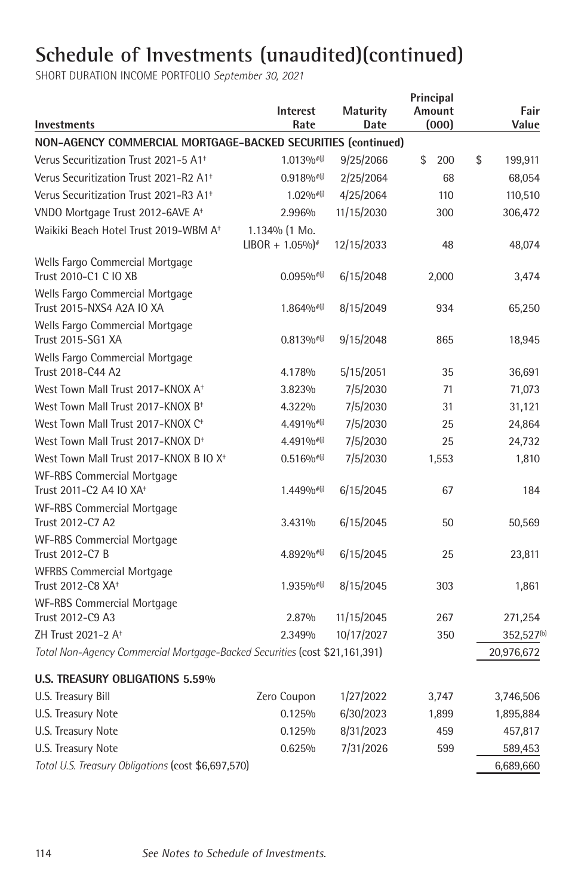# Schedule of Investments (unaudited)(continued)

SHORT DURATION INCOME PORTFOLIO *September 30, 2021*

| Investments | Interest Rate | Maturity Date | Principal Amount (000) | Fair Value |
|---|---|---|---|---|
| **NON-AGENCY COMMERCIAL MORTGAGE-BACKED SECURITIES (continued)** | | | | |
| Verus Securitization Trust 2021-5 A1† | 1.013%#(j) | 9/25/2066 | $ 200 | $ 199,911 |
| Verus Securitization Trust 2021-R2 A1† | 0.918%#(j) | 2/25/2064 | 68 | 68,054 |
| Verus Securitization Trust 2021-R3 A1† | 1.02%#(j) | 4/25/2064 | 110 | 110,510 |
| VNDO Mortgage Trust 2012-6AVE A† | 2.996% | 11/15/2030 | 300 | 306,472 |
| Waikiki Beach Hotel Trust 2019-WBM A† | 1.134% (1 Mo. LIBOR + 1.05%)# | 12/15/2033 | 48 | 48,074 |
| Wells Fargo Commercial Mortgage Trust 2010-C1 C IO XB | 0.095%#(j) | 6/15/2048 | 2,000 | 3,474 |
| Wells Fargo Commercial Mortgage Trust 2015-NXS4 A2A IO XA | 1.864%#(j) | 8/15/2049 | 934 | 65,250 |
| Wells Fargo Commercial Mortgage Trust 2015-SG1 XA | 0.813%#(j) | 9/15/2048 | 865 | 18,945 |
| Wells Fargo Commercial Mortgage Trust 2018-C44 A2 | 4.178% | 5/15/2051 | 35 | 36,691 |
| West Town Mall Trust 2017-KNOX A† | 3.823% | 7/5/2030 | 71 | 71,073 |
| West Town Mall Trust 2017-KNOX B† | 4.322% | 7/5/2030 | 31 | 31,121 |
| West Town Mall Trust 2017-KNOX C† | 4.491%#(j) | 7/5/2030 | 25 | 24,864 |
| West Town Mall Trust 2017-KNOX D† | 4.491%#(j) | 7/5/2030 | 25 | 24,732 |
| West Town Mall Trust 2017-KNOX B IO X† | 0.516%#(j) | 7/5/2030 | 1,553 | 1,810 |
| WF-RBS Commercial Mortgage Trust 2011-C2 A4 IO XA† | 1.449%#(j) | 6/15/2045 | 67 | 184 |
| WF-RBS Commercial Mortgage Trust 2012-C7 A2 | 3.431% | 6/15/2045 | 50 | 50,569 |
| WF-RBS Commercial Mortgage Trust 2012-C7 B | 4.892%#(j) | 6/15/2045 | 25 | 23,811 |
| WFRBS Commercial Mortgage Trust 2012-C8 XA† | 1.935%#(j) | 8/15/2045 | 303 | 1,861 |
| WF-RBS Commercial Mortgage Trust 2012-C9 A3 | 2.87% | 11/15/2045 | 267 | 271,254 |
| ZH Trust 2021-2 A† | 2.349% | 10/17/2027 | 350 | 352,527(b) |
| *Total Non-Agency Commercial Mortgage-Backed Securities* (cost $21,161,391) | | | | 20,976,672 |
| **U.S. TREASURY OBLIGATIONS 5.59%** | | | | |
| U.S. Treasury Bill | Zero Coupon | 1/27/2022 | 3,747 | 3,746,506 |
| U.S. Treasury Note | 0.125% | 6/30/2023 | 1,899 | 1,895,884 |
| U.S. Treasury Note | 0.125% | 8/31/2023 | 459 | 457,817 |
| U.S. Treasury Note | 0.625% | 7/31/2026 | 599 | 589,453 |
| *Total U.S. Treasury Obligations* (cost $6,697,570) | | | | 6,689,660 |

*See Notes to Schedule of Investments.*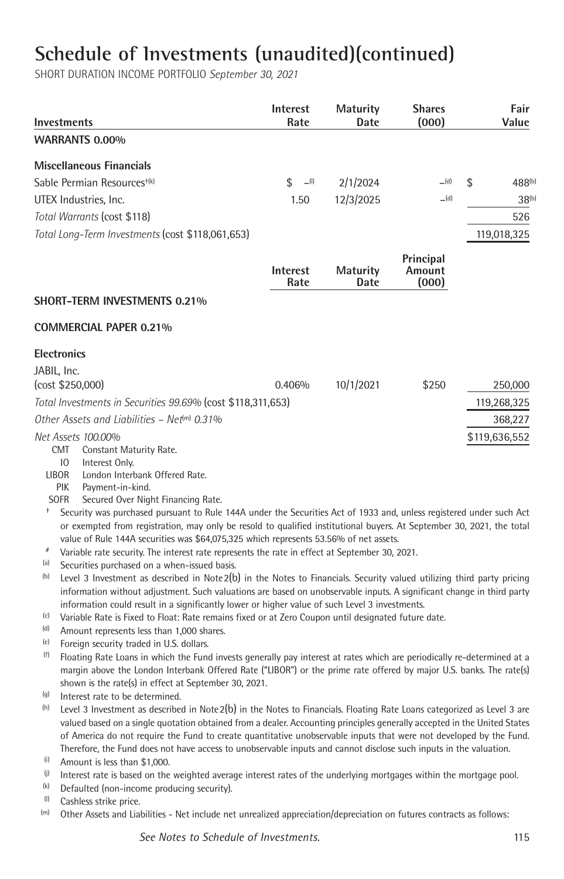# Schedule of Investments (unaudited)(continued)

SHORT DURATION INCOME PORTFOLIO *September 30, 2021*

| Investments | Interest Rate | Maturity Date | Shares (000) | Fair Value |
|---|---|---|---|---|
| **WARRANTS 0.00%** | | | | |
| **Miscellaneous Financials** | | | | |
| Sable Permian Resources[†(k)] | $ –[(l)] | 2/1/2024 | –[(d)] | $ 488[(b)] |
| UTEX Industries, Inc. | 1.50 | 12/3/2025 | –[(d)] | 38[(b)] |
| *Total Warrants* (cost $118) | | | | 526 |
| *Total Long-Term Investments* (cost $118,061,653) | | | | 119,018,325 |

| | Interest Rate | Maturity Date | Principal Amount (000) | |
|---|---|---|---|---|
| **SHORT-TERM INVESTMENTS 0.21%** | | | | |
| **COMMERCIAL PAPER 0.21%** | | | | |
| **Electronics** | | | | |
| JABIL, Inc. (cost $250,000) | 0.406% | 10/1/2021 | $250 | 250,000 |
| *Total Investments in Securities 99.69%* (cost $118,311,653) | | | | 119,268,325 |
| *Other Assets and Liabilities – Net[(m)] 0.31%* | | | | 368,227 |
| *Net Assets 100.00%* | | | | $119,636,552 |

CMT Constant Maturity Rate.
IO Interest Only.
LIBOR London Interbank Offered Rate.
PIK Payment-in-kind.
SOFR Secured Over Night Financing Rate.

† Security was purchased pursuant to Rule 144A under the Securities Act of 1933 and, unless registered under such Act or exempted from registration, may only be resold to qualified institutional buyers. At September 30, 2021, the total value of Rule 144A securities was $64,075,325 which represents 53.56% of net assets.

\# Variable rate security. The interest rate represents the rate in effect at September 30, 2021.

(a) Securities purchased on a when-issued basis.

(b) Level 3 Investment as described in Note 2(b) in the Notes to Financials. Security valued utilizing third party pricing information without adjustment. Such valuations are based on unobservable inputs. A significant change in third party information could result in a significantly lower or higher value of such Level 3 investments.

(c) Variable Rate is Fixed to Float: Rate remains fixed or at Zero Coupon until designated future date.

(d) Amount represents less than 1,000 shares.

(e) Foreign security traded in U.S. dollars.

(f) Floating Rate Loans in which the Fund invests generally pay interest at rates which are periodically re-determined at a margin above the London Interbank Offered Rate ("LIBOR") or the prime rate offered by major U.S. banks. The rate(s) shown is the rate(s) in effect at September 30, 2021.

(g) Interest rate to be determined.

(h) Level 3 Investment as described in Note 2(b) in the Notes to Financials. Floating Rate Loans categorized as Level 3 are valued based on a single quotation obtained from a dealer. Accounting principles generally accepted in the United States of America do not require the Fund to create quantitative unobservable inputs that were not developed by the Fund. Therefore, the Fund does not have access to unobservable inputs and cannot disclose such inputs in the valuation.

(i) Amount is less than $1,000.

(j) Interest rate is based on the weighted average interest rates of the underlying mortgages within the mortgage pool.

(k) Defaulted (non-income producing security).

(l) Cashless strike price.

(m) Other Assets and Liabilities - Net include net unrealized appreciation/depreciation on futures contracts as follows:

*See Notes to Schedule of Investments.*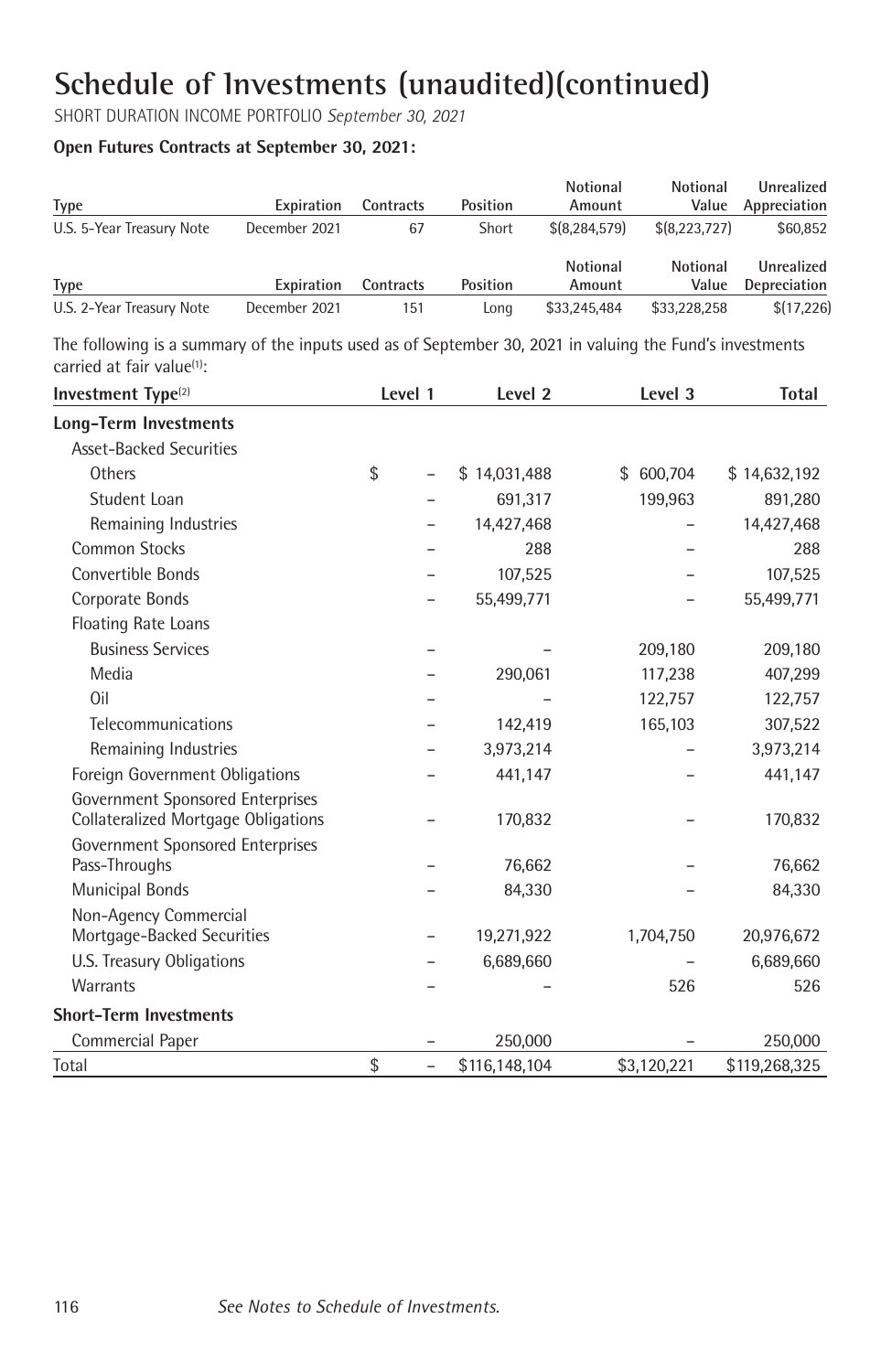# Schedule of Investments (unaudited)(continued)

SHORT DURATION INCOME PORTFOLIO *September 30, 2021*

**Open Futures Contracts at September 30, 2021:**

| Type | Expiration | Contracts | Position | Notional Amount | Notional Value | Unrealized Appreciation |
|---|---|---|---|---|---|---|
| U.S. 5-Year Treasury Note | December 2021 | 67 | Short | $(8,284,579) | $(8,223,727) | $60,852 |

| Type | Expiration | Contracts | Position | Notional Amount | Notional Value | Unrealized Depreciation |
|---|---|---|---|---|---|---|
| U.S. 2-Year Treasury Note | December 2021 | 151 | Long | $33,245,484 | $33,228,258 | $(17,226) |

The following is a summary of the inputs used as of September 30, 2021 in valuing the Fund's investments carried at fair value[1]:

| Investment Type[2] | Level 1 | Level 2 | Level 3 | Total |
|---|---|---|---|---|
| **Long-Term Investments** | | | | |
| Asset-Backed Securities | | | | |
| Others | $ – | $ 14,031,488 | $ 600,704 | $ 14,632,192 |
| Student Loan | – | 691,317 | 199,963 | 891,280 |
| Remaining Industries | – | 14,427,468 | – | 14,427,468 |
| Common Stocks | – | 288 | – | 288 |
| Convertible Bonds | – | 107,525 | – | 107,525 |
| Corporate Bonds | – | 55,499,771 | – | 55,499,771 |
| Floating Rate Loans | | | | |
| Business Services | – | – | 209,180 | 209,180 |
| Media | – | 290,061 | 117,238 | 407,299 |
| Oil | – | – | 122,757 | 122,757 |
| Telecommunications | – | 142,419 | 165,103 | 307,522 |
| Remaining Industries | – | 3,973,214 | – | 3,973,214 |
| Foreign Government Obligations | – | 441,147 | – | 441,147 |
| Government Sponsored Enterprises Collateralized Mortgage Obligations | – | 170,832 | – | 170,832 |
| Government Sponsored Enterprises Pass-Throughs | – | 76,662 | – | 76,662 |
| Municipal Bonds | – | 84,330 | – | 84,330 |
| Non-Agency Commercial Mortgage-Backed Securities | – | 19,271,922 | 1,704,750 | 20,976,672 |
| U.S. Treasury Obligations | – | 6,689,660 | – | 6,689,660 |
| Warrants | – | – | 526 | 526 |
| **Short-Term Investments** | | | | |
| Commercial Paper | – | 250,000 | – | 250,000 |
| Total | $ – | $116,148,104 | $3,120,221 | $119,268,325 |

*See Notes to Schedule of Investments.*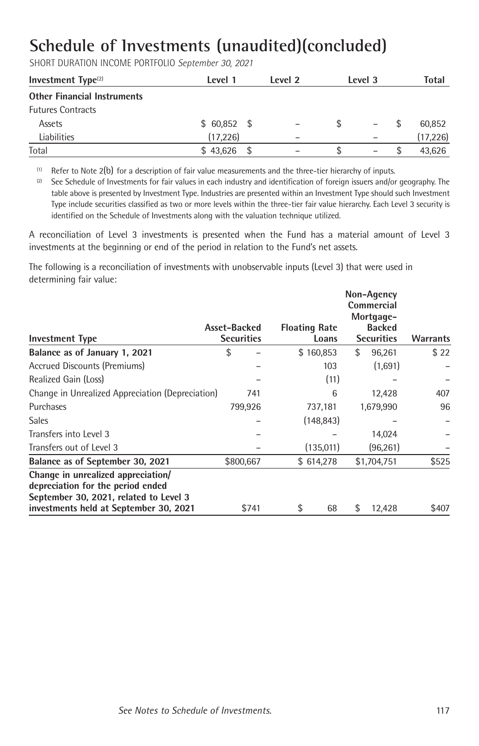# Schedule of Investments (unaudited)(concluded)

SHORT DURATION INCOME PORTFOLIO *September 30, 2021*

| Investment Type[(2)] | Level 1 | Level 2 | Level 3 | Total |
|---|---|---|---|---|
| **Other Financial Instruments** | | | | |
| Futures Contracts | | | | |
| Assets | $ 60,852 | $ – | $ – | $ 60,852 |
| Liabilities | (17,226) | – | – | (17,226) |
| Total | $ 43,626 | $ – | $ – | $ 43,626 |

[(1)] Refer to Note 2(b) for a description of fair value measurements and the three-tier hierarchy of inputs.

[(2)] See Schedule of Investments for fair values in each industry and identification of foreign issuers and/or geography. The table above is presented by Investment Type. Industries are presented within an Investment Type should such Investment Type include securities classified as two or more levels within the three-tier fair value hierarchy. Each Level 3 security is identified on the Schedule of Investments along with the valuation technique utilized.

A reconciliation of Level 3 investments is presented when the Fund has a material amount of Level 3 investments at the beginning or end of the period in relation to the Fund's net assets.

The following is a reconciliation of investments with unobservable inputs (Level 3) that were used in determining fair value:

| Investment Type | Asset-Backed Securities | Floating Rate Loans | Non-Agency Commercial Mortgage-Backed Securities | Warrants |
|---|---|---|---|---|
| **Balance as of January 1, 2021** | $ – | $ 160,853 | $ 96,261 | $ 22 |
| Accrued Discounts (Premiums) | – | 103 | (1,691) | – |
| Realized Gain (Loss) | – | (11) | – | – |
| Change in Unrealized Appreciation (Depreciation) | 741 | 6 | 12,428 | 407 |
| Purchases | 799,926 | 737,181 | 1,679,990 | 96 |
| Sales | – | (148,843) | – | – |
| Transfers into Level 3 | – | – | 14,024 | – |
| Transfers out of Level 3 | – | (135,011) | (96,261) | – |
| **Balance as of September 30, 2021** | $800,667 | $ 614,278 | $1,704,751 | $525 |
| **Change in unrealized appreciation/ depreciation for the period ended September 30, 2021, related to Level 3 investments held at September 30, 2021** | $741 | $ 68 | $ 12,428 | $407 |

*See Notes to Schedule of Investments.*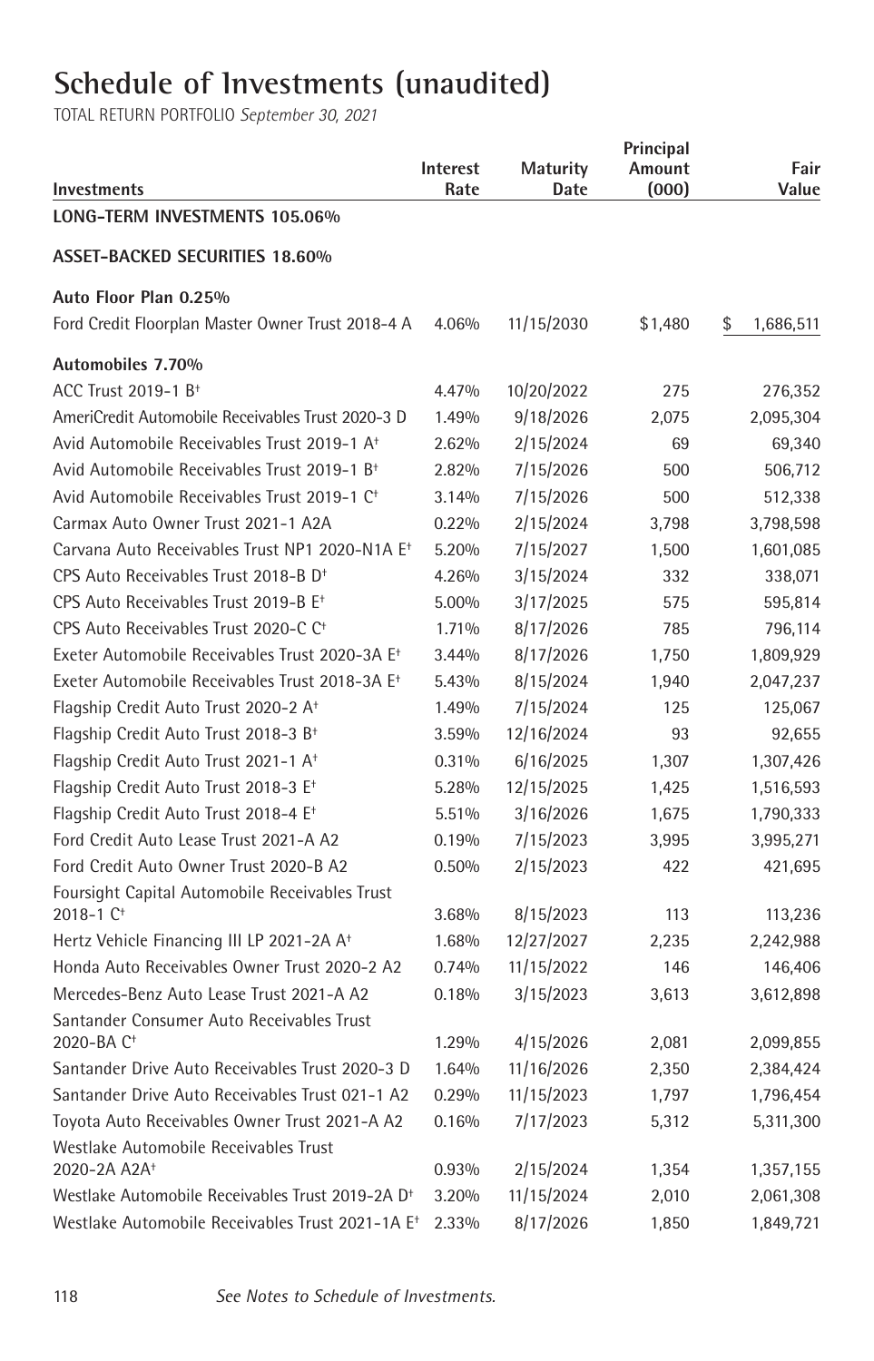# Schedule of Investments (unaudited)

TOTAL RETURN PORTFOLIO *September 30, 2021*

| Investments | Interest Rate | Maturity Date | Principal Amount (000) | Fair Value |
|---|---|---|---|---|
| **LONG-TERM INVESTMENTS 105.06%** | | | | |
| **ASSET-BACKED SECURITIES 18.60%** | | | | |
| **Auto Floor Plan 0.25%** | | | | |
| Ford Credit Floorplan Master Owner Trust 2018-4 A | 4.06% | 11/15/2030 | $1,480 | $ 1,686,511 |
| **Automobiles 7.70%** | | | | |
| ACC Trust 2019-1 B† | 4.47% | 10/20/2022 | 275 | 276,352 |
| AmeriCredit Automobile Receivables Trust 2020-3 D | 1.49% | 9/18/2026 | 2,075 | 2,095,304 |
| Avid Automobile Receivables Trust 2019-1 A† | 2.62% | 2/15/2024 | 69 | 69,340 |
| Avid Automobile Receivables Trust 2019-1 B† | 2.82% | 7/15/2026 | 500 | 506,712 |
| Avid Automobile Receivables Trust 2019-1 C† | 3.14% | 7/15/2026 | 500 | 512,338 |
| Carmax Auto Owner Trust 2021-1 A2A | 0.22% | 2/15/2024 | 3,798 | 3,798,598 |
| Carvana Auto Receivables Trust NP1 2020-N1A E† | 5.20% | 7/15/2027 | 1,500 | 1,601,085 |
| CPS Auto Receivables Trust 2018-B D† | 4.26% | 3/15/2024 | 332 | 338,071 |
| CPS Auto Receivables Trust 2019-B E† | 5.00% | 3/17/2025 | 575 | 595,814 |
| CPS Auto Receivables Trust 2020-C C† | 1.71% | 8/17/2026 | 785 | 796,114 |
| Exeter Automobile Receivables Trust 2020-3A E† | 3.44% | 8/17/2026 | 1,750 | 1,809,929 |
| Exeter Automobile Receivables Trust 2018-3A E† | 5.43% | 8/15/2024 | 1,940 | 2,047,237 |
| Flagship Credit Auto Trust 2020-2 A† | 1.49% | 7/15/2024 | 125 | 125,067 |
| Flagship Credit Auto Trust 2018-3 B† | 3.59% | 12/16/2024 | 93 | 92,655 |
| Flagship Credit Auto Trust 2021-1 A† | 0.31% | 6/16/2025 | 1,307 | 1,307,426 |
| Flagship Credit Auto Trust 2018-3 E† | 5.28% | 12/15/2025 | 1,425 | 1,516,593 |
| Flagship Credit Auto Trust 2018-4 E† | 5.51% | 3/16/2026 | 1,675 | 1,790,333 |
| Ford Credit Auto Lease Trust 2021-A A2 | 0.19% | 7/15/2023 | 3,995 | 3,995,271 |
| Ford Credit Auto Owner Trust 2020-B A2 | 0.50% | 2/15/2023 | 422 | 421,695 |
| Foursight Capital Automobile Receivables Trust 2018-1 C† | 3.68% | 8/15/2023 | 113 | 113,236 |
| Hertz Vehicle Financing III LP 2021-2A A† | 1.68% | 12/27/2027 | 2,235 | 2,242,988 |
| Honda Auto Receivables Owner Trust 2020-2 A2 | 0.74% | 11/15/2022 | 146 | 146,406 |
| Mercedes-Benz Auto Lease Trust 2021-A A2 | 0.18% | 3/15/2023 | 3,613 | 3,612,898 |
| Santander Consumer Auto Receivables Trust 2020-BA C† | 1.29% | 4/15/2026 | 2,081 | 2,099,855 |
| Santander Drive Auto Receivables Trust 2020-3 D | 1.64% | 11/16/2026 | 2,350 | 2,384,424 |
| Santander Drive Auto Receivables Trust 021-1 A2 | 0.29% | 11/15/2023 | 1,797 | 1,796,454 |
| Toyota Auto Receivables Owner Trust 2021-A A2 | 0.16% | 7/17/2023 | 5,312 | 5,311,300 |
| Westlake Automobile Receivables Trust 2020-2A A2A† | 0.93% | 2/15/2024 | 1,354 | 1,357,155 |
| Westlake Automobile Receivables Trust 2019-2A D† | 3.20% | 11/15/2024 | 2,010 | 2,061,308 |
| Westlake Automobile Receivables Trust 2021-1A E† | 2.33% | 8/17/2026 | 1,850 | 1,849,721 |

*See Notes to Schedule of Investments.*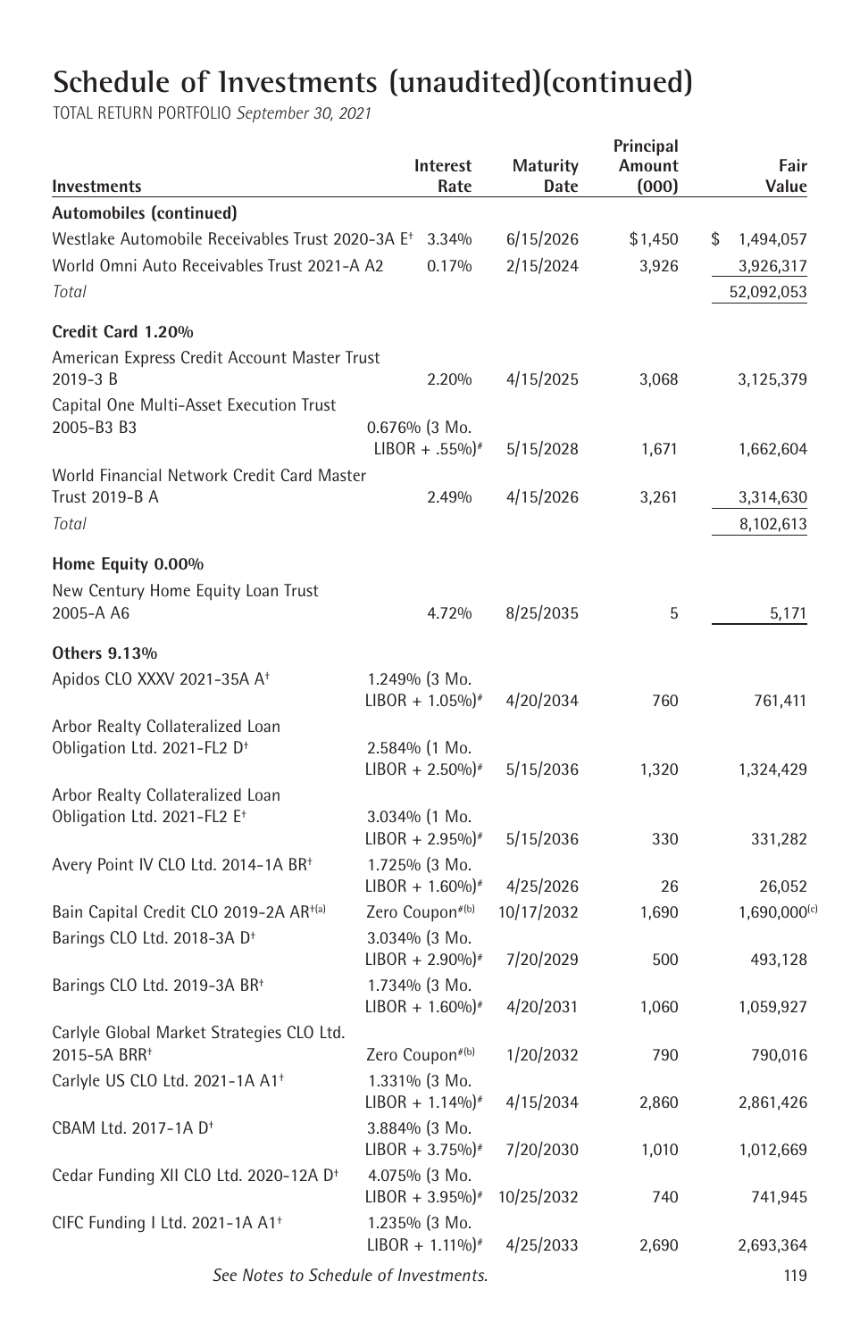# Schedule of Investments (unaudited)(continued)

TOTAL RETURN PORTFOLIO *September 30, 2021*

| Investments | Interest Rate | Maturity Date | Principal Amount (000) | Fair Value |
|---|---|---|---|---|
| **Automobiles (continued)** | | | | |
| Westlake Automobile Receivables Trust 2020-3A E† | 3.34% | 6/15/2026 | $1,450 | $ 1,494,057 |
| World Omni Auto Receivables Trust 2021-A A2 | 0.17% | 2/15/2024 | 3,926 | 3,926,317 |
| *Total* | | | | 52,092,053 |
| **Credit Card 1.20%** | | | | |
| American Express Credit Account Master Trust 2019-3 B | 2.20% | 4/15/2025 | 3,068 | 3,125,379 |
| Capital One Multi-Asset Execution Trust 2005-B3 B3 | 0.676% (3 Mo. LIBOR + .55%)# | 5/15/2028 | 1,671 | 1,662,604 |
| World Financial Network Credit Card Master Trust 2019-B A | 2.49% | 4/15/2026 | 3,261 | 3,314,630 |
| *Total* | | | | 8,102,613 |
| **Home Equity 0.00%** | | | | |
| New Century Home Equity Loan Trust 2005-A A6 | 4.72% | 8/25/2035 | 5 | 5,171 |
| **Others 9.13%** | | | | |
| Apidos CLO XXXV 2021-35A A† | 1.249% (3 Mo. LIBOR + 1.05%)# | 4/20/2034 | 760 | 761,411 |
| Arbor Realty Collateralized Loan Obligation Ltd. 2021-FL2 D† | 2.584% (1 Mo. LIBOR + 2.50%)# | 5/15/2036 | 1,320 | 1,324,429 |
| Arbor Realty Collateralized Loan Obligation Ltd. 2021-FL2 E† | 3.034% (1 Mo. LIBOR + 2.95%)# | 5/15/2036 | 330 | 331,282 |
| Avery Point IV CLO Ltd. 2014-1A BR† | 1.725% (3 Mo. LIBOR + 1.60%)# | 4/25/2026 | 26 | 26,052 |
| Bain Capital Credit CLO 2019-2A AR†(a) | Zero Coupon#(b) | 10/17/2032 | 1,690 | 1,690,000(c) |
| Barings CLO Ltd. 2018-3A D† | 3.034% (3 Mo. LIBOR + 2.90%)# | 7/20/2029 | 500 | 493,128 |
| Barings CLO Ltd. 2019-3A BR† | 1.734% (3 Mo. LIBOR + 1.60%)# | 4/20/2031 | 1,060 | 1,059,927 |
| Carlyle Global Market Strategies CLO Ltd. 2015-5A BRR† | Zero Coupon#(b) | 1/20/2032 | 790 | 790,016 |
| Carlyle US CLO Ltd. 2021-1A A1† | 1.331% (3 Mo. LIBOR + 1.14%)# | 4/15/2034 | 2,860 | 2,861,426 |
| CBAM Ltd. 2017-1A D† | 3.884% (3 Mo. LIBOR + 3.75%)# | 7/20/2030 | 1,010 | 1,012,669 |
| Cedar Funding XII CLO Ltd. 2020-12A D† | 4.075% (3 Mo. LIBOR + 3.95%)# | 10/25/2032 | 740 | 741,945 |
| CIFC Funding I Ltd. 2021-1A A1† | 1.235% (3 Mo. LIBOR + 1.11%)# | 4/25/2033 | 2,690 | 2,693,364 |

*See Notes to Schedule of Investments.*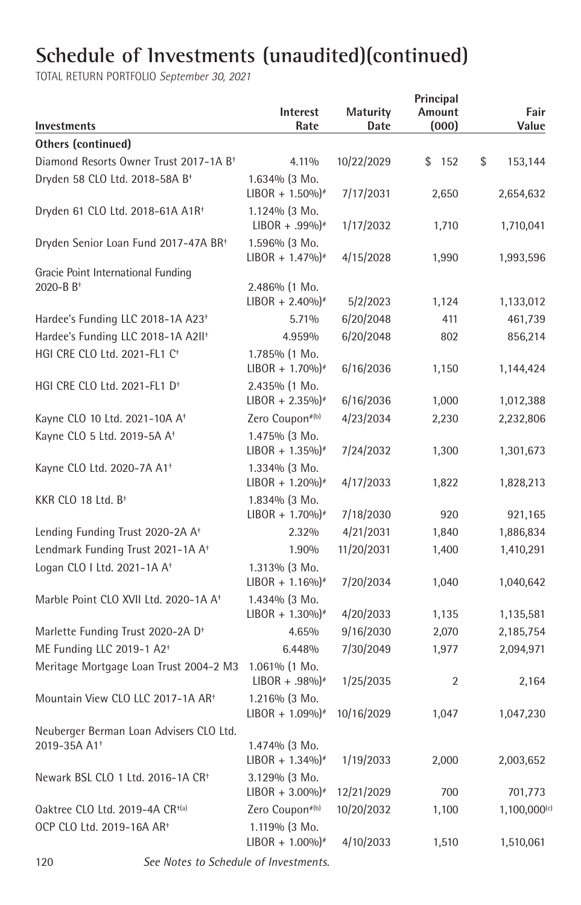# Schedule of Investments (unaudited)(continued)

TOTAL RETURN PORTFOLIO *September 30, 2021*

| Investments | Interest Rate | Maturity Date | Principal Amount (000) | Fair Value |
|---|---|---|---|---|
| **Others (continued)** | | | | |
| Diamond Resorts Owner Trust 2017-1A B† | 4.11% | 10/22/2029 | $ 152 | $ 153,144 |
| Dryden 58 CLO Ltd. 2018-58A B† | 1.634% (3 Mo. LIBOR + 1.50%)# | 7/17/2031 | 2,650 | 2,654,632 |
| Dryden 61 CLO Ltd. 2018-61A A1R† | 1.124% (3 Mo. LIBOR + .99%)# | 1/17/2032 | 1,710 | 1,710,041 |
| Dryden Senior Loan Fund 2017-47A BR† | 1.596% (3 Mo. LIBOR + 1.47%)# | 4/15/2028 | 1,990 | 1,993,596 |
| Gracie Point International Funding 2020-B B† | 2.486% (1 Mo. LIBOR + 2.40%)# | 5/2/2023 | 1,124 | 1,133,012 |
| Hardee's Funding LLC 2018-1A A23† | 5.71% | 6/20/2048 | 411 | 461,739 |
| Hardee's Funding LLC 2018-1A A2II† | 4.959% | 6/20/2048 | 802 | 856,214 |
| HGI CRE CLO Ltd. 2021-FL1 C† | 1.785% (1 Mo. LIBOR + 1.70%)# | 6/16/2036 | 1,150 | 1,144,424 |
| HGI CRE CLO Ltd. 2021-FL1 D† | 2.435% (1 Mo. LIBOR + 2.35%)# | 6/16/2036 | 1,000 | 1,012,388 |
| Kayne CLO 10 Ltd. 2021-10A A† | Zero Coupon#(b) | 4/23/2034 | 2,230 | 2,232,806 |
| Kayne CLO 5 Ltd. 2019-5A A† | 1.475% (3 Mo. LIBOR + 1.35%)# | 7/24/2032 | 1,300 | 1,301,673 |
| Kayne CLO Ltd. 2020-7A A1† | 1.334% (3 Mo. LIBOR + 1.20%)# | 4/17/2033 | 1,822 | 1,828,213 |
| KKR CLO 18 Ltd. B† | 1.834% (3 Mo. LIBOR + 1.70%)# | 7/18/2030 | 920 | 921,165 |
| Lending Funding Trust 2020-2A A† | 2.32% | 4/21/2031 | 1,840 | 1,886,834 |
| Lendmark Funding Trust 2021-1A A† | 1.90% | 11/20/2031 | 1,400 | 1,410,291 |
| Logan CLO I Ltd. 2021-1A A† | 1.313% (3 Mo. LIBOR + 1.16%)# | 7/20/2034 | 1,040 | 1,040,642 |
| Marble Point CLO XVII Ltd. 2020-1A A† | 1.434% (3 Mo. LIBOR + 1.30%)# | 4/20/2033 | 1,135 | 1,135,581 |
| Marlette Funding Trust 2020-2A D† | 4.65% | 9/16/2030 | 2,070 | 2,185,754 |
| ME Funding LLC 2019-1 A2† | 6.448% | 7/30/2049 | 1,977 | 2,094,971 |
| Meritage Mortgage Loan Trust 2004-2 M3 | 1.061% (1 Mo. LIBOR + .98%)# | 1/25/2035 | 2 | 2,164 |
| Mountain View CLO LLC 2017-1A AR† | 1.216% (3 Mo. LIBOR + 1.09%)# | 10/16/2029 | 1,047 | 1,047,230 |
| Neuberger Berman Loan Advisers CLO Ltd. 2019-35A A1† | 1.474% (3 Mo. LIBOR + 1.34%)# | 1/19/2033 | 2,000 | 2,003,652 |
| Newark BSL CLO 1 Ltd. 2016-1A CR† | 3.129% (3 Mo. LIBOR + 3.00%)# | 12/21/2029 | 700 | 701,773 |
| Oaktree CLO Ltd. 2019-4A CR†(a) | Zero Coupon#(b) | 10/20/2032 | 1,100 | 1,100,000(c) |
| OCP CLO Ltd. 2019-16A AR† | 1.119% (3 Mo. LIBOR + 1.00%)# | 4/10/2033 | 1,510 | 1,510,061 |

*See Notes to Schedule of Investments.*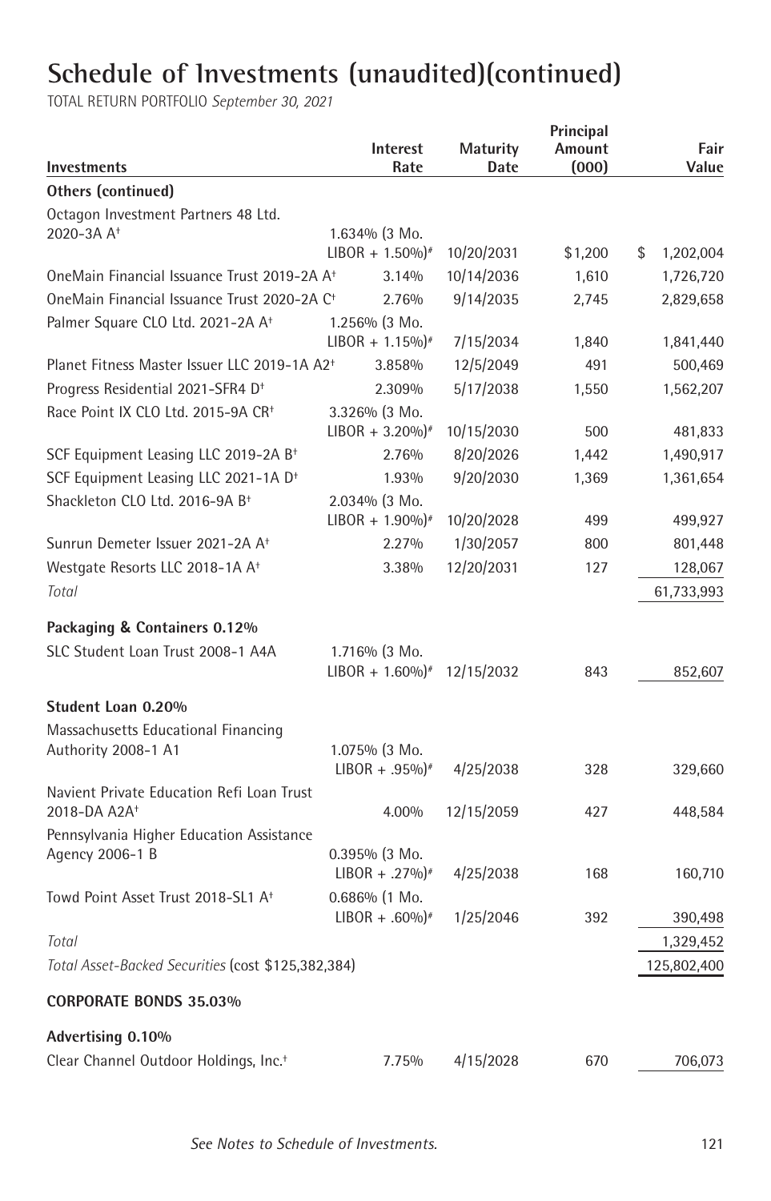# Schedule of Investments (unaudited)(continued)

TOTAL RETURN PORTFOLIO *September 30, 2021*

| Investments | Interest Rate | Maturity Date | Principal Amount (000) | Fair Value |
|---|---|---|---|---|
| **Others (continued)** | | | | |
| Octagon Investment Partners 48 Ltd. 2020-3A A† | 1.634% (3 Mo. LIBOR + 1.50%)# | 10/20/2031 | $1,200 | $ 1,202,004 |
| OneMain Financial Issuance Trust 2019-2A A† | 3.14% | 10/14/2036 | 1,610 | 1,726,720 |
| OneMain Financial Issuance Trust 2020-2A C† | 2.76% | 9/14/2035 | 2,745 | 2,829,658 |
| Palmer Square CLO Ltd. 2021-2A A† | 1.256% (3 Mo. LIBOR + 1.15%)# | 7/15/2034 | 1,840 | 1,841,440 |
| Planet Fitness Master Issuer LLC 2019-1A A2† | 3.858% | 12/5/2049 | 491 | 500,469 |
| Progress Residential 2021-SFR4 D† | 2.309% | 5/17/2038 | 1,550 | 1,562,207 |
| Race Point IX CLO Ltd. 2015-9A CR† | 3.326% (3 Mo. LIBOR + 3.20%)# | 10/15/2030 | 500 | 481,833 |
| SCF Equipment Leasing LLC 2019-2A B† | 2.76% | 8/20/2026 | 1,442 | 1,490,917 |
| SCF Equipment Leasing LLC 2021-1A D† | 1.93% | 9/20/2030 | 1,369 | 1,361,654 |
| Shackleton CLO Ltd. 2016-9A B† | 2.034% (3 Mo. LIBOR + 1.90%)# | 10/20/2028 | 499 | 499,927 |
| Sunrun Demeter Issuer 2021-2A A† | 2.27% | 1/30/2057 | 800 | 801,448 |
| Westgate Resorts LLC 2018-1A A† | 3.38% | 12/20/2031 | 127 | 128,067 |
| *Total* | | | | 61,733,993 |
| **Packaging & Containers 0.12%** | | | | |
| SLC Student Loan Trust 2008-1 A4A | 1.716% (3 Mo. LIBOR + 1.60%)# | 12/15/2032 | 843 | 852,607 |
| **Student Loan 0.20%** | | | | |
| Massachusetts Educational Financing Authority 2008-1 A1 | 1.075% (3 Mo. LIBOR + .95%)# | 4/25/2038 | 328 | 329,660 |
| Navient Private Education Refi Loan Trust 2018-DA A2A† | 4.00% | 12/15/2059 | 427 | 448,584 |
| Pennsylvania Higher Education Assistance Agency 2006-1 B | 0.395% (3 Mo. LIBOR + .27%)# | 4/25/2038 | 168 | 160,710 |
| Towd Point Asset Trust 2018-SL1 A† | 0.686% (1 Mo. LIBOR + .60%)# | 1/25/2046 | 392 | 390,498 |
| *Total* | | | | 1,329,452 |
| *Total Asset-Backed Securities* (cost $125,382,384) | | | | 125,802,400 |
| **CORPORATE BONDS 35.03%** | | | | |
| **Advertising 0.10%** | | | | |
| Clear Channel Outdoor Holdings, Inc.† | 7.75% | 4/15/2028 | 670 | 706,073 |

*See Notes to Schedule of Investments.*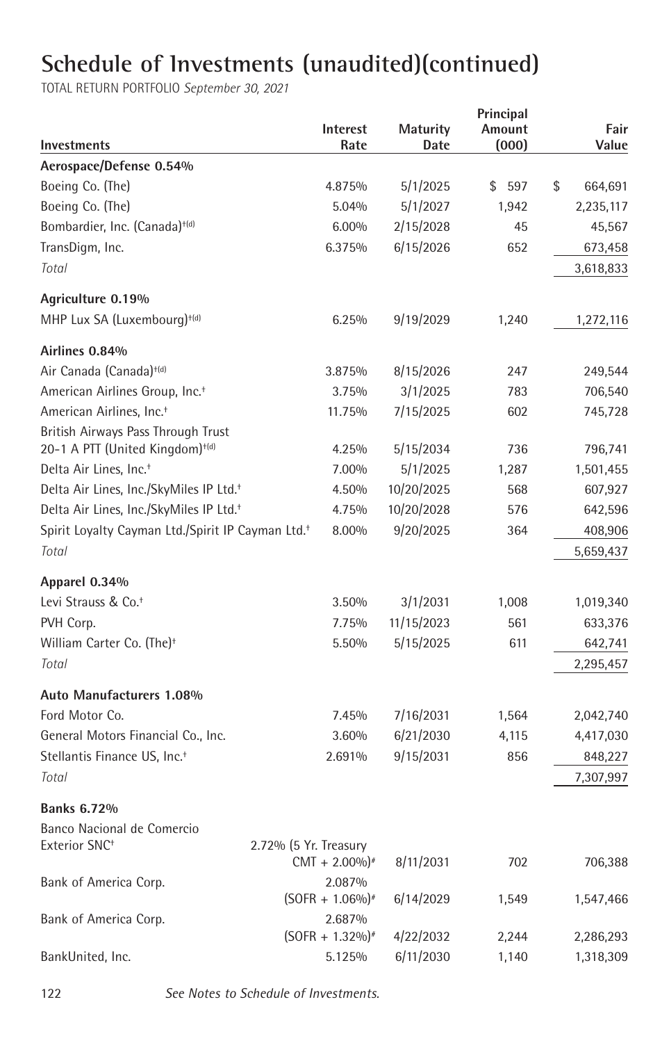# Schedule of Investments (unaudited)(continued)

TOTAL RETURN PORTFOLIO *September 30, 2021*

| Investments | Interest Rate | Maturity Date | Principal Amount (000) | Fair Value |
|---|---|---|---|---|
| **Aerospace/Defense 0.54%** | | | | |
| Boeing Co. (The) | 4.875% | 5/1/2025 | $ 597 | $ 664,691 |
| Boeing Co. (The) | 5.04% | 5/1/2027 | 1,942 | 2,235,117 |
| Bombardier, Inc. (Canada)†(d) | 6.00% | 2/15/2028 | 45 | 45,567 |
| TransDigm, Inc. | 6.375% | 6/15/2026 | 652 | 673,458 |
| *Total* | | | | 3,618,833 |
| **Agriculture 0.19%** | | | | |
| MHP Lux SA (Luxembourg)†(d) | 6.25% | 9/19/2029 | 1,240 | 1,272,116 |
| **Airlines 0.84%** | | | | |
| Air Canada (Canada)†(d) | 3.875% | 8/15/2026 | 247 | 249,544 |
| American Airlines Group, Inc.† | 3.75% | 3/1/2025 | 783 | 706,540 |
| American Airlines, Inc.† | 11.75% | 7/15/2025 | 602 | 745,728 |
| British Airways Pass Through Trust 20-1 A PTT (United Kingdom)†(d) | 4.25% | 5/15/2034 | 736 | 796,741 |
| Delta Air Lines, Inc.† | 7.00% | 5/1/2025 | 1,287 | 1,501,455 |
| Delta Air Lines, Inc./SkyMiles IP Ltd.† | 4.50% | 10/20/2025 | 568 | 607,927 |
| Delta Air Lines, Inc./SkyMiles IP Ltd.† | 4.75% | 10/20/2028 | 576 | 642,596 |
| Spirit Loyalty Cayman Ltd./Spirit IP Cayman Ltd.† | 8.00% | 9/20/2025 | 364 | 408,906 |
| *Total* | | | | 5,659,437 |
| **Apparel 0.34%** | | | | |
| Levi Strauss & Co.† | 3.50% | 3/1/2031 | 1,008 | 1,019,340 |
| PVH Corp. | 7.75% | 11/15/2023 | 561 | 633,376 |
| William Carter Co. (The)† | 5.50% | 5/15/2025 | 611 | 642,741 |
| *Total* | | | | 2,295,457 |
| **Auto Manufacturers 1.08%** | | | | |
| Ford Motor Co. | 7.45% | 7/16/2031 | 1,564 | 2,042,740 |
| General Motors Financial Co., Inc. | 3.60% | 6/21/2030 | 4,115 | 4,417,030 |
| Stellantis Finance US, Inc.† | 2.691% | 9/15/2031 | 856 | 848,227 |
| *Total* | | | | 7,307,997 |
| **Banks 6.72%** | | | | |
| Banco Nacional de Comercio Exterior SNC† | 2.72% (5 Yr. Treasury CMT + 2.00%)# | 8/11/2031 | 702 | 706,388 |
| Bank of America Corp. | 2.087% (SOFR + 1.06%)# | 6/14/2029 | 1,549 | 1,547,466 |
| Bank of America Corp. | 2.687% (SOFR + 1.32%)# | 4/22/2032 | 2,244 | 2,286,293 |
| BankUnited, Inc. | 5.125% | 6/11/2030 | 1,140 | 1,318,309 |

See Notes to Schedule of Investments.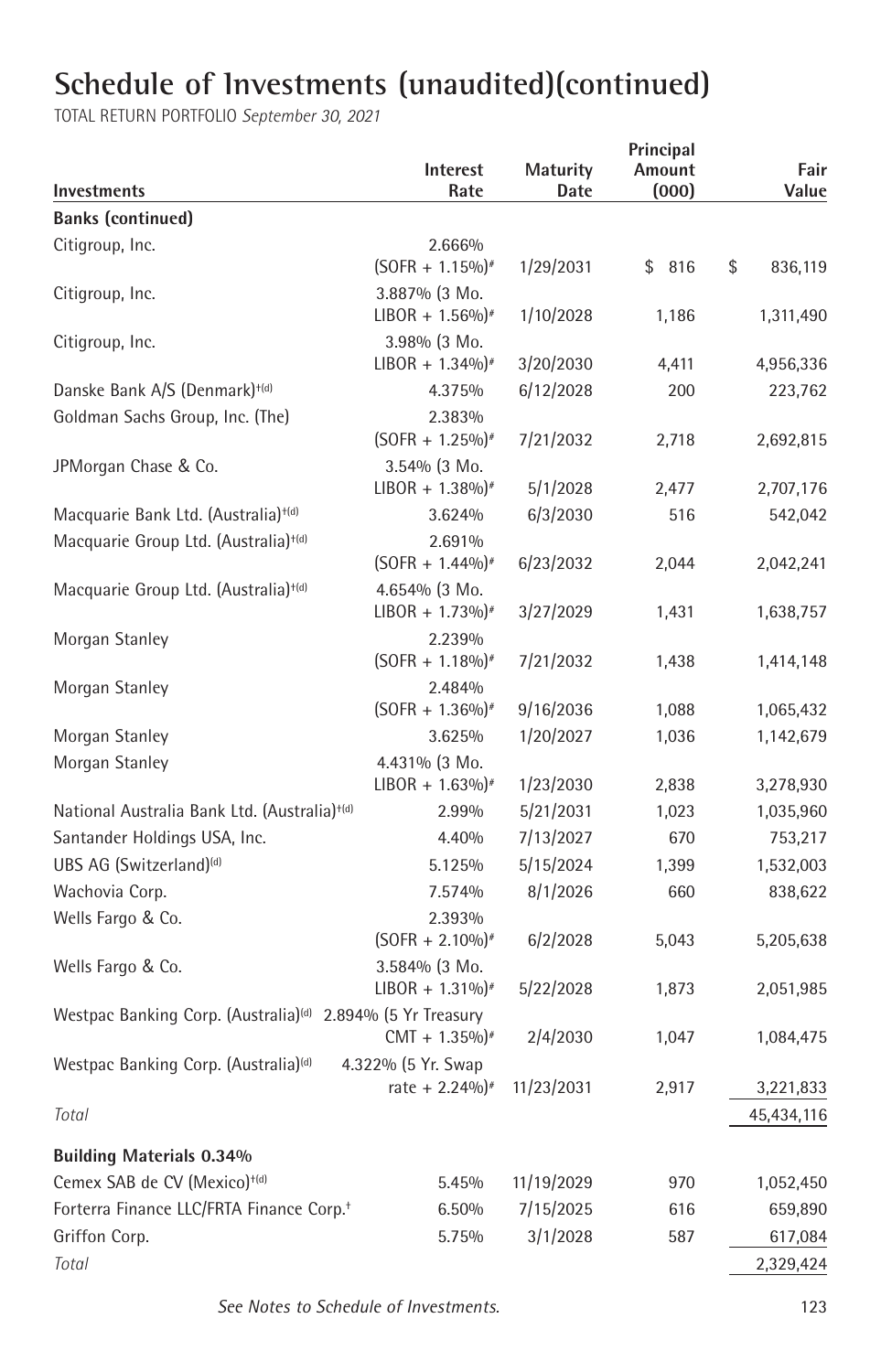# Schedule of Investments (unaudited)(continued)

TOTAL RETURN PORTFOLIO *September 30, 2021*

| Investments | Interest Rate | Maturity Date | Principal Amount (000) | Fair Value |
|---|---|---|---|---|
| **Banks (continued)** | | | | |
| Citigroup, Inc. | 2.666% (SOFR + 1.15%)# | 1/29/2031 | $ 816 | $ 836,119 |
| Citigroup, Inc. | 3.887% (3 Mo. LIBOR + 1.56%)# | 1/10/2028 | 1,186 | 1,311,490 |
| Citigroup, Inc. | 3.98% (3 Mo. LIBOR + 1.34%)# | 3/20/2030 | 4,411 | 4,956,336 |
| Danske Bank A/S (Denmark)†(d) | 4.375% | 6/12/2028 | 200 | 223,762 |
| Goldman Sachs Group, Inc. (The) | 2.383% (SOFR + 1.25%)# | 7/21/2032 | 2,718 | 2,692,815 |
| JPMorgan Chase & Co. | 3.54% (3 Mo. LIBOR + 1.38%)# | 5/1/2028 | 2,477 | 2,707,176 |
| Macquarie Bank Ltd. (Australia)†(d) | 3.624% | 6/3/2030 | 516 | 542,042 |
| Macquarie Group Ltd. (Australia)†(d) | 2.691% (SOFR + 1.44%)# | 6/23/2032 | 2,044 | 2,042,241 |
| Macquarie Group Ltd. (Australia)†(d) | 4.654% (3 Mo. LIBOR + 1.73%)# | 3/27/2029 | 1,431 | 1,638,757 |
| Morgan Stanley | 2.239% (SOFR + 1.18%)# | 7/21/2032 | 1,438 | 1,414,148 |
| Morgan Stanley | 2.484% (SOFR + 1.36%)# | 9/16/2036 | 1,088 | 1,065,432 |
| Morgan Stanley | 3.625% | 1/20/2027 | 1,036 | 1,142,679 |
| Morgan Stanley | 4.431% (3 Mo. LIBOR + 1.63%)# | 1/23/2030 | 2,838 | 3,278,930 |
| National Australia Bank Ltd. (Australia)†(d) | 2.99% | 5/21/2031 | 1,023 | 1,035,960 |
| Santander Holdings USA, Inc. | 4.40% | 7/13/2027 | 670 | 753,217 |
| UBS AG (Switzerland)(d) | 5.125% | 5/15/2024 | 1,399 | 1,532,003 |
| Wachovia Corp. | 7.574% | 8/1/2026 | 660 | 838,622 |
| Wells Fargo & Co. | 2.393% (SOFR + 2.10%)# | 6/2/2028 | 5,043 | 5,205,638 |
| Wells Fargo & Co. | 3.584% (3 Mo. LIBOR + 1.31%)# | 5/22/2028 | 1,873 | 2,051,985 |
| Westpac Banking Corp. (Australia)(d) | 2.894% (5 Yr Treasury CMT + 1.35%)# | 2/4/2030 | 1,047 | 1,084,475 |
| Westpac Banking Corp. (Australia)(d) | 4.322% (5 Yr. Swap rate + 2.24%)# | 11/23/2031 | 2,917 | 3,221,833 |
| *Total* | | | | 45,434,116 |
| **Building Materials 0.34%** | | | | |
| Cemex SAB de CV (Mexico)†(d) | 5.45% | 11/19/2029 | 970 | 1,052,450 |
| Forterra Finance LLC/FRTA Finance Corp.† | 6.50% | 7/15/2025 | 616 | 659,890 |
| Griffon Corp. | 5.75% | 3/1/2028 | 587 | 617,084 |
| *Total* | | | | 2,329,424 |

*See Notes to Schedule of Investments.*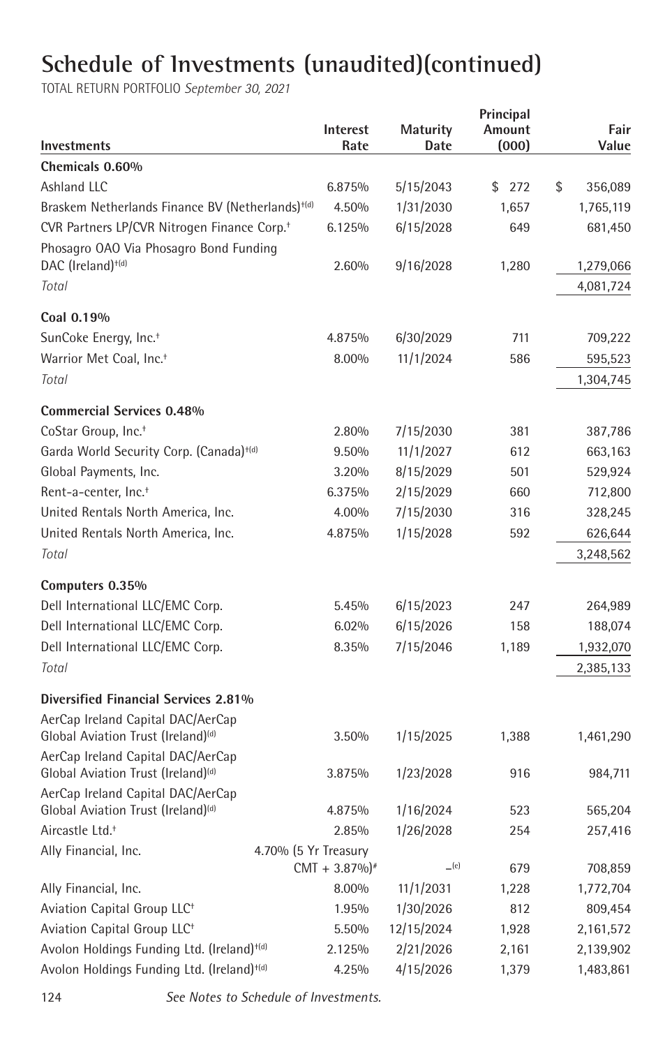# Schedule of Investments (unaudited)(continued)

TOTAL RETURN PORTFOLIO *September 30, 2021*

| Investments | Interest Rate | Maturity Date | Principal Amount (000) | Fair Value |
|---|---|---|---|---|
| **Chemicals 0.60%** | | | | |
| Ashland LLC | 6.875% | 5/15/2043 | $ 272 | $ 356,089 |
| Braskem Netherlands Finance BV (Netherlands)†(d) | 4.50% | 1/31/2030 | 1,657 | 1,765,119 |
| CVR Partners LP/CVR Nitrogen Finance Corp.† | 6.125% | 6/15/2028 | 649 | 681,450 |
| Phosagro OAO Via Phosagro Bond Funding DAC (Ireland)†(d) | 2.60% | 9/16/2028 | 1,280 | 1,279,066 |
| *Total* | | | | 4,081,724 |
| **Coal 0.19%** | | | | |
| SunCoke Energy, Inc.† | 4.875% | 6/30/2029 | 711 | 709,222 |
| Warrior Met Coal, Inc.† | 8.00% | 11/1/2024 | 586 | 595,523 |
| *Total* | | | | 1,304,745 |
| **Commercial Services 0.48%** | | | | |
| CoStar Group, Inc.† | 2.80% | 7/15/2030 | 381 | 387,786 |
| Garda World Security Corp. (Canada)†(d) | 9.50% | 11/1/2027 | 612 | 663,163 |
| Global Payments, Inc. | 3.20% | 8/15/2029 | 501 | 529,924 |
| Rent-a-center, Inc.† | 6.375% | 2/15/2029 | 660 | 712,800 |
| United Rentals North America, Inc. | 4.00% | 7/15/2030 | 316 | 328,245 |
| United Rentals North America, Inc. | 4.875% | 1/15/2028 | 592 | 626,644 |
| *Total* | | | | 3,248,562 |
| **Computers 0.35%** | | | | |
| Dell International LLC/EMC Corp. | 5.45% | 6/15/2023 | 247 | 264,989 |
| Dell International LLC/EMC Corp. | 6.02% | 6/15/2026 | 158 | 188,074 |
| Dell International LLC/EMC Corp. | 8.35% | 7/15/2046 | 1,189 | 1,932,070 |
| *Total* | | | | 2,385,133 |
| **Diversified Financial Services 2.81%** | | | | |
| AerCap Ireland Capital DAC/AerCap Global Aviation Trust (Ireland)(d) | 3.50% | 1/15/2025 | 1,388 | 1,461,290 |
| AerCap Ireland Capital DAC/AerCap Global Aviation Trust (Ireland)(d) | 3.875% | 1/23/2028 | 916 | 984,711 |
| AerCap Ireland Capital DAC/AerCap Global Aviation Trust (Ireland)(d) | 4.875% | 1/16/2024 | 523 | 565,204 |
| Aircastle Ltd.† | 2.85% | 1/26/2028 | 254 | 257,416 |
| Ally Financial, Inc. | 4.70% (5 Yr Treasury CMT + 3.87%)# | –(e) | 679 | 708,859 |
| Ally Financial, Inc. | 8.00% | 11/1/2031 | 1,228 | 1,772,704 |
| Aviation Capital Group LLC† | 1.95% | 1/30/2026 | 812 | 809,454 |
| Aviation Capital Group LLC† | 5.50% | 12/15/2024 | 1,928 | 2,161,572 |
| Avolon Holdings Funding Ltd. (Ireland)†(d) | 2.125% | 2/21/2026 | 2,161 | 2,139,902 |
| Avolon Holdings Funding Ltd. (Ireland)†(d) | 4.25% | 4/15/2026 | 1,379 | 1,483,861 |

*See Notes to Schedule of Investments.*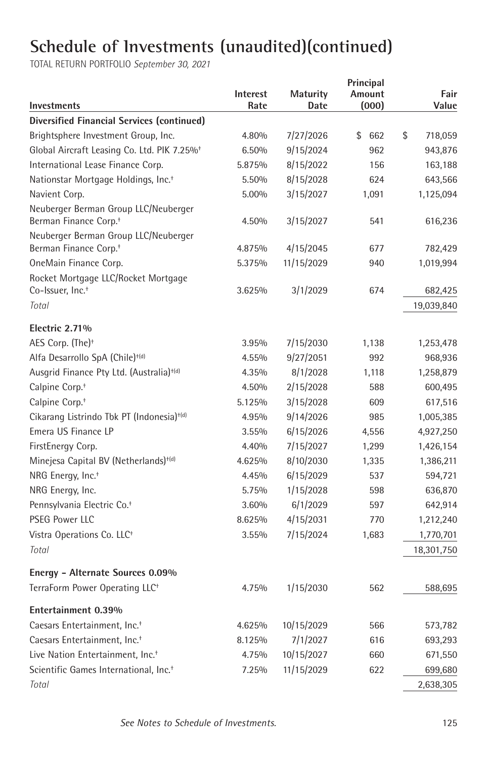# Schedule of Investments (unaudited)(continued)

TOTAL RETURN PORTFOLIO *September 30, 2021*

| Investments | Interest Rate | Maturity Date | Principal Amount (000) | Fair Value |
|---|---|---|---|---|
| **Diversified Financial Services (continued)** | | | | |
| Brightsphere Investment Group, Inc. | 4.80% | 7/27/2026 | $ 662 | $ 718,059 |
| Global Aircraft Leasing Co. Ltd. PIK 7.25%† | 6.50% | 9/15/2024 | 962 | 943,876 |
| International Lease Finance Corp. | 5.875% | 8/15/2022 | 156 | 163,188 |
| Nationstar Mortgage Holdings, Inc.† | 5.50% | 8/15/2028 | 624 | 643,566 |
| Navient Corp. | 5.00% | 3/15/2027 | 1,091 | 1,125,094 |
| Neuberger Berman Group LLC/Neuberger Berman Finance Corp.† | 4.50% | 3/15/2027 | 541 | 616,236 |
| Neuberger Berman Group LLC/Neuberger Berman Finance Corp.† | 4.875% | 4/15/2045 | 677 | 782,429 |
| OneMain Finance Corp. | 5.375% | 11/15/2029 | 940 | 1,019,994 |
| Rocket Mortgage LLC/Rocket Mortgage Co-Issuer, Inc.† | 3.625% | 3/1/2029 | 674 | 682,425 |
| *Total* | | | | 19,039,840 |
| **Electric 2.71%** | | | | |
| AES Corp. (The)† | 3.95% | 7/15/2030 | 1,138 | 1,253,478 |
| Alfa Desarrollo SpA (Chile)†(d) | 4.55% | 9/27/2051 | 992 | 968,936 |
| Ausgrid Finance Pty Ltd. (Australia)†(d) | 4.35% | 8/1/2028 | 1,118 | 1,258,879 |
| Calpine Corp.† | 4.50% | 2/15/2028 | 588 | 600,495 |
| Calpine Corp.† | 5.125% | 3/15/2028 | 609 | 617,516 |
| Cikarang Listrindo Tbk PT (Indonesia)†(d) | 4.95% | 9/14/2026 | 985 | 1,005,385 |
| Emera US Finance LP | 3.55% | 6/15/2026 | 4,556 | 4,927,250 |
| FirstEnergy Corp. | 4.40% | 7/15/2027 | 1,299 | 1,426,154 |
| Minejesa Capital BV (Netherlands)†(d) | 4.625% | 8/10/2030 | 1,335 | 1,386,211 |
| NRG Energy, Inc.† | 4.45% | 6/15/2029 | 537 | 594,721 |
| NRG Energy, Inc. | 5.75% | 1/15/2028 | 598 | 636,870 |
| Pennsylvania Electric Co.† | 3.60% | 6/1/2029 | 597 | 642,914 |
| PSEG Power LLC | 8.625% | 4/15/2031 | 770 | 1,212,240 |
| Vistra Operations Co. LLC† | 3.55% | 7/15/2024 | 1,683 | 1,770,701 |
| *Total* | | | | 18,301,750 |
| **Energy - Alternate Sources 0.09%** | | | | |
| TerraForm Power Operating LLC† | 4.75% | 1/15/2030 | 562 | 588,695 |
| **Entertainment 0.39%** | | | | |
| Caesars Entertainment, Inc.† | 4.625% | 10/15/2029 | 566 | 573,782 |
| Caesars Entertainment, Inc.† | 8.125% | 7/1/2027 | 616 | 693,293 |
| Live Nation Entertainment, Inc.† | 4.75% | 10/15/2027 | 660 | 671,550 |
| Scientific Games International, Inc.† | 7.25% | 11/15/2029 | 622 | 699,680 |
| *Total* | | | | 2,638,305 |

*See Notes to Schedule of Investments.*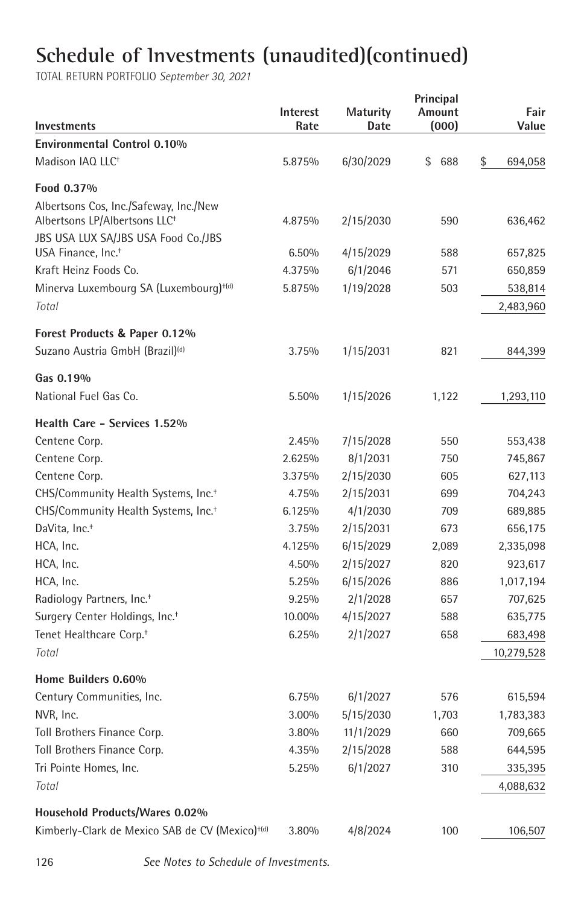# Schedule of Investments (unaudited)(continued)

TOTAL RETURN PORTFOLIO *September 30, 2021*

| Investments | Interest Rate | Maturity Date | Principal Amount (000) | Fair Value |
|---|---|---|---|---|
| **Environmental Control 0.10%** | | | | |
| Madison IAQ LLC† | 5.875% | 6/30/2029 | $ 688 | $ 694,058 |
| **Food 0.37%** | | | | |
| Albertsons Cos, Inc./Safeway, Inc./New Albertsons LP/Albertsons LLC† | 4.875% | 2/15/2030 | 590 | 636,462 |
| JBS USA LUX SA/JBS USA Food Co./JBS USA Finance, Inc.† | 6.50% | 4/15/2029 | 588 | 657,825 |
| Kraft Heinz Foods Co. | 4.375% | 6/1/2046 | 571 | 650,859 |
| Minerva Luxembourg SA (Luxembourg)†(d) | 5.875% | 1/19/2028 | 503 | 538,814 |
| *Total* | | | | 2,483,960 |
| **Forest Products & Paper 0.12%** | | | | |
| Suzano Austria GmbH (Brazil)(d) | 3.75% | 1/15/2031 | 821 | 844,399 |
| **Gas 0.19%** | | | | |
| National Fuel Gas Co. | 5.50% | 1/15/2026 | 1,122 | 1,293,110 |
| **Health Care - Services 1.52%** | | | | |
| Centene Corp. | 2.45% | 7/15/2028 | 550 | 553,438 |
| Centene Corp. | 2.625% | 8/1/2031 | 750 | 745,867 |
| Centene Corp. | 3.375% | 2/15/2030 | 605 | 627,113 |
| CHS/Community Health Systems, Inc.† | 4.75% | 2/15/2031 | 699 | 704,243 |
| CHS/Community Health Systems, Inc.† | 6.125% | 4/1/2030 | 709 | 689,885 |
| DaVita, Inc.† | 3.75% | 2/15/2031 | 673 | 656,175 |
| HCA, Inc. | 4.125% | 6/15/2029 | 2,089 | 2,335,098 |
| HCA, Inc. | 4.50% | 2/15/2027 | 820 | 923,617 |
| HCA, Inc. | 5.25% | 6/15/2026 | 886 | 1,017,194 |
| Radiology Partners, Inc.† | 9.25% | 2/1/2028 | 657 | 707,625 |
| Surgery Center Holdings, Inc.† | 10.00% | 4/15/2027 | 588 | 635,775 |
| Tenet Healthcare Corp.† | 6.25% | 2/1/2027 | 658 | 683,498 |
| *Total* | | | | 10,279,528 |
| **Home Builders 0.60%** | | | | |
| Century Communities, Inc. | 6.75% | 6/1/2027 | 576 | 615,594 |
| NVR, Inc. | 3.00% | 5/15/2030 | 1,703 | 1,783,383 |
| Toll Brothers Finance Corp. | 3.80% | 11/1/2029 | 660 | 709,665 |
| Toll Brothers Finance Corp. | 4.35% | 2/15/2028 | 588 | 644,595 |
| Tri Pointe Homes, Inc. | 5.25% | 6/1/2027 | 310 | 335,395 |
| *Total* | | | | 4,088,632 |
| **Household Products/Wares 0.02%** | | | | |
| Kimberly-Clark de Mexico SAB de CV (Mexico)†(d) | 3.80% | 4/8/2024 | 100 | 106,507 |

*See Notes to Schedule of Investments.*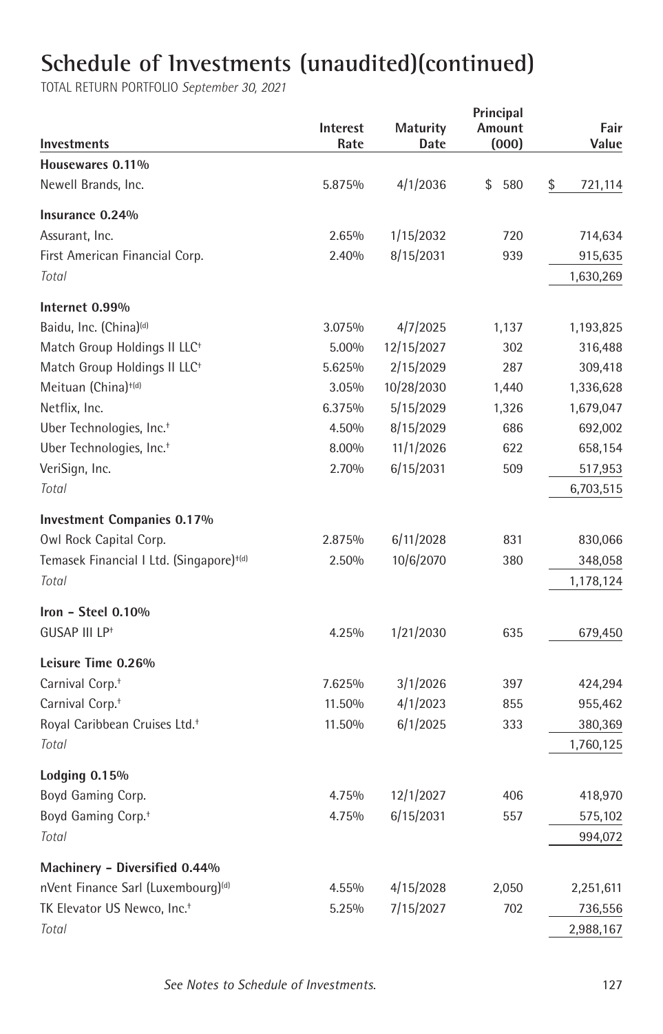# Schedule of Investments (unaudited)(continued)

TOTAL RETURN PORTFOLIO *September 30, 2021*

| Investments | Interest Rate | Maturity Date | Principal Amount (000) | Fair Value |
|---|---|---|---|---|
| **Housewares 0.11%** | | | | |
| Newell Brands, Inc. | 5.875% | 4/1/2036 | $ 580 | $ 721,114 |
| **Insurance 0.24%** | | | | |
| Assurant, Inc. | 2.65% | 1/15/2032 | 720 | 714,634 |
| First American Financial Corp. | 2.40% | 8/15/2031 | 939 | 915,635 |
| *Total* | | | | 1,630,269 |
| **Internet 0.99%** | | | | |
| Baidu, Inc. (China)[(d)] | 3.075% | 4/7/2025 | 1,137 | 1,193,825 |
| Match Group Holdings II LLC[†] | 5.00% | 12/15/2027 | 302 | 316,488 |
| Match Group Holdings II LLC[†] | 5.625% | 2/15/2029 | 287 | 309,418 |
| Meituan (China)[†(d)] | 3.05% | 10/28/2030 | 1,440 | 1,336,628 |
| Netflix, Inc. | 6.375% | 5/15/2029 | 1,326 | 1,679,047 |
| Uber Technologies, Inc.[†] | 4.50% | 8/15/2029 | 686 | 692,002 |
| Uber Technologies, Inc.[†] | 8.00% | 11/1/2026 | 622 | 658,154 |
| VeriSign, Inc. | 2.70% | 6/15/2031 | 509 | 517,953 |
| *Total* | | | | 6,703,515 |
| **Investment Companies 0.17%** | | | | |
| Owl Rock Capital Corp. | 2.875% | 6/11/2028 | 831 | 830,066 |
| Temasek Financial I Ltd. (Singapore)[†(d)] | 2.50% | 10/6/2070 | 380 | 348,058 |
| *Total* | | | | 1,178,124 |
| **Iron - Steel 0.10%** | | | | |
| GUSAP III LP[†] | 4.25% | 1/21/2030 | 635 | 679,450 |
| **Leisure Time 0.26%** | | | | |
| Carnival Corp.[†] | 7.625% | 3/1/2026 | 397 | 424,294 |
| Carnival Corp.[†] | 11.50% | 4/1/2023 | 855 | 955,462 |
| Royal Caribbean Cruises Ltd.[†] | 11.50% | 6/1/2025 | 333 | 380,369 |
| *Total* | | | | 1,760,125 |
| **Lodging 0.15%** | | | | |
| Boyd Gaming Corp. | 4.75% | 12/1/2027 | 406 | 418,970 |
| Boyd Gaming Corp.[†] | 4.75% | 6/15/2031 | 557 | 575,102 |
| *Total* | | | | 994,072 |
| **Machinery - Diversified 0.44%** | | | | |
| nVent Finance Sarl (Luxembourg)[(d)] | 4.55% | 4/15/2028 | 2,050 | 2,251,611 |
| TK Elevator US Newco, Inc.[†] | 5.25% | 7/15/2027 | 702 | 736,556 |
| *Total* | | | | 2,988,167 |

*See Notes to Schedule of Investments.*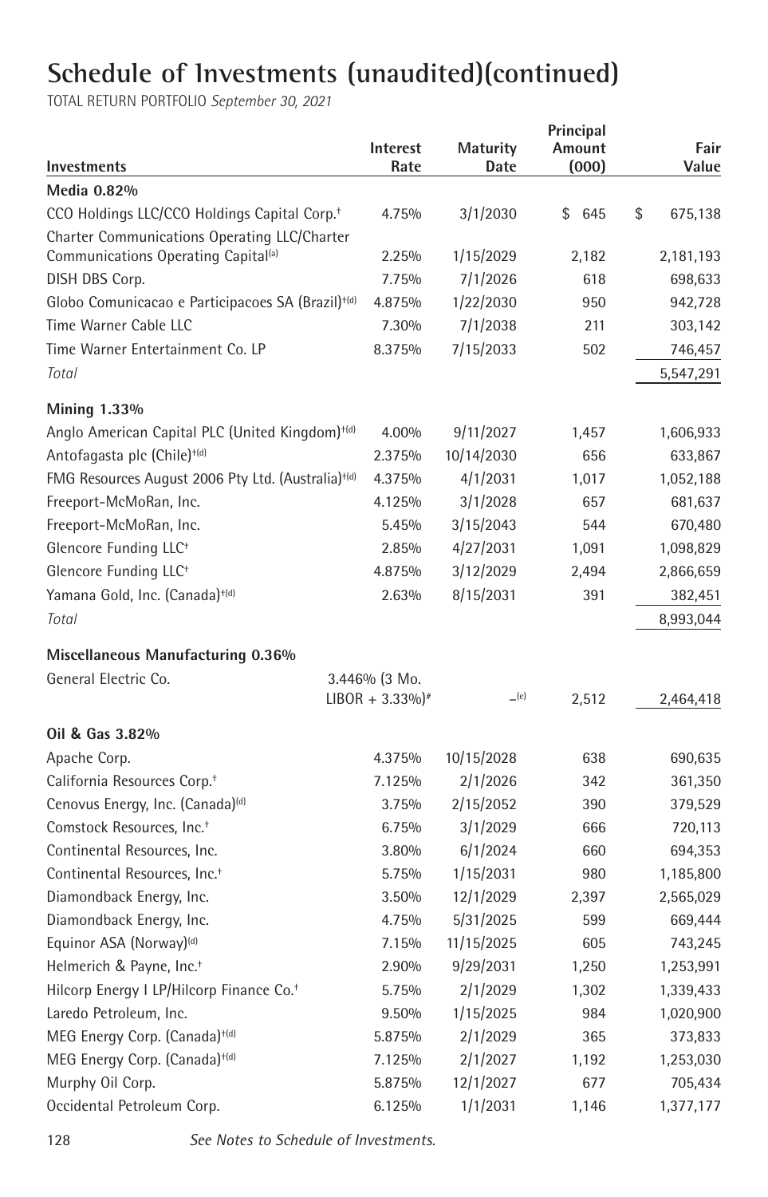# Schedule of Investments (unaudited)(continued)

TOTAL RETURN PORTFOLIO *September 30, 2021*

| Investments | Interest Rate | Maturity Date | Principal Amount (000) | Fair Value |
|---|---|---|---|---|
| **Media 0.82%** | | | | |
| CCO Holdings LLC/CCO Holdings Capital Corp.† | 4.75% | 3/1/2030 | $ 645 | $ 675,138 |
| Charter Communications Operating LLC/Charter Communications Operating Capital[(a)] | 2.25% | 1/15/2029 | 2,182 | 2,181,193 |
| DISH DBS Corp. | 7.75% | 7/1/2026 | 618 | 698,633 |
| Globo Comunicacao e Participacoes SA (Brazil)†(d) | 4.875% | 1/22/2030 | 950 | 942,728 |
| Time Warner Cable LLC | 7.30% | 7/1/2038 | 211 | 303,142 |
| Time Warner Entertainment Co. LP | 8.375% | 7/15/2033 | 502 | 746,457 |
| *Total* | | | | 5,547,291 |
| **Mining 1.33%** | | | | |
| Anglo American Capital PLC (United Kingdom)†(d) | 4.00% | 9/11/2027 | 1,457 | 1,606,933 |
| Antofagasta plc (Chile)†(d) | 2.375% | 10/14/2030 | 656 | 633,867 |
| FMG Resources August 2006 Pty Ltd. (Australia)†(d) | 4.375% | 4/1/2031 | 1,017 | 1,052,188 |
| Freeport-McMoRan, Inc. | 4.125% | 3/1/2028 | 657 | 681,637 |
| Freeport-McMoRan, Inc. | 5.45% | 3/15/2043 | 544 | 670,480 |
| Glencore Funding LLC† | 2.85% | 4/27/2031 | 1,091 | 1,098,829 |
| Glencore Funding LLC† | 4.875% | 3/12/2029 | 2,494 | 2,866,659 |
| Yamana Gold, Inc. (Canada)†(d) | 2.63% | 8/15/2031 | 391 | 382,451 |
| *Total* | | | | 8,993,044 |
| **Miscellaneous Manufacturing 0.36%** | | | | |
| General Electric Co. | 3.446% (3 Mo. LIBOR + 3.33%)# | –(e) | 2,512 | 2,464,418 |
| **Oil & Gas 3.82%** | | | | |
| Apache Corp. | 4.375% | 10/15/2028 | 638 | 690,635 |
| California Resources Corp.† | 7.125% | 2/1/2026 | 342 | 361,350 |
| Cenovus Energy, Inc. (Canada)(d) | 3.75% | 2/15/2052 | 390 | 379,529 |
| Comstock Resources, Inc.† | 6.75% | 3/1/2029 | 666 | 720,113 |
| Continental Resources, Inc. | 3.80% | 6/1/2024 | 660 | 694,353 |
| Continental Resources, Inc.† | 5.75% | 1/15/2031 | 980 | 1,185,800 |
| Diamondback Energy, Inc. | 3.50% | 12/1/2029 | 2,397 | 2,565,029 |
| Diamondback Energy, Inc. | 4.75% | 5/31/2025 | 599 | 669,444 |
| Equinor ASA (Norway)(d) | 7.15% | 11/15/2025 | 605 | 743,245 |
| Helmerich & Payne, Inc.† | 2.90% | 9/29/2031 | 1,250 | 1,253,991 |
| Hilcorp Energy I LP/Hilcorp Finance Co.† | 5.75% | 2/1/2029 | 1,302 | 1,339,433 |
| Laredo Petroleum, Inc. | 9.50% | 1/15/2025 | 984 | 1,020,900 |
| MEG Energy Corp. (Canada)†(d) | 5.875% | 2/1/2029 | 365 | 373,833 |
| MEG Energy Corp. (Canada)†(d) | 7.125% | 2/1/2027 | 1,192 | 1,253,030 |
| Murphy Oil Corp. | 5.875% | 12/1/2027 | 677 | 705,434 |
| Occidental Petroleum Corp. | 6.125% | 1/1/2031 | 1,146 | 1,377,177 |

*See Notes to Schedule of Investments.*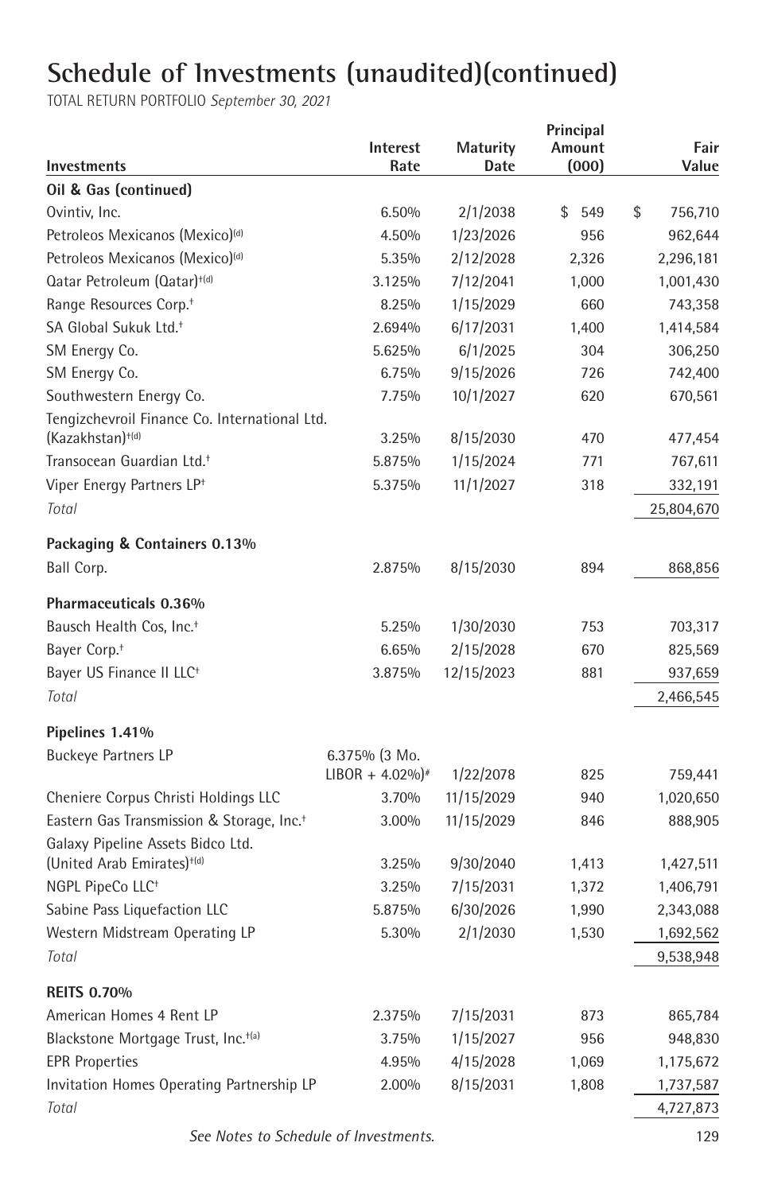# Schedule of Investments (unaudited)(continued)

TOTAL RETURN PORTFOLIO *September 30, 2021*

| Investments | Interest Rate | Maturity Date | Principal Amount (000) | Fair Value |
|---|---|---|---|---|
| **Oil & Gas (continued)** | | | | |
| Ovintiv, Inc. | 6.50% | 2/1/2038 | $ 549 | $ 756,710 |
| Petroleos Mexicanos (Mexico)[(d)] | 4.50% | 1/23/2026 | 956 | 962,644 |
| Petroleos Mexicanos (Mexico)[(d)] | 5.35% | 2/12/2028 | 2,326 | 2,296,181 |
| Qatar Petroleum (Qatar)[†(d)] | 3.125% | 7/12/2041 | 1,000 | 1,001,430 |
| Range Resources Corp.[†] | 8.25% | 1/15/2029 | 660 | 743,358 |
| SA Global Sukuk Ltd.[†] | 2.694% | 6/17/2031 | 1,400 | 1,414,584 |
| SM Energy Co. | 5.625% | 6/1/2025 | 304 | 306,250 |
| SM Energy Co. | 6.75% | 9/15/2026 | 726 | 742,400 |
| Southwestern Energy Co. | 7.75% | 10/1/2027 | 620 | 670,561 |
| Tengizchevroil Finance Co. International Ltd. (Kazakhstan)[†(d)] | 3.25% | 8/15/2030 | 470 | 477,454 |
| Transocean Guardian Ltd.[†] | 5.875% | 1/15/2024 | 771 | 767,611 |
| Viper Energy Partners LP[†] | 5.375% | 11/1/2027 | 318 | 332,191 |
| *Total* | | | | 25,804,670 |
| **Packaging & Containers 0.13%** | | | | |
| Ball Corp. | 2.875% | 8/15/2030 | 894 | 868,856 |
| **Pharmaceuticals 0.36%** | | | | |
| Bausch Health Cos, Inc.[†] | 5.25% | 1/30/2030 | 753 | 703,317 |
| Bayer Corp.[†] | 6.65% | 2/15/2028 | 670 | 825,569 |
| Bayer US Finance II LLC[†] | 3.875% | 12/15/2023 | 881 | 937,659 |
| *Total* | | | | 2,466,545 |
| **Pipelines 1.41%** | | | | |
| Buckeye Partners LP | 6.375% (3 Mo. LIBOR + 4.02%)[#] | 1/22/2078 | 825 | 759,441 |
| Cheniere Corpus Christi Holdings LLC | 3.70% | 11/15/2029 | 940 | 1,020,650 |
| Eastern Gas Transmission & Storage, Inc.[†] | 3.00% | 11/15/2029 | 846 | 888,905 |
| Galaxy Pipeline Assets Bidco Ltd. (United Arab Emirates)[†(d)] | 3.25% | 9/30/2040 | 1,413 | 1,427,511 |
| NGPL PipeCo LLC[†] | 3.25% | 7/15/2031 | 1,372 | 1,406,791 |
| Sabine Pass Liquefaction LLC | 5.875% | 6/30/2026 | 1,990 | 2,343,088 |
| Western Midstream Operating LP | 5.30% | 2/1/2030 | 1,530 | 1,692,562 |
| *Total* | | | | 9,538,948 |
| **REITS 0.70%** | | | | |
| American Homes 4 Rent LP | 2.375% | 7/15/2031 | 873 | 865,784 |
| Blackstone Mortgage Trust, Inc.[†(a)] | 3.75% | 1/15/2027 | 956 | 948,830 |
| EPR Properties | 4.95% | 4/15/2028 | 1,069 | 1,175,672 |
| Invitation Homes Operating Partnership LP | 2.00% | 8/15/2031 | 1,808 | 1,737,587 |
| *Total* | | | | 4,727,873 |

*See Notes to Schedule of Investments.*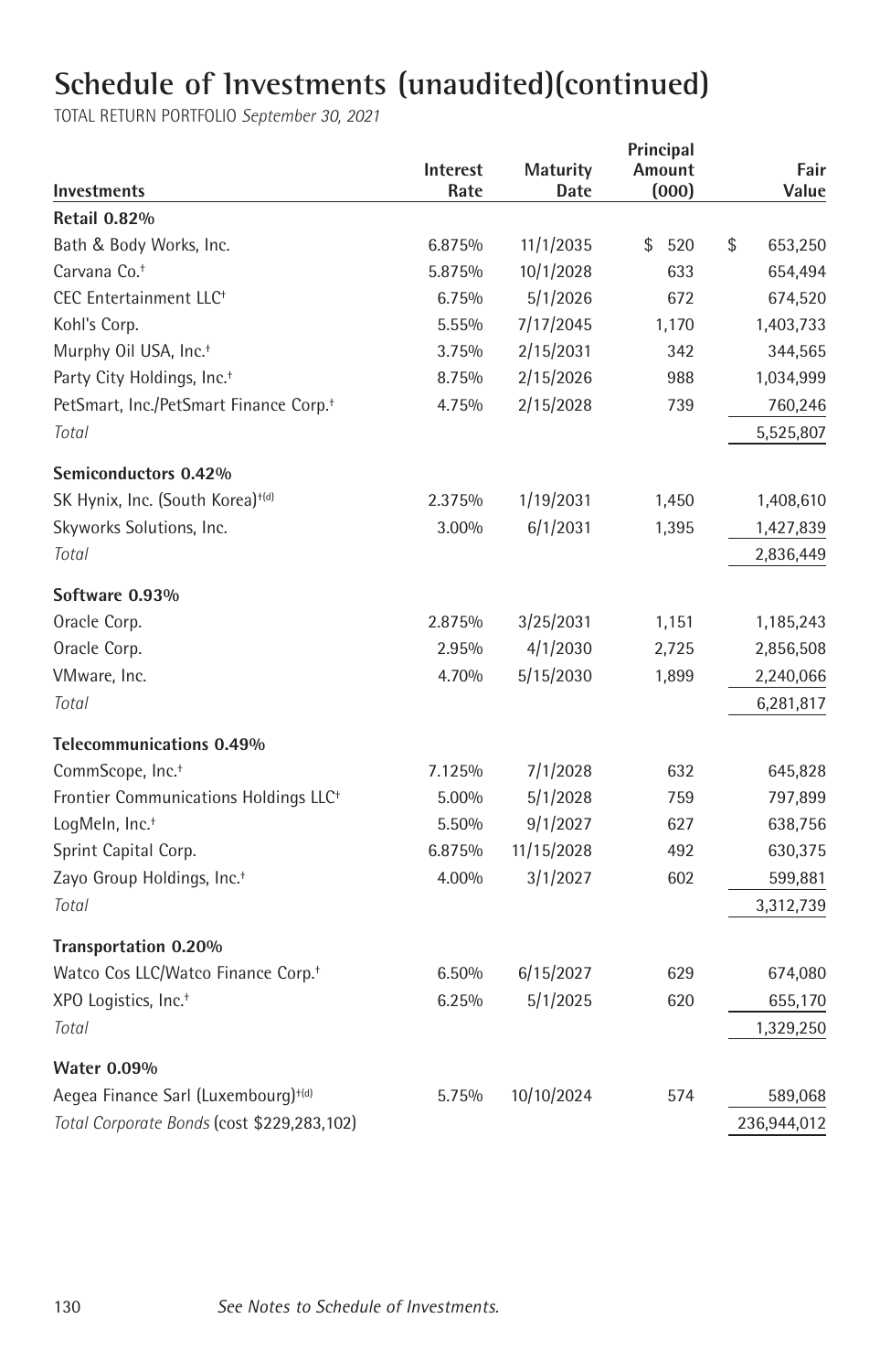# Schedule of Investments (unaudited)(continued)

TOTAL RETURN PORTFOLIO *September 30, 2021*

| Investments | Interest Rate | Maturity Date | Principal Amount (000) | Fair Value |
|---|---|---|---|---|
| **Retail 0.82%** | | | | |
| Bath & Body Works, Inc. | 6.875% | 11/1/2035 | $ 520 | $ 653,250 |
| Carvana Co.† | 5.875% | 10/1/2028 | 633 | 654,494 |
| CEC Entertainment LLC† | 6.75% | 5/1/2026 | 672 | 674,520 |
| Kohl's Corp. | 5.55% | 7/17/2045 | 1,170 | 1,403,733 |
| Murphy Oil USA, Inc.† | 3.75% | 2/15/2031 | 342 | 344,565 |
| Party City Holdings, Inc.† | 8.75% | 2/15/2026 | 988 | 1,034,999 |
| PetSmart, Inc./PetSmart Finance Corp.† | 4.75% | 2/15/2028 | 739 | 760,246 |
| *Total* | | | | 5,525,807 |
| **Semiconductors 0.42%** | | | | |
| SK Hynix, Inc. (South Korea)†(d) | 2.375% | 1/19/2031 | 1,450 | 1,408,610 |
| Skyworks Solutions, Inc. | 3.00% | 6/1/2031 | 1,395 | 1,427,839 |
| *Total* | | | | 2,836,449 |
| **Software 0.93%** | | | | |
| Oracle Corp. | 2.875% | 3/25/2031 | 1,151 | 1,185,243 |
| Oracle Corp. | 2.95% | 4/1/2030 | 2,725 | 2,856,508 |
| VMware, Inc. | 4.70% | 5/15/2030 | 1,899 | 2,240,066 |
| *Total* | | | | 6,281,817 |
| **Telecommunications 0.49%** | | | | |
| CommScope, Inc.† | 7.125% | 7/1/2028 | 632 | 645,828 |
| Frontier Communications Holdings LLC† | 5.00% | 5/1/2028 | 759 | 797,899 |
| LogMeIn, Inc.† | 5.50% | 9/1/2027 | 627 | 638,756 |
| Sprint Capital Corp. | 6.875% | 11/15/2028 | 492 | 630,375 |
| Zayo Group Holdings, Inc.† | 4.00% | 3/1/2027 | 602 | 599,881 |
| *Total* | | | | 3,312,739 |
| **Transportation 0.20%** | | | | |
| Watco Cos LLC/Watco Finance Corp.† | 6.50% | 6/15/2027 | 629 | 674,080 |
| XPO Logistics, Inc.† | 6.25% | 5/1/2025 | 620 | 655,170 |
| *Total* | | | | 1,329,250 |
| **Water 0.09%** | | | | |
| Aegea Finance Sarl (Luxembourg)†(d) | 5.75% | 10/10/2024 | 574 | 589,068 |
| *Total Corporate Bonds* (cost $229,283,102) | | | | 236,944,012 |

*See Notes to Schedule of Investments.*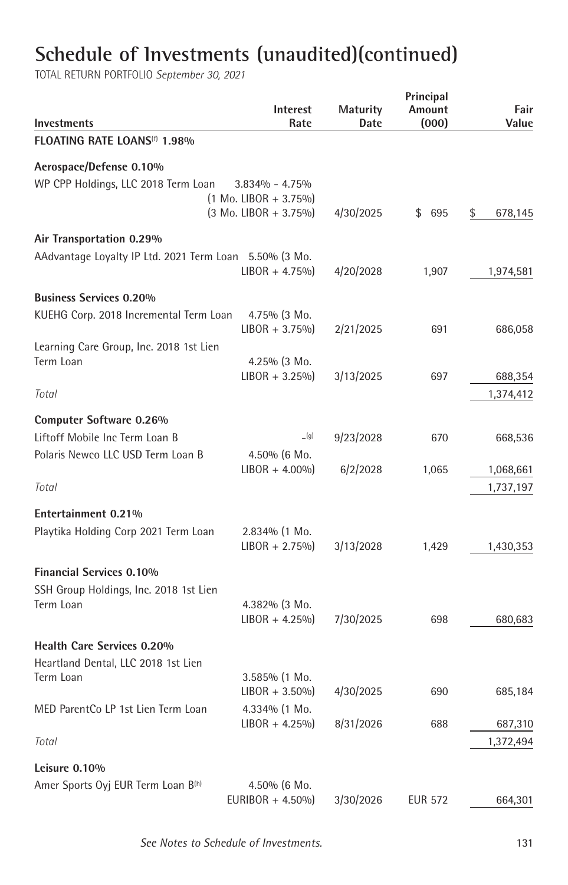# Schedule of Investments (unaudited)(continued)

TOTAL RETURN PORTFOLIO *September 30, 2021*

| Investments | Interest Rate | Maturity Date | Principal Amount (000) | Fair Value |
|---|---|---|---|---|
| **FLOATING RATE LOANS[f] 1.98%** | | | | |
| **Aerospace/Defense 0.10%** | | | | |
| WP CPP Holdings, LLC 2018 Term Loan | 3.834% - 4.75% (1 Mo. LIBOR + 3.75%) (3 Mo. LIBOR + 3.75%) | 4/30/2025 | $ 695 | $ 678,145 |
| **Air Transportation 0.29%** | | | | |
| AAdvantage Loyalty IP Ltd. 2021 Term Loan | 5.50% (3 Mo. LIBOR + 4.75%) | 4/20/2028 | 1,907 | 1,974,581 |
| **Business Services 0.20%** | | | | |
| KUEHG Corp. 2018 Incremental Term Loan | 4.75% (3 Mo. LIBOR + 3.75%) | 2/21/2025 | 691 | 686,058 |
| Learning Care Group, Inc. 2018 1st Lien Term Loan | 4.25% (3 Mo. LIBOR + 3.25%) | 3/13/2025 | 697 | 688,354 |
| *Total* | | | | 1,374,412 |
| **Computer Software 0.26%** | | | | |
| Liftoff Mobile Inc Term Loan B | –[g] | 9/23/2028 | 670 | 668,536 |
| Polaris Newco LLC USD Term Loan B | 4.50% (6 Mo. LIBOR + 4.00%) | 6/2/2028 | 1,065 | 1,068,661 |
| *Total* | | | | 1,737,197 |
| **Entertainment 0.21%** | | | | |
| Playtika Holding Corp 2021 Term Loan | 2.834% (1 Mo. LIBOR + 2.75%) | 3/13/2028 | 1,429 | 1,430,353 |
| **Financial Services 0.10%** | | | | |
| SSH Group Holdings, Inc. 2018 1st Lien Term Loan | 4.382% (3 Mo. LIBOR + 4.25%) | 7/30/2025 | 698 | 680,683 |
| **Health Care Services 0.20%** | | | | |
| Heartland Dental, LLC 2018 1st Lien Term Loan | 3.585% (1 Mo. LIBOR + 3.50%) | 4/30/2025 | 690 | 685,184 |
| MED ParentCo LP 1st Lien Term Loan | 4.334% (1 Mo. LIBOR + 4.25%) | 8/31/2026 | 688 | 687,310 |
| *Total* | | | | 1,372,494 |
| **Leisure 0.10%** | | | | |
| Amer Sports Oyj EUR Term Loan B[h] | 4.50% (6 Mo. EURIBOR + 4.50%) | 3/30/2026 | EUR 572 | 664,301 |

*See Notes to Schedule of Investments.*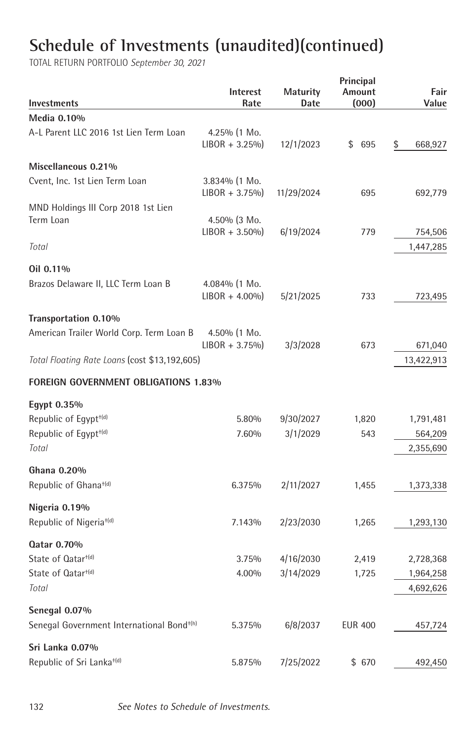# Schedule of Investments (unaudited)(continued)

TOTAL RETURN PORTFOLIO *September 30, 2021*

| Investments | Interest Rate | Maturity Date | Principal Amount (000) | Fair Value |
|---|---|---|---|---|
| **Media 0.10%** | | | | |
| A-L Parent LLC 2016 1st Lien Term Loan | 4.25% (1 Mo. LIBOR + 3.25%) | 12/1/2023 | $ 695 | $ 668,927 |
| **Miscellaneous 0.21%** | | | | |
| Cvent, Inc. 1st Lien Term Loan | 3.834% (1 Mo. LIBOR + 3.75%) | 11/29/2024 | 695 | 692,779 |
| MND Holdings III Corp 2018 1st Lien Term Loan | 4.50% (3 Mo. LIBOR + 3.50%) | 6/19/2024 | 779 | 754,506 |
| *Total* | | | | 1,447,285 |
| **Oil 0.11%** | | | | |
| Brazos Delaware II, LLC Term Loan B | 4.084% (1 Mo. LIBOR + 4.00%) | 5/21/2025 | 733 | 723,495 |
| **Transportation 0.10%** | | | | |
| American Trailer World Corp. Term Loan B | 4.50% (1 Mo. LIBOR + 3.75%) | 3/3/2028 | 673 | 671,040 |
| *Total Floating Rate Loans* (cost $13,192,605) | | | | 13,422,913 |
| **FOREIGN GOVERNMENT OBLIGATIONS 1.83%** | | | | |
| **Egypt 0.35%** | | | | |
| Republic of Egypt†(d) | 5.80% | 9/30/2027 | 1,820 | 1,791,481 |
| Republic of Egypt†(d) | 7.60% | 3/1/2029 | 543 | 564,209 |
| *Total* | | | | 2,355,690 |
| **Ghana 0.20%** | | | | |
| Republic of Ghana†(d) | 6.375% | 2/11/2027 | 1,455 | 1,373,338 |
| **Nigeria 0.19%** | | | | |
| Republic of Nigeria†(d) | 7.143% | 2/23/2030 | 1,265 | 1,293,130 |
| **Qatar 0.70%** | | | | |
| State of Qatar†(d) | 3.75% | 4/16/2030 | 2,419 | 2,728,368 |
| State of Qatar†(d) | 4.00% | 3/14/2029 | 1,725 | 1,964,258 |
| *Total* | | | | 4,692,626 |
| **Senegal 0.07%** | | | | |
| Senegal Government International Bond†(h) | 5.375% | 6/8/2037 | EUR 400 | 457,724 |
| **Sri Lanka 0.07%** | | | | |
| Republic of Sri Lanka†(d) | 5.875% | 7/25/2022 | $ 670 | 492,450 |

*See Notes to Schedule of Investments.*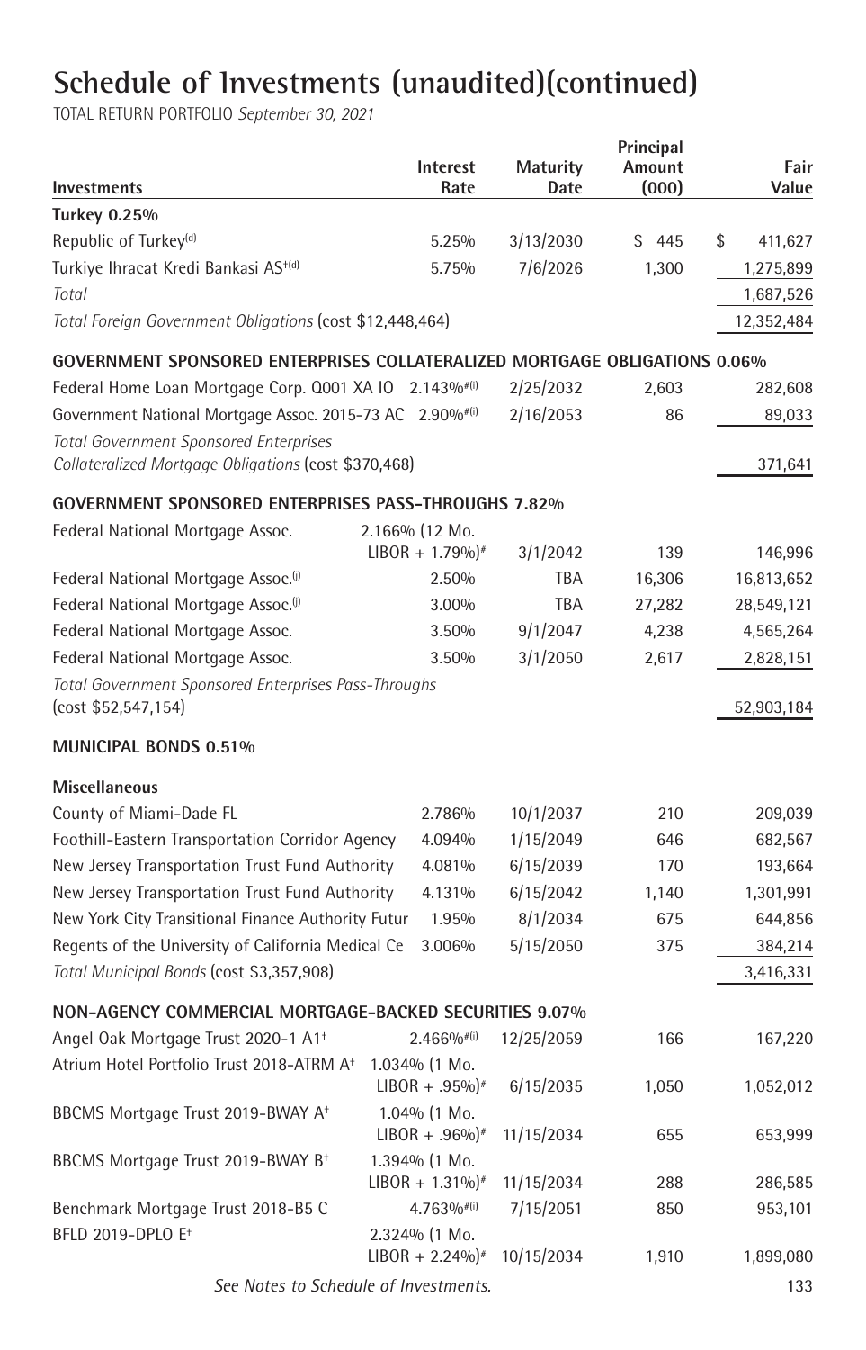# Schedule of Investments (unaudited)(continued)

TOTAL RETURN PORTFOLIO *September 30, 2021*

| Investments | Interest Rate | Maturity Date | Principal Amount (000) | Fair Value |
|---|---|---|---|---|
| **Turkey 0.25%** | | | | |
| Republic of Turkey(d) | 5.25% | 3/13/2030 | $ 445 | $ 411,627 |
| Turkiye Ihracat Kredi Bankasi AS†(d) | 5.75% | 7/6/2026 | 1,300 | 1,275,899 |
| *Total* | | | | 1,687,526 |
| *Total Foreign Government Obligations* (cost $12,448,464) | | | | 12,352,484 |
| **GOVERNMENT SPONSORED ENTERPRISES COLLATERALIZED MORTGAGE OBLIGATIONS 0.06%** | | | | |
| Federal Home Loan Mortgage Corp. Q001 XA IO | 2.143%#(i) | 2/25/2032 | 2,603 | 282,608 |
| Government National Mortgage Assoc. 2015-73 AC | 2.90%#(i) | 2/16/2053 | 86 | 89,033 |
| *Total Government Sponsored Enterprises Collateralized Mortgage Obligations* (cost $370,468) | | | | 371,641 |
| **GOVERNMENT SPONSORED ENTERPRISES PASS-THROUGHS 7.82%** | | | | |
| Federal National Mortgage Assoc. | 2.166% (12 Mo. LIBOR + 1.79%)# | 3/1/2042 | 139 | 146,996 |
| Federal National Mortgage Assoc.(j) | 2.50% | TBA | 16,306 | 16,813,652 |
| Federal National Mortgage Assoc.(j) | 3.00% | TBA | 27,282 | 28,549,121 |
| Federal National Mortgage Assoc. | 3.50% | 9/1/2047 | 4,238 | 4,565,264 |
| Federal National Mortgage Assoc. | 3.50% | 3/1/2050 | 2,617 | 2,828,151 |
| *Total Government Sponsored Enterprises Pass-Throughs* (cost $52,547,154) | | | | 52,903,184 |
| **MUNICIPAL BONDS 0.51%** | | | | |
| **Miscellaneous** | | | | |
| County of Miami-Dade FL | 2.786% | 10/1/2037 | 210 | 209,039 |
| Foothill-Eastern Transportation Corridor Agency | 4.094% | 1/15/2049 | 646 | 682,567 |
| New Jersey Transportation Trust Fund Authority | 4.081% | 6/15/2039 | 170 | 193,664 |
| New Jersey Transportation Trust Fund Authority | 4.131% | 6/15/2042 | 1,140 | 1,301,991 |
| New York City Transitional Finance Authority Futur | 1.95% | 8/1/2034 | 675 | 644,856 |
| Regents of the University of California Medical Ce | 3.006% | 5/15/2050 | 375 | 384,214 |
| *Total Municipal Bonds* (cost $3,357,908) | | | | 3,416,331 |
| **NON-AGENCY COMMERCIAL MORTGAGE-BACKED SECURITIES 9.07%** | | | | |
| Angel Oak Mortgage Trust 2020-1 A1† | 2.466%#(i) | 12/25/2059 | 166 | 167,220 |
| Atrium Hotel Portfolio Trust 2018-ATRM A† | 1.034% (1 Mo. LIBOR + .95%)# | 6/15/2035 | 1,050 | 1,052,012 |
| BBCMS Mortgage Trust 2019-BWAY A† | 1.04% (1 Mo. LIBOR + .96%)# | 11/15/2034 | 655 | 653,999 |
| BBCMS Mortgage Trust 2019-BWAY B† | 1.394% (1 Mo. LIBOR + 1.31%)# | 11/15/2034 | 288 | 286,585 |
| Benchmark Mortgage Trust 2018-B5 C | 4.763%#(i) | 7/15/2051 | 850 | 953,101 |
| BFLD 2019-DPLO E† | 2.324% (1 Mo. LIBOR + 2.24%)# | 10/15/2034 | 1,910 | 1,899,080 |

*See Notes to Schedule of Investments.*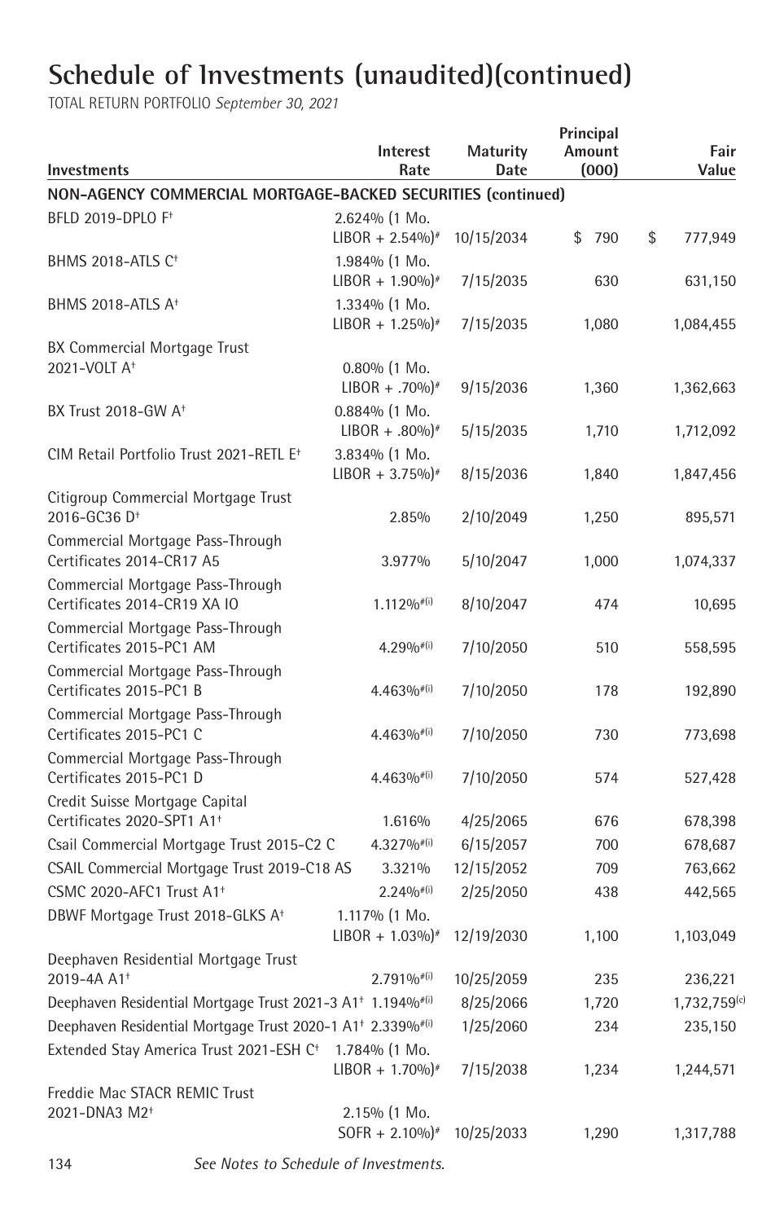# Schedule of Investments (unaudited)(continued)

TOTAL RETURN PORTFOLIO *September 30, 2021*

| Investments | Interest Rate | Maturity Date | Principal Amount (000) | Fair Value |
|---|---|---|---|---|
| **NON-AGENCY COMMERCIAL MORTGAGE-BACKED SECURITIES (continued)** | | | | |
| BFLD 2019-DPLO F[†] | 2.624% (1 Mo. LIBOR + 2.54%)[#] | 10/15/2034 | $ 790 | $ 777,949 |
| BHMS 2018-ATLS C[†] | 1.984% (1 Mo. LIBOR + 1.90%)[#] | 7/15/2035 | 630 | 631,150 |
| BHMS 2018-ATLS A[†] | 1.334% (1 Mo. LIBOR + 1.25%)[#] | 7/15/2035 | 1,080 | 1,084,455 |
| BX Commercial Mortgage Trust 2021-VOLT A[†] | 0.80% (1 Mo. LIBOR + .70%)[#] | 9/15/2036 | 1,360 | 1,362,663 |
| BX Trust 2018-GW A[†] | 0.884% (1 Mo. LIBOR + .80%)[#] | 5/15/2035 | 1,710 | 1,712,092 |
| CIM Retail Portfolio Trust 2021-RETL E[†] | 3.834% (1 Mo. LIBOR + 3.75%)[#] | 8/15/2036 | 1,840 | 1,847,456 |
| Citigroup Commercial Mortgage Trust 2016-GC36 D[†] | 2.85% | 2/10/2049 | 1,250 | 895,571 |
| Commercial Mortgage Pass-Through Certificates 2014-CR17 A5 | 3.977% | 5/10/2047 | 1,000 | 1,074,337 |
| Commercial Mortgage Pass-Through Certificates 2014-CR19 XA IO | 1.112%[#(i)] | 8/10/2047 | 474 | 10,695 |
| Commercial Mortgage Pass-Through Certificates 2015-PC1 AM | 4.29%[#(i)] | 7/10/2050 | 510 | 558,595 |
| Commercial Mortgage Pass-Through Certificates 2015-PC1 B | 4.463%[#(i)] | 7/10/2050 | 178 | 192,890 |
| Commercial Mortgage Pass-Through Certificates 2015-PC1 C | 4.463%[#(i)] | 7/10/2050 | 730 | 773,698 |
| Commercial Mortgage Pass-Through Certificates 2015-PC1 D | 4.463%[#(i)] | 7/10/2050 | 574 | 527,428 |
| Credit Suisse Mortgage Capital Certificates 2020-SPT1 A1[†] | 1.616% | 4/25/2065 | 676 | 678,398 |
| Csail Commercial Mortgage Trust 2015-C2 C | 4.327%[#(i)] | 6/15/2057 | 700 | 678,687 |
| CSAIL Commercial Mortgage Trust 2019-C18 AS | 3.321% | 12/15/2052 | 709 | 763,662 |
| CSMC 2020-AFC1 Trust A1[†] | 2.24%[#(i)] | 2/25/2050 | 438 | 442,565 |
| DBWF Mortgage Trust 2018-GLKS A[†] | 1.117% (1 Mo. LIBOR + 1.03%)[#] | 12/19/2030 | 1,100 | 1,103,049 |
| Deephaven Residential Mortgage Trust 2019-4A A1[†] | 2.791%[#(i)] | 10/25/2059 | 235 | 236,221 |
| Deephaven Residential Mortgage Trust 2021-3 A1[†] | 1.194%[#(i)] | 8/25/2066 | 1,720 | 1,732,759[(c)] |
| Deephaven Residential Mortgage Trust 2020-1 A1[†] | 2.339%[#(i)] | 1/25/2060 | 234 | 235,150 |
| Extended Stay America Trust 2021-ESH C[†] | 1.784% (1 Mo. LIBOR + 1.70%)[#] | 7/15/2038 | 1,234 | 1,244,571 |
| Freddie Mac STACR REMIC Trust 2021-DNA3 M2[†] | 2.15% (1 Mo. SOFR + 2.10%)[#] | 10/25/2033 | 1,290 | 1,317,788 |

*See Notes to Schedule of Investments.*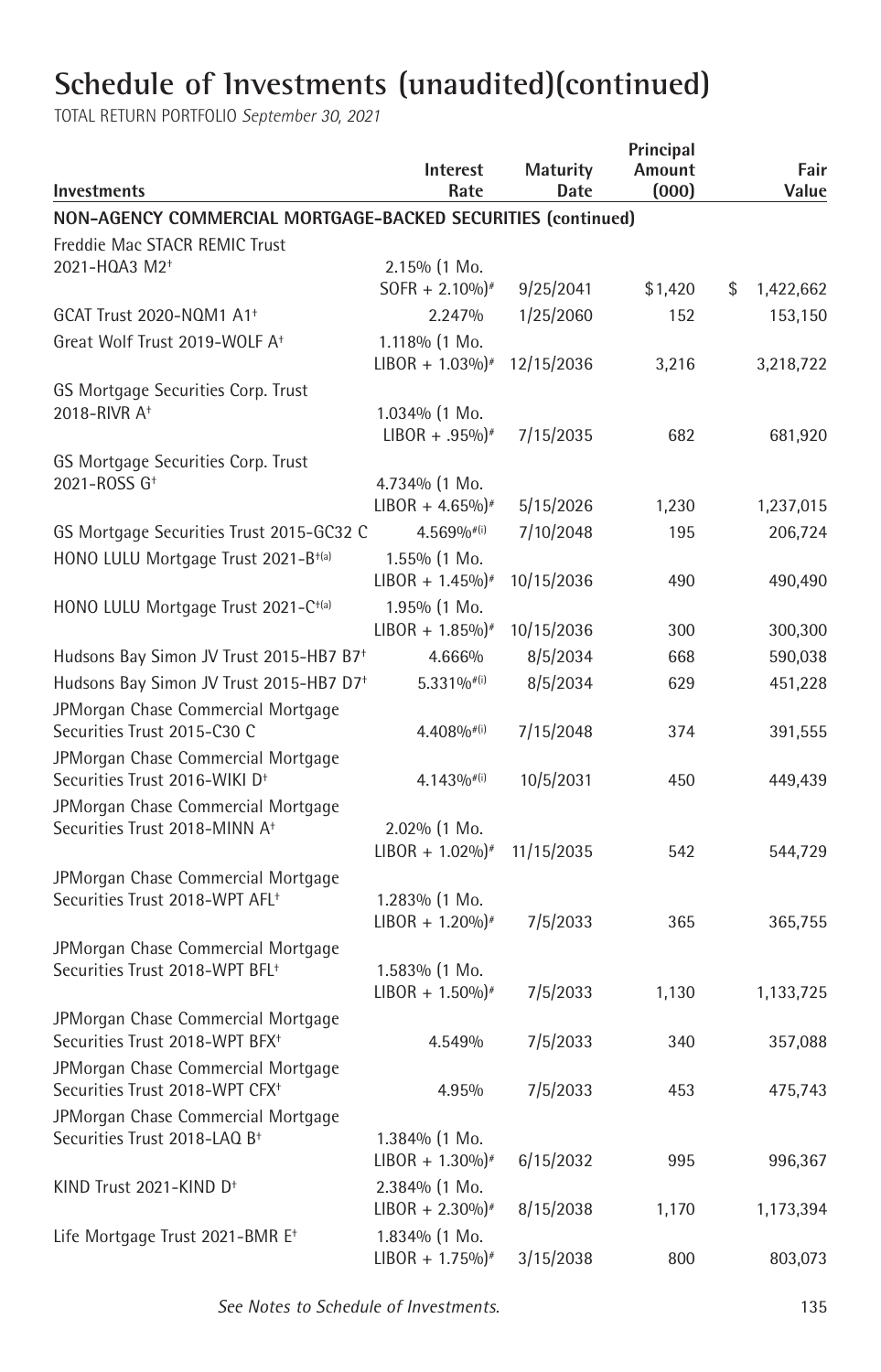# Schedule of Investments (unaudited)(continued)

TOTAL RETURN PORTFOLIO *September 30, 2021*

| Investments | Interest Rate | Maturity Date | Principal Amount (000) | Fair Value |
|---|---|---|---|---|
| **NON-AGENCY COMMERCIAL MORTGAGE-BACKED SECURITIES (continued)** | | | | |
| Freddie Mac STACR REMIC Trust 2021-HQA3 M2[†] | 2.15% (1 Mo. SOFR + 2.10%)[#] | 9/25/2041 | $1,420 | $ 1,422,662 |
| GCAT Trust 2020-NQM1 A1[†] | 2.247% | 1/25/2060 | 152 | 153,150 |
| Great Wolf Trust 2019-WOLF A[†] | 1.118% (1 Mo. LIBOR + 1.03%)[#] | 12/15/2036 | 3,216 | 3,218,722 |
| GS Mortgage Securities Corp. Trust 2018-RIVR A[†] | 1.034% (1 Mo. LIBOR + .95%)[#] | 7/15/2035 | 682 | 681,920 |
| GS Mortgage Securities Corp. Trust 2021-ROSS G[†] | 4.734% (1 Mo. LIBOR + 4.65%)[#] | 5/15/2026 | 1,230 | 1,237,015 |
| GS Mortgage Securities Trust 2015-GC32 C | 4.569%[#(i)] | 7/10/2048 | 195 | 206,724 |
| HONO LULU Mortgage Trust 2021-B[†(a)] | 1.55% (1 Mo. LIBOR + 1.45%)[#] | 10/15/2036 | 490 | 490,490 |
| HONO LULU Mortgage Trust 2021-C[†(a)] | 1.95% (1 Mo. LIBOR + 1.85%)[#] | 10/15/2036 | 300 | 300,300 |
| Hudsons Bay Simon JV Trust 2015-HB7 B7[†] | 4.666% | 8/5/2034 | 668 | 590,038 |
| Hudsons Bay Simon JV Trust 2015-HB7 D7[†] | 5.331%[#(i)] | 8/5/2034 | 629 | 451,228 |
| JPMorgan Chase Commercial Mortgage Securities Trust 2015-C30 C | 4.408%[#(i)] | 7/15/2048 | 374 | 391,555 |
| JPMorgan Chase Commercial Mortgage Securities Trust 2016-WIKI D[†] | 4.143%[#(i)] | 10/5/2031 | 450 | 449,439 |
| JPMorgan Chase Commercial Mortgage Securities Trust 2018-MINN A[†] | 2.02% (1 Mo. LIBOR + 1.02%)[#] | 11/15/2035 | 542 | 544,729 |
| JPMorgan Chase Commercial Mortgage Securities Trust 2018-WPT AFL[†] | 1.283% (1 Mo. LIBOR + 1.20%)[#] | 7/5/2033 | 365 | 365,755 |
| JPMorgan Chase Commercial Mortgage Securities Trust 2018-WPT BFL[†] | 1.583% (1 Mo. LIBOR + 1.50%)[#] | 7/5/2033 | 1,130 | 1,133,725 |
| JPMorgan Chase Commercial Mortgage Securities Trust 2018-WPT BFX[†] | 4.549% | 7/5/2033 | 340 | 357,088 |
| JPMorgan Chase Commercial Mortgage Securities Trust 2018-WPT CFX[†] | 4.95% | 7/5/2033 | 453 | 475,743 |
| JPMorgan Chase Commercial Mortgage Securities Trust 2018-LAQ B[†] | 1.384% (1 Mo. LIBOR + 1.30%)[#] | 6/15/2032 | 995 | 996,367 |
| KIND Trust 2021-KIND D[†] | 2.384% (1 Mo. LIBOR + 2.30%)[#] | 8/15/2038 | 1,170 | 1,173,394 |
| Life Mortgage Trust 2021-BMR E[†] | 1.834% (1 Mo. LIBOR + 1.75%)[#] | 3/15/2038 | 800 | 803,073 |

*See Notes to Schedule of Investments.*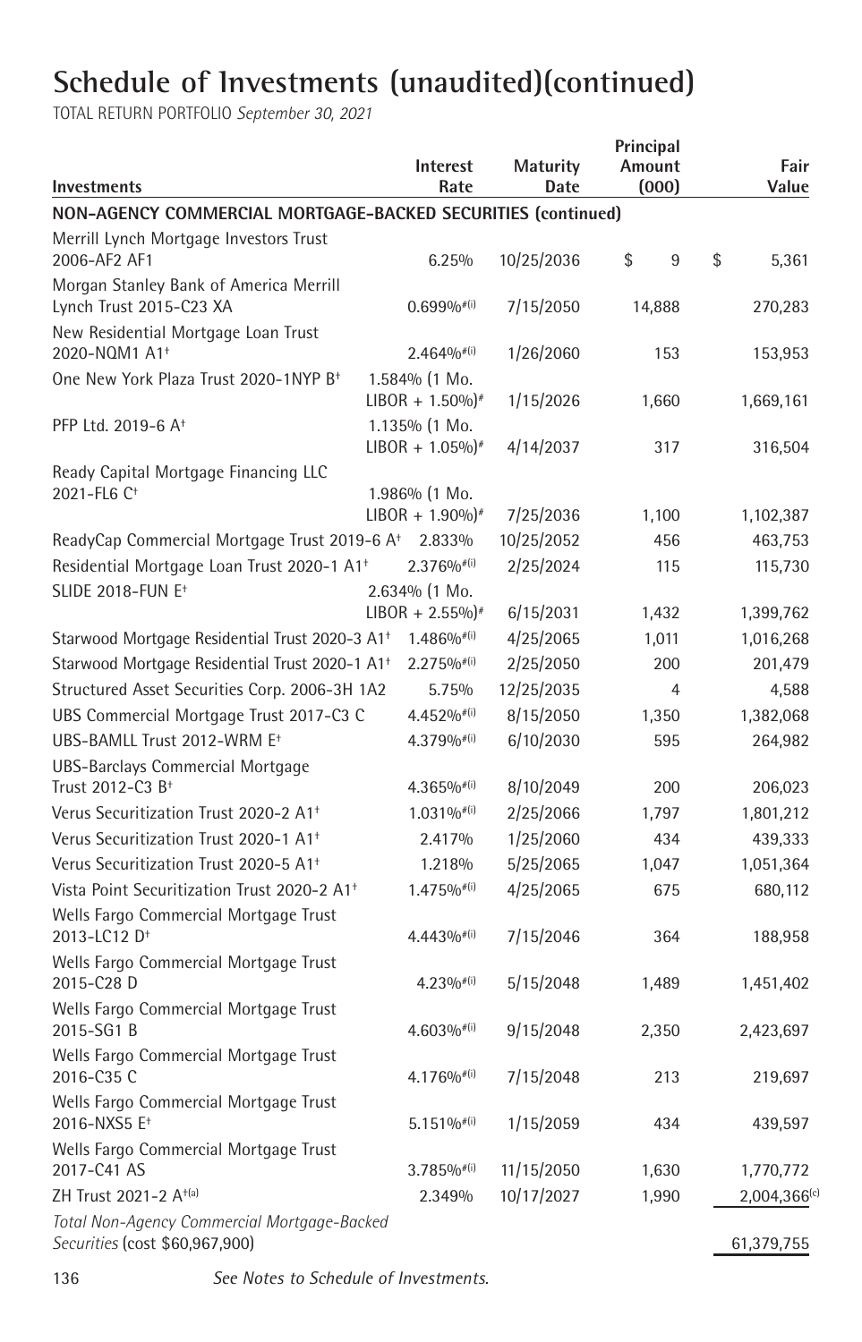# Schedule of Investments (unaudited)(continued)

TOTAL RETURN PORTFOLIO *September 30, 2021*

| Investments | Interest Rate | Maturity Date | Principal Amount (000) | Fair Value |
|---|---|---|---|---|
| **NON-AGENCY COMMERCIAL MORTGAGE-BACKED SECURITIES (continued)** | | | | |
| Merrill Lynch Mortgage Investors Trust 2006-AF2 AF1 | 6.25% | 10/25/2036 | $ 9 | $ 5,361 |
| Morgan Stanley Bank of America Merrill Lynch Trust 2015-C23 XA | 0.699%#(i) | 7/15/2050 | 14,888 | 270,283 |
| New Residential Mortgage Loan Trust 2020-NQM1 A1† | 2.464%#(i) | 1/26/2060 | 153 | 153,953 |
| One New York Plaza Trust 2020-1NYP B† | 1.584% (1 Mo. LIBOR + 1.50%)# | 1/15/2026 | 1,660 | 1,669,161 |
| PFP Ltd. 2019-6 A† | 1.135% (1 Mo. LIBOR + 1.05%)# | 4/14/2037 | 317 | 316,504 |
| Ready Capital Mortgage Financing LLC 2021-FL6 C† | 1.986% (1 Mo. LIBOR + 1.90%)# | 7/25/2036 | 1,100 | 1,102,387 |
| ReadyCap Commercial Mortgage Trust 2019-6 A† | 2.833% | 10/25/2052 | 456 | 463,753 |
| Residential Mortgage Loan Trust 2020-1 A1† | 2.376%#(i) | 2/25/2024 | 115 | 115,730 |
| SLIDE 2018-FUN E† | 2.634% (1 Mo. LIBOR + 2.55%)# | 6/15/2031 | 1,432 | 1,399,762 |
| Starwood Mortgage Residential Trust 2020-3 A1† | 1.486%#(i) | 4/25/2065 | 1,011 | 1,016,268 |
| Starwood Mortgage Residential Trust 2020-1 A1† | 2.275%#(i) | 2/25/2050 | 200 | 201,479 |
| Structured Asset Securities Corp. 2006-3H 1A2 | 5.75% | 12/25/2035 | 4 | 4,588 |
| UBS Commercial Mortgage Trust 2017-C3 C | 4.452%#(i) | 8/15/2050 | 1,350 | 1,382,068 |
| UBS-BAMLL Trust 2012-WRM E† | 4.379%#(i) | 6/10/2030 | 595 | 264,982 |
| UBS-Barclays Commercial Mortgage Trust 2012-C3 B† | 4.365%#(i) | 8/10/2049 | 200 | 206,023 |
| Verus Securitization Trust 2020-2 A1† | 1.031%#(i) | 2/25/2066 | 1,797 | 1,801,212 |
| Verus Securitization Trust 2020-1 A1† | 2.417% | 1/25/2060 | 434 | 439,333 |
| Verus Securitization Trust 2020-5 A1† | 1.218% | 5/25/2065 | 1,047 | 1,051,364 |
| Vista Point Securitization Trust 2020-2 A1† | 1.475%#(i) | 4/25/2065 | 675 | 680,112 |
| Wells Fargo Commercial Mortgage Trust 2013-LC12 D† | 4.443%#(i) | 7/15/2046 | 364 | 188,958 |
| Wells Fargo Commercial Mortgage Trust 2015-C28 D | 4.23%#(i) | 5/15/2048 | 1,489 | 1,451,402 |
| Wells Fargo Commercial Mortgage Trust 2015-SG1 B | 4.603%#(i) | 9/15/2048 | 2,350 | 2,423,697 |
| Wells Fargo Commercial Mortgage Trust 2016-C35 C | 4.176%#(i) | 7/15/2048 | 213 | 219,697 |
| Wells Fargo Commercial Mortgage Trust 2016-NXS5 E† | 5.151%#(i) | 1/15/2059 | 434 | 439,597 |
| Wells Fargo Commercial Mortgage Trust 2017-C41 AS | 3.785%#(i) | 11/15/2050 | 1,630 | 1,770,772 |
| ZH Trust 2021-2 A†(a) | 2.349% | 10/17/2027 | 1,990 | 2,004,366(c) |
| *Total Non-Agency Commercial Mortgage-Backed Securities* (cost $60,967,900) | | | | 61,379,755 |

*See Notes to Schedule of Investments.*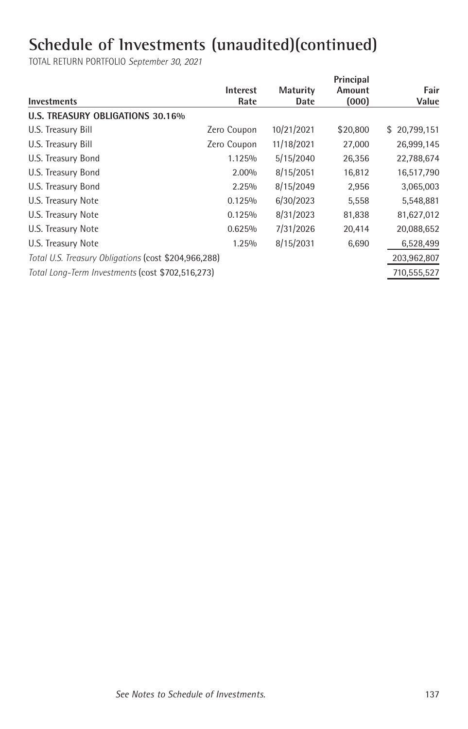# Schedule of Investments (unaudited)(continued)

TOTAL RETURN PORTFOLIO *September 30, 2021*

| Investments | Interest Rate | Maturity Date | Principal Amount (000) | Fair Value |
|---|---|---|---|---|
| **U.S. TREASURY OBLIGATIONS 30.16%** | | | | |
| U.S. Treasury Bill | Zero Coupon | 10/21/2021 | $20,800 | $ 20,799,151 |
| U.S. Treasury Bill | Zero Coupon | 11/18/2021 | 27,000 | 26,999,145 |
| U.S. Treasury Bond | 1.125% | 5/15/2040 | 26,356 | 22,788,674 |
| U.S. Treasury Bond | 2.00% | 8/15/2051 | 16,812 | 16,517,790 |
| U.S. Treasury Bond | 2.25% | 8/15/2049 | 2,956 | 3,065,003 |
| U.S. Treasury Note | 0.125% | 6/30/2023 | 5,558 | 5,548,881 |
| U.S. Treasury Note | 0.125% | 8/31/2023 | 81,838 | 81,627,012 |
| U.S. Treasury Note | 0.625% | 7/31/2026 | 20,414 | 20,088,652 |
| U.S. Treasury Note | 1.25% | 8/15/2031 | 6,690 | 6,528,499 |
| *Total U.S. Treasury Obligations* (cost $204,966,288) | | | | 203,962,807 |
| *Total Long-Term Investments* (cost $702,516,273) | | | | 710,555,527 |

*See Notes to Schedule of Investments.*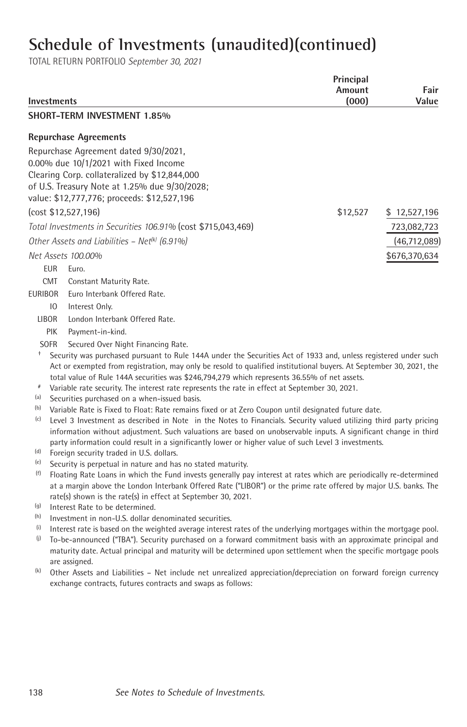# Schedule of Investments (unaudited)(continued)

TOTAL RETURN PORTFOLIO *September 30, 2021*

| Investments | Principal Amount (000) | Fair Value |
|---|---|---|
| **SHORT-TERM INVESTMENT 1.85%** | | |
| **Repurchase Agreements** | | |
| Repurchase Agreement dated 9/30/2021, 0.00% due 10/1/2021 with Fixed Income Clearing Corp. collateralized by $12,844,000 of U.S. Treasury Note at 1.25% due 9/30/2028; value: $12,777,776; proceeds: $12,527,196 (cost $12,527,196) | $12,527 | $ 12,527,196 |
| *Total Investments in Securities 106.91%* (cost $715,043,469) | | 723,082,723 |
| *Other Assets and Liabilities – Net[(k)] (6.91%)* | | (46,712,089) |
| *Net Assets 100.00%* | | $676,370,634 |

EUR Euro.

CMT Constant Maturity Rate.

EURIBOR Euro Interbank Offered Rate.

IO Interest Only.

LIBOR London Interbank Offered Rate.

PIK Payment-in-kind.

SOFR Secured Over Night Financing Rate.

† Security was purchased pursuant to Rule 144A under the Securities Act of 1933 and, unless registered under such Act or exempted from registration, may only be resold to qualified institutional buyers. At September 30, 2021, the total value of Rule 144A securities was $246,794,279 which represents 36.55% of net assets.

\# Variable rate security. The interest rate represents the rate in effect at September 30, 2021.

(a) Securities purchased on a when-issued basis.

(b) Variable Rate is Fixed to Float: Rate remains fixed or at Zero Coupon until designated future date.

(c) Level 3 Investment as described in Note in the Notes to Financials. Security valued utilizing third party pricing information without adjustment. Such valuations are based on unobservable inputs. A significant change in third party information could result in a significantly lower or higher value of such Level 3 investments.

(d) Foreign security traded in U.S. dollars.

(e) Security is perpetual in nature and has no stated maturity.

(f) Floating Rate Loans in which the Fund invests generally pay interest at rates which are periodically re-determined at a margin above the London Interbank Offered Rate ("LIBOR") or the prime rate offered by major U.S. banks. The rate(s) shown is the rate(s) in effect at September 30, 2021.

(g) Interest Rate to be determined.

(h) Investment in non-U.S. dollar denominated securities.

(i) Interest rate is based on the weighted average interest rates of the underlying mortgages within the mortgage pool.

(j) To-be-announced ("TBA"). Security purchased on a forward commitment basis with an approximate principal and maturity date. Actual principal and maturity will be determined upon settlement when the specific mortgage pools are assigned.

(k) Other Assets and Liabilities – Net include net unrealized appreciation/depreciation on forward foreign currency exchange contracts, futures contracts and swaps as follows:

*See Notes to Schedule of Investments.*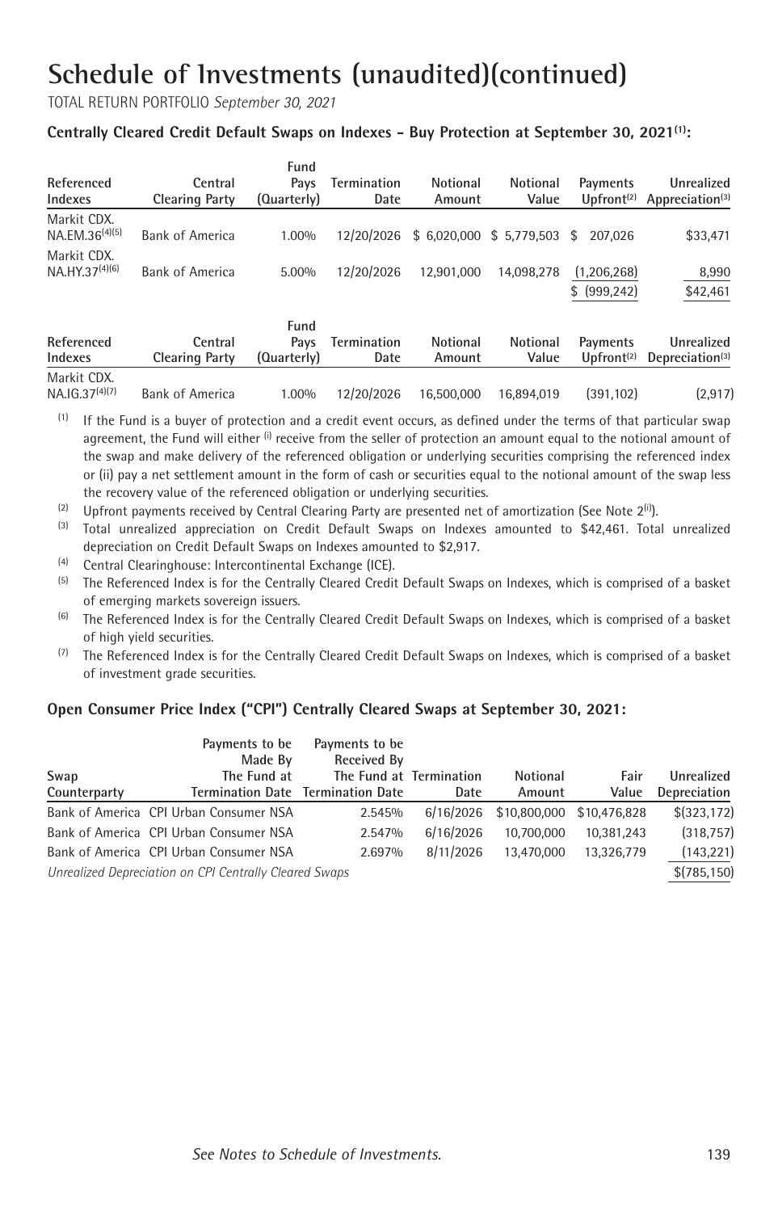# Schedule of Investments (unaudited)(continued)

TOTAL RETURN PORTFOLIO *September 30, 2021*

**Centrally Cleared Credit Default Swaps on Indexes - Buy Protection at September 30, 2021[1]:**

| Referenced Indexes | Central Clearing Party | Fund Pays (Quarterly) | Termination Date | Notional Amount | Notional Value | Payments Upfront[2] | Unrealized Appreciation[3] |
|---|---|---|---|---|---|---|---|
| Markit CDX. NA.EM.36[4][5] | Bank of America | 1.00% | 12/20/2026 | $ 6,020,000 | $ 5,779,503 | $ 207,026 | $33,471 |
| Markit CDX. NA.HY.37[4][6] | Bank of America | 5.00% | 12/20/2026 | 12,901,000 | 14,098,278 | (1,206,268) | 8,990 |
| | | | | | | $ (999,242) | $42,461 |

| Referenced Indexes | Central Clearing Party | Fund Pays (Quarterly) | Termination Date | Notional Amount | Notional Value | Payments Upfront[2] | Unrealized Depreciation[3] |
|---|---|---|---|---|---|---|---|
| Markit CDX. NA.IG.37[4][7] | Bank of America | 1.00% | 12/20/2026 | 16,500,000 | 16,894,019 | (391,102) | (2,917) |

[1] If the Fund is a buyer of protection and a credit event occurs, as defined under the terms of that particular swap agreement, the Fund will either (i) receive from the seller of protection an amount equal to the notional amount of the swap and make delivery of the referenced obligation or underlying securities comprising the referenced index or (ii) pay a net settlement amount in the form of cash or securities equal to the notional amount of the swap less the recovery value of the referenced obligation or underlying securities.

[2] Upfront payments received by Central Clearing Party are presented net of amortization (See Note 2(i)).

[3] Total unrealized appreciation on Credit Default Swaps on Indexes amounted to $42,461. Total unrealized depreciation on Credit Default Swaps on Indexes amounted to $2,917.

[4] Central Clearinghouse: Intercontinental Exchange (ICE).

[5] The Referenced Index is for the Centrally Cleared Credit Default Swaps on Indexes, which is comprised of a basket of emerging markets sovereign issuers.

[6] The Referenced Index is for the Centrally Cleared Credit Default Swaps on Indexes, which is comprised of a basket of high yield securities.

[7] The Referenced Index is for the Centrally Cleared Credit Default Swaps on Indexes, which is comprised of a basket of investment grade securities.

**Open Consumer Price Index ("CPI") Centrally Cleared Swaps at September 30, 2021:**

| Swap Counterparty | Payments to be Made By The Fund at Termination Date | Payments to be Received By The Fund at Termination Date | Termination Date | Notional Amount | Fair Value | Unrealized Depreciation |
|---|---|---|---|---|---|---|
| Bank of America | CPI Urban Consumer NSA | 2.545% | 6/16/2026 | $10,800,000 | $10,476,828 | $(323,172) |
| Bank of America | CPI Urban Consumer NSA | 2.547% | 6/16/2026 | 10,700,000 | 10,381,243 | (318,757) |
| Bank of America | CPI Urban Consumer NSA | 2.697% | 8/11/2026 | 13,470,000 | 13,326,779 | (143,221) |
| *Unrealized Depreciation on CPI Centrally Cleared Swaps* | | | | | | $(785,150) |

*See Notes to Schedule of Investments.*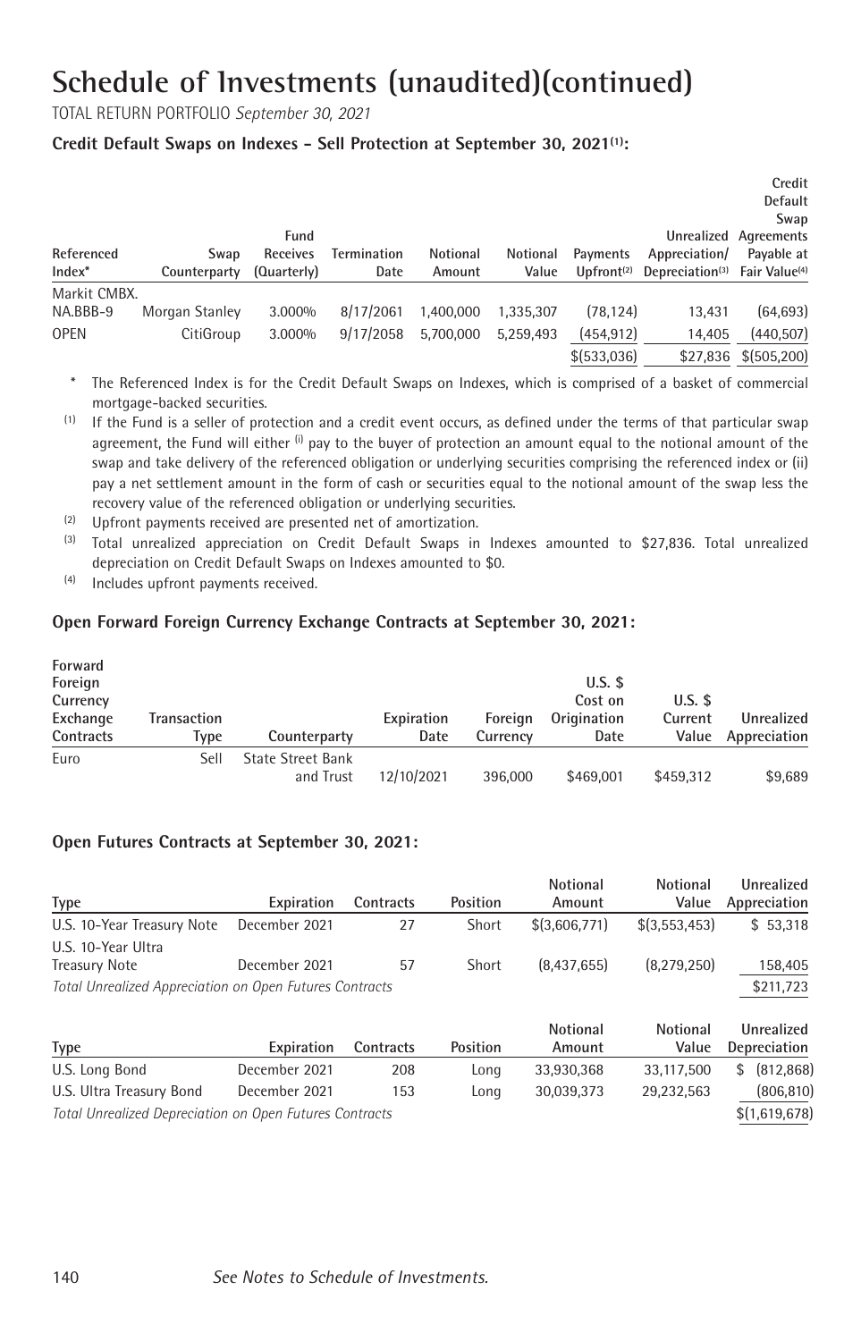# Schedule of Investments (unaudited)(continued)

TOTAL RETURN PORTFOLIO *September 30, 2021*

**Credit Default Swaps on Indexes – Sell Protection at September 30, 2021[(1)]:**

| Referenced Index* | Swap Counterparty | Fund Receives (Quarterly) | Termination Date | Notional Amount | Notional Value | Payments Upfront[(2)] | Unrealized Appreciation/ Depreciation[(3)] | Credit Default Swap Agreements Payable at Fair Value[(4)] |
|---|---|---|---|---|---|---|---|---|
| Markit CMBX. NA.BBB-9 | Morgan Stanley | 3.000% | 8/17/2061 | 1,400,000 | 1,335,307 | (78,124) | 13,431 | (64,693) |
| OPEN | CitiGroup | 3.000% | 9/17/2058 | 5,700,000 | 5,259,493 | (454,912) | 14,405 | (440,507) |
| | | | | | | $(533,036) | $27,836 | $(505,200) |

\* The Referenced Index is for the Credit Default Swaps on Indexes, which is comprised of a basket of commercial mortgage-backed securities.

(1) If the Fund is a seller of protection and a credit event occurs, as defined under the terms of that particular swap agreement, the Fund will either (i) pay to the buyer of protection an amount equal to the notional amount of the swap and take delivery of the referenced obligation or underlying securities comprising the referenced index or (ii) pay a net settlement amount in the form of cash or securities equal to the notional amount of the swap less the recovery value of the referenced obligation or underlying securities.

(2) Upfront payments received are presented net of amortization.

(3) Total unrealized appreciation on Credit Default Swaps in Indexes amounted to $27,836. Total unrealized depreciation on Credit Default Swaps on Indexes amounted to $0.

(4) Includes upfront payments received.

**Open Forward Foreign Currency Exchange Contracts at September 30, 2021:**

| Forward Foreign Currency Exchange Contracts | Transaction Type | Counterparty | Expiration Date | Foreign Currency | U.S. $ Cost on Origination Date | U.S. $ Current Value | Unrealized Appreciation |
|---|---|---|---|---|---|---|---|
| Euro | Sell | State Street Bank and Trust | 12/10/2021 | 396,000 | $469,001 | $459,312 | $9,689 |

**Open Futures Contracts at September 30, 2021:**

| Type | Expiration | Contracts | Position | Notional Amount | Notional Value | Unrealized Appreciation |
|---|---|---|---|---|---|---|
| U.S. 10-Year Treasury Note | December 2021 | 27 | Short | $(3,606,771) | $(3,553,453) | $ 53,318 |
| U.S. 10-Year Ultra Treasury Note | December 2021 | 57 | Short | (8,437,655) | (8,279,250) | 158,405 |
| *Total Unrealized Appreciation on Open Futures Contracts* | | | | | | $211,723 |

| Type | Expiration | Contracts | Position | Notional Amount | Notional Value | Unrealized Depreciation |
|---|---|---|---|---|---|---|
| U.S. Long Bond | December 2021 | 208 | Long | 33,930,368 | 33,117,500 | $ (812,868) |
| U.S. Ultra Treasury Bond | December 2021 | 153 | Long | 30,039,373 | 29,232,563 | (806,810) |
| *Total Unrealized Depreciation on Open Futures Contracts* | | | | | | $(1,619,678) |

*See Notes to Schedule of Investments.*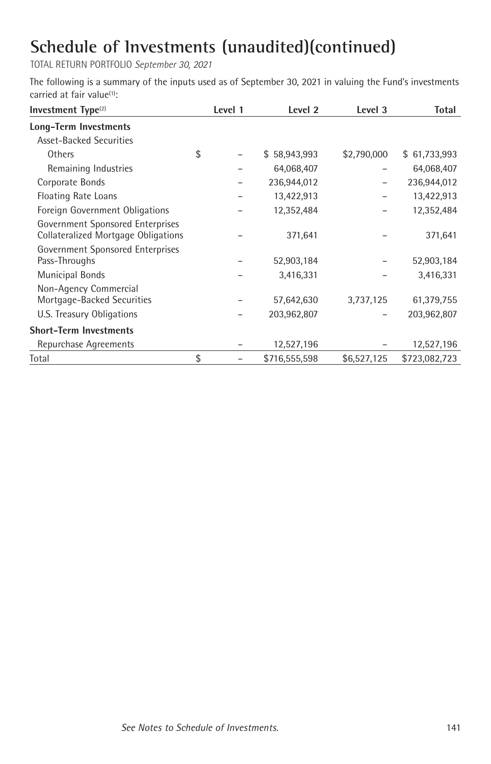# Schedule of Investments (unaudited)(continued)

TOTAL RETURN PORTFOLIO *September 30, 2021*

The following is a summary of the inputs used as of September 30, 2021 in valuing the Fund's investments carried at fair value[(1)]:

| Investment Type[(2)] | Level 1 | Level 2 | Level 3 | Total |
|---|---|---|---|---|
| **Long-Term Investments** | | | | |
| Asset-Backed Securities | | | | |
| Others | $ – | $ 58,943,993 | $2,790,000 | $ 61,733,993 |
| Remaining Industries | – | 64,068,407 | – | 64,068,407 |
| Corporate Bonds | – | 236,944,012 | – | 236,944,012 |
| Floating Rate Loans | – | 13,422,913 | – | 13,422,913 |
| Foreign Government Obligations | – | 12,352,484 | – | 12,352,484 |
| Government Sponsored Enterprises Collateralized Mortgage Obligations | – | 371,641 | – | 371,641 |
| Government Sponsored Enterprises Pass-Throughs | – | 52,903,184 | – | 52,903,184 |
| Municipal Bonds | – | 3,416,331 | – | 3,416,331 |
| Non-Agency Commercial Mortgage-Backed Securities | – | 57,642,630 | 3,737,125 | 61,379,755 |
| U.S. Treasury Obligations | – | 203,962,807 | – | 203,962,807 |
| **Short-Term Investments** | | | | |
| Repurchase Agreements | – | 12,527,196 | – | 12,527,196 |
| Total | $ – | $716,555,598 | $6,527,125 | $723,082,723 |

*See Notes to Schedule of Investments.*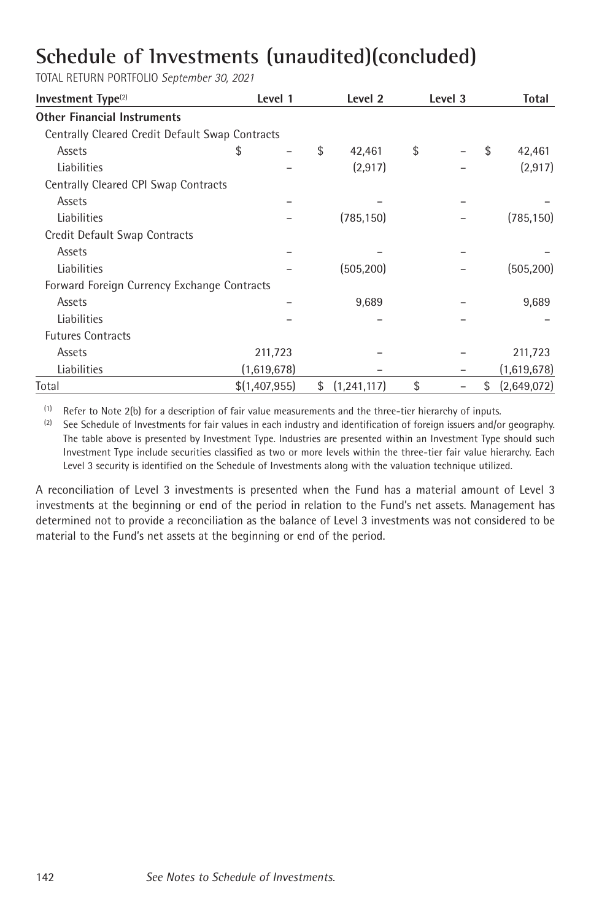# Schedule of Investments (unaudited)(concluded)

TOTAL RETURN PORTFOLIO *September 30, 2021*

| Investment Type[2] | Level 1 | Level 2 | Level 3 | Total |
|---|---|---|---|---|
| **Other Financial Instruments** | | | | |
| Centrally Cleared Credit Default Swap Contracts | | | | |
| Assets | $ – | $ 42,461 | $ – | $ 42,461 |
| Liabilities | – | (2,917) | – | (2,917) |
| Centrally Cleared CPI Swap Contracts | | | | |
| Assets | – | – | – | – |
| Liabilities | – | (785,150) | – | (785,150) |
| Credit Default Swap Contracts | | | | |
| Assets | – | – | – | – |
| Liabilities | – | (505,200) | – | (505,200) |
| Forward Foreign Currency Exchange Contracts | | | | |
| Assets | – | 9,689 | – | 9,689 |
| Liabilities | – | – | – | – |
| Futures Contracts | | | | |
| Assets | 211,723 | – | – | 211,723 |
| Liabilities | (1,619,678) | – | – | (1,619,678) |
| Total | $(1,407,955) | $ (1,241,117) | $ – | $ (2,649,072) |

[1] Refer to Note 2(b) for a description of fair value measurements and the three-tier hierarchy of inputs.

[2] See Schedule of Investments for fair values in each industry and identification of foreign issuers and/or geography. The table above is presented by Investment Type. Industries are presented within an Investment Type should such Investment Type include securities classified as two or more levels within the three-tier fair value hierarchy. Each Level 3 security is identified on the Schedule of Investments along with the valuation technique utilized.

A reconciliation of Level 3 investments is presented when the Fund has a material amount of Level 3 investments at the beginning or end of the period in relation to the Fund's net assets. Management has determined not to provide a reconciliation as the balance of Level 3 investments was not considered to be material to the Fund's net assets at the beginning or end of the period.

*See Notes to Schedule of Investments.*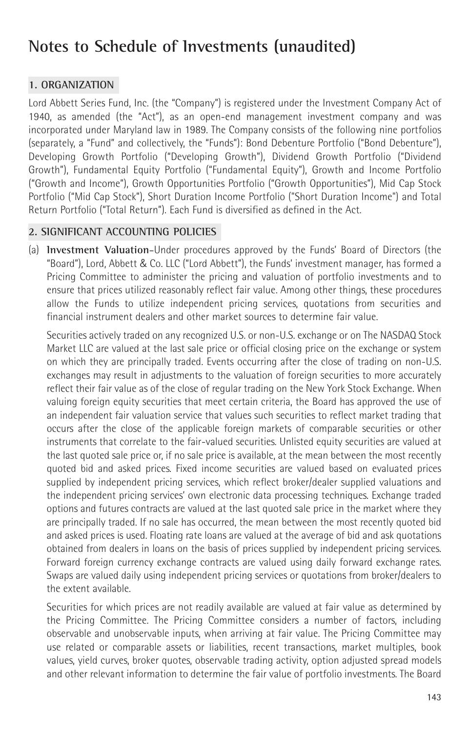# Notes to Schedule of Investments (unaudited)

## 1. ORGANIZATION

Lord Abbett Series Fund, Inc. (the "Company") is registered under the Investment Company Act of 1940, as amended (the "Act"), as an open-end management investment company and was incorporated under Maryland law in 1989. The Company consists of the following nine portfolios (separately, a "Fund" and collectively, the "Funds"): Bond Debenture Portfolio ("Bond Debenture"), Developing Growth Portfolio ("Developing Growth"), Dividend Growth Portfolio ("Dividend Growth"), Fundamental Equity Portfolio ("Fundamental Equity"), Growth and Income Portfolio ("Growth and Income"), Growth Opportunities Portfolio ("Growth Opportunities"), Mid Cap Stock Portfolio ("Mid Cap Stock"), Short Duration Income Portfolio ("Short Duration Income") and Total Return Portfolio ("Total Return"). Each Fund is diversified as defined in the Act.

## 2. SIGNIFICANT ACCOUNTING POLICIES

(a) **Investment Valuation**–Under procedures approved by the Funds' Board of Directors (the "Board"), Lord, Abbett & Co. LLC ("Lord Abbett"), the Funds' investment manager, has formed a Pricing Committee to administer the pricing and valuation of portfolio investments and to ensure that prices utilized reasonably reflect fair value. Among other things, these procedures allow the Funds to utilize independent pricing services, quotations from securities and financial instrument dealers and other market sources to determine fair value.

Securities actively traded on any recognized U.S. or non-U.S. exchange or on The NASDAQ Stock Market LLC are valued at the last sale price or official closing price on the exchange or system on which they are principally traded. Events occurring after the close of trading on non-U.S. exchanges may result in adjustments to the valuation of foreign securities to more accurately reflect their fair value as of the close of regular trading on the New York Stock Exchange. When valuing foreign equity securities that meet certain criteria, the Board has approved the use of an independent fair valuation service that values such securities to reflect market trading that occurs after the close of the applicable foreign markets of comparable securities or other instruments that correlate to the fair-valued securities. Unlisted equity securities are valued at the last quoted sale price or, if no sale price is available, at the mean between the most recently quoted bid and asked prices. Fixed income securities are valued based on evaluated prices supplied by independent pricing services, which reflect broker/dealer supplied valuations and the independent pricing services' own electronic data processing techniques. Exchange traded options and futures contracts are valued at the last quoted sale price in the market where they are principally traded. If no sale has occurred, the mean between the most recently quoted bid and asked prices is used. Floating rate loans are valued at the average of bid and ask quotations obtained from dealers in loans on the basis of prices supplied by independent pricing services. Forward foreign currency exchange contracts are valued using daily forward exchange rates. Swaps are valued daily using independent pricing services or quotations from broker/dealers to the extent available.

Securities for which prices are not readily available are valued at fair value as determined by the Pricing Committee. The Pricing Committee considers a number of factors, including observable and unobservable inputs, when arriving at fair value. The Pricing Committee may use related or comparable assets or liabilities, recent transactions, market multiples, book values, yield curves, broker quotes, observable trading activity, option adjusted spread models and other relevant information to determine the fair value of portfolio investments. The Board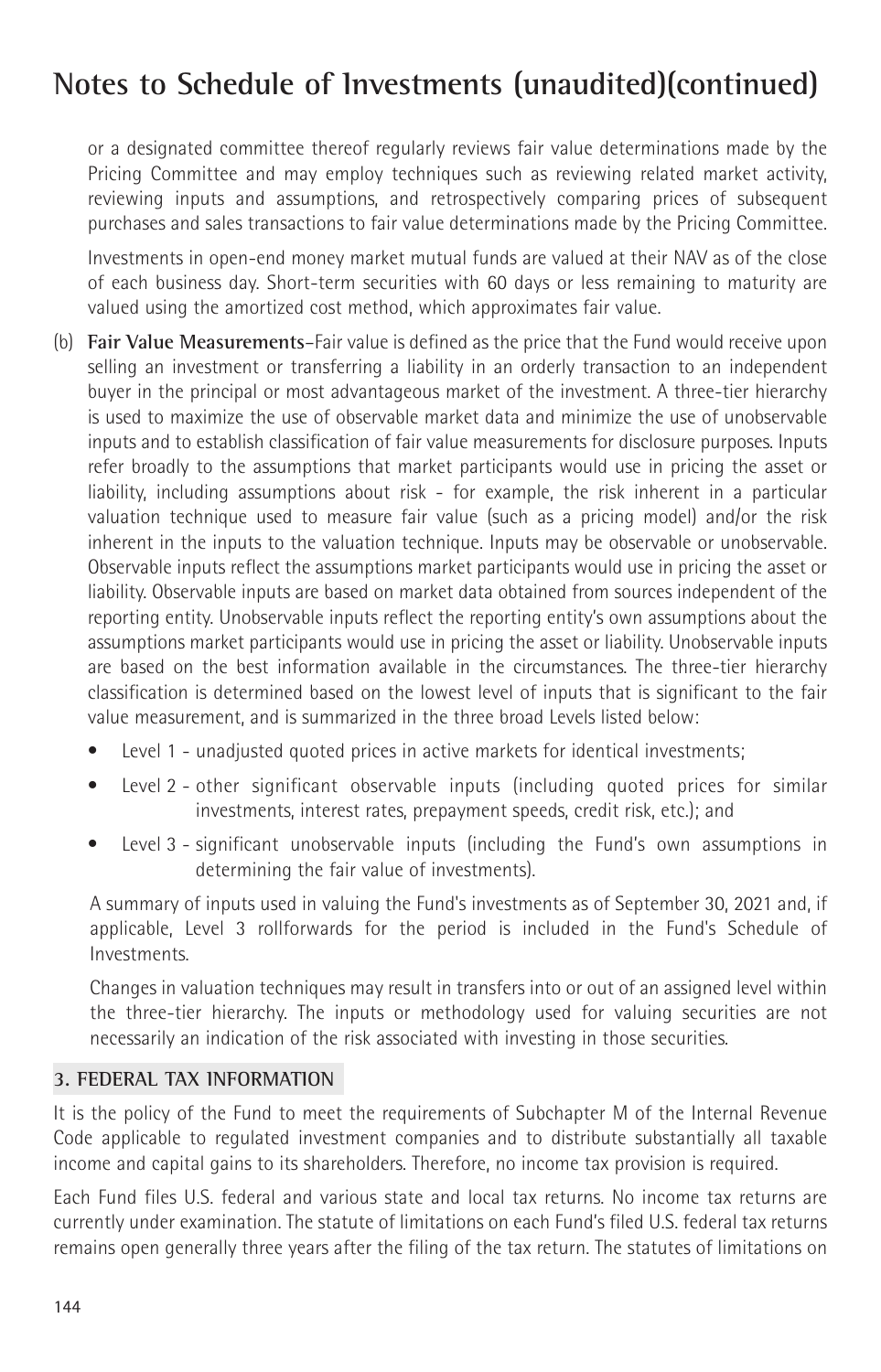# Notes to Schedule of Investments (unaudited)(continued)

or a designated committee thereof regularly reviews fair value determinations made by the Pricing Committee and may employ techniques such as reviewing related market activity, reviewing inputs and assumptions, and retrospectively comparing prices of subsequent purchases and sales transactions to fair value determinations made by the Pricing Committee.

Investments in open-end money market mutual funds are valued at their NAV as of the close of each business day. Short-term securities with 60 days or less remaining to maturity are valued using the amortized cost method, which approximates fair value.

(b) **Fair Value Measurements**–Fair value is defined as the price that the Fund would receive upon selling an investment or transferring a liability in an orderly transaction to an independent buyer in the principal or most advantageous market of the investment. A three-tier hierarchy is used to maximize the use of observable market data and minimize the use of unobservable inputs and to establish classification of fair value measurements for disclosure purposes. Inputs refer broadly to the assumptions that market participants would use in pricing the asset or liability, including assumptions about risk - for example, the risk inherent in a particular valuation technique used to measure fair value (such as a pricing model) and/or the risk inherent in the inputs to the valuation technique. Inputs may be observable or unobservable. Observable inputs reflect the assumptions market participants would use in pricing the asset or liability. Observable inputs are based on market data obtained from sources independent of the reporting entity. Unobservable inputs reflect the reporting entity's own assumptions about the assumptions market participants would use in pricing the asset or liability. Unobservable inputs are based on the best information available in the circumstances. The three-tier hierarchy classification is determined based on the lowest level of inputs that is significant to the fair value measurement, and is summarized in the three broad Levels listed below:

- Level 1 - unadjusted quoted prices in active markets for identical investments;
- Level 2 - other significant observable inputs (including quoted prices for similar investments, interest rates, prepayment speeds, credit risk, etc.); and
- Level 3 - significant unobservable inputs (including the Fund's own assumptions in determining the fair value of investments).

A summary of inputs used in valuing the Fund's investments as of September 30, 2021 and, if applicable, Level 3 rollforwards for the period is included in the Fund's Schedule of Investments.

Changes in valuation techniques may result in transfers into or out of an assigned level within the three-tier hierarchy. The inputs or methodology used for valuing securities are not necessarily an indication of the risk associated with investing in those securities.

## 3. FEDERAL TAX INFORMATION

It is the policy of the Fund to meet the requirements of Subchapter M of the Internal Revenue Code applicable to regulated investment companies and to distribute substantially all taxable income and capital gains to its shareholders. Therefore, no income tax provision is required.

Each Fund files U.S. federal and various state and local tax returns. No income tax returns are currently under examination. The statute of limitations on each Fund's filed U.S. federal tax returns remains open generally three years after the filing of the tax return. The statutes of limitations on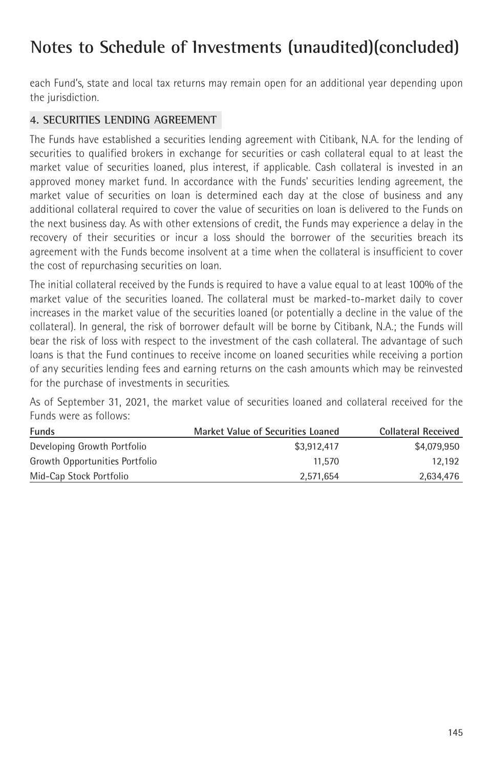# Notes to Schedule of Investments (unaudited)(concluded)

each Fund's, state and local tax returns may remain open for an additional year depending upon the jurisdiction.

## 4. SECURITIES LENDING AGREEMENT

The Funds have established a securities lending agreement with Citibank, N.A. for the lending of securities to qualified brokers in exchange for securities or cash collateral equal to at least the market value of securities loaned, plus interest, if applicable. Cash collateral is invested in an approved money market fund. In accordance with the Funds' securities lending agreement, the market value of securities on loan is determined each day at the close of business and any additional collateral required to cover the value of securities on loan is delivered to the Funds on the next business day. As with other extensions of credit, the Funds may experience a delay in the recovery of their securities or incur a loss should the borrower of the securities breach its agreement with the Funds become insolvent at a time when the collateral is insufficient to cover the cost of repurchasing securities on loan.

The initial collateral received by the Funds is required to have a value equal to at least 100% of the market value of the securities loaned. The collateral must be marked-to-market daily to cover increases in the market value of the securities loaned (or potentially a decline in the value of the collateral). In general, the risk of borrower default will be borne by Citibank, N.A.; the Funds will bear the risk of loss with respect to the investment of the cash collateral. The advantage of such loans is that the Fund continues to receive income on loaned securities while receiving a portion of any securities lending fees and earning returns on the cash amounts which may be reinvested for the purchase of investments in securities.

As of September 31, 2021, the market value of securities loaned and collateral received for the Funds were as follows:

| Funds | Market Value of Securities Loaned | Collateral Received |
|---|---|---|
| Developing Growth Portfolio | $3,912,417 | $4,079,950 |
| Growth Opportunities Portfolio | 11,570 | 12,192 |
| Mid-Cap Stock Portfolio | 2,571,654 | 2,634,476 |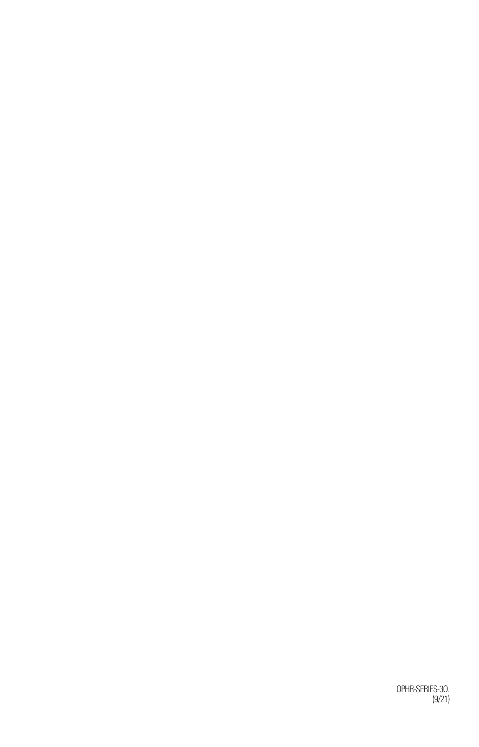QPHR-SERIES-3Q.
(9/21)